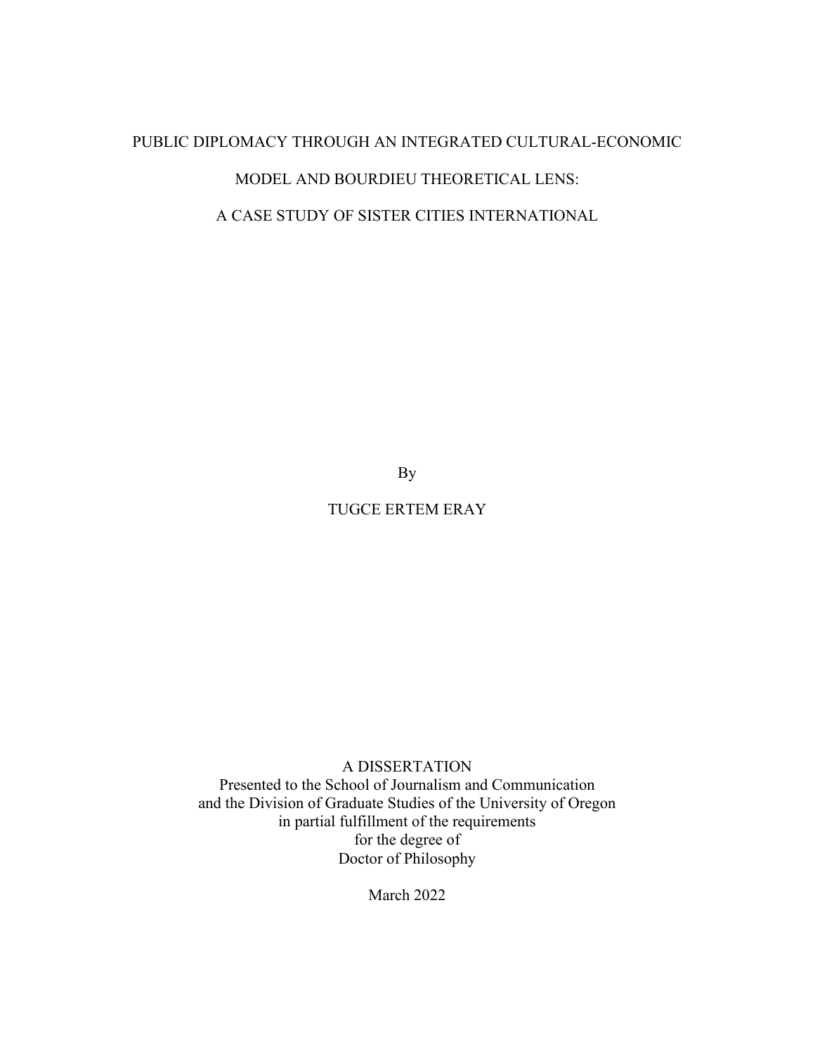# PUBLIC DIPLOMACY THROUGH AN INTEGRATED CULTURAL-ECONOMIC MODEL AND BOURDIEU THEORETICAL LENS: A CASE STUDY OF SISTER CITIES INTERNATIONAL

By

TUGCE ERTEM ERAY

A DISSERTATION

Presented to the School of Journalism and Communication
and the Division of Graduate Studies of the University of Oregon
in partial fulfillment of the requirements
for the degree of
Doctor of Philosophy

March 2022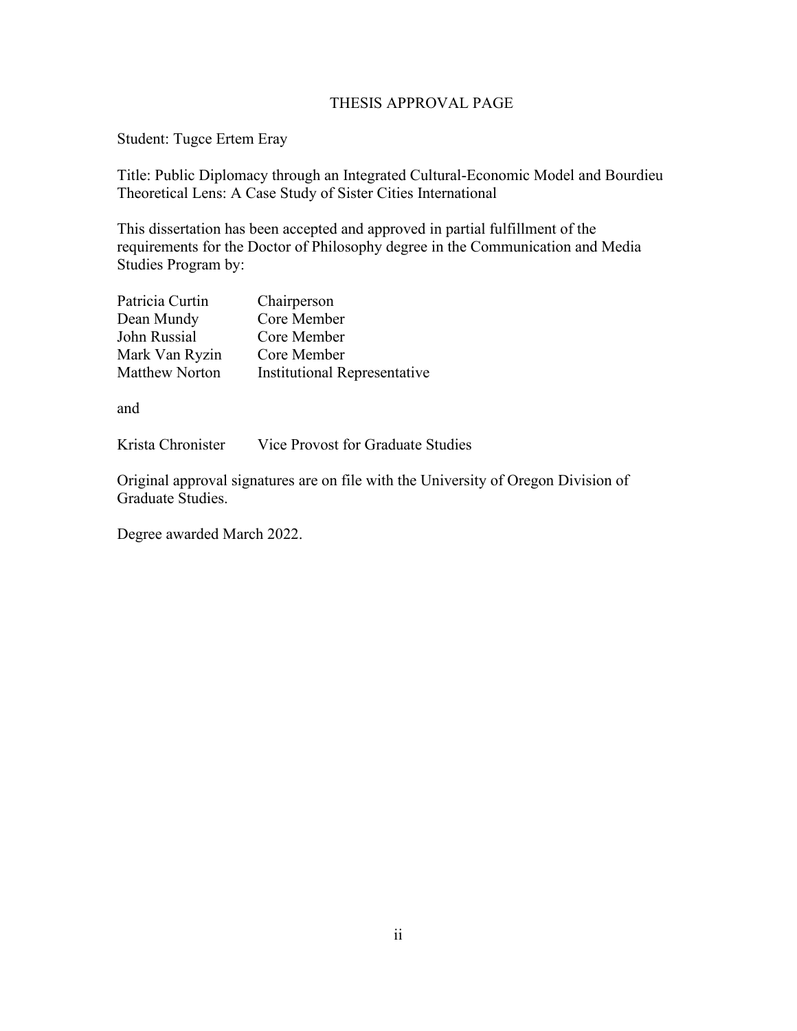## THESIS APPROVAL PAGE

Student: Tugce Ertem Eray

Title: Public Diplomacy through an Integrated Cultural-Economic Model and Bourdieu Theoretical Lens: A Case Study of Sister Cities International

This dissertation has been accepted and approved in partial fulfillment of the requirements for the Doctor of Philosophy degree in the Communication and Media Studies Program by:

| | |
|---|---|
| Patricia Curtin | Chairperson |
| Dean Mundy | Core Member |
| John Russial | Core Member |
| Mark Van Ryzin | Core Member |
| Matthew Norton | Institutional Representative |

and

| | |
|---|---|
| Krista Chronister | Vice Provost for Graduate Studies |

Original approval signatures are on file with the University of Oregon Division of Graduate Studies.

Degree awarded March 2022.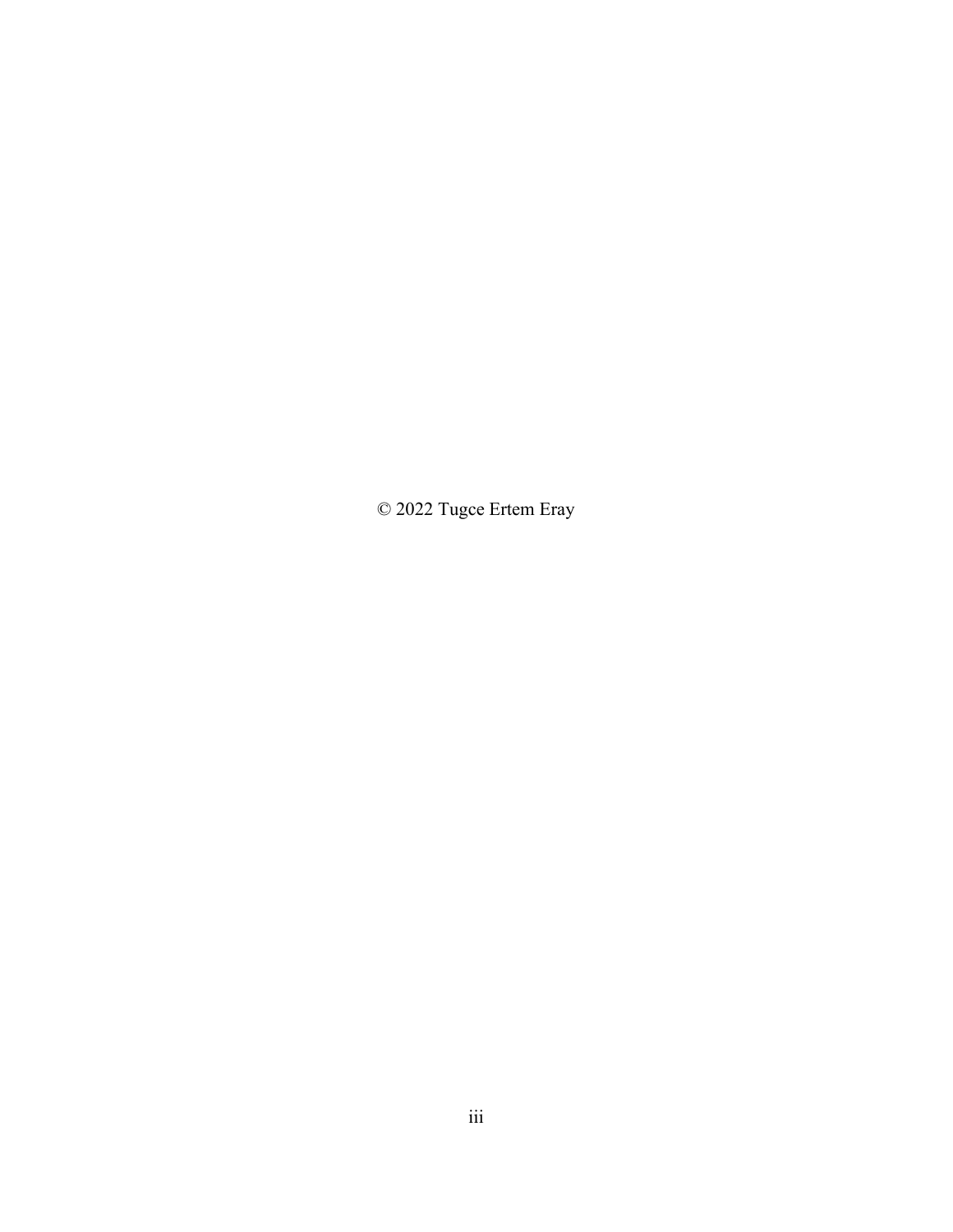© 2022 Tugce Ertem Eray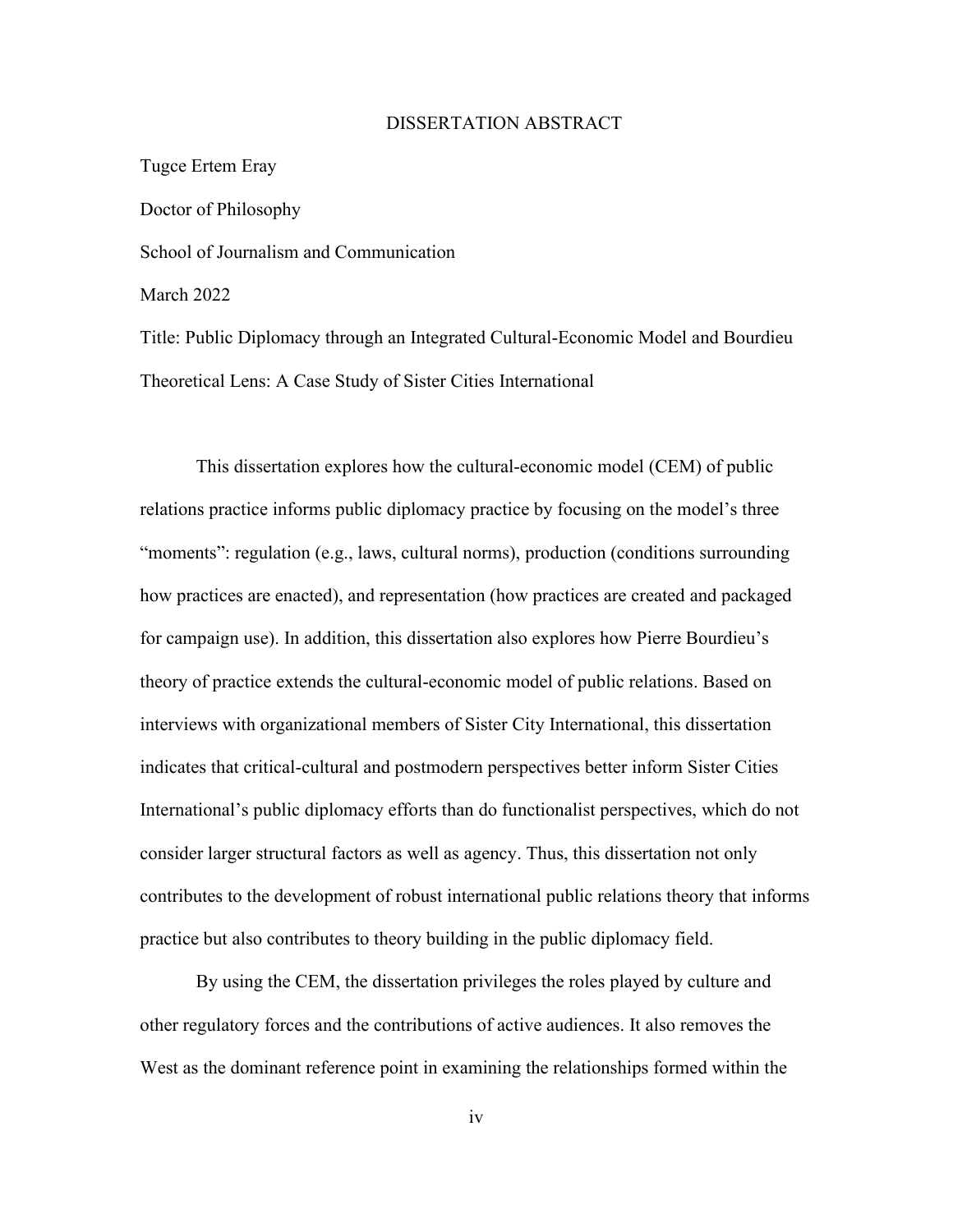# DISSERTATION ABSTRACT

Tugce Ertem Eray

Doctor of Philosophy

School of Journalism and Communication

March 2022

Title: Public Diplomacy through an Integrated Cultural-Economic Model and Bourdieu Theoretical Lens: A Case Study of Sister Cities International

This dissertation explores how the cultural-economic model (CEM) of public relations practice informs public diplomacy practice by focusing on the model's three "moments": regulation (e.g., laws, cultural norms), production (conditions surrounding how practices are enacted), and representation (how practices are created and packaged for campaign use). In addition, this dissertation also explores how Pierre Bourdieu's theory of practice extends the cultural-economic model of public relations. Based on interviews with organizational members of Sister City International, this dissertation indicates that critical-cultural and postmodern perspectives better inform Sister Cities International's public diplomacy efforts than do functionalist perspectives, which do not consider larger structural factors as well as agency. Thus, this dissertation not only contributes to the development of robust international public relations theory that informs practice but also contributes to theory building in the public diplomacy field.

By using the CEM, the dissertation privileges the roles played by culture and other regulatory forces and the contributions of active audiences. It also removes the West as the dominant reference point in examining the relationships formed within the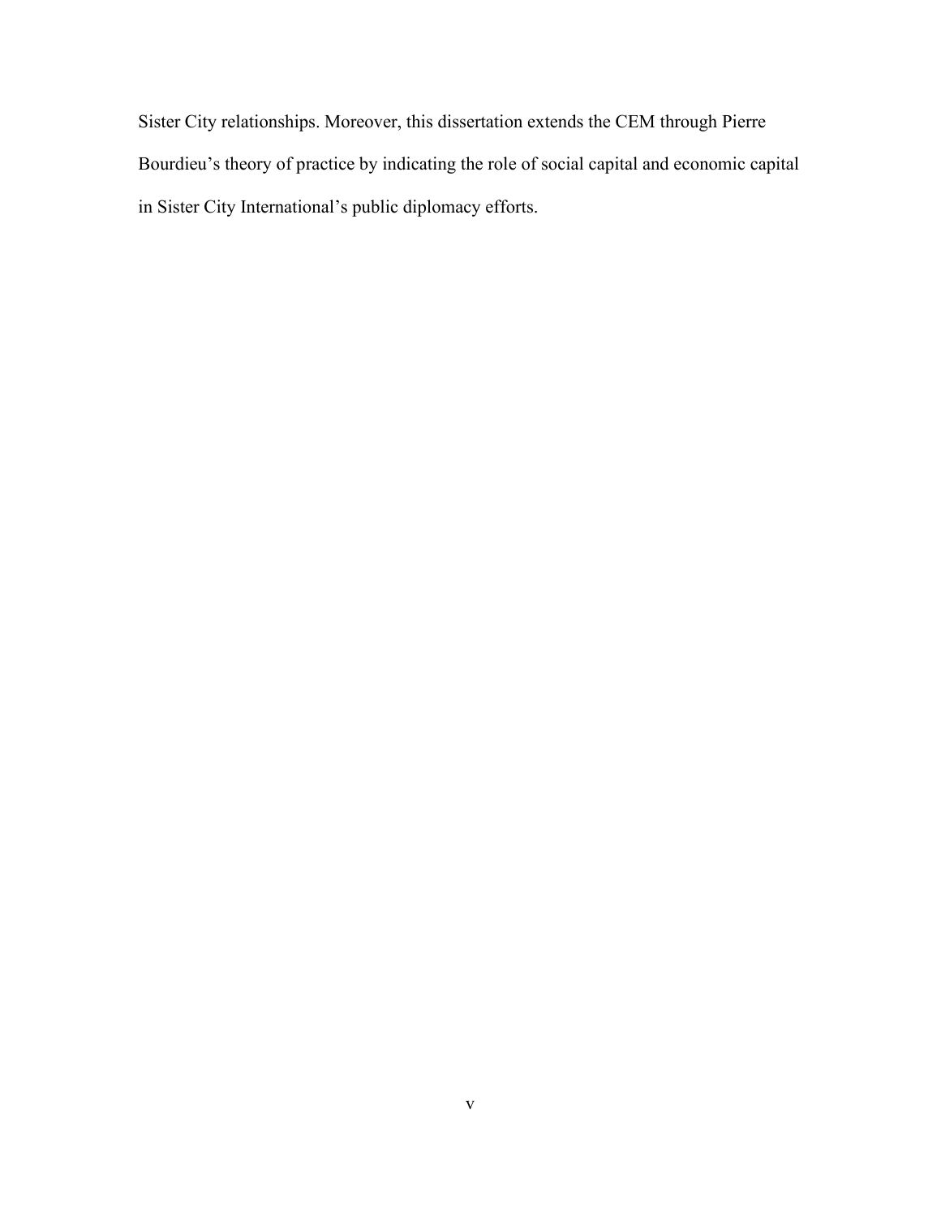Sister City relationships. Moreover, this dissertation extends the CEM through Pierre Bourdieu's theory of practice by indicating the role of social capital and economic capital in Sister City International's public diplomacy efforts.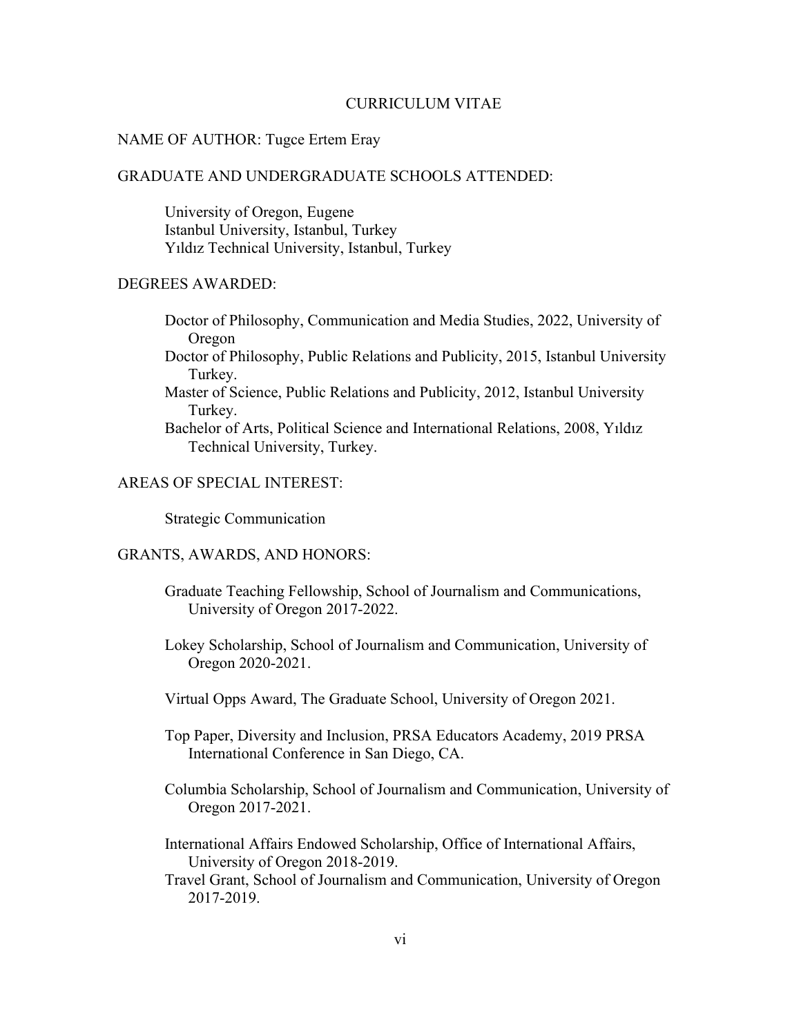# CURRICULUM VITAE

NAME OF AUTHOR: Tugce Ertem Eray

GRADUATE AND UNDERGRADUATE SCHOOLS ATTENDED:

University of Oregon, Eugene
Istanbul University, Istanbul, Turkey
Yıldız Technical University, Istanbul, Turkey

DEGREES AWARDED:

Doctor of Philosophy, Communication and Media Studies, 2022, University of Oregon
Doctor of Philosophy, Public Relations and Publicity, 2015, Istanbul University Turkey.
Master of Science, Public Relations and Publicity, 2012, Istanbul University Turkey.
Bachelor of Arts, Political Science and International Relations, 2008, Yıldız Technical University, Turkey.

AREAS OF SPECIAL INTEREST:

Strategic Communication

GRANTS, AWARDS, AND HONORS:

Graduate Teaching Fellowship, School of Journalism and Communications, University of Oregon 2017-2022.

Lokey Scholarship, School of Journalism and Communication, University of Oregon 2020-2021.

Virtual Opps Award, The Graduate School, University of Oregon 2021.

Top Paper, Diversity and Inclusion, PRSA Educators Academy, 2019 PRSA International Conference in San Diego, CA.

Columbia Scholarship, School of Journalism and Communication, University of Oregon 2017-2021.

International Affairs Endowed Scholarship, Office of International Affairs, University of Oregon 2018-2019.
Travel Grant, School of Journalism and Communication, University of Oregon 2017-2019.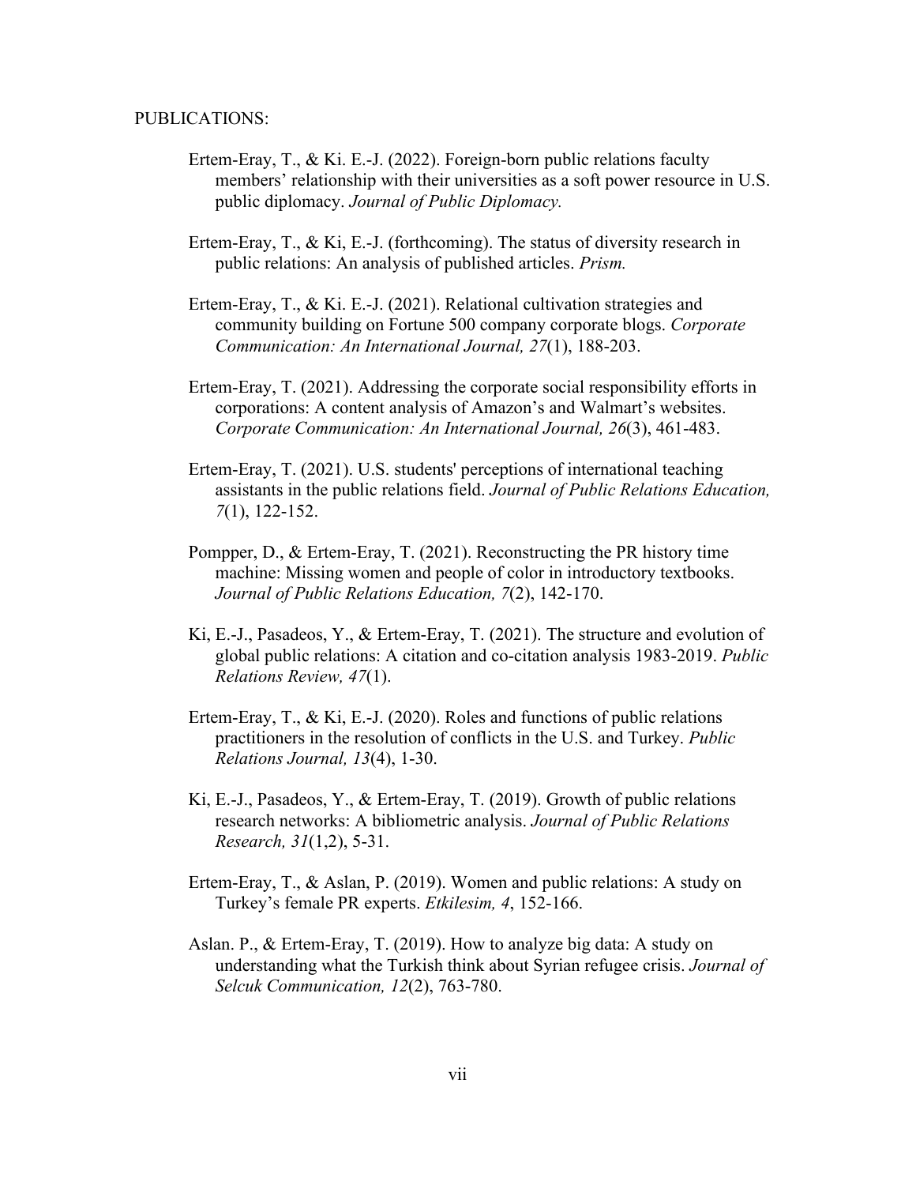PUBLICATIONS:

Ertem-Eray, T., & Ki. E.-J. (2022). Foreign-born public relations faculty members' relationship with their universities as a soft power resource in U.S. public diplomacy. *Journal of Public Diplomacy.*

Ertem-Eray, T., & Ki, E.-J. (forthcoming). The status of diversity research in public relations: An analysis of published articles. *Prism.*

Ertem-Eray, T., & Ki. E.-J. (2021). Relational cultivation strategies and community building on Fortune 500 company corporate blogs. *Corporate Communication: An International Journal, 27*(1), 188-203.

Ertem-Eray, T. (2021). Addressing the corporate social responsibility efforts in corporations: A content analysis of Amazon's and Walmart's websites. *Corporate Communication: An International Journal, 26*(3), 461-483.

Ertem-Eray, T. (2021). U.S. students' perceptions of international teaching assistants in the public relations field. *Journal of Public Relations Education, 7*(1), 122-152.

Pompper, D., & Ertem-Eray, T. (2021). Reconstructing the PR history time machine: Missing women and people of color in introductory textbooks. *Journal of Public Relations Education, 7*(2), 142-170.

Ki, E.-J., Pasadeos, Y., & Ertem-Eray, T. (2021). The structure and evolution of global public relations: A citation and co-citation analysis 1983-2019. *Public Relations Review, 47*(1).

Ertem-Eray, T., & Ki, E.-J. (2020). Roles and functions of public relations practitioners in the resolution of conflicts in the U.S. and Turkey. *Public Relations Journal, 13*(4), 1-30.

Ki, E.-J., Pasadeos, Y., & Ertem-Eray, T. (2019). Growth of public relations research networks: A bibliometric analysis. *Journal of Public Relations Research, 31*(1,2), 5-31.

Ertem-Eray, T., & Aslan, P. (2019). Women and public relations: A study on Turkey's female PR experts. *Etkilesim, 4*, 152-166.

Aslan. P., & Ertem-Eray, T. (2019). How to analyze big data: A study on understanding what the Turkish think about Syrian refugee crisis. *Journal of Selcuk Communication, 12*(2), 763-780.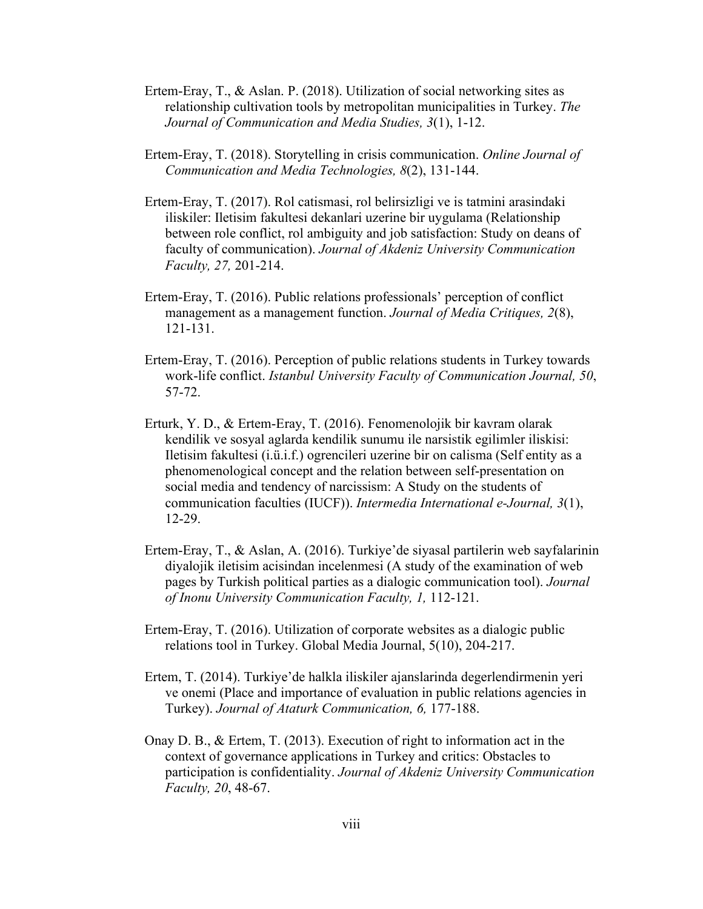Ertem-Eray, T., & Aslan. P. (2018). Utilization of social networking sites as relationship cultivation tools by metropolitan municipalities in Turkey. *The Journal of Communication and Media Studies, 3*(1), 1-12.

Ertem-Eray, T. (2018). Storytelling in crisis communication. *Online Journal of Communication and Media Technologies, 8*(2), 131-144.

Ertem-Eray, T. (2017). Rol catismasi, rol belirsizligi ve is tatmini arasindaki iliskiler: Iletisim fakultesi dekanlari uzerine bir uygulama (Relationship between role conflict, rol ambiguity and job satisfaction: Study on deans of faculty of communication). *Journal of Akdeniz University Communication Faculty, 27,* 201-214.

Ertem-Eray, T. (2016). Public relations professionals' perception of conflict management as a management function. *Journal of Media Critiques, 2*(8), 121-131.

Ertem-Eray, T. (2016). Perception of public relations students in Turkey towards work-life conflict. *Istanbul University Faculty of Communication Journal, 50*, 57-72.

Erturk, Y. D., & Ertem-Eray, T. (2016). Fenomenolojik bir kavram olarak kendilik ve sosyal aglarda kendilik sunumu ile narsistik egilimler iliskisi: Iletisim fakultesi (i.ü.i.f.) ogrencileri uzerine bir on calisma (Self entity as a phenomenological concept and the relation between self-presentation on social media and tendency of narcissism: A Study on the students of communication faculties (IUCF)). *Intermedia International e-Journal, 3*(1), 12-29.

Ertem-Eray, T., & Aslan, A. (2016). Turkiye'de siyasal partilerin web sayfalarinin diyalojik iletisim acisindan incelenmesi (A study of the examination of web pages by Turkish political parties as a dialogic communication tool). *Journal of Inonu University Communication Faculty, 1,* 112-121.

Ertem-Eray, T. (2016). Utilization of corporate websites as a dialogic public relations tool in Turkey. Global Media Journal, 5(10), 204-217.

Ertem, T. (2014). Turkiye'de halkla iliskiler ajanslarinda degerlendirmenin yeri ve onemi (Place and importance of evaluation in public relations agencies in Turkey). *Journal of Ataturk Communication, 6,* 177-188.

Onay D. B., & Ertem, T. (2013). Execution of right to information act in the context of governance applications in Turkey and critics: Obstacles to participation is confidentiality. *Journal of Akdeniz University Communication Faculty, 20*, 48-67.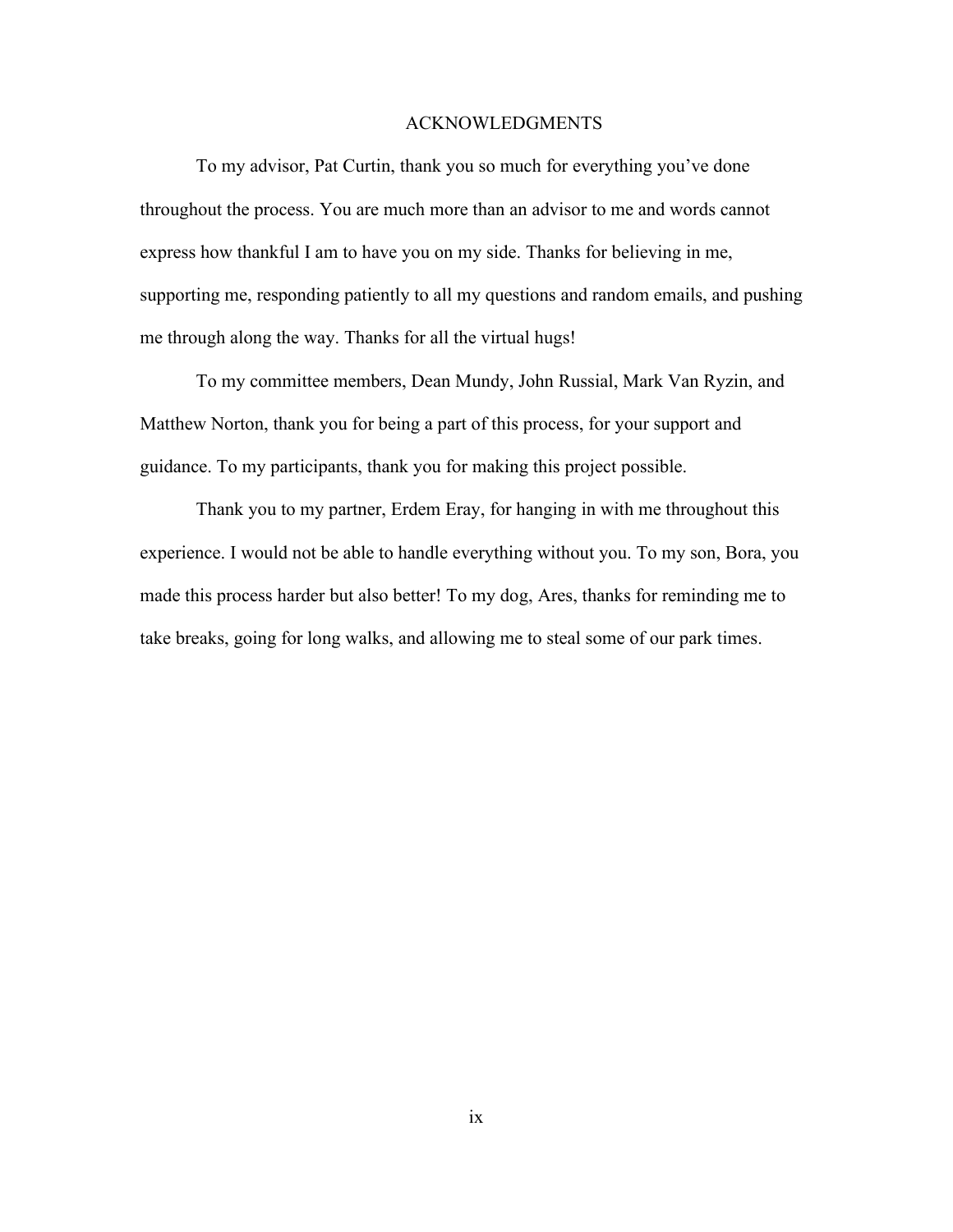# ACKNOWLEDGMENTS

To my advisor, Pat Curtin, thank you so much for everything you've done throughout the process. You are much more than an advisor to me and words cannot express how thankful I am to have you on my side. Thanks for believing in me, supporting me, responding patiently to all my questions and random emails, and pushing me through along the way. Thanks for all the virtual hugs!

To my committee members, Dean Mundy, John Russial, Mark Van Ryzin, and Matthew Norton, thank you for being a part of this process, for your support and guidance. To my participants, thank you for making this project possible.

Thank you to my partner, Erdem Eray, for hanging in with me throughout this experience. I would not be able to handle everything without you. To my son, Bora, you made this process harder but also better! To my dog, Ares, thanks for reminding me to take breaks, going for long walks, and allowing me to steal some of our park times.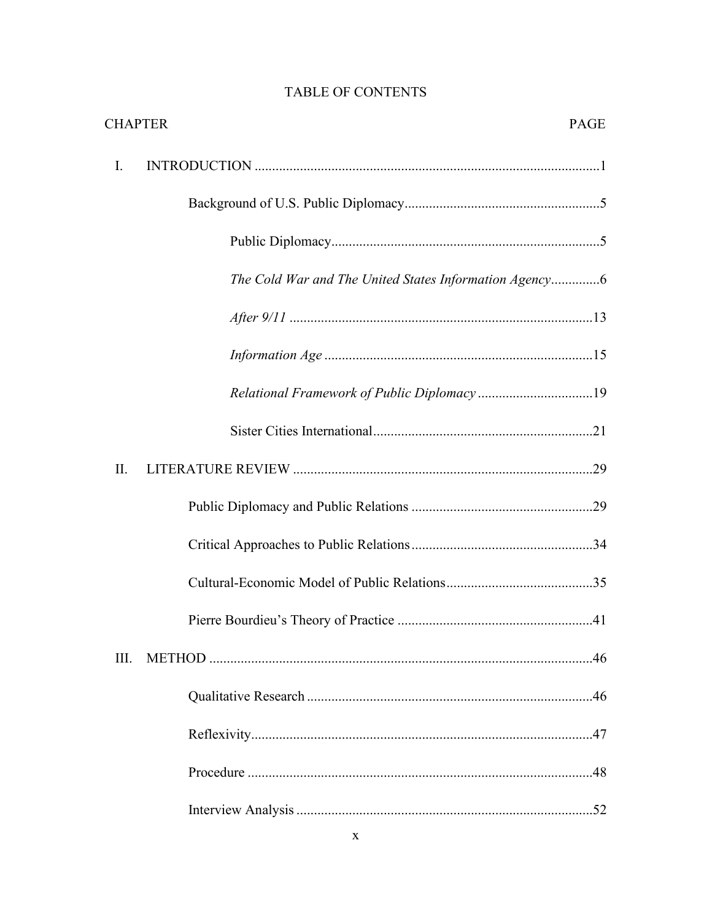# TABLE OF CONTENTS

CHAPTER PAGE

I. INTRODUCTION ..................................................................................................1

Background of U.S. Public Diplomacy........................................................5

Public Diplomacy............................................................................5

*The Cold War and The United States Information Agency*.............6

*After 9/11* .......................................................................................13

*Information Age* .............................................................................15

*Relational Framework of Public Diplomacy* .................................19

Sister Cities International...............................................................21

II. LITERATURE REVIEW ......................................................................................29

Public Diplomacy and Public Relations ....................................................29

Critical Approaches to Public Relations....................................................34

Cultural-Economic Model of Public Relations..........................................35

Pierre Bourdieu's Theory of Practice ........................................................41

III. METHOD ..............................................................................................................46

Qualitative Research .................................................................................46

Reflexivity.................................................................................................47

Procedure ..................................................................................................48

Interview Analysis .....................................................................................52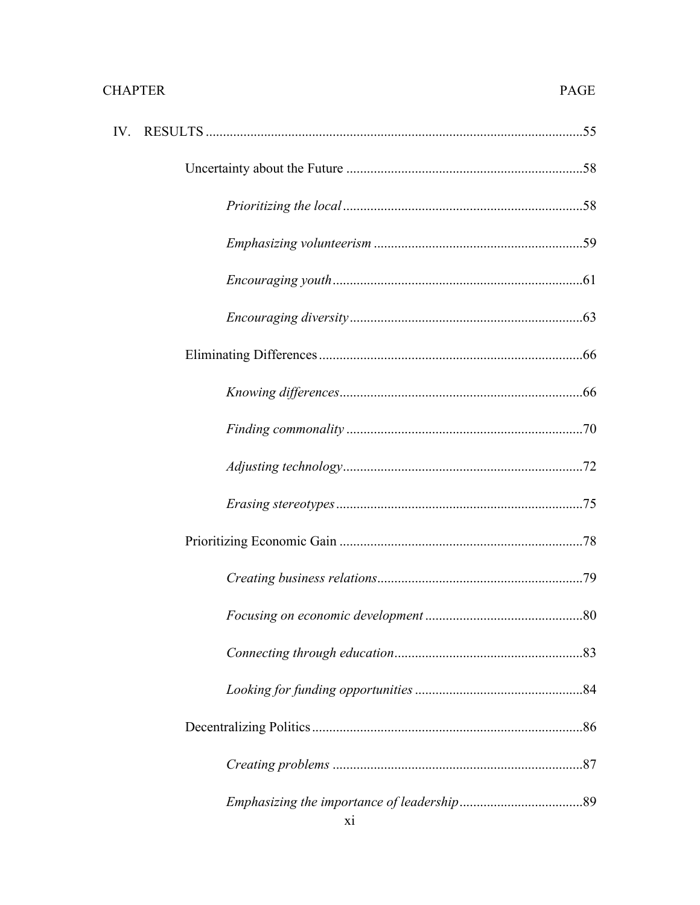| CHAPTER | PAGE |
| --- | --- |
| IV. RESULTS | 55 |
| Uncertainty about the Future | 58 |
| *Prioritizing the local* | 58 |
| *Emphasizing volunteerism* | 59 |
| *Encouraging youth* | 61 |
| *Encouraging diversity* | 63 |
| Eliminating Differences | 66 |
| *Knowing differences* | 66 |
| *Finding commonality* | 70 |
| *Adjusting technology* | 72 |
| *Erasing stereotypes* | 75 |
| Prioritizing Economic Gain | 78 |
| *Creating business relations* | 79 |
| *Focusing on economic development* | 80 |
| *Connecting through education* | 83 |
| *Looking for funding opportunities* | 84 |
| Decentralizing Politics | 86 |
| *Creating problems* | 87 |
| *Emphasizing the importance of leadership* | 89 |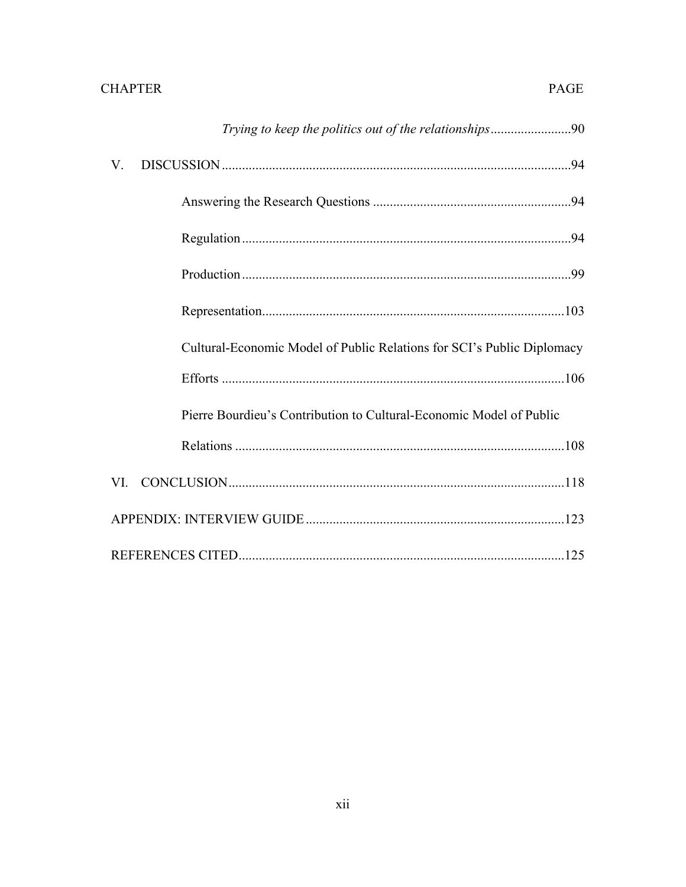CHAPTER PAGE

*Trying to keep the politics out of the relationships*........................90

V. DISCUSSION.......................................................................................................94

Answering the Research Questions ..........................................................94

Regulation................................................................................................94

Production................................................................................................99

Representation.........................................................................................103

Cultural-Economic Model of Public Relations for SCI's Public Diplomacy Efforts .....................................................................................................106

Pierre Bourdieu's Contribution to Cultural-Economic Model of Public Relations .................................................................................................108

VI. CONCLUSION...................................................................................................118

APPENDIX: INTERVIEW GUIDE............................................................................123

REFERENCES CITED................................................................................................125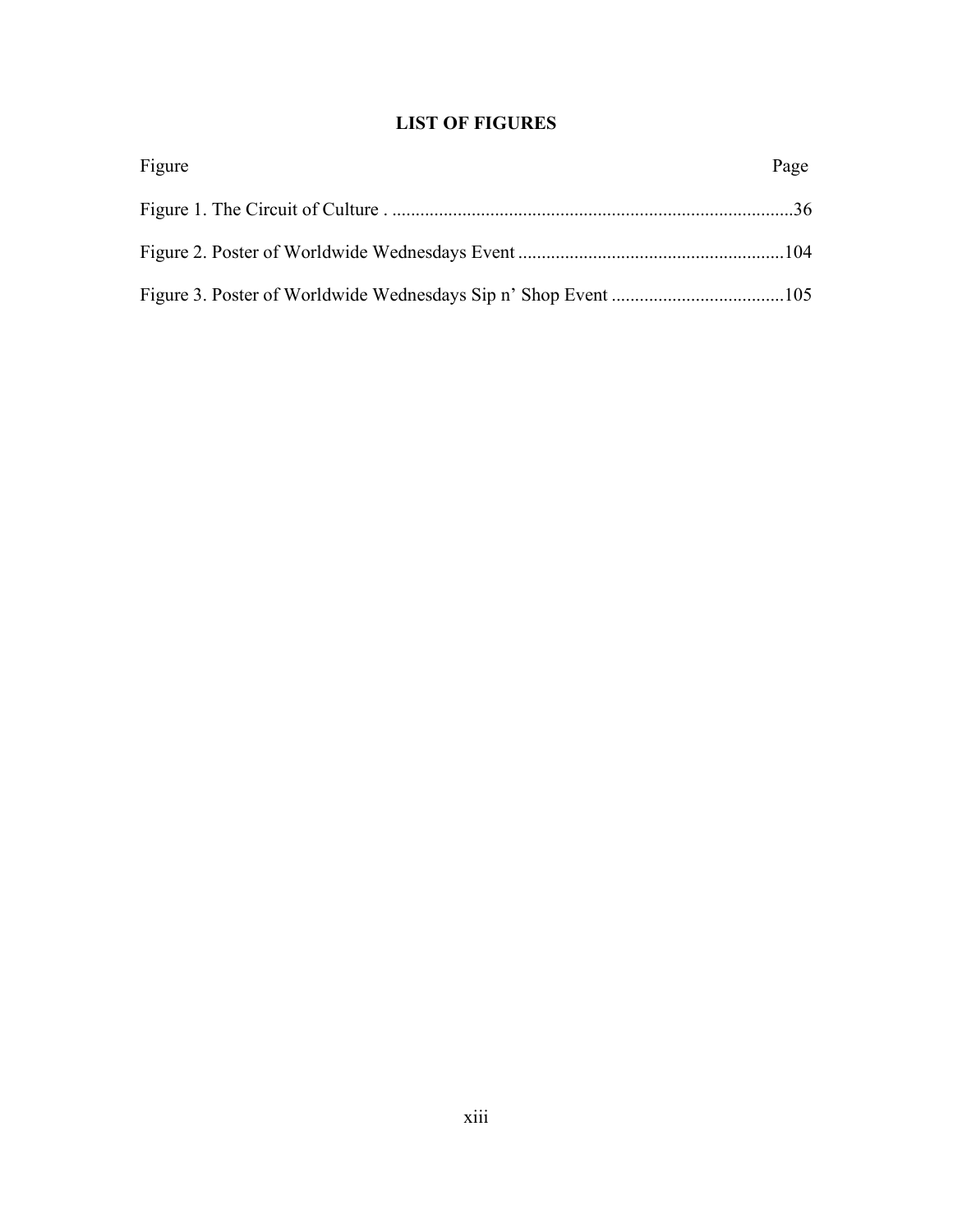# LIST OF FIGURES

| Figure | Page |
| --- | --- |
| Figure 1. The Circuit of Culture | 36 |
| Figure 2. Poster of Worldwide Wednesdays Event | 104 |
| Figure 3. Poster of Worldwide Wednesdays Sip n' Shop Event | 105 |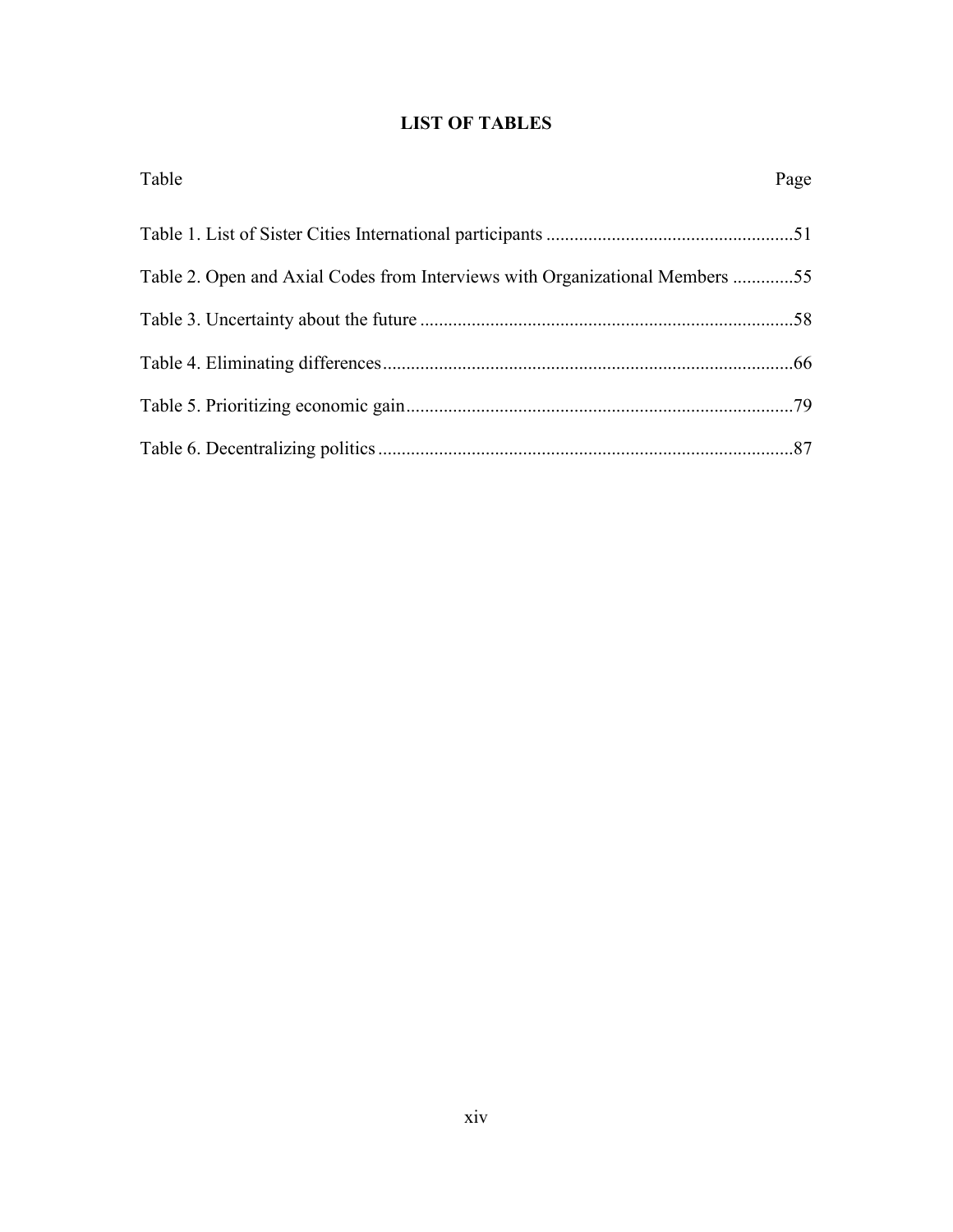# LIST OF TABLES

| Table | Page |
| --- | --- |
| Table 1. List of Sister Cities International participants | 51 |
| Table 2. Open and Axial Codes from Interviews with Organizational Members | 55 |
| Table 3. Uncertainty about the future | 58 |
| Table 4. Eliminating differences | 66 |
| Table 5. Prioritizing economic gain | 79 |
| Table 6. Decentralizing politics | 87 |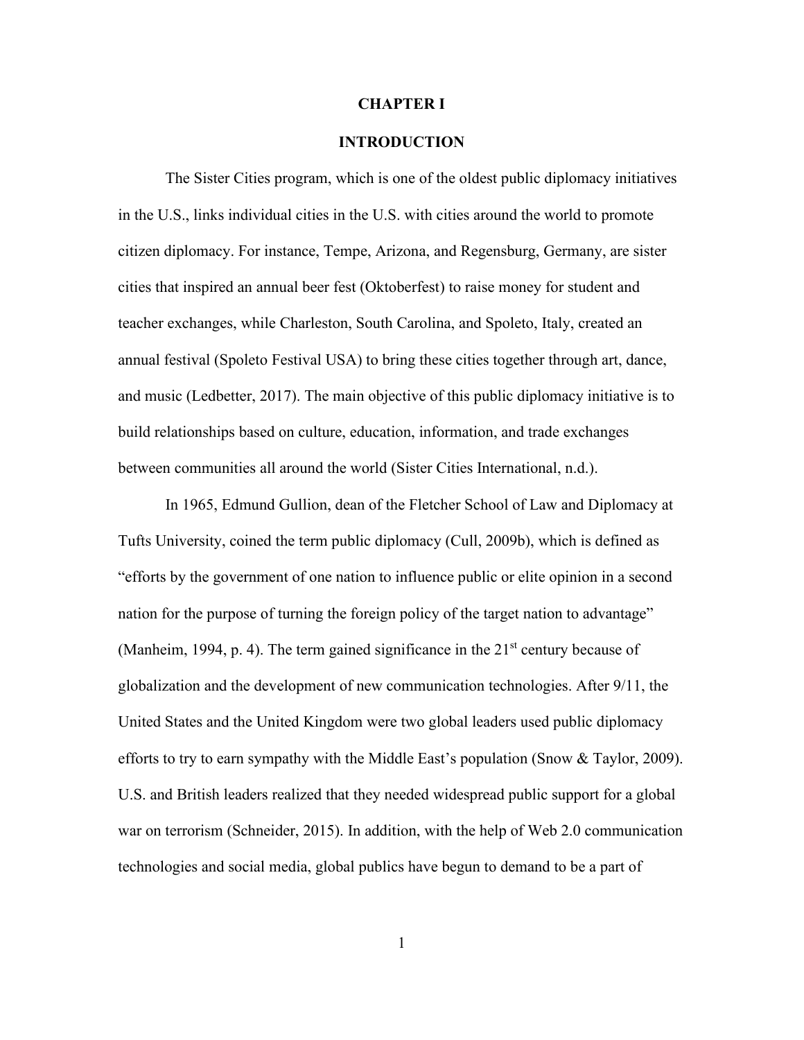# CHAPTER I

# INTRODUCTION

The Sister Cities program, which is one of the oldest public diplomacy initiatives in the U.S., links individual cities in the U.S. with cities around the world to promote citizen diplomacy. For instance, Tempe, Arizona, and Regensburg, Germany, are sister cities that inspired an annual beer fest (Oktoberfest) to raise money for student and teacher exchanges, while Charleston, South Carolina, and Spoleto, Italy, created an annual festival (Spoleto Festival USA) to bring these cities together through art, dance, and music (Ledbetter, 2017). The main objective of this public diplomacy initiative is to build relationships based on culture, education, information, and trade exchanges between communities all around the world (Sister Cities International, n.d.).

In 1965, Edmund Gullion, dean of the Fletcher School of Law and Diplomacy at Tufts University, coined the term public diplomacy (Cull, 2009b), which is defined as "efforts by the government of one nation to influence public or elite opinion in a second nation for the purpose of turning the foreign policy of the target nation to advantage" (Manheim, 1994, p. 4). The term gained significance in the 21st century because of globalization and the development of new communication technologies. After 9/11, the United States and the United Kingdom were two global leaders used public diplomacy efforts to try to earn sympathy with the Middle East's population (Snow & Taylor, 2009). U.S. and British leaders realized that they needed widespread public support for a global war on terrorism (Schneider, 2015). In addition, with the help of Web 2.0 communication technologies and social media, global publics have begun to demand to be a part of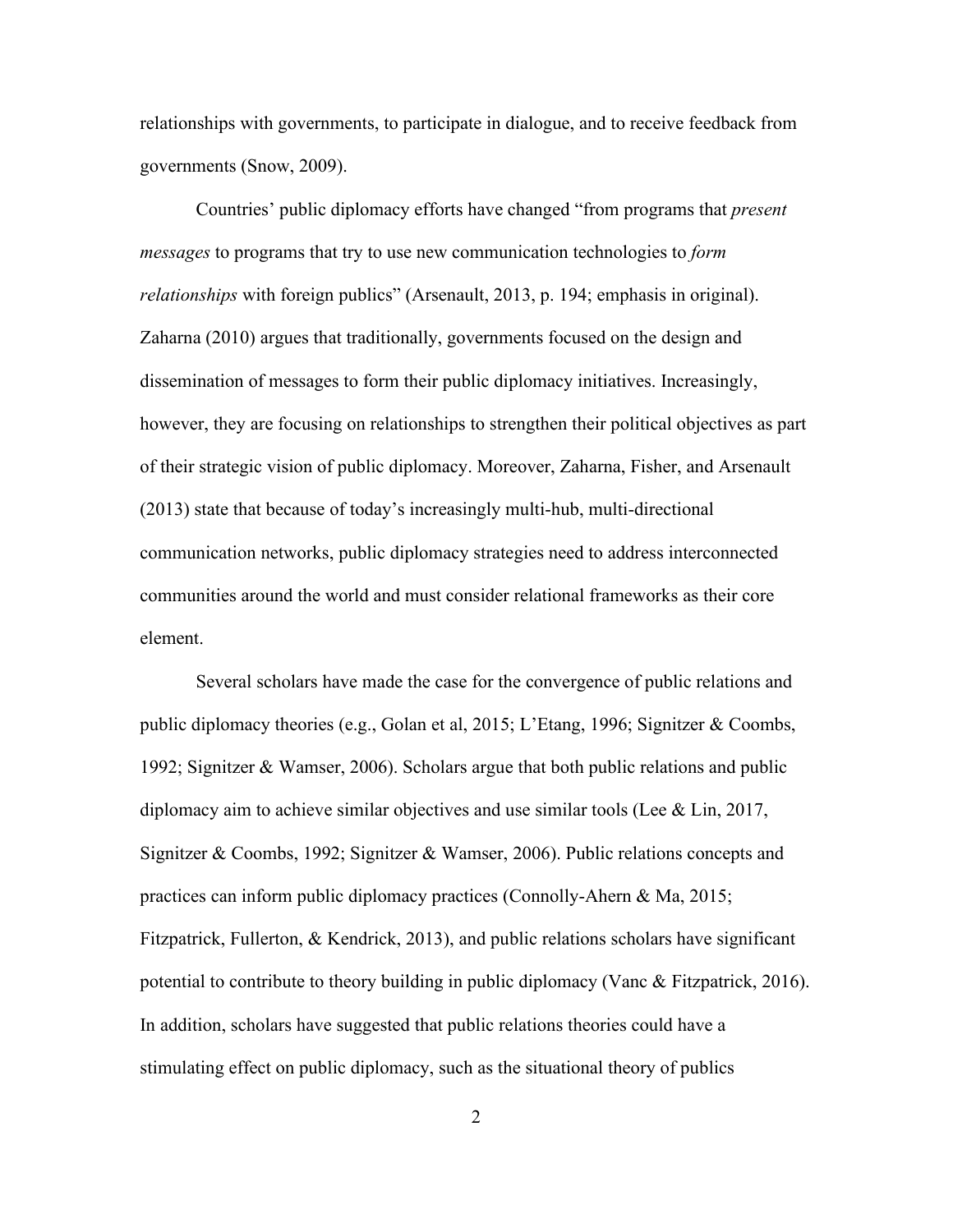relationships with governments, to participate in dialogue, and to receive feedback from governments (Snow, 2009).

Countries' public diplomacy efforts have changed "from programs that *present messages* to programs that try to use new communication technologies to *form relationships* with foreign publics" (Arsenault, 2013, p. 194; emphasis in original). Zaharna (2010) argues that traditionally, governments focused on the design and dissemination of messages to form their public diplomacy initiatives. Increasingly, however, they are focusing on relationships to strengthen their political objectives as part of their strategic vision of public diplomacy. Moreover, Zaharna, Fisher, and Arsenault (2013) state that because of today's increasingly multi-hub, multi-directional communication networks, public diplomacy strategies need to address interconnected communities around the world and must consider relational frameworks as their core element.

Several scholars have made the case for the convergence of public relations and public diplomacy theories (e.g., Golan et al, 2015; L'Etang, 1996; Signitzer & Coombs, 1992; Signitzer & Wamser, 2006). Scholars argue that both public relations and public diplomacy aim to achieve similar objectives and use similar tools (Lee & Lin, 2017, Signitzer & Coombs, 1992; Signitzer & Wamser, 2006). Public relations concepts and practices can inform public diplomacy practices (Connolly-Ahern & Ma, 2015; Fitzpatrick, Fullerton, & Kendrick, 2013), and public relations scholars have significant potential to contribute to theory building in public diplomacy (Vanc & Fitzpatrick, 2016). In addition, scholars have suggested that public relations theories could have a stimulating effect on public diplomacy, such as the situational theory of publics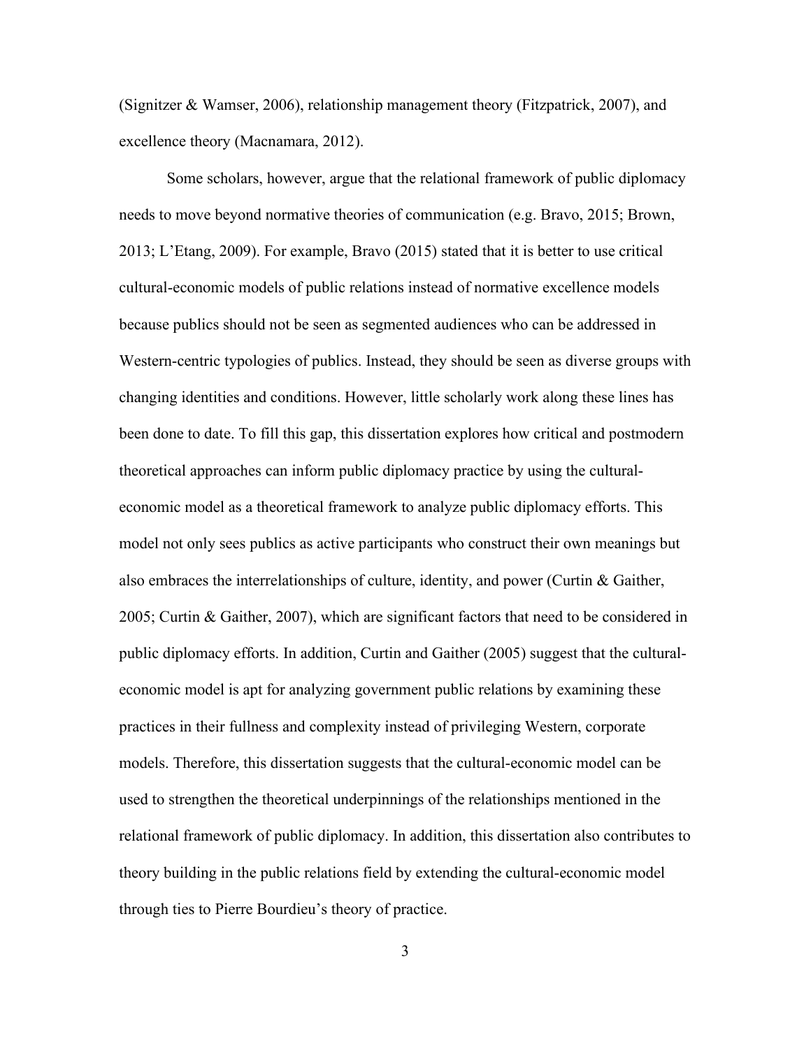(Signitzer & Wamser, 2006), relationship management theory (Fitzpatrick, 2007), and excellence theory (Macnamara, 2012).

Some scholars, however, argue that the relational framework of public diplomacy needs to move beyond normative theories of communication (e.g. Bravo, 2015; Brown, 2013; L'Etang, 2009). For example, Bravo (2015) stated that it is better to use critical cultural-economic models of public relations instead of normative excellence models because publics should not be seen as segmented audiences who can be addressed in Western-centric typologies of publics. Instead, they should be seen as diverse groups with changing identities and conditions. However, little scholarly work along these lines has been done to date. To fill this gap, this dissertation explores how critical and postmodern theoretical approaches can inform public diplomacy practice by using the cultural-economic model as a theoretical framework to analyze public diplomacy efforts. This model not only sees publics as active participants who construct their own meanings but also embraces the interrelationships of culture, identity, and power (Curtin & Gaither, 2005; Curtin & Gaither, 2007), which are significant factors that need to be considered in public diplomacy efforts. In addition, Curtin and Gaither (2005) suggest that the cultural-economic model is apt for analyzing government public relations by examining these practices in their fullness and complexity instead of privileging Western, corporate models. Therefore, this dissertation suggests that the cultural-economic model can be used to strengthen the theoretical underpinnings of the relationships mentioned in the relational framework of public diplomacy. In addition, this dissertation also contributes to theory building in the public relations field by extending the cultural-economic model through ties to Pierre Bourdieu's theory of practice.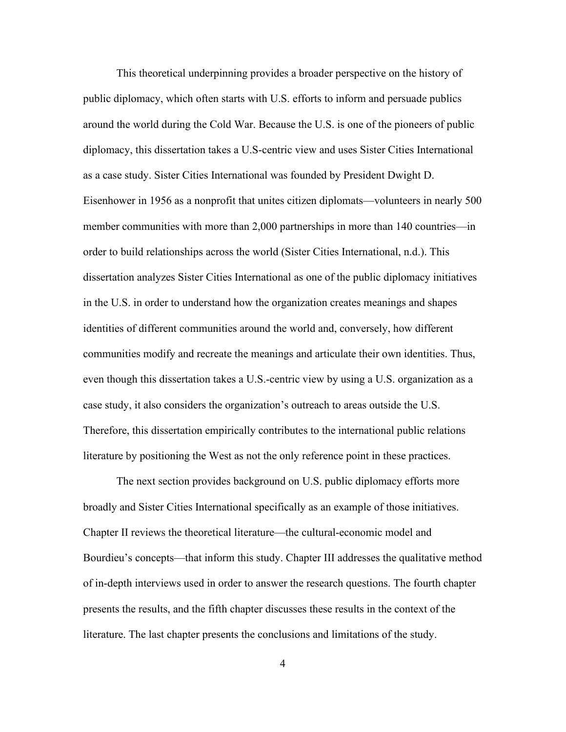This theoretical underpinning provides a broader perspective on the history of public diplomacy, which often starts with U.S. efforts to inform and persuade publics around the world during the Cold War. Because the U.S. is one of the pioneers of public diplomacy, this dissertation takes a U.S-centric view and uses Sister Cities International as a case study. Sister Cities International was founded by President Dwight D. Eisenhower in 1956 as a nonprofit that unites citizen diplomats—volunteers in nearly 500 member communities with more than 2,000 partnerships in more than 140 countries—in order to build relationships across the world (Sister Cities International, n.d.). This dissertation analyzes Sister Cities International as one of the public diplomacy initiatives in the U.S. in order to understand how the organization creates meanings and shapes identities of different communities around the world and, conversely, how different communities modify and recreate the meanings and articulate their own identities. Thus, even though this dissertation takes a U.S.-centric view by using a U.S. organization as a case study, it also considers the organization's outreach to areas outside the U.S. Therefore, this dissertation empirically contributes to the international public relations literature by positioning the West as not the only reference point in these practices.

The next section provides background on U.S. public diplomacy efforts more broadly and Sister Cities International specifically as an example of those initiatives. Chapter II reviews the theoretical literature—the cultural-economic model and Bourdieu's concepts—that inform this study. Chapter III addresses the qualitative method of in-depth interviews used in order to answer the research questions. The fourth chapter presents the results, and the fifth chapter discusses these results in the context of the literature. The last chapter presents the conclusions and limitations of the study.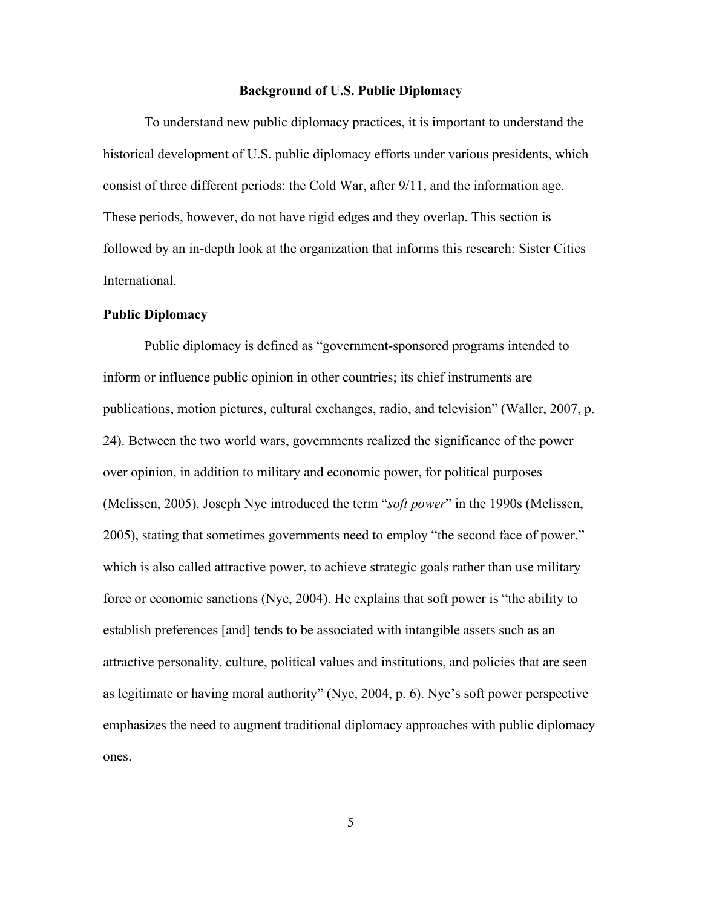## Background of U.S. Public Diplomacy

To understand new public diplomacy practices, it is important to understand the historical development of U.S. public diplomacy efforts under various presidents, which consist of three different periods: the Cold War, after 9/11, and the information age. These periods, however, do not have rigid edges and they overlap. This section is followed by an in-depth look at the organization that informs this research: Sister Cities International.

### Public Diplomacy

Public diplomacy is defined as "government-sponsored programs intended to inform or influence public opinion in other countries; its chief instruments are publications, motion pictures, cultural exchanges, radio, and television" (Waller, 2007, p. 24). Between the two world wars, governments realized the significance of the power over opinion, in addition to military and economic power, for political purposes (Melissen, 2005). Joseph Nye introduced the term "*soft power*" in the 1990s (Melissen, 2005), stating that sometimes governments need to employ "the second face of power," which is also called attractive power, to achieve strategic goals rather than use military force or economic sanctions (Nye, 2004). He explains that soft power is "the ability to establish preferences [and] tends to be associated with intangible assets such as an attractive personality, culture, political values and institutions, and policies that are seen as legitimate or having moral authority" (Nye, 2004, p. 6). Nye's soft power perspective emphasizes the need to augment traditional diplomacy approaches with public diplomacy ones.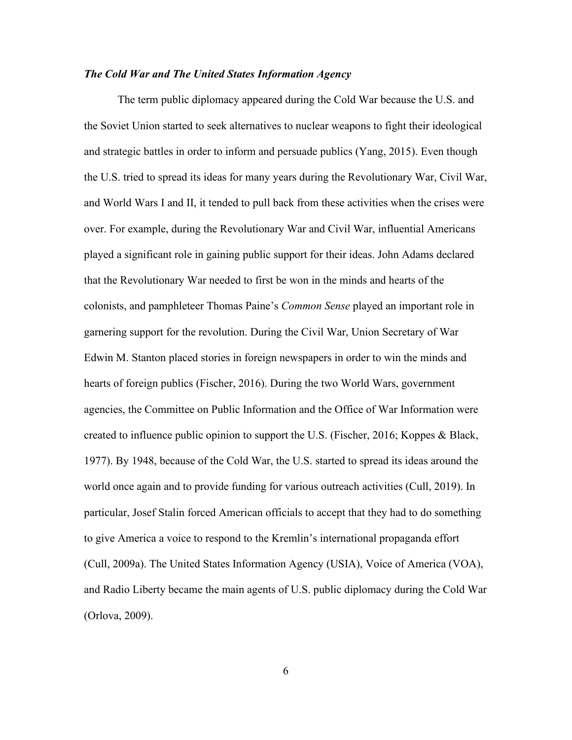### *The Cold War and The United States Information Agency*

The term public diplomacy appeared during the Cold War because the U.S. and the Soviet Union started to seek alternatives to nuclear weapons to fight their ideological and strategic battles in order to inform and persuade publics (Yang, 2015). Even though the U.S. tried to spread its ideas for many years during the Revolutionary War, Civil War, and World Wars I and II, it tended to pull back from these activities when the crises were over. For example, during the Revolutionary War and Civil War, influential Americans played a significant role in gaining public support for their ideas. John Adams declared that the Revolutionary War needed to first be won in the minds and hearts of the colonists, and pamphleteer Thomas Paine's *Common Sense* played an important role in garnering support for the revolution. During the Civil War, Union Secretary of War Edwin M. Stanton placed stories in foreign newspapers in order to win the minds and hearts of foreign publics (Fischer, 2016). During the two World Wars, government agencies, the Committee on Public Information and the Office of War Information were created to influence public opinion to support the U.S. (Fischer, 2016; Koppes & Black, 1977). By 1948, because of the Cold War, the U.S. started to spread its ideas around the world once again and to provide funding for various outreach activities (Cull, 2019). In particular, Josef Stalin forced American officials to accept that they had to do something to give America a voice to respond to the Kremlin's international propaganda effort (Cull, 2009a). The United States Information Agency (USIA), Voice of America (VOA), and Radio Liberty became the main agents of U.S. public diplomacy during the Cold War (Orlova, 2009).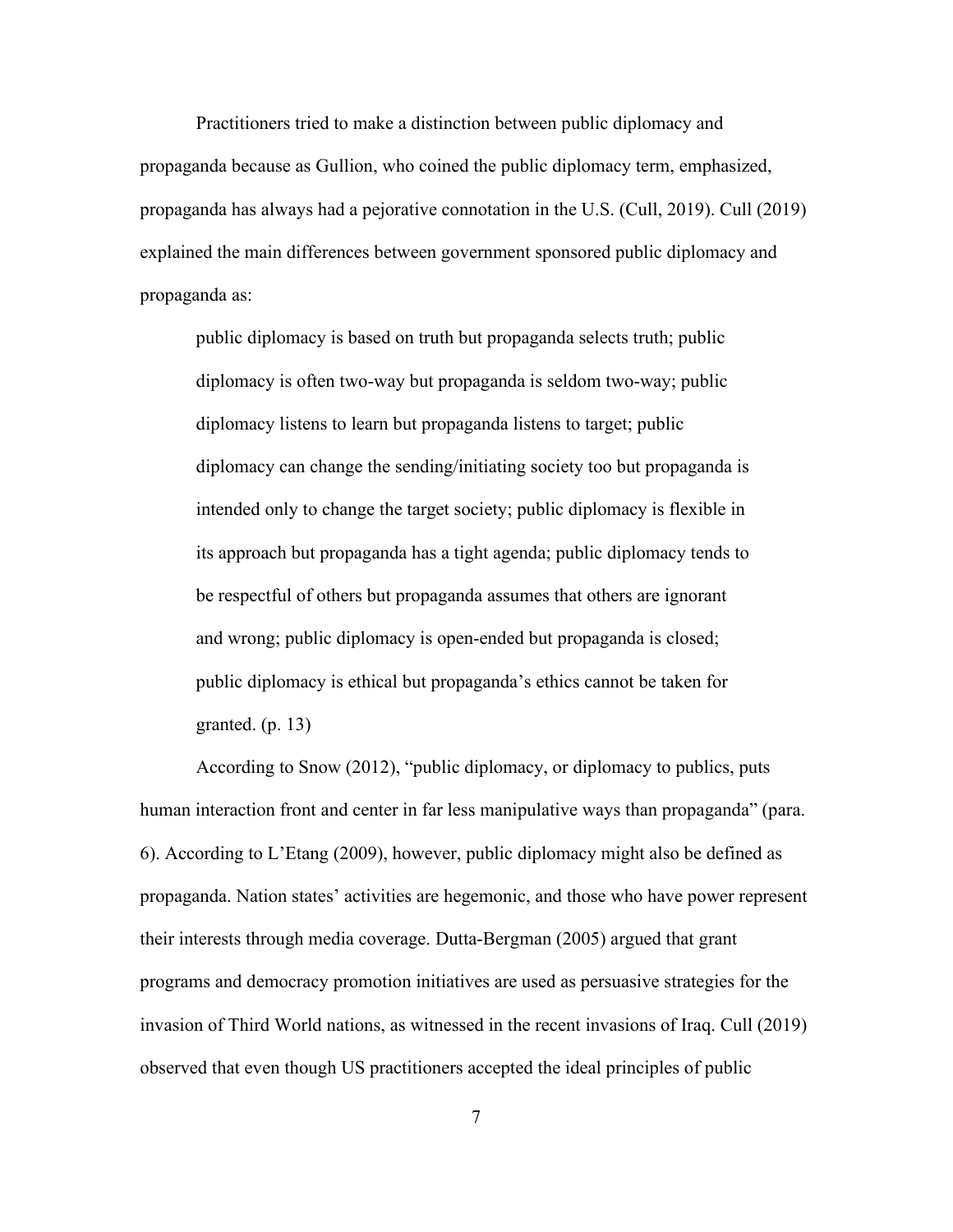Practitioners tried to make a distinction between public diplomacy and propaganda because as Gullion, who coined the public diplomacy term, emphasized, propaganda has always had a pejorative connotation in the U.S. (Cull, 2019). Cull (2019) explained the main differences between government sponsored public diplomacy and propaganda as:

> public diplomacy is based on truth but propaganda selects truth; public diplomacy is often two-way but propaganda is seldom two-way; public diplomacy listens to learn but propaganda listens to target; public diplomacy can change the sending/initiating society too but propaganda is intended only to change the target society; public diplomacy is flexible in its approach but propaganda has a tight agenda; public diplomacy tends to be respectful of others but propaganda assumes that others are ignorant and wrong; public diplomacy is open-ended but propaganda is closed; public diplomacy is ethical but propaganda's ethics cannot be taken for granted. (p. 13)

According to Snow (2012), "public diplomacy, or diplomacy to publics, puts human interaction front and center in far less manipulative ways than propaganda" (para. 6). According to L'Etang (2009), however, public diplomacy might also be defined as propaganda. Nation states' activities are hegemonic, and those who have power represent their interests through media coverage. Dutta-Bergman (2005) argued that grant programs and democracy promotion initiatives are used as persuasive strategies for the invasion of Third World nations, as witnessed in the recent invasions of Iraq. Cull (2019) observed that even though US practitioners accepted the ideal principles of public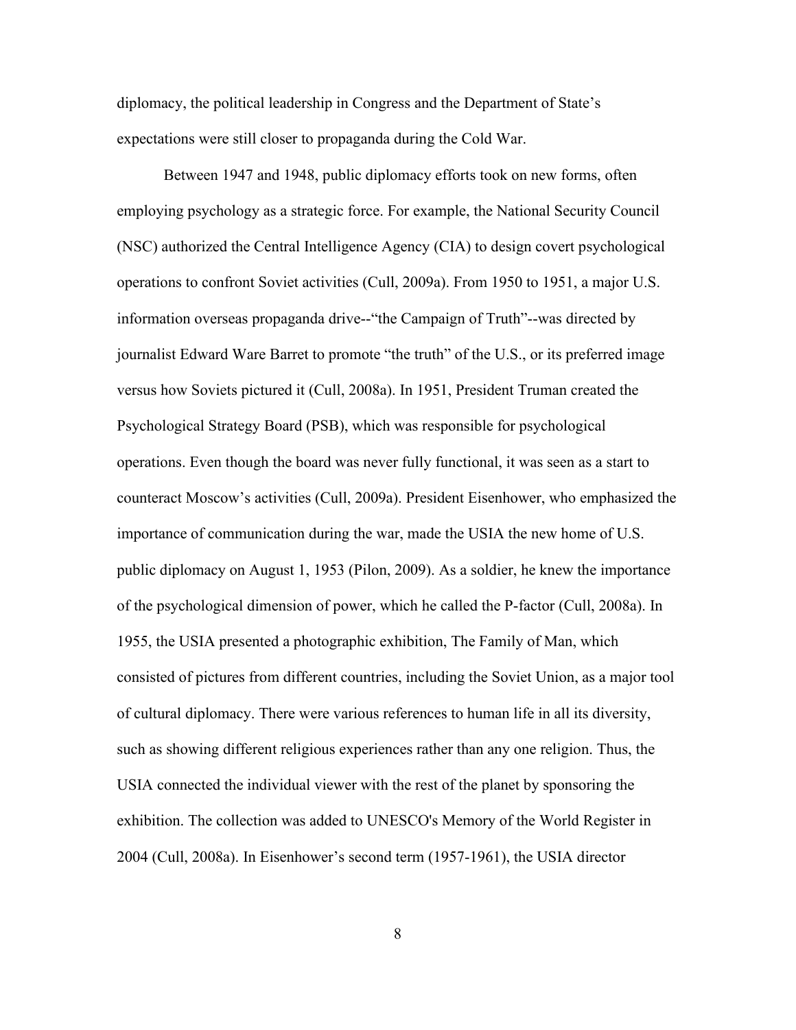diplomacy, the political leadership in Congress and the Department of State's expectations were still closer to propaganda during the Cold War.

Between 1947 and 1948, public diplomacy efforts took on new forms, often employing psychology as a strategic force. For example, the National Security Council (NSC) authorized the Central Intelligence Agency (CIA) to design covert psychological operations to confront Soviet activities (Cull, 2009a). From 1950 to 1951, a major U.S. information overseas propaganda drive--"the Campaign of Truth"--was directed by journalist Edward Ware Barret to promote "the truth" of the U.S., or its preferred image versus how Soviets pictured it (Cull, 2008a). In 1951, President Truman created the Psychological Strategy Board (PSB), which was responsible for psychological operations. Even though the board was never fully functional, it was seen as a start to counteract Moscow's activities (Cull, 2009a). President Eisenhower, who emphasized the importance of communication during the war, made the USIA the new home of U.S. public diplomacy on August 1, 1953 (Pilon, 2009). As a soldier, he knew the importance of the psychological dimension of power, which he called the P-factor (Cull, 2008a). In 1955, the USIA presented a photographic exhibition, The Family of Man, which consisted of pictures from different countries, including the Soviet Union, as a major tool of cultural diplomacy. There were various references to human life in all its diversity, such as showing different religious experiences rather than any one religion. Thus, the USIA connected the individual viewer with the rest of the planet by sponsoring the exhibition. The collection was added to UNESCO's Memory of the World Register in 2004 (Cull, 2008a). In Eisenhower's second term (1957-1961), the USIA director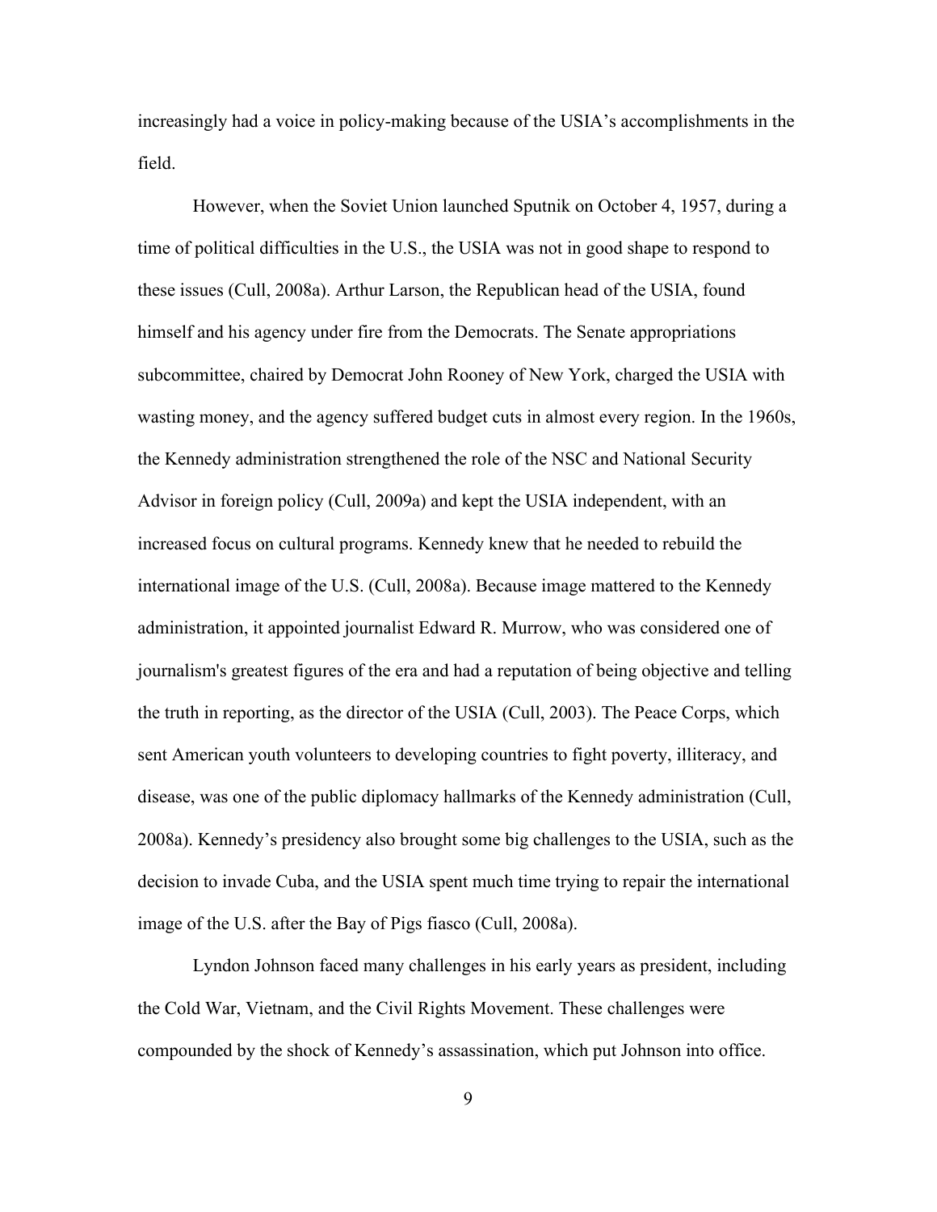increasingly had a voice in policy-making because of the USIA's accomplishments in the field.

However, when the Soviet Union launched Sputnik on October 4, 1957, during a time of political difficulties in the U.S., the USIA was not in good shape to respond to these issues (Cull, 2008a). Arthur Larson, the Republican head of the USIA, found himself and his agency under fire from the Democrats. The Senate appropriations subcommittee, chaired by Democrat John Rooney of New York, charged the USIA with wasting money, and the agency suffered budget cuts in almost every region. In the 1960s, the Kennedy administration strengthened the role of the NSC and National Security Advisor in foreign policy (Cull, 2009a) and kept the USIA independent, with an increased focus on cultural programs. Kennedy knew that he needed to rebuild the international image of the U.S. (Cull, 2008a). Because image mattered to the Kennedy administration, it appointed journalist Edward R. Murrow, who was considered one of journalism's greatest figures of the era and had a reputation of being objective and telling the truth in reporting, as the director of the USIA (Cull, 2003). The Peace Corps, which sent American youth volunteers to developing countries to fight poverty, illiteracy, and disease, was one of the public diplomacy hallmarks of the Kennedy administration (Cull, 2008a). Kennedy's presidency also brought some big challenges to the USIA, such as the decision to invade Cuba, and the USIA spent much time trying to repair the international image of the U.S. after the Bay of Pigs fiasco (Cull, 2008a).

Lyndon Johnson faced many challenges in his early years as president, including the Cold War, Vietnam, and the Civil Rights Movement. These challenges were compounded by the shock of Kennedy's assassination, which put Johnson into office.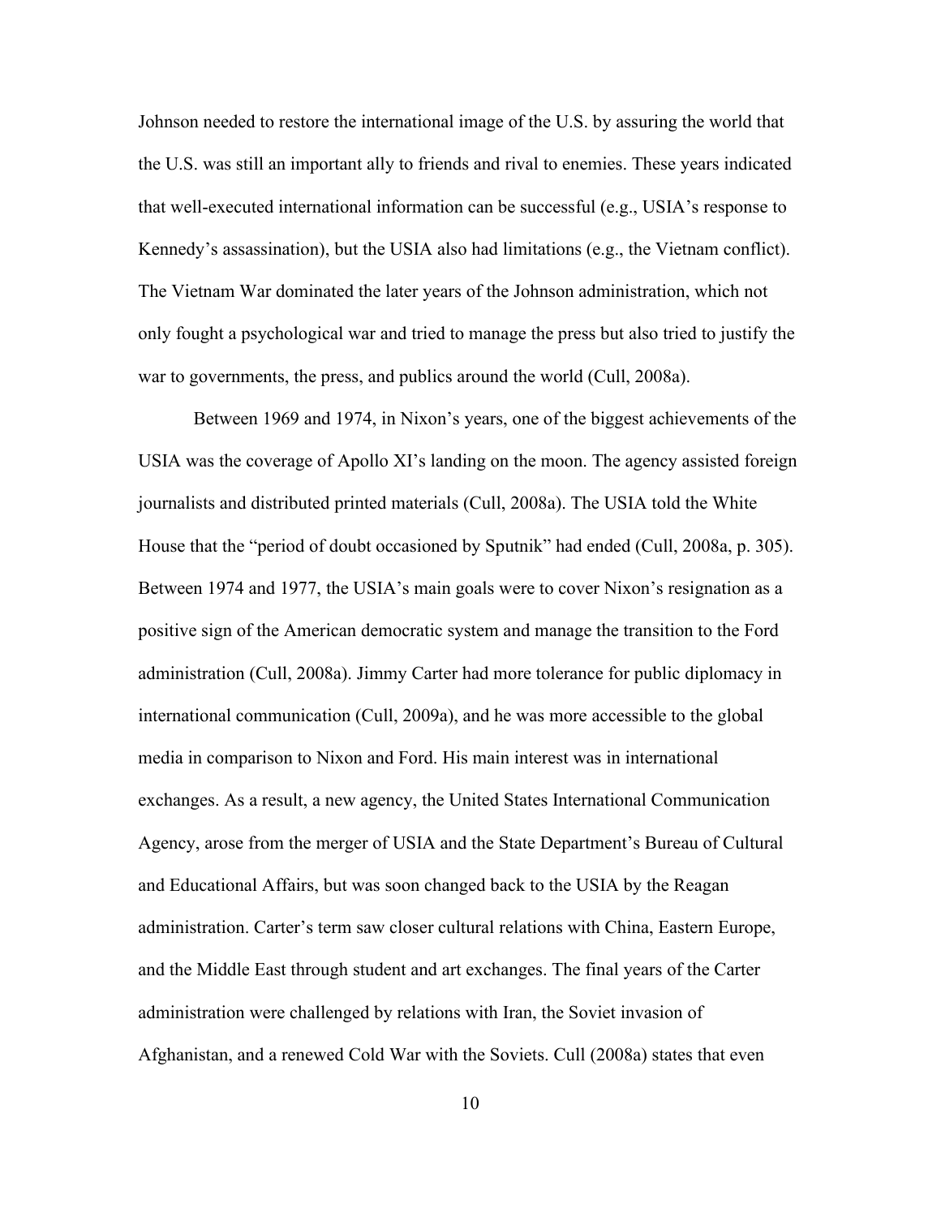Johnson needed to restore the international image of the U.S. by assuring the world that the U.S. was still an important ally to friends and rival to enemies. These years indicated that well-executed international information can be successful (e.g., USIA's response to Kennedy's assassination), but the USIA also had limitations (e.g., the Vietnam conflict). The Vietnam War dominated the later years of the Johnson administration, which not only fought a psychological war and tried to manage the press but also tried to justify the war to governments, the press, and publics around the world (Cull, 2008a).

Between 1969 and 1974, in Nixon's years, one of the biggest achievements of the USIA was the coverage of Apollo XI's landing on the moon. The agency assisted foreign journalists and distributed printed materials (Cull, 2008a). The USIA told the White House that the "period of doubt occasioned by Sputnik" had ended (Cull, 2008a, p. 305). Between 1974 and 1977, the USIA's main goals were to cover Nixon's resignation as a positive sign of the American democratic system and manage the transition to the Ford administration (Cull, 2008a). Jimmy Carter had more tolerance for public diplomacy in international communication (Cull, 2009a), and he was more accessible to the global media in comparison to Nixon and Ford. His main interest was in international exchanges. As a result, a new agency, the United States International Communication Agency, arose from the merger of USIA and the State Department's Bureau of Cultural and Educational Affairs, but was soon changed back to the USIA by the Reagan administration. Carter's term saw closer cultural relations with China, Eastern Europe, and the Middle East through student and art exchanges. The final years of the Carter administration were challenged by relations with Iran, the Soviet invasion of Afghanistan, and a renewed Cold War with the Soviets. Cull (2008a) states that even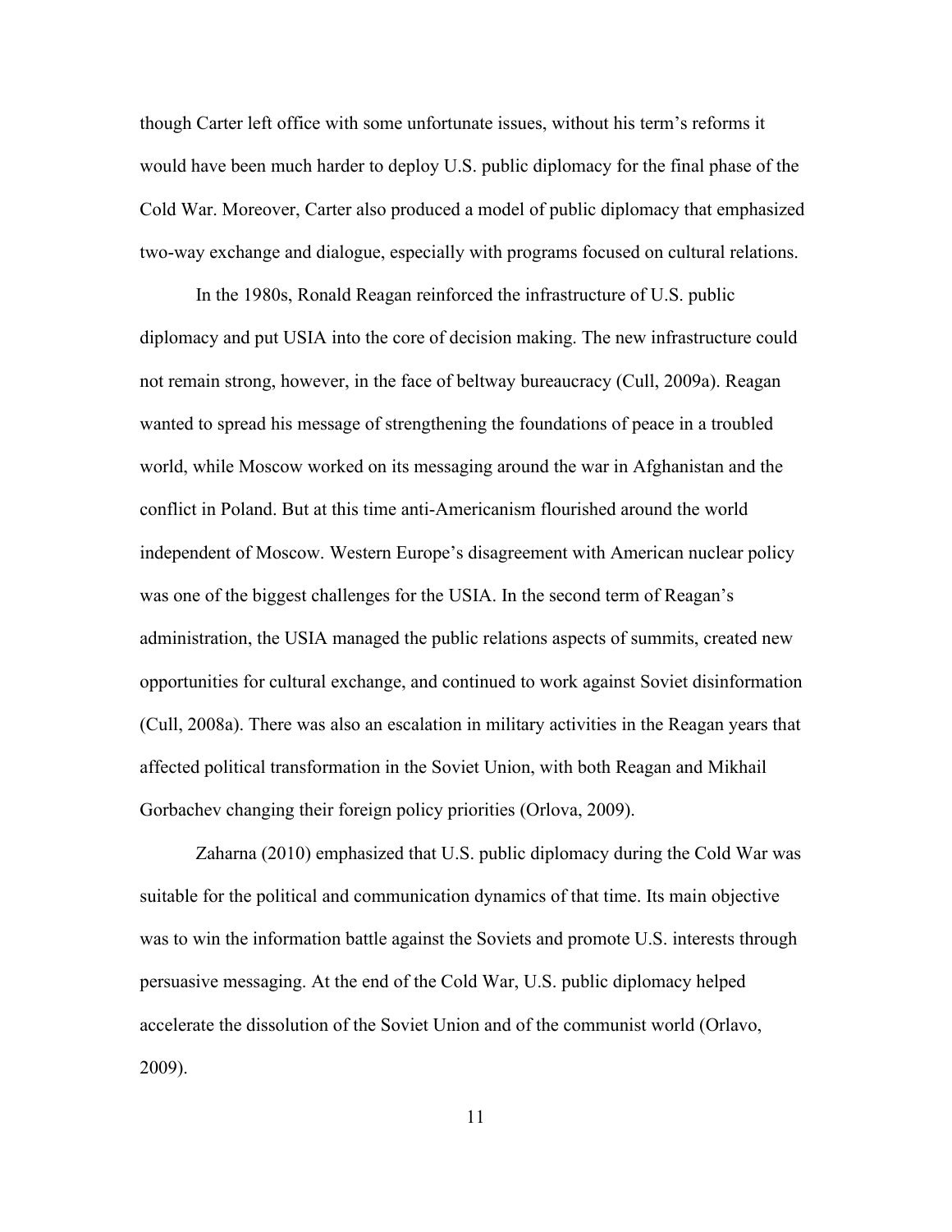though Carter left office with some unfortunate issues, without his term's reforms it would have been much harder to deploy U.S. public diplomacy for the final phase of the Cold War. Moreover, Carter also produced a model of public diplomacy that emphasized two-way exchange and dialogue, especially with programs focused on cultural relations.

In the 1980s, Ronald Reagan reinforced the infrastructure of U.S. public diplomacy and put USIA into the core of decision making. The new infrastructure could not remain strong, however, in the face of beltway bureaucracy (Cull, 2009a). Reagan wanted to spread his message of strengthening the foundations of peace in a troubled world, while Moscow worked on its messaging around the war in Afghanistan and the conflict in Poland. But at this time anti-Americanism flourished around the world independent of Moscow. Western Europe's disagreement with American nuclear policy was one of the biggest challenges for the USIA. In the second term of Reagan's administration, the USIA managed the public relations aspects of summits, created new opportunities for cultural exchange, and continued to work against Soviet disinformation (Cull, 2008a). There was also an escalation in military activities in the Reagan years that affected political transformation in the Soviet Union, with both Reagan and Mikhail Gorbachev changing their foreign policy priorities (Orlova, 2009).

Zaharna (2010) emphasized that U.S. public diplomacy during the Cold War was suitable for the political and communication dynamics of that time. Its main objective was to win the information battle against the Soviets and promote U.S. interests through persuasive messaging. At the end of the Cold War, U.S. public diplomacy helped accelerate the dissolution of the Soviet Union and of the communist world (Orlavo, 2009).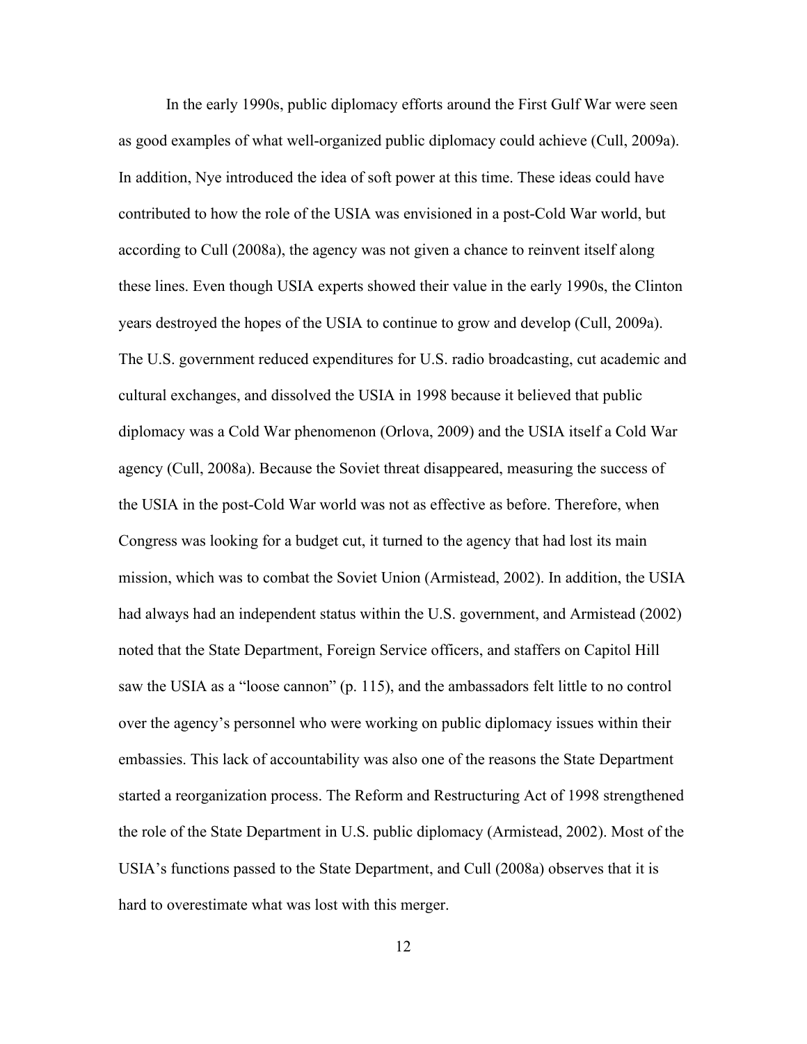In the early 1990s, public diplomacy efforts around the First Gulf War were seen as good examples of what well-organized public diplomacy could achieve (Cull, 2009a). In addition, Nye introduced the idea of soft power at this time. These ideas could have contributed to how the role of the USIA was envisioned in a post-Cold War world, but according to Cull (2008a), the agency was not given a chance to reinvent itself along these lines. Even though USIA experts showed their value in the early 1990s, the Clinton years destroyed the hopes of the USIA to continue to grow and develop (Cull, 2009a). The U.S. government reduced expenditures for U.S. radio broadcasting, cut academic and cultural exchanges, and dissolved the USIA in 1998 because it believed that public diplomacy was a Cold War phenomenon (Orlova, 2009) and the USIA itself a Cold War agency (Cull, 2008a). Because the Soviet threat disappeared, measuring the success of the USIA in the post-Cold War world was not as effective as before. Therefore, when Congress was looking for a budget cut, it turned to the agency that had lost its main mission, which was to combat the Soviet Union (Armistead, 2002). In addition, the USIA had always had an independent status within the U.S. government, and Armistead (2002) noted that the State Department, Foreign Service officers, and staffers on Capitol Hill saw the USIA as a "loose cannon" (p. 115), and the ambassadors felt little to no control over the agency's personnel who were working on public diplomacy issues within their embassies. This lack of accountability was also one of the reasons the State Department started a reorganization process. The Reform and Restructuring Act of 1998 strengthened the role of the State Department in U.S. public diplomacy (Armistead, 2002). Most of the USIA's functions passed to the State Department, and Cull (2008a) observes that it is hard to overestimate what was lost with this merger.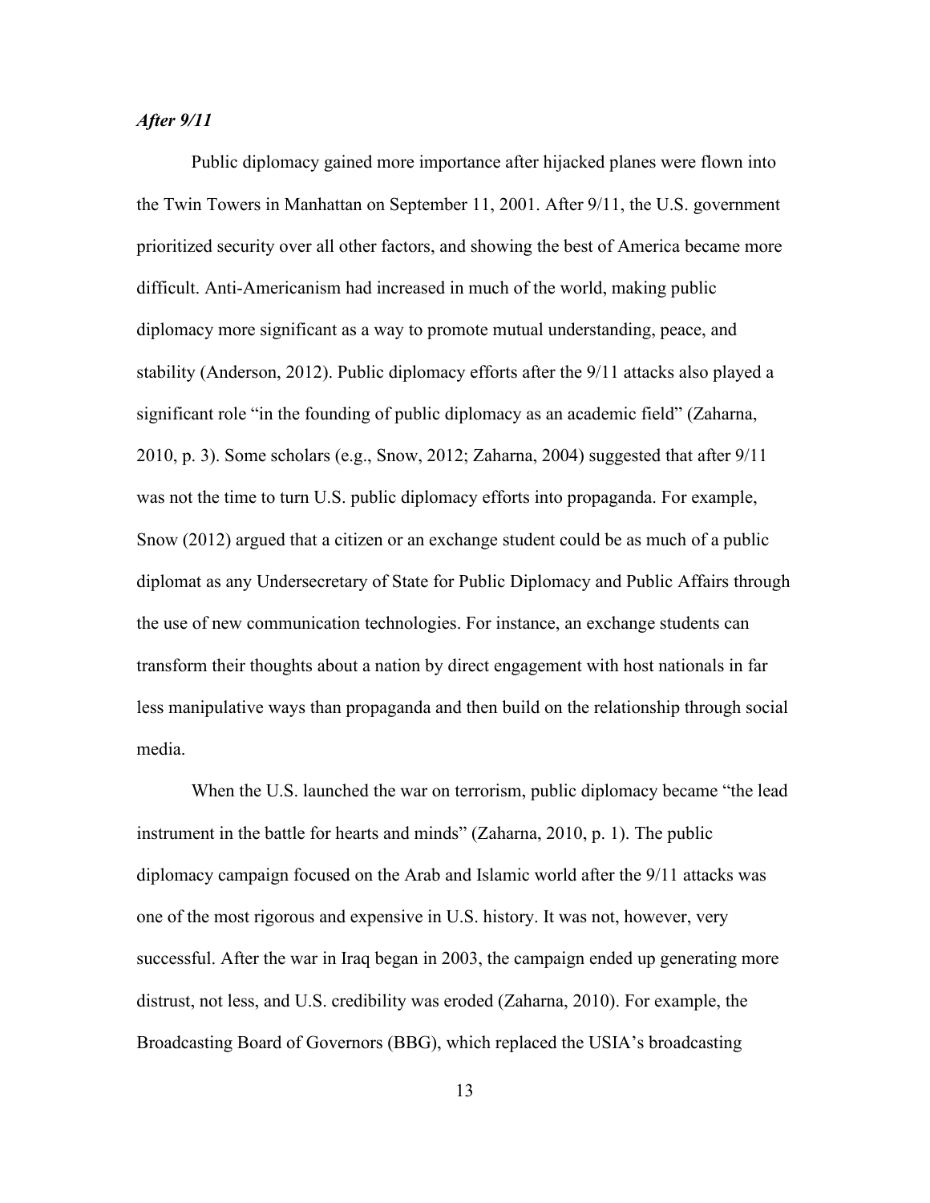### *After 9/11*

Public diplomacy gained more importance after hijacked planes were flown into the Twin Towers in Manhattan on September 11, 2001. After 9/11, the U.S. government prioritized security over all other factors, and showing the best of America became more difficult. Anti-Americanism had increased in much of the world, making public diplomacy more significant as a way to promote mutual understanding, peace, and stability (Anderson, 2012). Public diplomacy efforts after the 9/11 attacks also played a significant role "in the founding of public diplomacy as an academic field" (Zaharna, 2010, p. 3). Some scholars (e.g., Snow, 2012; Zaharna, 2004) suggested that after 9/11 was not the time to turn U.S. public diplomacy efforts into propaganda. For example, Snow (2012) argued that a citizen or an exchange student could be as much of a public diplomat as any Undersecretary of State for Public Diplomacy and Public Affairs through the use of new communication technologies. For instance, an exchange students can transform their thoughts about a nation by direct engagement with host nationals in far less manipulative ways than propaganda and then build on the relationship through social media.

When the U.S. launched the war on terrorism, public diplomacy became "the lead instrument in the battle for hearts and minds" (Zaharna, 2010, p. 1). The public diplomacy campaign focused on the Arab and Islamic world after the 9/11 attacks was one of the most rigorous and expensive in U.S. history. It was not, however, very successful. After the war in Iraq began in 2003, the campaign ended up generating more distrust, not less, and U.S. credibility was eroded (Zaharna, 2010). For example, the Broadcasting Board of Governors (BBG), which replaced the USIA's broadcasting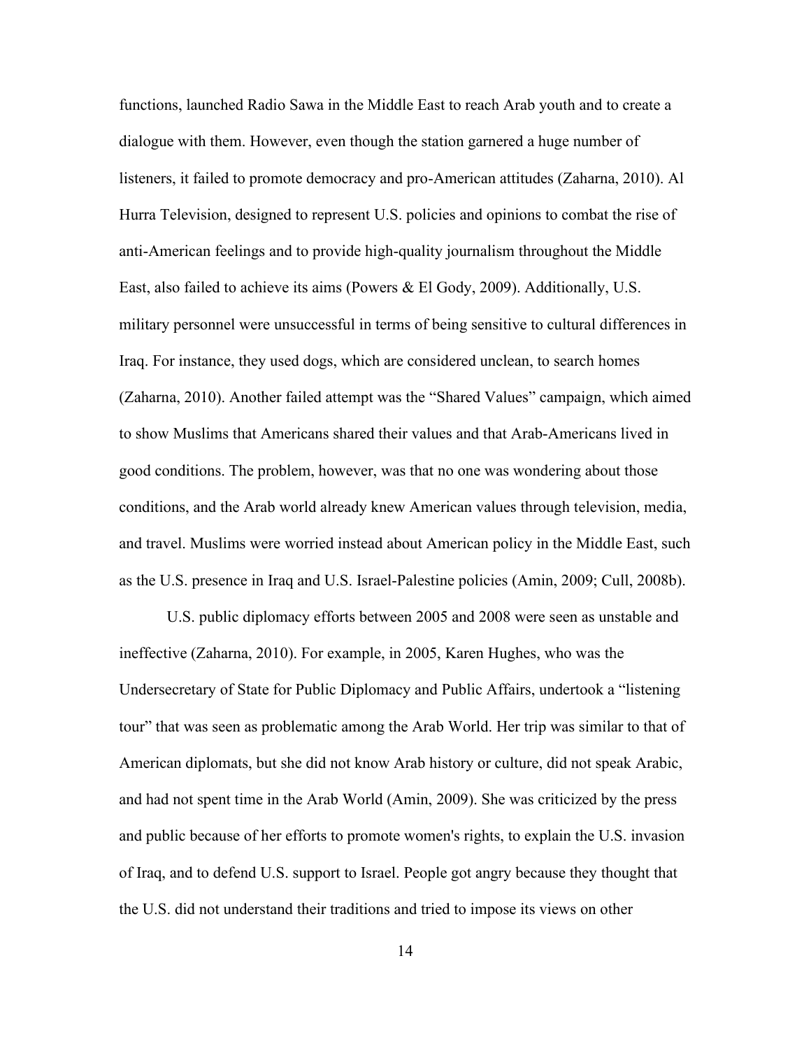functions, launched Radio Sawa in the Middle East to reach Arab youth and to create a dialogue with them. However, even though the station garnered a huge number of listeners, it failed to promote democracy and pro-American attitudes (Zaharna, 2010). Al Hurra Television, designed to represent U.S. policies and opinions to combat the rise of anti-American feelings and to provide high-quality journalism throughout the Middle East, also failed to achieve its aims (Powers & El Gody, 2009). Additionally, U.S. military personnel were unsuccessful in terms of being sensitive to cultural differences in Iraq. For instance, they used dogs, which are considered unclean, to search homes (Zaharna, 2010). Another failed attempt was the "Shared Values" campaign, which aimed to show Muslims that Americans shared their values and that Arab-Americans lived in good conditions. The problem, however, was that no one was wondering about those conditions, and the Arab world already knew American values through television, media, and travel. Muslims were worried instead about American policy in the Middle East, such as the U.S. presence in Iraq and U.S. Israel-Palestine policies (Amin, 2009; Cull, 2008b).

U.S. public diplomacy efforts between 2005 and 2008 were seen as unstable and ineffective (Zaharna, 2010). For example, in 2005, Karen Hughes, who was the Undersecretary of State for Public Diplomacy and Public Affairs, undertook a "listening tour" that was seen as problematic among the Arab World. Her trip was similar to that of American diplomats, but she did not know Arab history or culture, did not speak Arabic, and had not spent time in the Arab World (Amin, 2009). She was criticized by the press and public because of her efforts to promote women's rights, to explain the U.S. invasion of Iraq, and to defend U.S. support to Israel. People got angry because they thought that the U.S. did not understand their traditions and tried to impose its views on other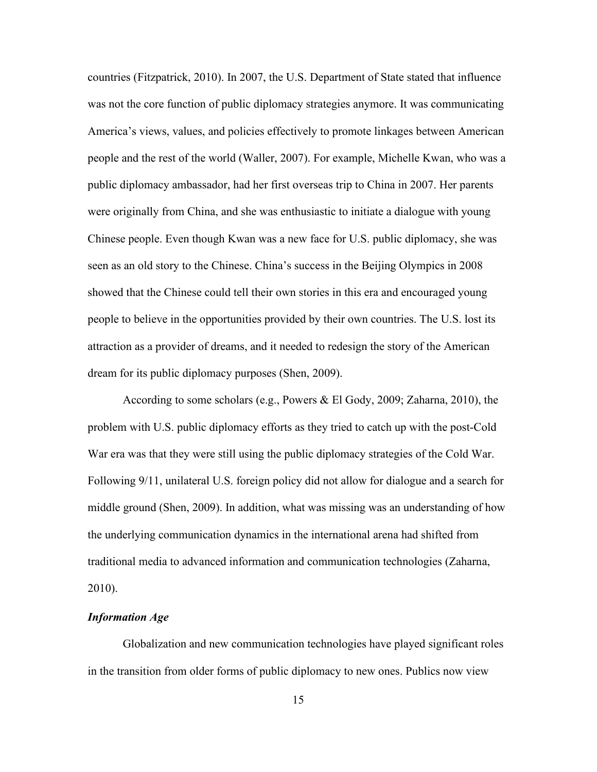countries (Fitzpatrick, 2010). In 2007, the U.S. Department of State stated that influence was not the core function of public diplomacy strategies anymore. It was communicating America's views, values, and policies effectively to promote linkages between American people and the rest of the world (Waller, 2007). For example, Michelle Kwan, who was a public diplomacy ambassador, had her first overseas trip to China in 2007. Her parents were originally from China, and she was enthusiastic to initiate a dialogue with young Chinese people. Even though Kwan was a new face for U.S. public diplomacy, she was seen as an old story to the Chinese. China's success in the Beijing Olympics in 2008 showed that the Chinese could tell their own stories in this era and encouraged young people to believe in the opportunities provided by their own countries. The U.S. lost its attraction as a provider of dreams, and it needed to redesign the story of the American dream for its public diplomacy purposes (Shen, 2009).

According to some scholars (e.g., Powers & El Gody, 2009; Zaharna, 2010), the problem with U.S. public diplomacy efforts as they tried to catch up with the post-Cold War era was that they were still using the public diplomacy strategies of the Cold War. Following 9/11, unilateral U.S. foreign policy did not allow for dialogue and a search for middle ground (Shen, 2009). In addition, what was missing was an understanding of how the underlying communication dynamics in the international arena had shifted from traditional media to advanced information and communication technologies (Zaharna, 2010).

### *Information Age*

Globalization and new communication technologies have played significant roles in the transition from older forms of public diplomacy to new ones. Publics now view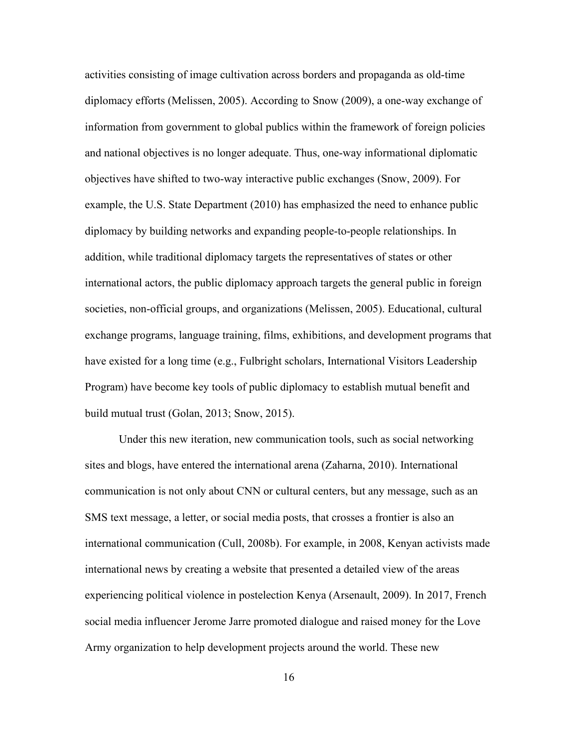activities consisting of image cultivation across borders and propaganda as old-time diplomacy efforts (Melissen, 2005). According to Snow (2009), a one-way exchange of information from government to global publics within the framework of foreign policies and national objectives is no longer adequate. Thus, one-way informational diplomatic objectives have shifted to two-way interactive public exchanges (Snow, 2009). For example, the U.S. State Department (2010) has emphasized the need to enhance public diplomacy by building networks and expanding people-to-people relationships. In addition, while traditional diplomacy targets the representatives of states or other international actors, the public diplomacy approach targets the general public in foreign societies, non-official groups, and organizations (Melissen, 2005). Educational, cultural exchange programs, language training, films, exhibitions, and development programs that have existed for a long time (e.g., Fulbright scholars, International Visitors Leadership Program) have become key tools of public diplomacy to establish mutual benefit and build mutual trust (Golan, 2013; Snow, 2015).

Under this new iteration, new communication tools, such as social networking sites and blogs, have entered the international arena (Zaharna, 2010). International communication is not only about CNN or cultural centers, but any message, such as an SMS text message, a letter, or social media posts, that crosses a frontier is also an international communication (Cull, 2008b). For example, in 2008, Kenyan activists made international news by creating a website that presented a detailed view of the areas experiencing political violence in postelection Kenya (Arsenault, 2009). In 2017, French social media influencer Jerome Jarre promoted dialogue and raised money for the Love Army organization to help development projects around the world. These new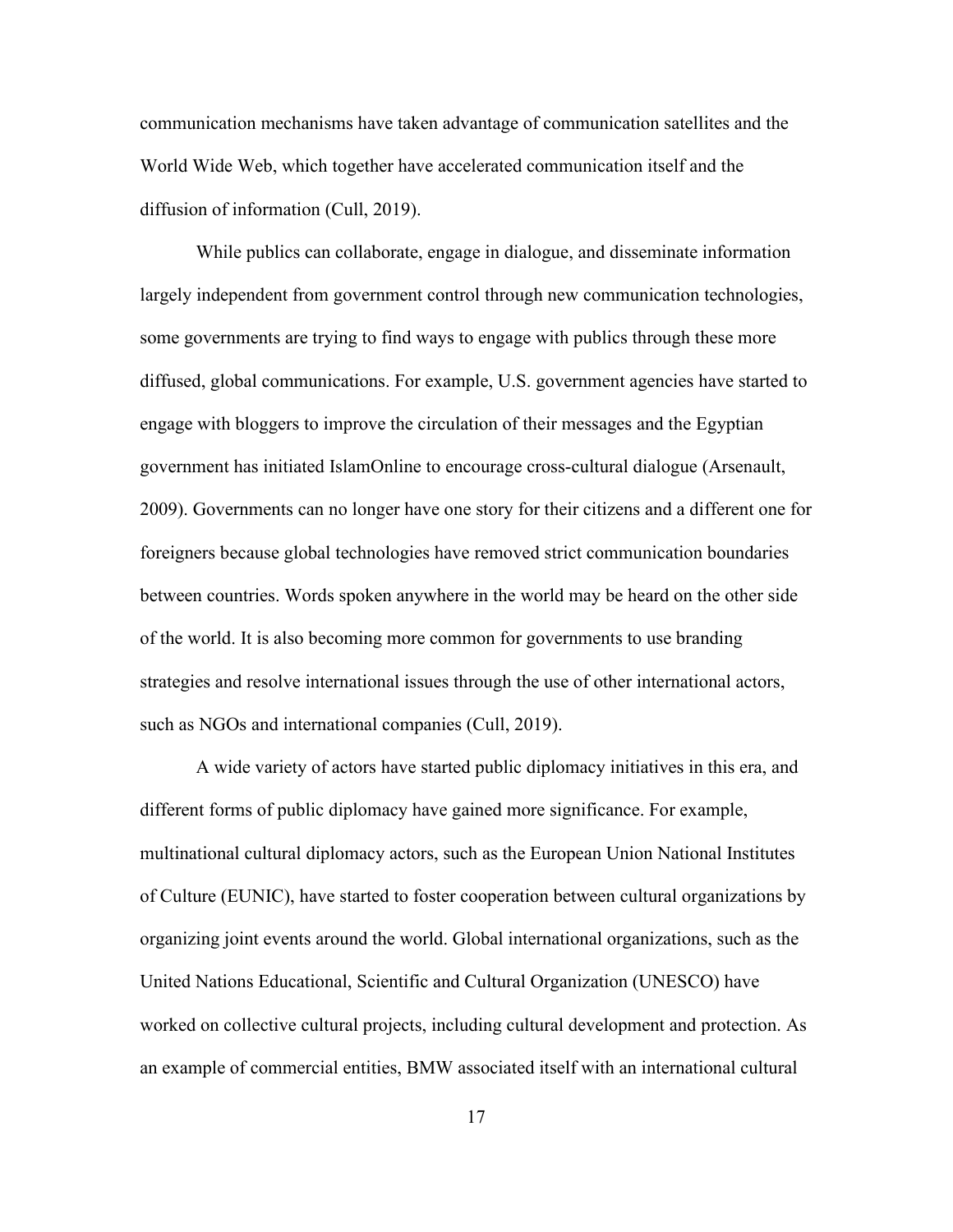communication mechanisms have taken advantage of communication satellites and the World Wide Web, which together have accelerated communication itself and the diffusion of information (Cull, 2019).

While publics can collaborate, engage in dialogue, and disseminate information largely independent from government control through new communication technologies, some governments are trying to find ways to engage with publics through these more diffused, global communications. For example, U.S. government agencies have started to engage with bloggers to improve the circulation of their messages and the Egyptian government has initiated IslamOnline to encourage cross-cultural dialogue (Arsenault, 2009). Governments can no longer have one story for their citizens and a different one for foreigners because global technologies have removed strict communication boundaries between countries. Words spoken anywhere in the world may be heard on the other side of the world. It is also becoming more common for governments to use branding strategies and resolve international issues through the use of other international actors, such as NGOs and international companies (Cull, 2019).

A wide variety of actors have started public diplomacy initiatives in this era, and different forms of public diplomacy have gained more significance. For example, multinational cultural diplomacy actors, such as the European Union National Institutes of Culture (EUNIC), have started to foster cooperation between cultural organizations by organizing joint events around the world. Global international organizations, such as the United Nations Educational, Scientific and Cultural Organization (UNESCO) have worked on collective cultural projects, including cultural development and protection. As an example of commercial entities, BMW associated itself with an international cultural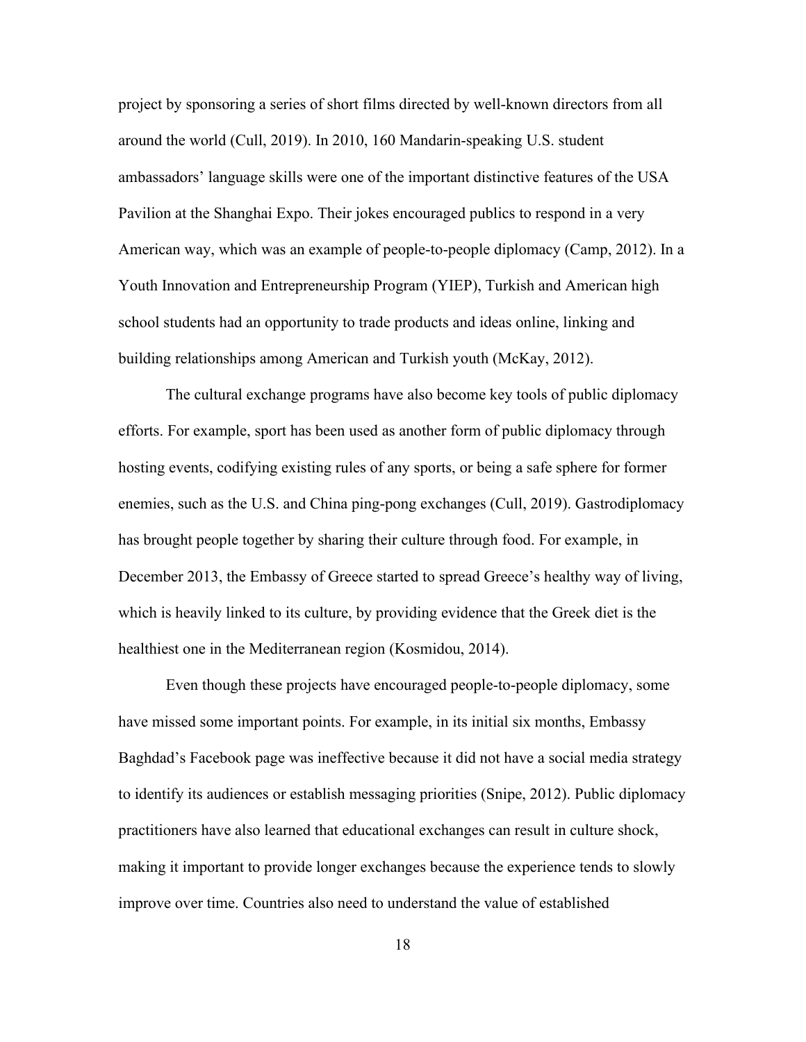project by sponsoring a series of short films directed by well-known directors from all around the world (Cull, 2019). In 2010, 160 Mandarin-speaking U.S. student ambassadors' language skills were one of the important distinctive features of the USA Pavilion at the Shanghai Expo. Their jokes encouraged publics to respond in a very American way, which was an example of people-to-people diplomacy (Camp, 2012). In a Youth Innovation and Entrepreneurship Program (YIEP), Turkish and American high school students had an opportunity to trade products and ideas online, linking and building relationships among American and Turkish youth (McKay, 2012).

The cultural exchange programs have also become key tools of public diplomacy efforts. For example, sport has been used as another form of public diplomacy through hosting events, codifying existing rules of any sports, or being a safe sphere for former enemies, such as the U.S. and China ping-pong exchanges (Cull, 2019). Gastrodiplomacy has brought people together by sharing their culture through food. For example, in December 2013, the Embassy of Greece started to spread Greece's healthy way of living, which is heavily linked to its culture, by providing evidence that the Greek diet is the healthiest one in the Mediterranean region (Kosmidou, 2014).

Even though these projects have encouraged people-to-people diplomacy, some have missed some important points. For example, in its initial six months, Embassy Baghdad's Facebook page was ineffective because it did not have a social media strategy to identify its audiences or establish messaging priorities (Snipe, 2012). Public diplomacy practitioners have also learned that educational exchanges can result in culture shock, making it important to provide longer exchanges because the experience tends to slowly improve over time. Countries also need to understand the value of established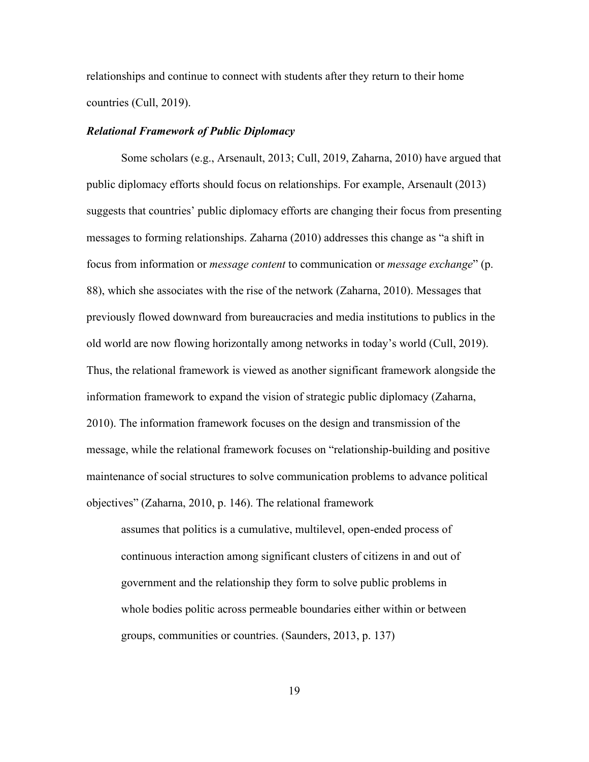relationships and continue to connect with students after they return to their home countries (Cull, 2019).

### *Relational Framework of Public Diplomacy*

Some scholars (e.g., Arsenault, 2013; Cull, 2019, Zaharna, 2010) have argued that public diplomacy efforts should focus on relationships. For example, Arsenault (2013) suggests that countries' public diplomacy efforts are changing their focus from presenting messages to forming relationships. Zaharna (2010) addresses this change as "a shift in focus from information or *message content* to communication or *message exchange*" (p. 88), which she associates with the rise of the network (Zaharna, 2010). Messages that previously flowed downward from bureaucracies and media institutions to publics in the old world are now flowing horizontally among networks in today's world (Cull, 2019). Thus, the relational framework is viewed as another significant framework alongside the information framework to expand the vision of strategic public diplomacy (Zaharna, 2010). The information framework focuses on the design and transmission of the message, while the relational framework focuses on "relationship-building and positive maintenance of social structures to solve communication problems to advance political objectives" (Zaharna, 2010, p. 146). The relational framework

> assumes that politics is a cumulative, multilevel, open-ended process of continuous interaction among significant clusters of citizens in and out of government and the relationship they form to solve public problems in whole bodies politic across permeable boundaries either within or between groups, communities or countries. (Saunders, 2013, p. 137)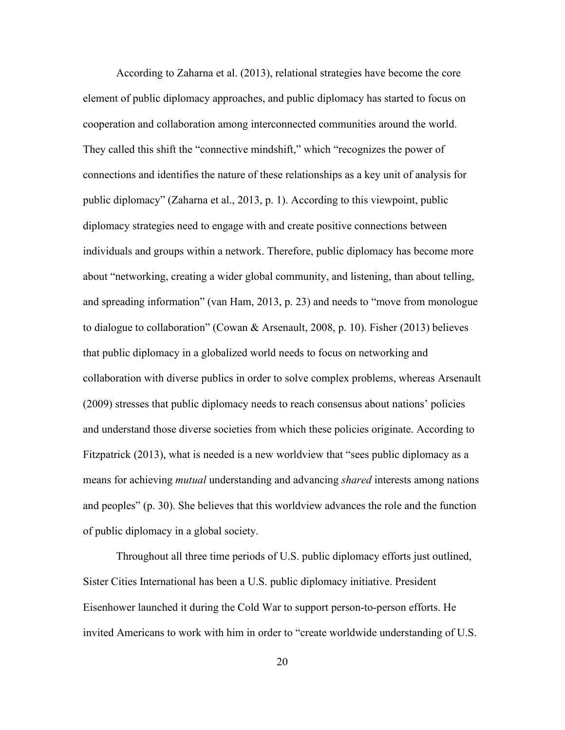According to Zaharna et al. (2013), relational strategies have become the core element of public diplomacy approaches, and public diplomacy has started to focus on cooperation and collaboration among interconnected communities around the world. They called this shift the "connective mindshift," which "recognizes the power of connections and identifies the nature of these relationships as a key unit of analysis for public diplomacy" (Zaharna et al., 2013, p. 1). According to this viewpoint, public diplomacy strategies need to engage with and create positive connections between individuals and groups within a network. Therefore, public diplomacy has become more about "networking, creating a wider global community, and listening, than about telling, and spreading information" (van Ham, 2013, p. 23) and needs to "move from monologue to dialogue to collaboration" (Cowan & Arsenault, 2008, p. 10). Fisher (2013) believes that public diplomacy in a globalized world needs to focus on networking and collaboration with diverse publics in order to solve complex problems, whereas Arsenault (2009) stresses that public diplomacy needs to reach consensus about nations' policies and understand those diverse societies from which these policies originate. According to Fitzpatrick (2013), what is needed is a new worldview that "sees public diplomacy as a means for achieving *mutual* understanding and advancing *shared* interests among nations and peoples" (p. 30). She believes that this worldview advances the role and the function of public diplomacy in a global society.

Throughout all three time periods of U.S. public diplomacy efforts just outlined, Sister Cities International has been a U.S. public diplomacy initiative. President Eisenhower launched it during the Cold War to support person-to-person efforts. He invited Americans to work with him in order to "create worldwide understanding of U.S.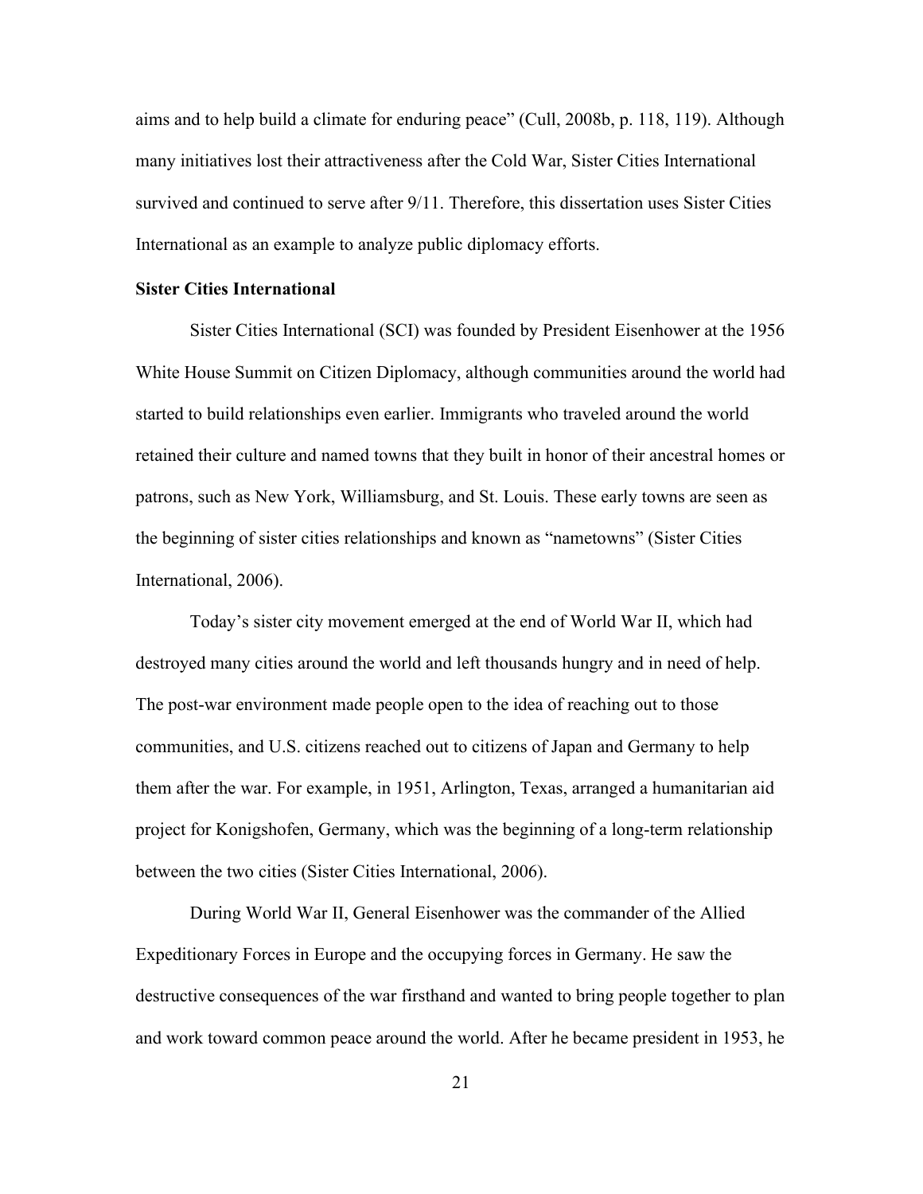aims and to help build a climate for enduring peace" (Cull, 2008b, p. 118, 119). Although many initiatives lost their attractiveness after the Cold War, Sister Cities International survived and continued to serve after 9/11. Therefore, this dissertation uses Sister Cities International as an example to analyze public diplomacy efforts.

**Sister Cities International**

Sister Cities International (SCI) was founded by President Eisenhower at the 1956 White House Summit on Citizen Diplomacy, although communities around the world had started to build relationships even earlier. Immigrants who traveled around the world retained their culture and named towns that they built in honor of their ancestral homes or patrons, such as New York, Williamsburg, and St. Louis. These early towns are seen as the beginning of sister cities relationships and known as "nametowns" (Sister Cities International, 2006).

Today's sister city movement emerged at the end of World War II, which had destroyed many cities around the world and left thousands hungry and in need of help. The post-war environment made people open to the idea of reaching out to those communities, and U.S. citizens reached out to citizens of Japan and Germany to help them after the war. For example, in 1951, Arlington, Texas, arranged a humanitarian aid project for Konigshofen, Germany, which was the beginning of a long-term relationship between the two cities (Sister Cities International, 2006).

During World War II, General Eisenhower was the commander of the Allied Expeditionary Forces in Europe and the occupying forces in Germany. He saw the destructive consequences of the war firsthand and wanted to bring people together to plan and work toward common peace around the world. After he became president in 1953, he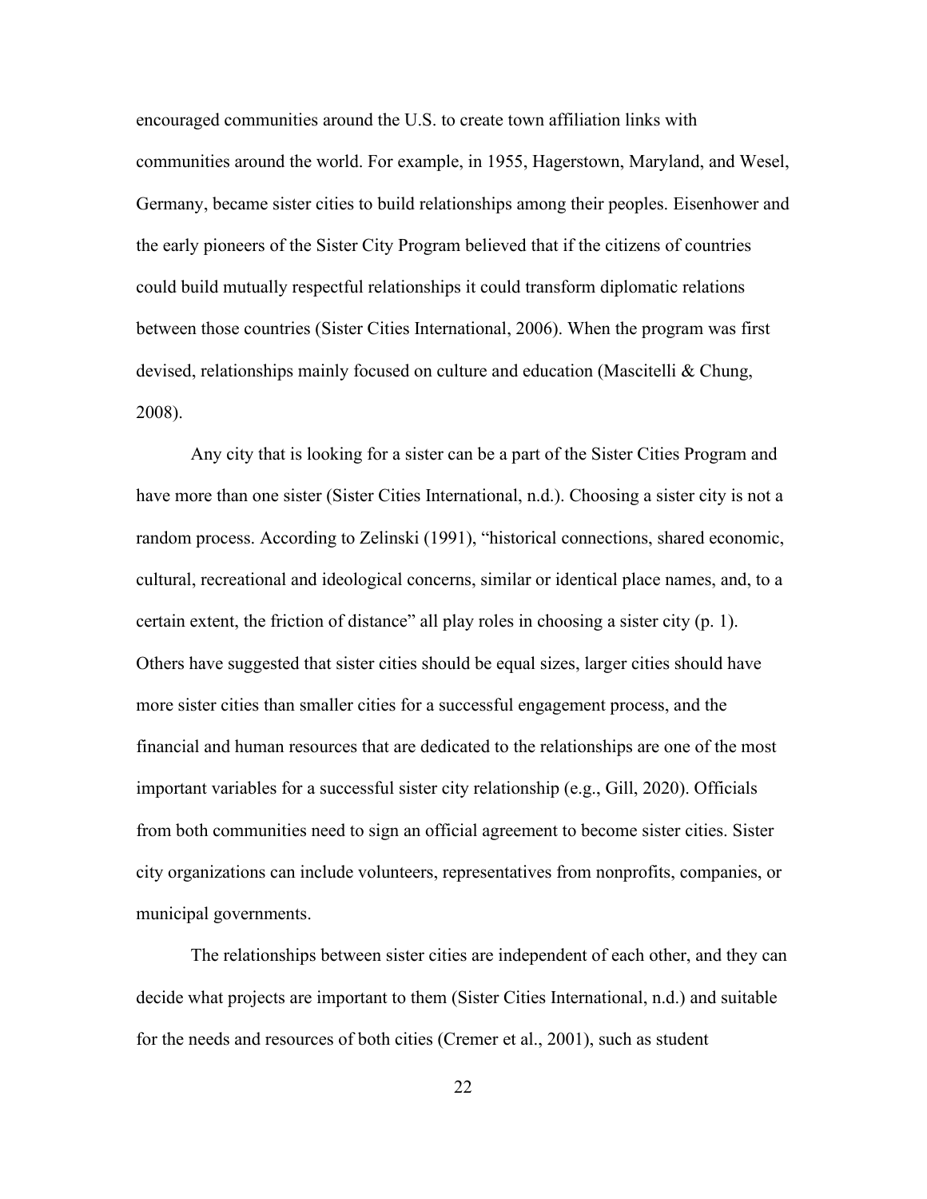encouraged communities around the U.S. to create town affiliation links with communities around the world. For example, in 1955, Hagerstown, Maryland, and Wesel, Germany, became sister cities to build relationships among their peoples. Eisenhower and the early pioneers of the Sister City Program believed that if the citizens of countries could build mutually respectful relationships it could transform diplomatic relations between those countries (Sister Cities International, 2006). When the program was first devised, relationships mainly focused on culture and education (Mascitelli & Chung, 2008).

Any city that is looking for a sister can be a part of the Sister Cities Program and have more than one sister (Sister Cities International, n.d.). Choosing a sister city is not a random process. According to Zelinski (1991), "historical connections, shared economic, cultural, recreational and ideological concerns, similar or identical place names, and, to a certain extent, the friction of distance" all play roles in choosing a sister city (p. 1). Others have suggested that sister cities should be equal sizes, larger cities should have more sister cities than smaller cities for a successful engagement process, and the financial and human resources that are dedicated to the relationships are one of the most important variables for a successful sister city relationship (e.g., Gill, 2020). Officials from both communities need to sign an official agreement to become sister cities. Sister city organizations can include volunteers, representatives from nonprofits, companies, or municipal governments.

The relationships between sister cities are independent of each other, and they can decide what projects are important to them (Sister Cities International, n.d.) and suitable for the needs and resources of both cities (Cremer et al., 2001), such as student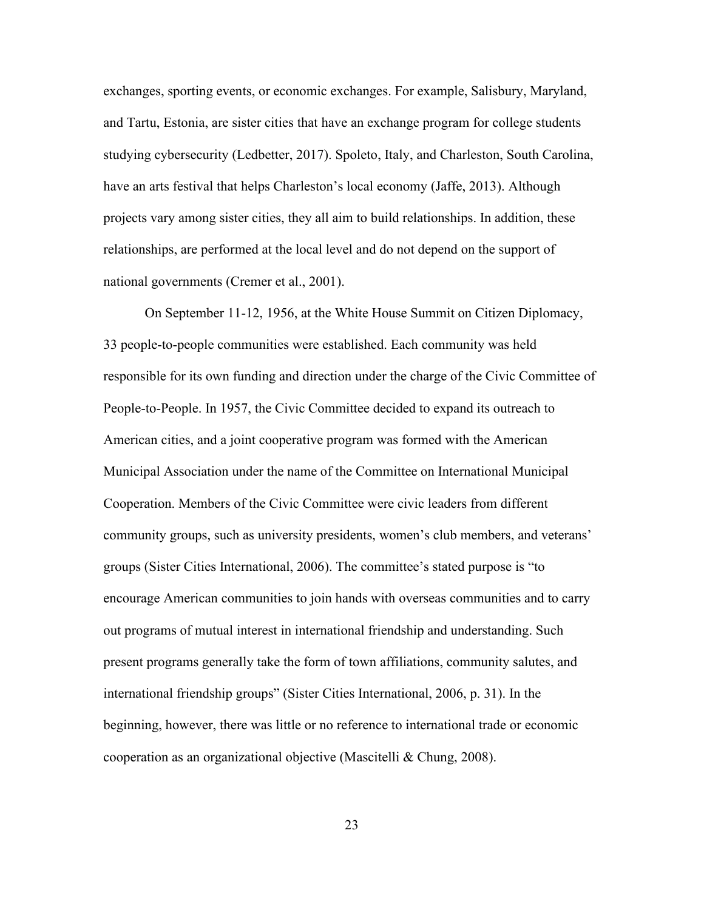exchanges, sporting events, or economic exchanges. For example, Salisbury, Maryland, and Tartu, Estonia, are sister cities that have an exchange program for college students studying cybersecurity (Ledbetter, 2017). Spoleto, Italy, and Charleston, South Carolina, have an arts festival that helps Charleston's local economy (Jaffe, 2013). Although projects vary among sister cities, they all aim to build relationships. In addition, these relationships, are performed at the local level and do not depend on the support of national governments (Cremer et al., 2001).

On September 11-12, 1956, at the White House Summit on Citizen Diplomacy, 33 people-to-people communities were established. Each community was held responsible for its own funding and direction under the charge of the Civic Committee of People-to-People. In 1957, the Civic Committee decided to expand its outreach to American cities, and a joint cooperative program was formed with the American Municipal Association under the name of the Committee on International Municipal Cooperation. Members of the Civic Committee were civic leaders from different community groups, such as university presidents, women's club members, and veterans' groups (Sister Cities International, 2006). The committee's stated purpose is "to encourage American communities to join hands with overseas communities and to carry out programs of mutual interest in international friendship and understanding. Such present programs generally take the form of town affiliations, community salutes, and international friendship groups" (Sister Cities International, 2006, p. 31). In the beginning, however, there was little or no reference to international trade or economic cooperation as an organizational objective (Mascitelli & Chung, 2008).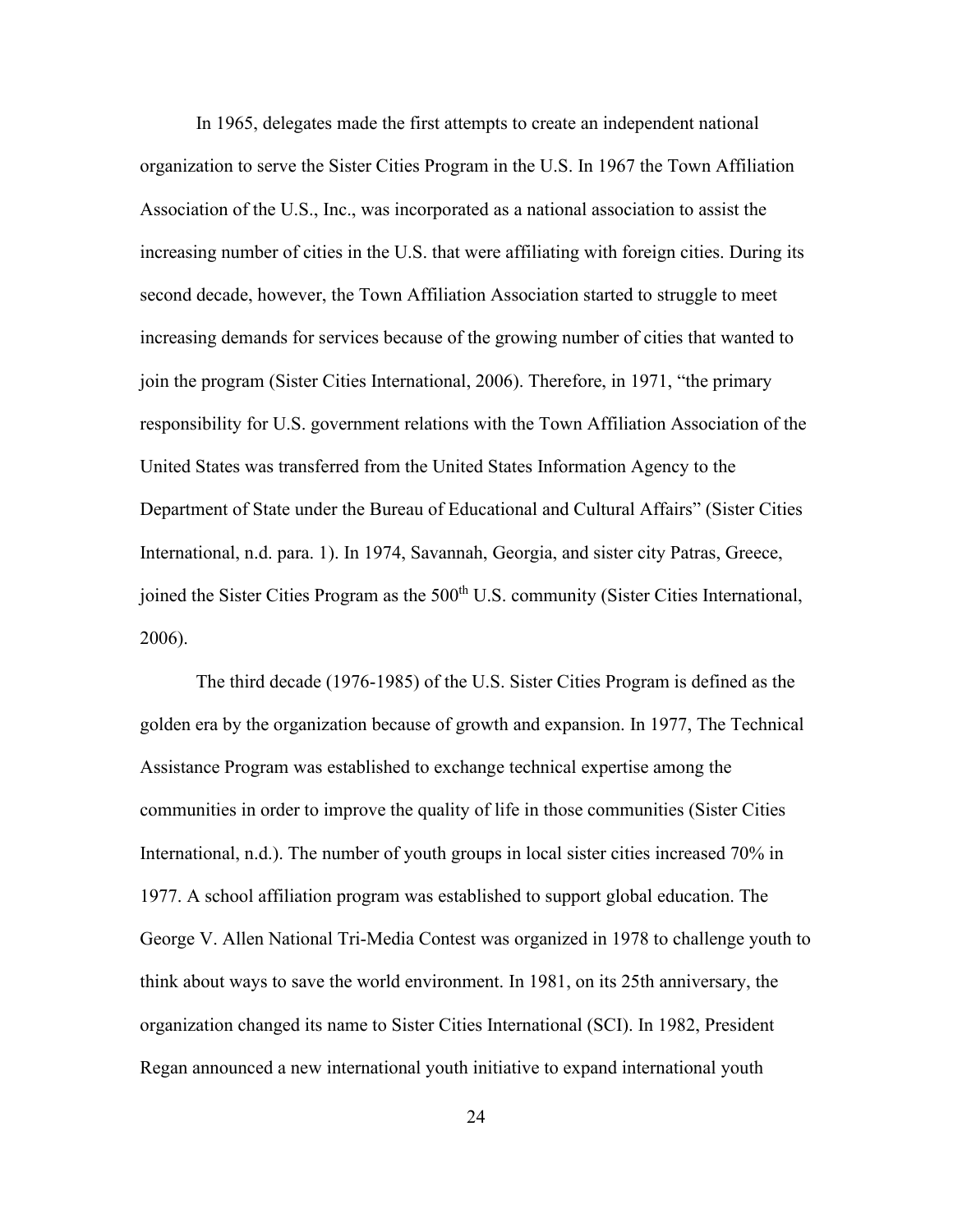In 1965, delegates made the first attempts to create an independent national organization to serve the Sister Cities Program in the U.S. In 1967 the Town Affiliation Association of the U.S., Inc., was incorporated as a national association to assist the increasing number of cities in the U.S. that were affiliating with foreign cities. During its second decade, however, the Town Affiliation Association started to struggle to meet increasing demands for services because of the growing number of cities that wanted to join the program (Sister Cities International, 2006). Therefore, in 1971, "the primary responsibility for U.S. government relations with the Town Affiliation Association of the United States was transferred from the United States Information Agency to the Department of State under the Bureau of Educational and Cultural Affairs" (Sister Cities International, n.d. para. 1). In 1974, Savannah, Georgia, and sister city Patras, Greece, joined the Sister Cities Program as the 500th U.S. community (Sister Cities International, 2006).

The third decade (1976-1985) of the U.S. Sister Cities Program is defined as the golden era by the organization because of growth and expansion. In 1977, The Technical Assistance Program was established to exchange technical expertise among the communities in order to improve the quality of life in those communities (Sister Cities International, n.d.). The number of youth groups in local sister cities increased 70% in 1977. A school affiliation program was established to support global education. The George V. Allen National Tri-Media Contest was organized in 1978 to challenge youth to think about ways to save the world environment. In 1981, on its 25th anniversary, the organization changed its name to Sister Cities International (SCI). In 1982, President Regan announced a new international youth initiative to expand international youth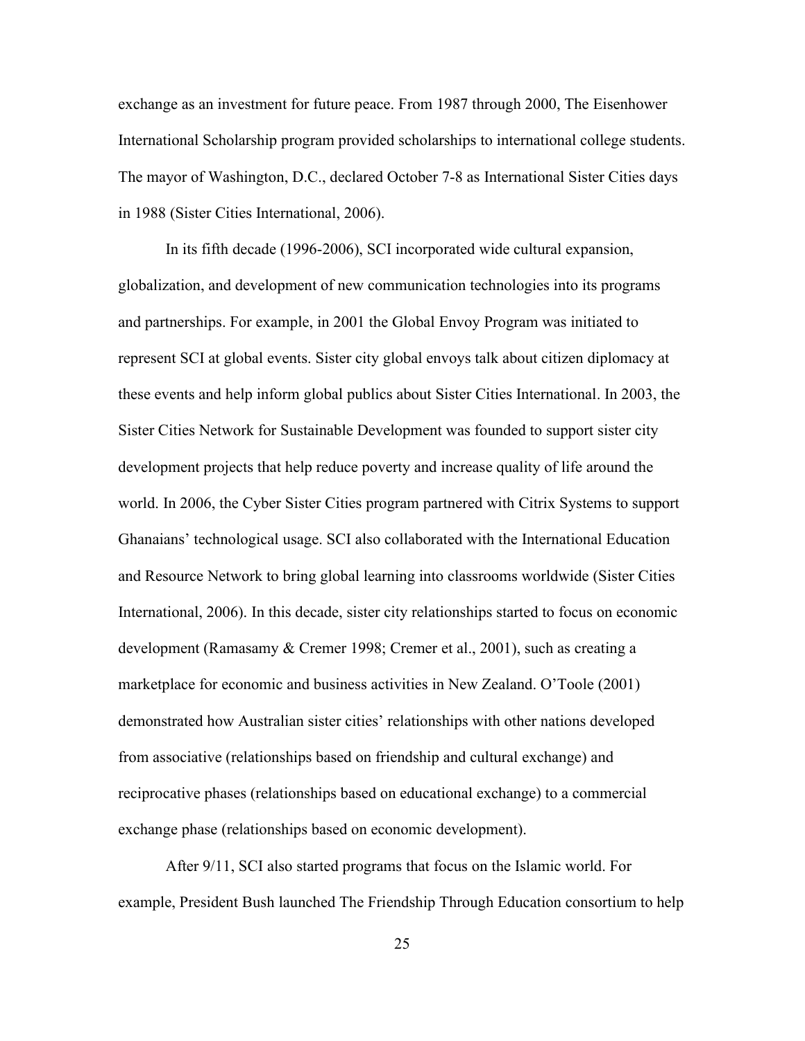exchange as an investment for future peace. From 1987 through 2000, The Eisenhower International Scholarship program provided scholarships to international college students. The mayor of Washington, D.C., declared October 7-8 as International Sister Cities days in 1988 (Sister Cities International, 2006).

In its fifth decade (1996-2006), SCI incorporated wide cultural expansion, globalization, and development of new communication technologies into its programs and partnerships. For example, in 2001 the Global Envoy Program was initiated to represent SCI at global events. Sister city global envoys talk about citizen diplomacy at these events and help inform global publics about Sister Cities International. In 2003, the Sister Cities Network for Sustainable Development was founded to support sister city development projects that help reduce poverty and increase quality of life around the world. In 2006, the Cyber Sister Cities program partnered with Citrix Systems to support Ghanaians' technological usage. SCI also collaborated with the International Education and Resource Network to bring global learning into classrooms worldwide (Sister Cities International, 2006). In this decade, sister city relationships started to focus on economic development (Ramasamy & Cremer 1998; Cremer et al., 2001), such as creating a marketplace for economic and business activities in New Zealand. O'Toole (2001) demonstrated how Australian sister cities' relationships with other nations developed from associative (relationships based on friendship and cultural exchange) and reciprocative phases (relationships based on educational exchange) to a commercial exchange phase (relationships based on economic development).

After 9/11, SCI also started programs that focus on the Islamic world. For example, President Bush launched The Friendship Through Education consortium to help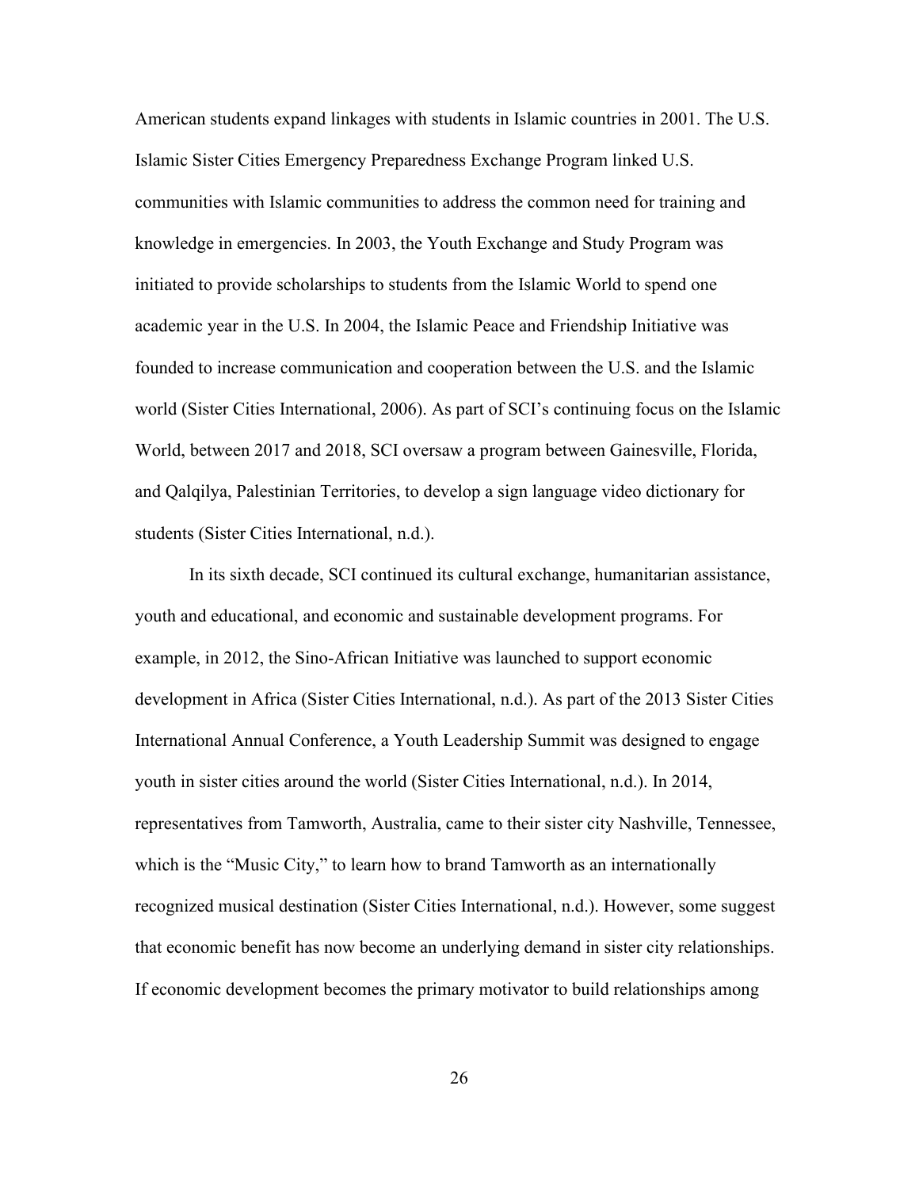American students expand linkages with students in Islamic countries in 2001. The U.S. Islamic Sister Cities Emergency Preparedness Exchange Program linked U.S. communities with Islamic communities to address the common need for training and knowledge in emergencies. In 2003, the Youth Exchange and Study Program was initiated to provide scholarships to students from the Islamic World to spend one academic year in the U.S. In 2004, the Islamic Peace and Friendship Initiative was founded to increase communication and cooperation between the U.S. and the Islamic world (Sister Cities International, 2006). As part of SCI's continuing focus on the Islamic World, between 2017 and 2018, SCI oversaw a program between Gainesville, Florida, and Qalqilya, Palestinian Territories, to develop a sign language video dictionary for students (Sister Cities International, n.d.).

In its sixth decade, SCI continued its cultural exchange, humanitarian assistance, youth and educational, and economic and sustainable development programs. For example, in 2012, the Sino-African Initiative was launched to support economic development in Africa (Sister Cities International, n.d.). As part of the 2013 Sister Cities International Annual Conference, a Youth Leadership Summit was designed to engage youth in sister cities around the world (Sister Cities International, n.d.). In 2014, representatives from Tamworth, Australia, came to their sister city Nashville, Tennessee, which is the "Music City," to learn how to brand Tamworth as an internationally recognized musical destination (Sister Cities International, n.d.). However, some suggest that economic benefit has now become an underlying demand in sister city relationships. If economic development becomes the primary motivator to build relationships among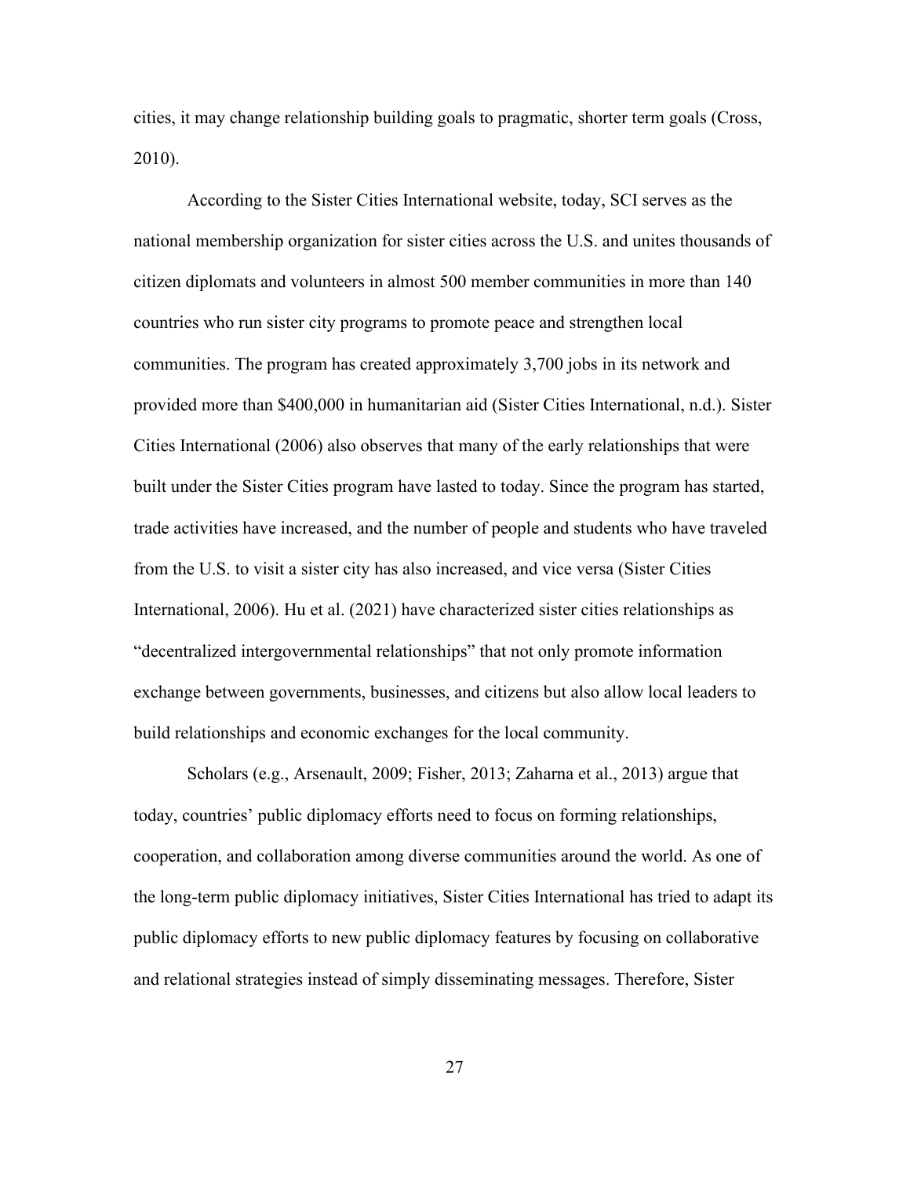cities, it may change relationship building goals to pragmatic, shorter term goals (Cross, 2010).

According to the Sister Cities International website, today, SCI serves as the national membership organization for sister cities across the U.S. and unites thousands of citizen diplomats and volunteers in almost 500 member communities in more than 140 countries who run sister city programs to promote peace and strengthen local communities. The program has created approximately 3,700 jobs in its network and provided more than $400,000 in humanitarian aid (Sister Cities International, n.d.). Sister Cities International (2006) also observes that many of the early relationships that were built under the Sister Cities program have lasted to today. Since the program has started, trade activities have increased, and the number of people and students who have traveled from the U.S. to visit a sister city has also increased, and vice versa (Sister Cities International, 2006). Hu et al. (2021) have characterized sister cities relationships as "decentralized intergovernmental relationships" that not only promote information exchange between governments, businesses, and citizens but also allow local leaders to build relationships and economic exchanges for the local community.

Scholars (e.g., Arsenault, 2009; Fisher, 2013; Zaharna et al., 2013) argue that today, countries' public diplomacy efforts need to focus on forming relationships, cooperation, and collaboration among diverse communities around the world. As one of the long-term public diplomacy initiatives, Sister Cities International has tried to adapt its public diplomacy efforts to new public diplomacy features by focusing on collaborative and relational strategies instead of simply disseminating messages. Therefore, Sister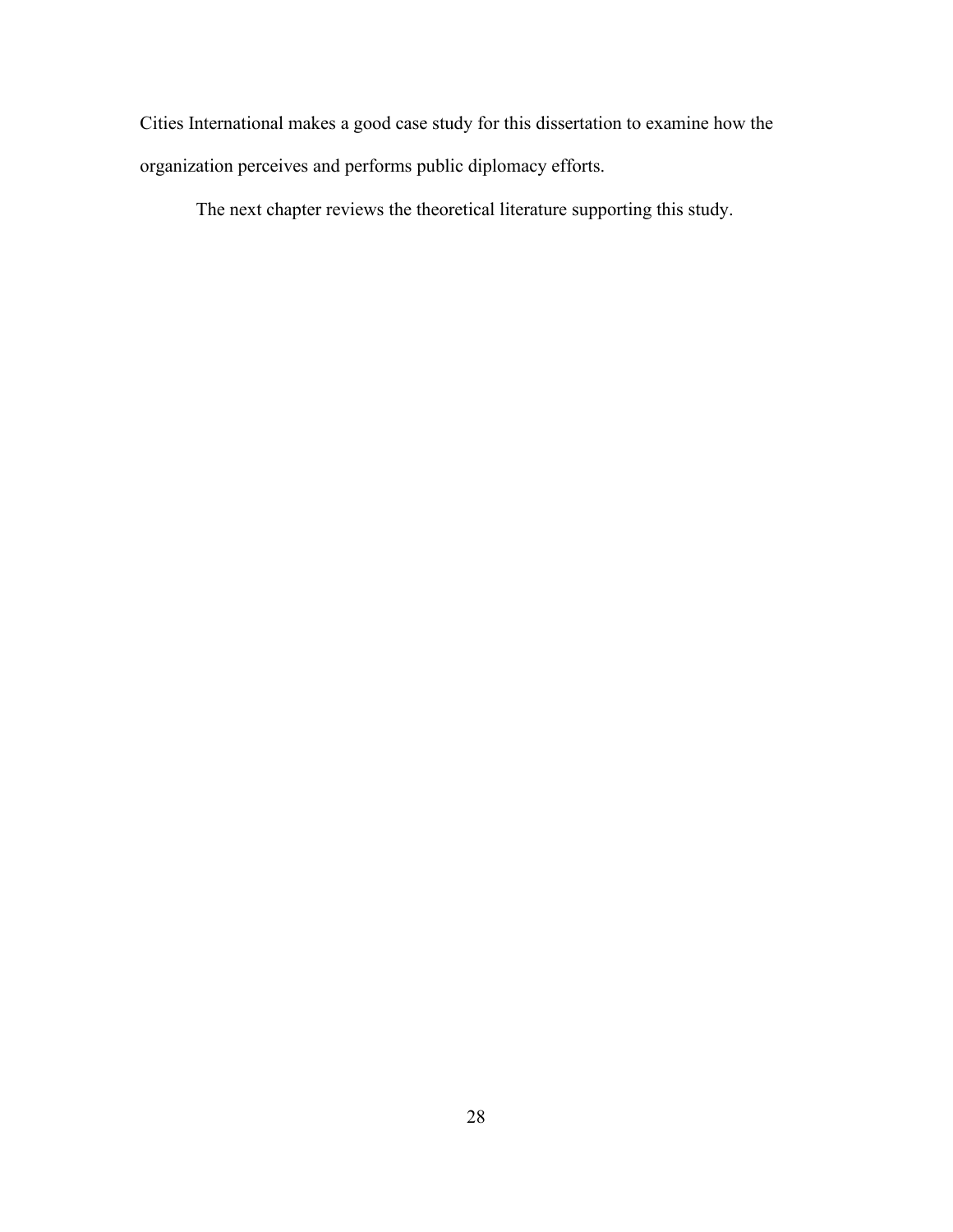Cities International makes a good case study for this dissertation to examine how the organization perceives and performs public diplomacy efforts.

The next chapter reviews the theoretical literature supporting this study.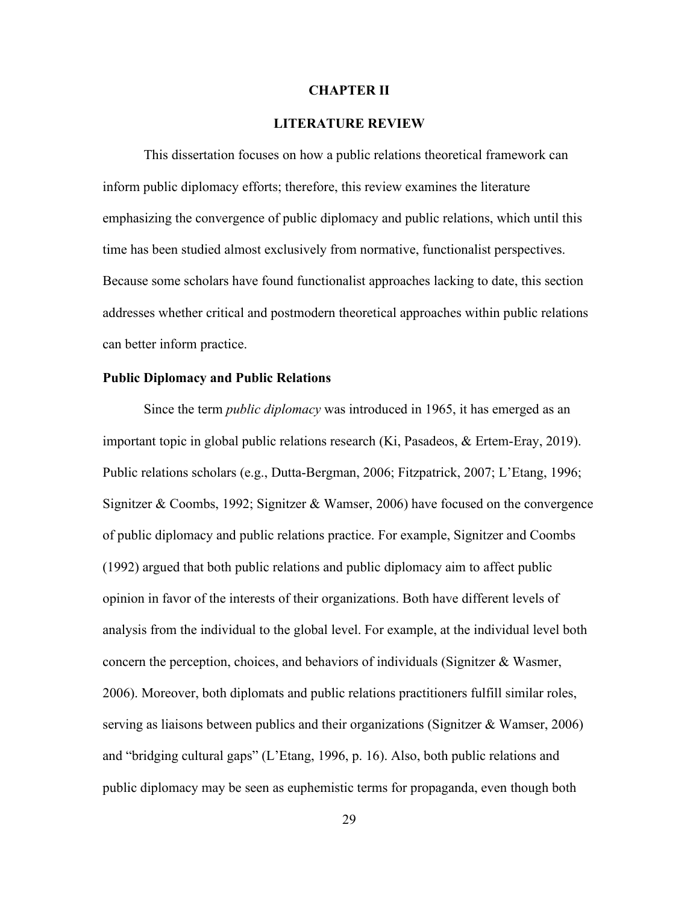# CHAPTER II

# LITERATURE REVIEW

This dissertation focuses on how a public relations theoretical framework can inform public diplomacy efforts; therefore, this review examines the literature emphasizing the convergence of public diplomacy and public relations, which until this time has been studied almost exclusively from normative, functionalist perspectives. Because some scholars have found functionalist approaches lacking to date, this section addresses whether critical and postmodern theoretical approaches within public relations can better inform practice.

## Public Diplomacy and Public Relations

Since the term *public diplomacy* was introduced in 1965, it has emerged as an important topic in global public relations research (Ki, Pasadeos, & Ertem-Eray, 2019). Public relations scholars (e.g., Dutta-Bergman, 2006; Fitzpatrick, 2007; L'Etang, 1996; Signitzer & Coombs, 1992; Signitzer & Wamser, 2006) have focused on the convergence of public diplomacy and public relations practice. For example, Signitzer and Coombs (1992) argued that both public relations and public diplomacy aim to affect public opinion in favor of the interests of their organizations. Both have different levels of analysis from the individual to the global level. For example, at the individual level both concern the perception, choices, and behaviors of individuals (Signitzer & Wasmer, 2006). Moreover, both diplomats and public relations practitioners fulfill similar roles, serving as liaisons between publics and their organizations (Signitzer & Wamser, 2006) and "bridging cultural gaps" (L'Etang, 1996, p. 16). Also, both public relations and public diplomacy may be seen as euphemistic terms for propaganda, even though both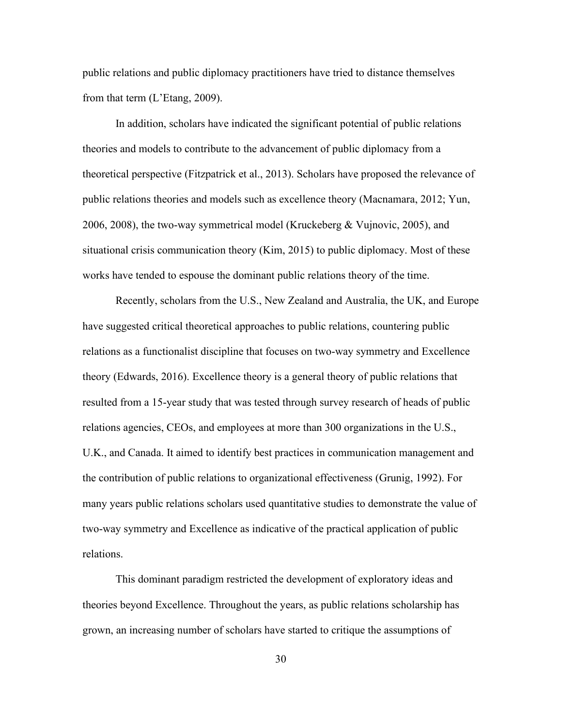public relations and public diplomacy practitioners have tried to distance themselves from that term (L'Etang, 2009).

In addition, scholars have indicated the significant potential of public relations theories and models to contribute to the advancement of public diplomacy from a theoretical perspective (Fitzpatrick et al., 2013). Scholars have proposed the relevance of public relations theories and models such as excellence theory (Macnamara, 2012; Yun, 2006, 2008), the two-way symmetrical model (Kruckeberg & Vujnovic, 2005), and situational crisis communication theory (Kim, 2015) to public diplomacy. Most of these works have tended to espouse the dominant public relations theory of the time.

Recently, scholars from the U.S., New Zealand and Australia, the UK, and Europe have suggested critical theoretical approaches to public relations, countering public relations as a functionalist discipline that focuses on two-way symmetry and Excellence theory (Edwards, 2016). Excellence theory is a general theory of public relations that resulted from a 15-year study that was tested through survey research of heads of public relations agencies, CEOs, and employees at more than 300 organizations in the U.S., U.K., and Canada. It aimed to identify best practices in communication management and the contribution of public relations to organizational effectiveness (Grunig, 1992). For many years public relations scholars used quantitative studies to demonstrate the value of two-way symmetry and Excellence as indicative of the practical application of public relations.

This dominant paradigm restricted the development of exploratory ideas and theories beyond Excellence. Throughout the years, as public relations scholarship has grown, an increasing number of scholars have started to critique the assumptions of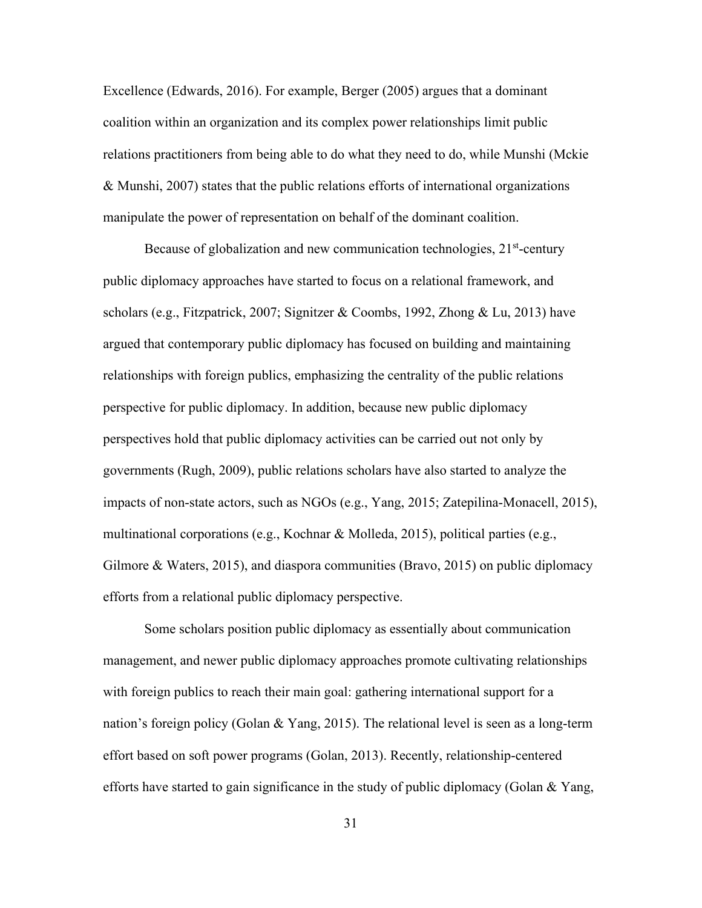Excellence (Edwards, 2016). For example, Berger (2005) argues that a dominant coalition within an organization and its complex power relationships limit public relations practitioners from being able to do what they need to do, while Munshi (Mckie & Munshi, 2007) states that the public relations efforts of international organizations manipulate the power of representation on behalf of the dominant coalition.

Because of globalization and new communication technologies, 21st-century public diplomacy approaches have started to focus on a relational framework, and scholars (e.g., Fitzpatrick, 2007; Signitzer & Coombs, 1992, Zhong & Lu, 2013) have argued that contemporary public diplomacy has focused on building and maintaining relationships with foreign publics, emphasizing the centrality of the public relations perspective for public diplomacy. In addition, because new public diplomacy perspectives hold that public diplomacy activities can be carried out not only by governments (Rugh, 2009), public relations scholars have also started to analyze the impacts of non-state actors, such as NGOs (e.g., Yang, 2015; Zatepilina-Monacell, 2015), multinational corporations (e.g., Kochnar & Molleda, 2015), political parties (e.g., Gilmore & Waters, 2015), and diaspora communities (Bravo, 2015) on public diplomacy efforts from a relational public diplomacy perspective.

Some scholars position public diplomacy as essentially about communication management, and newer public diplomacy approaches promote cultivating relationships with foreign publics to reach their main goal: gathering international support for a nation's foreign policy (Golan & Yang, 2015). The relational level is seen as a long-term effort based on soft power programs (Golan, 2013). Recently, relationship-centered efforts have started to gain significance in the study of public diplomacy (Golan & Yang,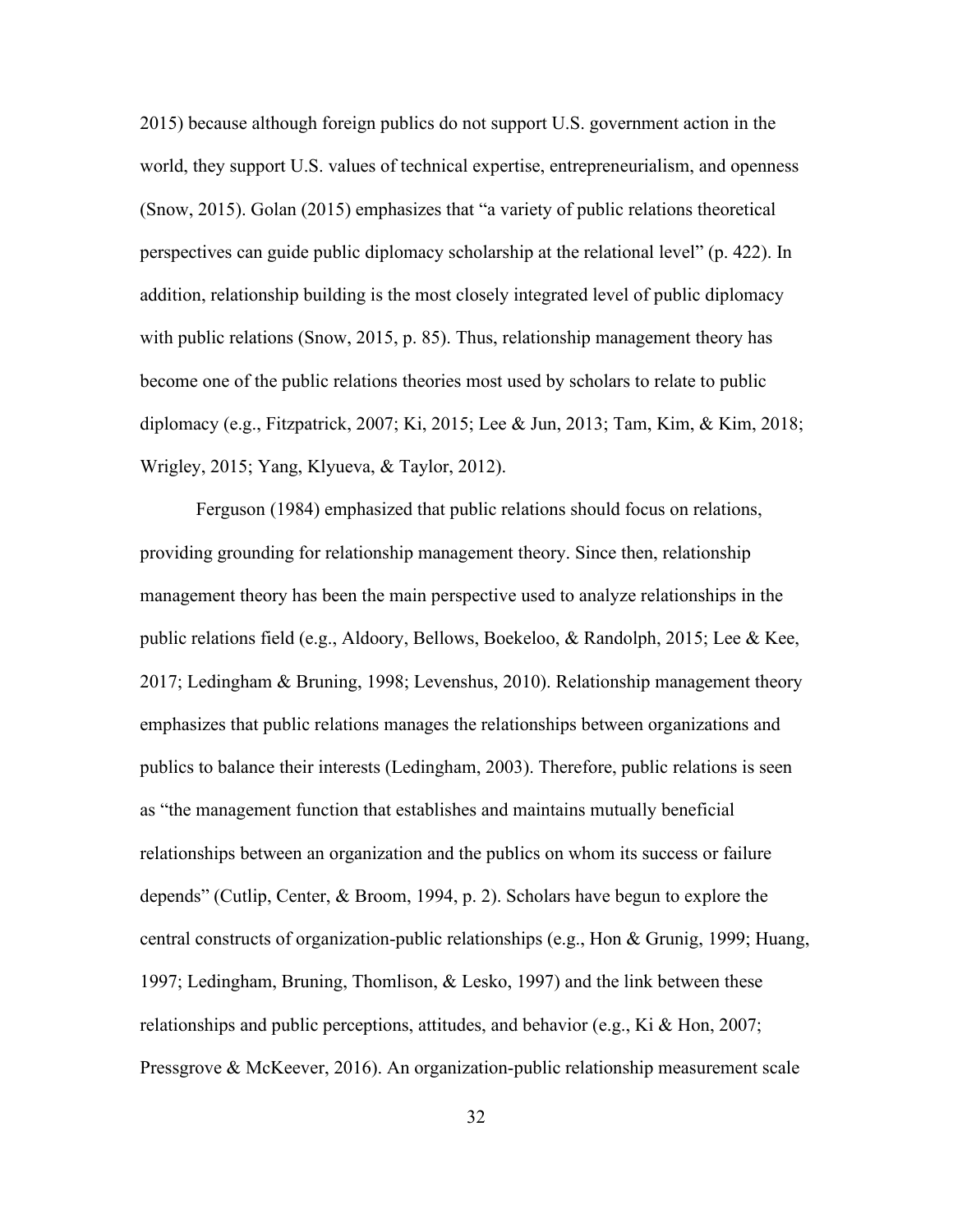2015) because although foreign publics do not support U.S. government action in the world, they support U.S. values of technical expertise, entrepreneurialism, and openness (Snow, 2015). Golan (2015) emphasizes that "a variety of public relations theoretical perspectives can guide public diplomacy scholarship at the relational level" (p. 422). In addition, relationship building is the most closely integrated level of public diplomacy with public relations (Snow, 2015, p. 85). Thus, relationship management theory has become one of the public relations theories most used by scholars to relate to public diplomacy (e.g., Fitzpatrick, 2007; Ki, 2015; Lee & Jun, 2013; Tam, Kim, & Kim, 2018; Wrigley, 2015; Yang, Klyueva, & Taylor, 2012).

Ferguson (1984) emphasized that public relations should focus on relations, providing grounding for relationship management theory. Since then, relationship management theory has been the main perspective used to analyze relationships in the public relations field (e.g., Aldoory, Bellows, Boekeloo, & Randolph, 2015; Lee & Kee, 2017; Ledingham & Bruning, 1998; Levenshus, 2010). Relationship management theory emphasizes that public relations manages the relationships between organizations and publics to balance their interests (Ledingham, 2003). Therefore, public relations is seen as "the management function that establishes and maintains mutually beneficial relationships between an organization and the publics on whom its success or failure depends" (Cutlip, Center, & Broom, 1994, p. 2). Scholars have begun to explore the central constructs of organization-public relationships (e.g., Hon & Grunig, 1999; Huang, 1997; Ledingham, Bruning, Thomlison, & Lesko, 1997) and the link between these relationships and public perceptions, attitudes, and behavior (e.g., Ki & Hon, 2007; Pressgrove & McKeever, 2016). An organization-public relationship measurement scale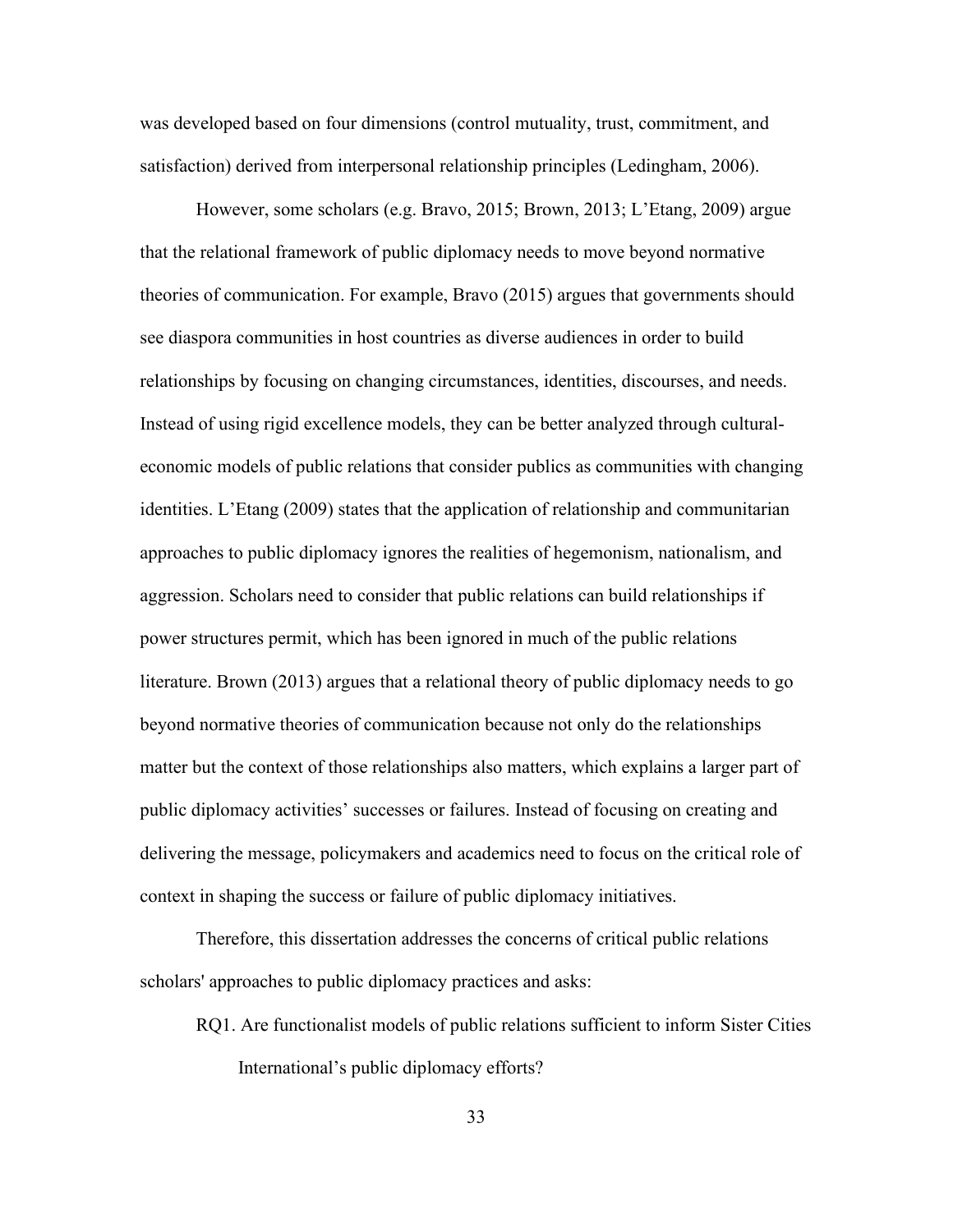was developed based on four dimensions (control mutuality, trust, commitment, and satisfaction) derived from interpersonal relationship principles (Ledingham, 2006).

However, some scholars (e.g. Bravo, 2015; Brown, 2013; L'Etang, 2009) argue that the relational framework of public diplomacy needs to move beyond normative theories of communication. For example, Bravo (2015) argues that governments should see diaspora communities in host countries as diverse audiences in order to build relationships by focusing on changing circumstances, identities, discourses, and needs. Instead of using rigid excellence models, they can be better analyzed through cultural-economic models of public relations that consider publics as communities with changing identities. L'Etang (2009) states that the application of relationship and communitarian approaches to public diplomacy ignores the realities of hegemonism, nationalism, and aggression. Scholars need to consider that public relations can build relationships if power structures permit, which has been ignored in much of the public relations literature. Brown (2013) argues that a relational theory of public diplomacy needs to go beyond normative theories of communication because not only do the relationships matter but the context of those relationships also matters, which explains a larger part of public diplomacy activities' successes or failures. Instead of focusing on creating and delivering the message, policymakers and academics need to focus on the critical role of context in shaping the success or failure of public diplomacy initiatives.

Therefore, this dissertation addresses the concerns of critical public relations scholars' approaches to public diplomacy practices and asks:

RQ1. Are functionalist models of public relations sufficient to inform Sister Cities International's public diplomacy efforts?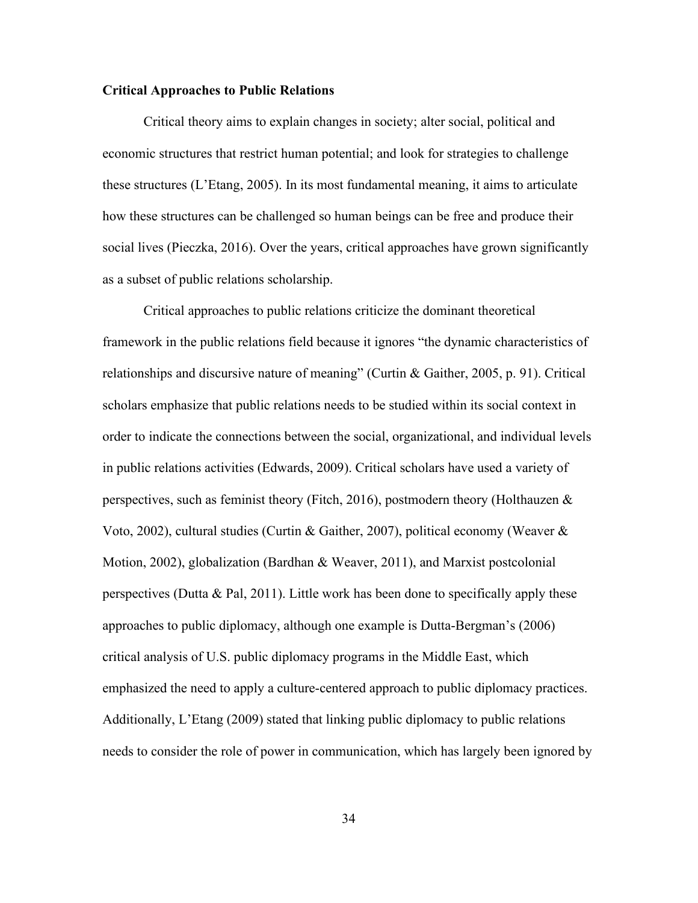**Critical Approaches to Public Relations**

Critical theory aims to explain changes in society; alter social, political and economic structures that restrict human potential; and look for strategies to challenge these structures (L'Etang, 2005). In its most fundamental meaning, it aims to articulate how these structures can be challenged so human beings can be free and produce their social lives (Pieczka, 2016). Over the years, critical approaches have grown significantly as a subset of public relations scholarship.

Critical approaches to public relations criticize the dominant theoretical framework in the public relations field because it ignores "the dynamic characteristics of relationships and discursive nature of meaning" (Curtin & Gaither, 2005, p. 91). Critical scholars emphasize that public relations needs to be studied within its social context in order to indicate the connections between the social, organizational, and individual levels in public relations activities (Edwards, 2009). Critical scholars have used a variety of perspectives, such as feminist theory (Fitch, 2016), postmodern theory (Holthauzen & Voto, 2002), cultural studies (Curtin & Gaither, 2007), political economy (Weaver & Motion, 2002), globalization (Bardhan & Weaver, 2011), and Marxist postcolonial perspectives (Dutta & Pal, 2011). Little work has been done to specifically apply these approaches to public diplomacy, although one example is Dutta-Bergman's (2006) critical analysis of U.S. public diplomacy programs in the Middle East, which emphasized the need to apply a culture-centered approach to public diplomacy practices. Additionally, L'Etang (2009) stated that linking public diplomacy to public relations needs to consider the role of power in communication, which has largely been ignored by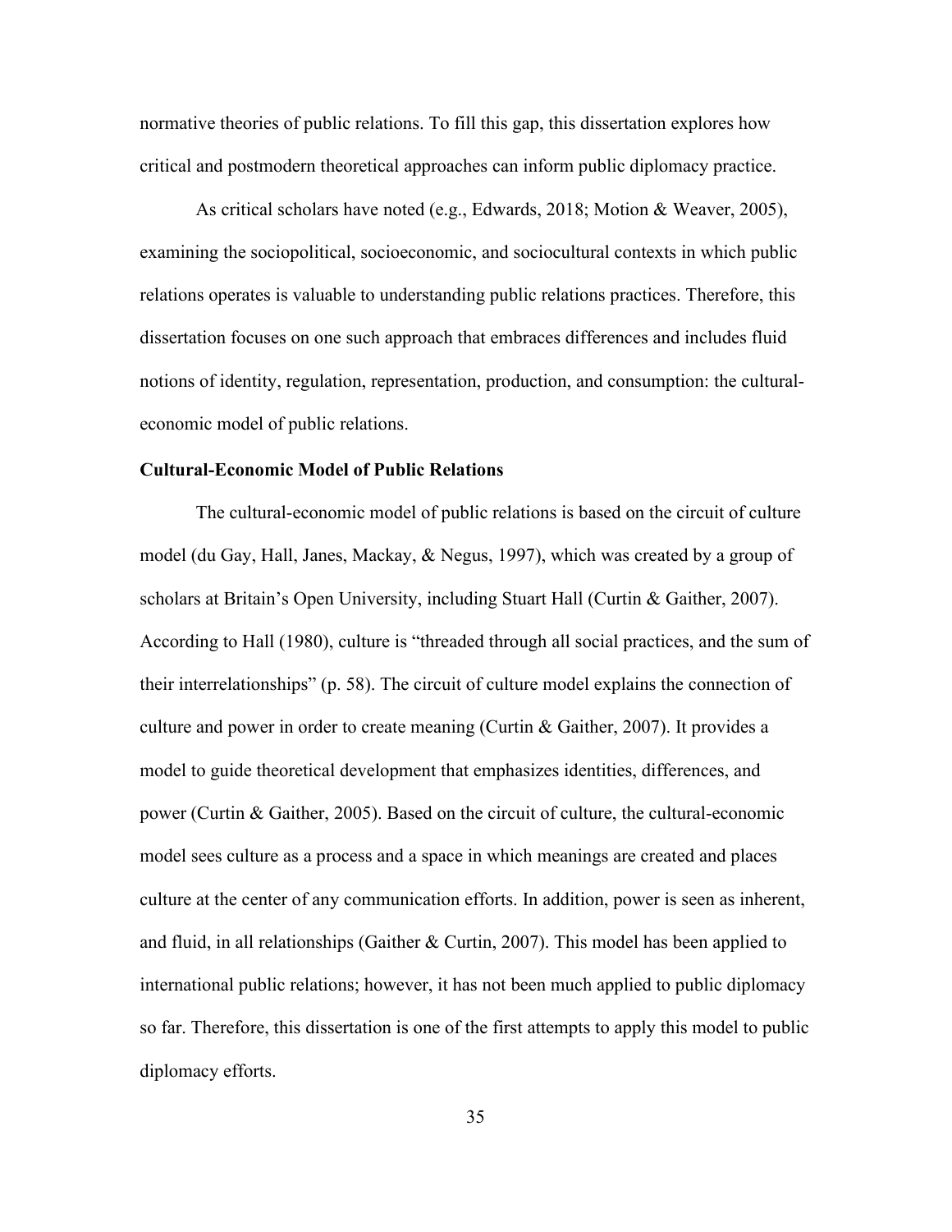normative theories of public relations. To fill this gap, this dissertation explores how critical and postmodern theoretical approaches can inform public diplomacy practice.

As critical scholars have noted (e.g., Edwards, 2018; Motion & Weaver, 2005), examining the sociopolitical, socioeconomic, and sociocultural contexts in which public relations operates is valuable to understanding public relations practices. Therefore, this dissertation focuses on one such approach that embraces differences and includes fluid notions of identity, regulation, representation, production, and consumption: the cultural-economic model of public relations.

**Cultural-Economic Model of Public Relations**

The cultural-economic model of public relations is based on the circuit of culture model (du Gay, Hall, Janes, Mackay, & Negus, 1997), which was created by a group of scholars at Britain's Open University, including Stuart Hall (Curtin & Gaither, 2007). According to Hall (1980), culture is "threaded through all social practices, and the sum of their interrelationships" (p. 58). The circuit of culture model explains the connection of culture and power in order to create meaning (Curtin & Gaither, 2007). It provides a model to guide theoretical development that emphasizes identities, differences, and power (Curtin & Gaither, 2005). Based on the circuit of culture, the cultural-economic model sees culture as a process and a space in which meanings are created and places culture at the center of any communication efforts. In addition, power is seen as inherent, and fluid, in all relationships (Gaither & Curtin, 2007). This model has been applied to international public relations; however, it has not been much applied to public diplomacy so far. Therefore, this dissertation is one of the first attempts to apply this model to public diplomacy efforts.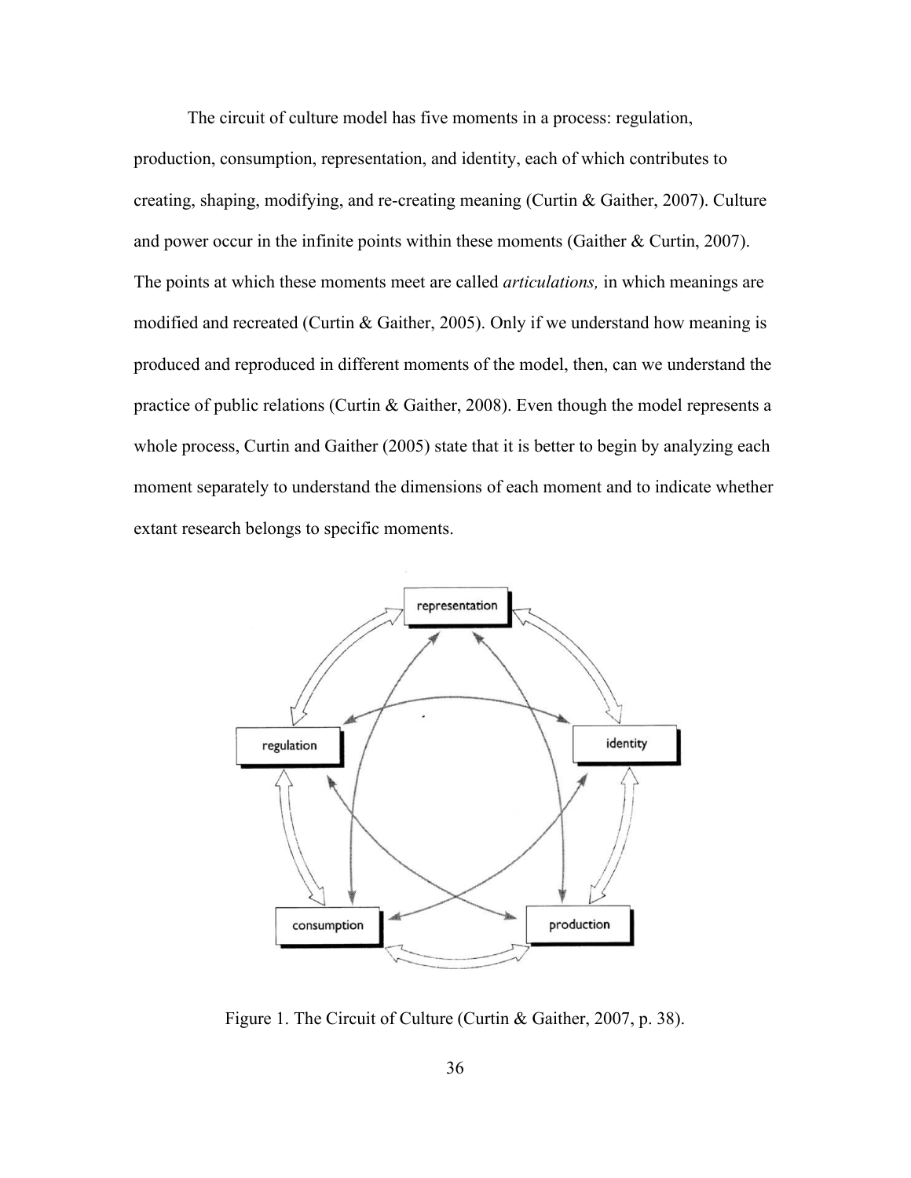The circuit of culture model has five moments in a process: regulation, production, consumption, representation, and identity, each of which contributes to creating, shaping, modifying, and re-creating meaning (Curtin & Gaither, 2007). Culture and power occur in the infinite points within these moments (Gaither & Curtin, 2007). The points at which these moments meet are called *articulations,* in which meanings are modified and recreated (Curtin & Gaither, 2005). Only if we understand how meaning is produced and reproduced in different moments of the model, then, can we understand the practice of public relations (Curtin & Gaither, 2008). Even though the model represents a whole process, Curtin and Gaither (2005) state that it is better to begin by analyzing each moment separately to understand the dimensions of each moment and to indicate whether extant research belongs to specific moments.

Figure 1. The Circuit of Culture (Curtin & Gaither, 2007, p. 38).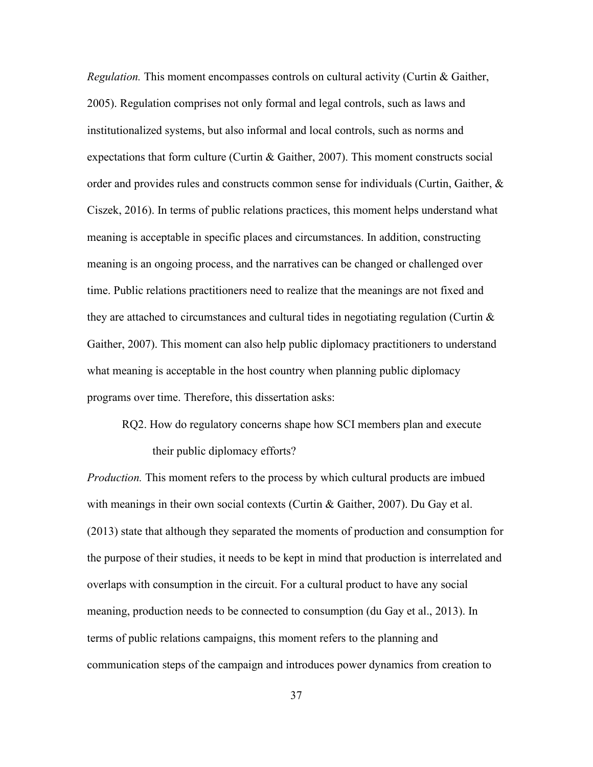*Regulation.* This moment encompasses controls on cultural activity (Curtin & Gaither, 2005). Regulation comprises not only formal and legal controls, such as laws and institutionalized systems, but also informal and local controls, such as norms and expectations that form culture (Curtin & Gaither, 2007). This moment constructs social order and provides rules and constructs common sense for individuals (Curtin, Gaither, & Ciszek, 2016). In terms of public relations practices, this moment helps understand what meaning is acceptable in specific places and circumstances. In addition, constructing meaning is an ongoing process, and the narratives can be changed or challenged over time. Public relations practitioners need to realize that the meanings are not fixed and they are attached to circumstances and cultural tides in negotiating regulation (Curtin & Gaither, 2007). This moment can also help public diplomacy practitioners to understand what meaning is acceptable in the host country when planning public diplomacy programs over time. Therefore, this dissertation asks:

> RQ2. How do regulatory concerns shape how SCI members plan and execute their public diplomacy efforts?

*Production.* This moment refers to the process by which cultural products are imbued with meanings in their own social contexts (Curtin & Gaither, 2007). Du Gay et al. (2013) state that although they separated the moments of production and consumption for the purpose of their studies, it needs to be kept in mind that production is interrelated and overlaps with consumption in the circuit. For a cultural product to have any social meaning, production needs to be connected to consumption (du Gay et al., 2013). In terms of public relations campaigns, this moment refers to the planning and communication steps of the campaign and introduces power dynamics from creation to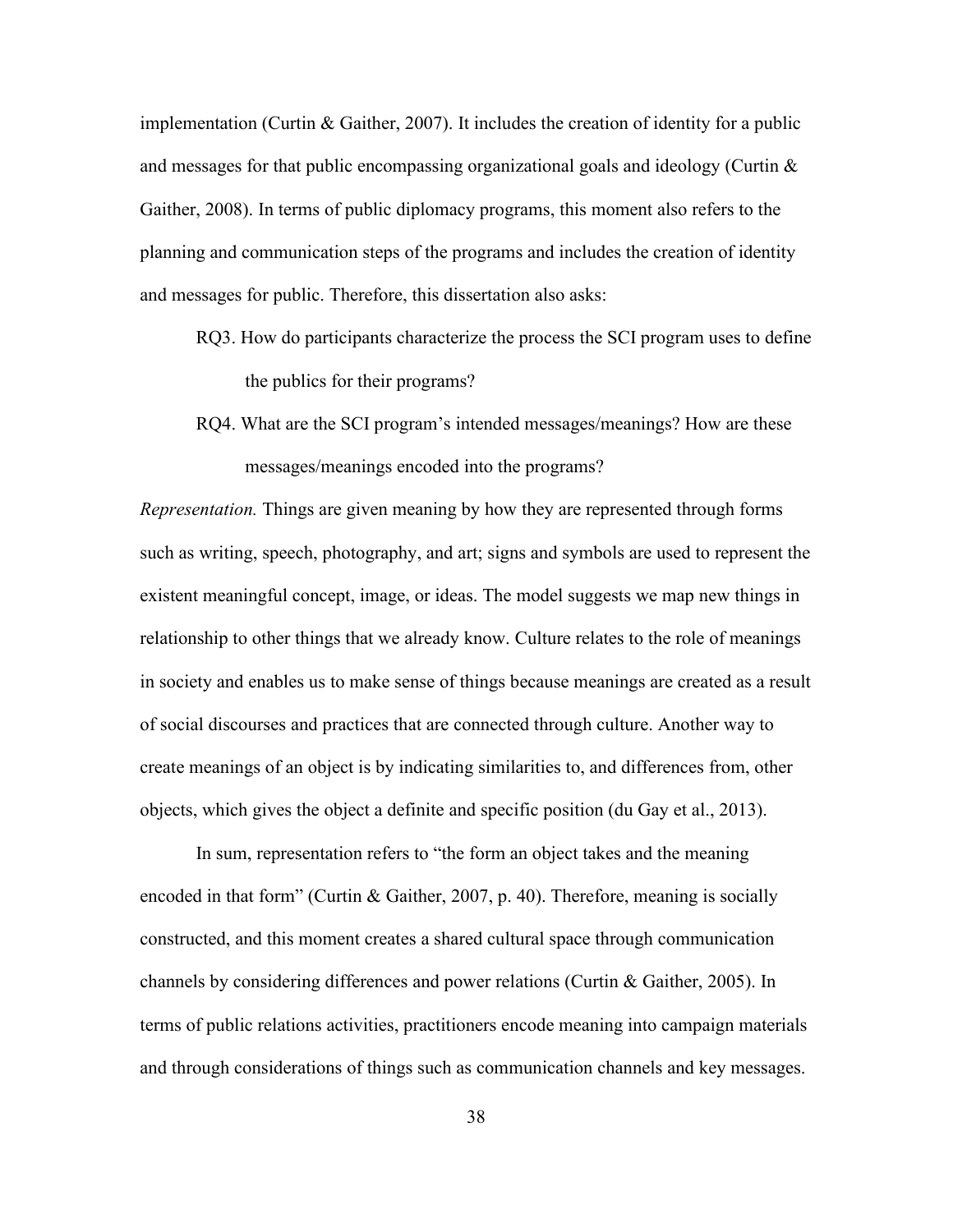implementation (Curtin & Gaither, 2007). It includes the creation of identity for a public and messages for that public encompassing organizational goals and ideology (Curtin & Gaither, 2008). In terms of public diplomacy programs, this moment also refers to the planning and communication steps of the programs and includes the creation of identity and messages for public. Therefore, this dissertation also asks:

> RQ3. How do participants characterize the process the SCI program uses to define the publics for their programs?
>
> RQ4. What are the SCI program's intended messages/meanings? How are these messages/meanings encoded into the programs?

*Representation.* Things are given meaning by how they are represented through forms such as writing, speech, photography, and art; signs and symbols are used to represent the existent meaningful concept, image, or ideas. The model suggests we map new things in relationship to other things that we already know. Culture relates to the role of meanings in society and enables us to make sense of things because meanings are created as a result of social discourses and practices that are connected through culture. Another way to create meanings of an object is by indicating similarities to, and differences from, other objects, which gives the object a definite and specific position (du Gay et al., 2013).

In sum, representation refers to "the form an object takes and the meaning encoded in that form" (Curtin & Gaither, 2007, p. 40). Therefore, meaning is socially constructed, and this moment creates a shared cultural space through communication channels by considering differences and power relations (Curtin & Gaither, 2005). In terms of public relations activities, practitioners encode meaning into campaign materials and through considerations of things such as communication channels and key messages.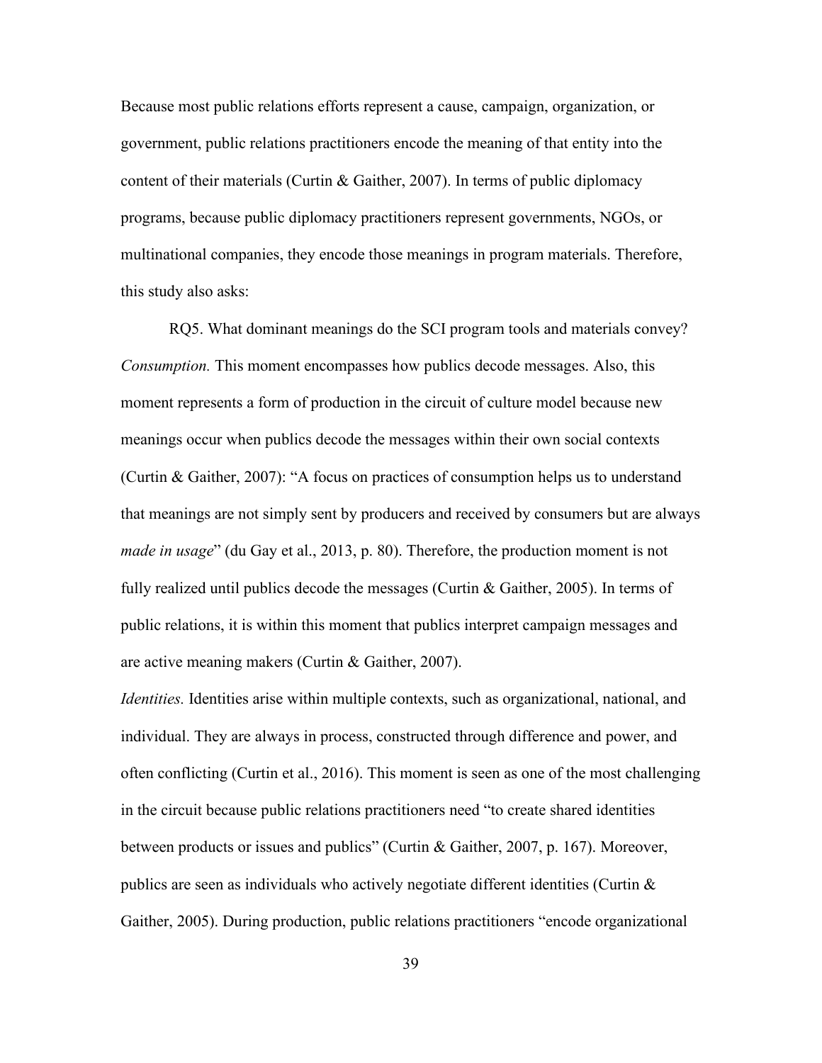Because most public relations efforts represent a cause, campaign, organization, or government, public relations practitioners encode the meaning of that entity into the content of their materials (Curtin & Gaither, 2007). In terms of public diplomacy programs, because public diplomacy practitioners represent governments, NGOs, or multinational companies, they encode those meanings in program materials. Therefore, this study also asks:

RQ5. What dominant meanings do the SCI program tools and materials convey?

*Consumption.* This moment encompasses how publics decode messages. Also, this moment represents a form of production in the circuit of culture model because new meanings occur when publics decode the messages within their own social contexts (Curtin & Gaither, 2007): "A focus on practices of consumption helps us to understand that meanings are not simply sent by producers and received by consumers but are always *made in usage*" (du Gay et al., 2013, p. 80). Therefore, the production moment is not fully realized until publics decode the messages (Curtin & Gaither, 2005). In terms of public relations, it is within this moment that publics interpret campaign messages and are active meaning makers (Curtin & Gaither, 2007).

*Identities.* Identities arise within multiple contexts, such as organizational, national, and individual. They are always in process, constructed through difference and power, and often conflicting (Curtin et al., 2016). This moment is seen as one of the most challenging in the circuit because public relations practitioners need "to create shared identities between products or issues and publics" (Curtin & Gaither, 2007, p. 167). Moreover, publics are seen as individuals who actively negotiate different identities (Curtin & Gaither, 2005). During production, public relations practitioners "encode organizational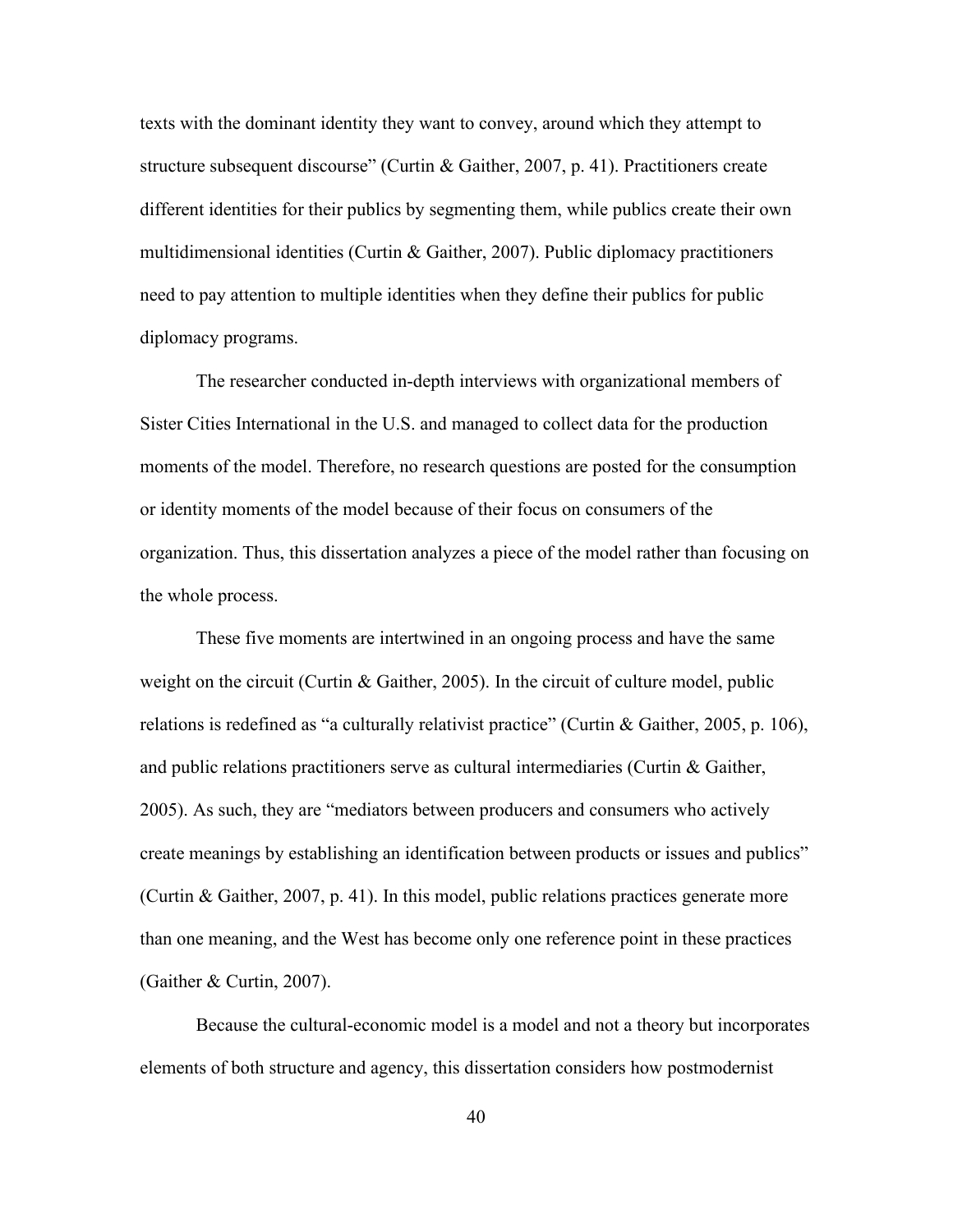texts with the dominant identity they want to convey, around which they attempt to structure subsequent discourse" (Curtin & Gaither, 2007, p. 41). Practitioners create different identities for their publics by segmenting them, while publics create their own multidimensional identities (Curtin & Gaither, 2007). Public diplomacy practitioners need to pay attention to multiple identities when they define their publics for public diplomacy programs.

The researcher conducted in-depth interviews with organizational members of Sister Cities International in the U.S. and managed to collect data for the production moments of the model. Therefore, no research questions are posted for the consumption or identity moments of the model because of their focus on consumers of the organization. Thus, this dissertation analyzes a piece of the model rather than focusing on the whole process.

These five moments are intertwined in an ongoing process and have the same weight on the circuit (Curtin & Gaither, 2005). In the circuit of culture model, public relations is redefined as "a culturally relativist practice" (Curtin & Gaither, 2005, p. 106), and public relations practitioners serve as cultural intermediaries (Curtin & Gaither, 2005). As such, they are "mediators between producers and consumers who actively create meanings by establishing an identification between products or issues and publics" (Curtin & Gaither, 2007, p. 41). In this model, public relations practices generate more than one meaning, and the West has become only one reference point in these practices (Gaither & Curtin, 2007).

Because the cultural-economic model is a model and not a theory but incorporates elements of both structure and agency, this dissertation considers how postmodernist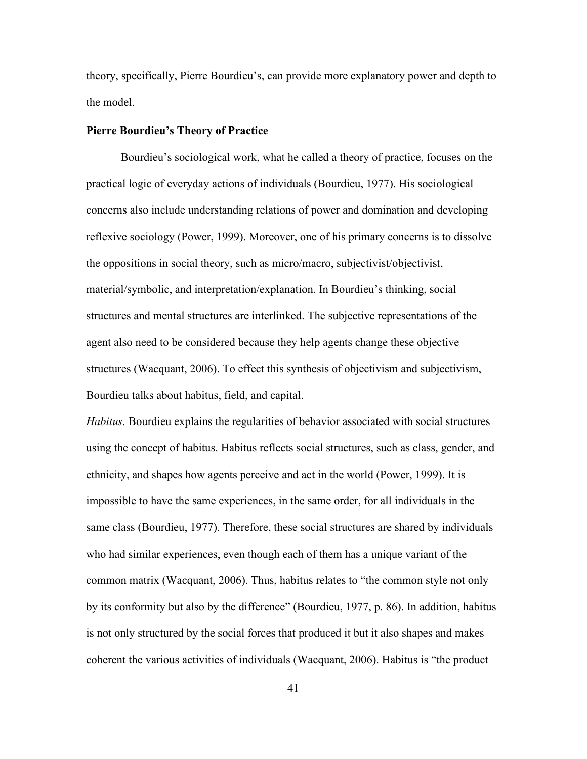theory, specifically, Pierre Bourdieu's, can provide more explanatory power and depth to the model.

### Pierre Bourdieu's Theory of Practice

Bourdieu's sociological work, what he called a theory of practice, focuses on the practical logic of everyday actions of individuals (Bourdieu, 1977). His sociological concerns also include understanding relations of power and domination and developing reflexive sociology (Power, 1999). Moreover, one of his primary concerns is to dissolve the oppositions in social theory, such as micro/macro, subjectivist/objectivist, material/symbolic, and interpretation/explanation. In Bourdieu's thinking, social structures and mental structures are interlinked. The subjective representations of the agent also need to be considered because they help agents change these objective structures (Wacquant, 2006). To effect this synthesis of objectivism and subjectivism, Bourdieu talks about habitus, field, and capital.

*Habitus.* Bourdieu explains the regularities of behavior associated with social structures using the concept of habitus. Habitus reflects social structures, such as class, gender, and ethnicity, and shapes how agents perceive and act in the world (Power, 1999). It is impossible to have the same experiences, in the same order, for all individuals in the same class (Bourdieu, 1977). Therefore, these social structures are shared by individuals who had similar experiences, even though each of them has a unique variant of the common matrix (Wacquant, 2006). Thus, habitus relates to "the common style not only by its conformity but also by the difference" (Bourdieu, 1977, p. 86). In addition, habitus is not only structured by the social forces that produced it but it also shapes and makes coherent the various activities of individuals (Wacquant, 2006). Habitus is "the product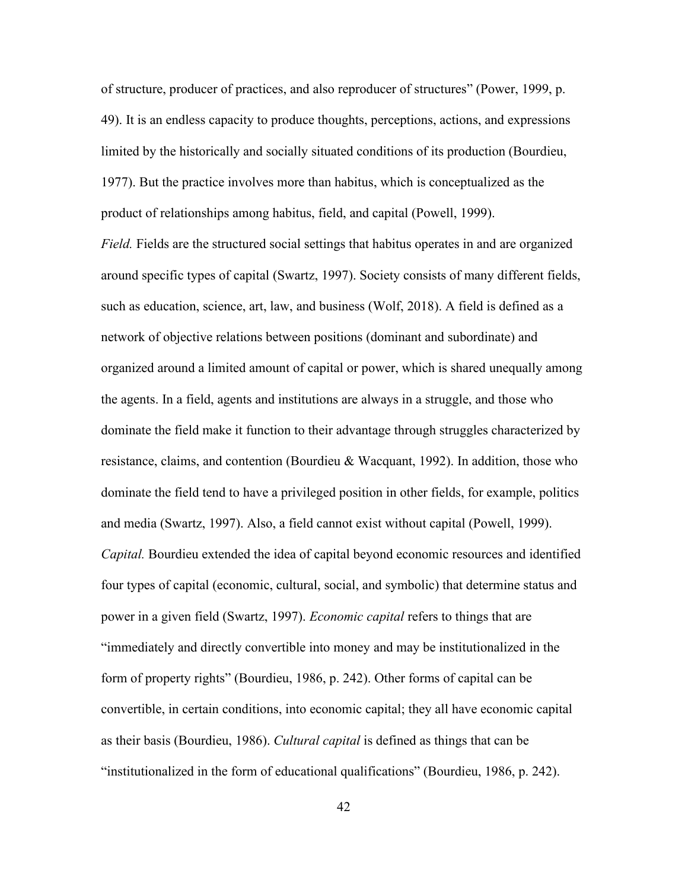of structure, producer of practices, and also reproducer of structures" (Power, 1999, p. 49). It is an endless capacity to produce thoughts, perceptions, actions, and expressions limited by the historically and socially situated conditions of its production (Bourdieu, 1977). But the practice involves more than habitus, which is conceptualized as the product of relationships among habitus, field, and capital (Powell, 1999).

*Field.* Fields are the structured social settings that habitus operates in and are organized around specific types of capital (Swartz, 1997). Society consists of many different fields, such as education, science, art, law, and business (Wolf, 2018). A field is defined as a network of objective relations between positions (dominant and subordinate) and organized around a limited amount of capital or power, which is shared unequally among the agents. In a field, agents and institutions are always in a struggle, and those who dominate the field make it function to their advantage through struggles characterized by resistance, claims, and contention (Bourdieu & Wacquant, 1992). In addition, those who dominate the field tend to have a privileged position in other fields, for example, politics and media (Swartz, 1997). Also, a field cannot exist without capital (Powell, 1999).

*Capital.* Bourdieu extended the idea of capital beyond economic resources and identified four types of capital (economic, cultural, social, and symbolic) that determine status and power in a given field (Swartz, 1997). *Economic capital* refers to things that are "immediately and directly convertible into money and may be institutionalized in the form of property rights" (Bourdieu, 1986, p. 242). Other forms of capital can be convertible, in certain conditions, into economic capital; they all have economic capital as their basis (Bourdieu, 1986). *Cultural capital* is defined as things that can be "institutionalized in the form of educational qualifications" (Bourdieu, 1986, p. 242).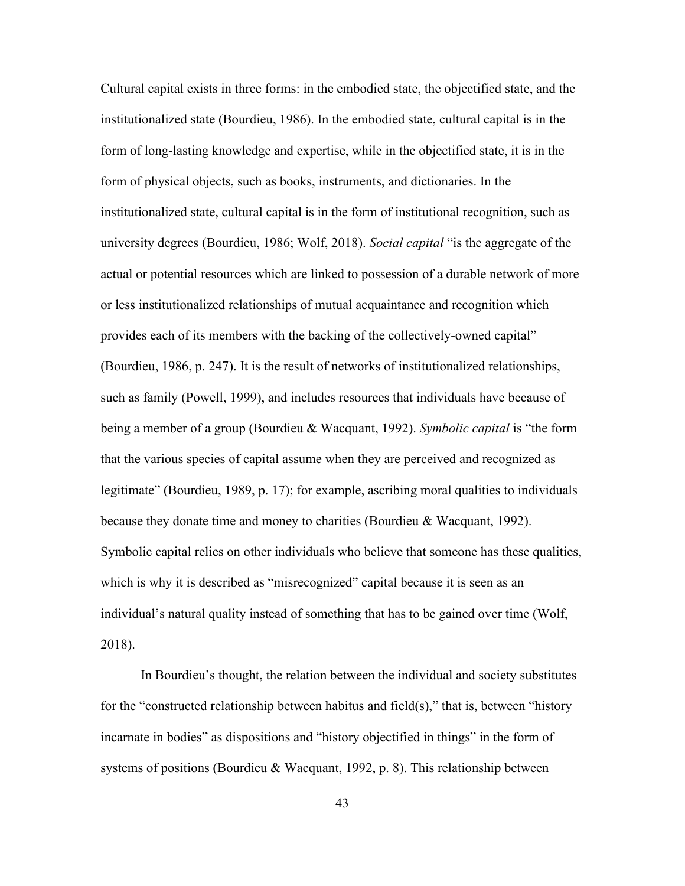Cultural capital exists in three forms: in the embodied state, the objectified state, and the institutionalized state (Bourdieu, 1986). In the embodied state, cultural capital is in the form of long-lasting knowledge and expertise, while in the objectified state, it is in the form of physical objects, such as books, instruments, and dictionaries. In the institutionalized state, cultural capital is in the form of institutional recognition, such as university degrees (Bourdieu, 1986; Wolf, 2018). *Social capital* "is the aggregate of the actual or potential resources which are linked to possession of a durable network of more or less institutionalized relationships of mutual acquaintance and recognition which provides each of its members with the backing of the collectively-owned capital" (Bourdieu, 1986, p. 247). It is the result of networks of institutionalized relationships, such as family (Powell, 1999), and includes resources that individuals have because of being a member of a group (Bourdieu & Wacquant, 1992). *Symbolic capital* is "the form that the various species of capital assume when they are perceived and recognized as legitimate" (Bourdieu, 1989, p. 17); for example, ascribing moral qualities to individuals because they donate time and money to charities (Bourdieu & Wacquant, 1992). Symbolic capital relies on other individuals who believe that someone has these qualities, which is why it is described as "misrecognized" capital because it is seen as an individual's natural quality instead of something that has to be gained over time (Wolf, 2018).

In Bourdieu's thought, the relation between the individual and society substitutes for the "constructed relationship between habitus and field(s)," that is, between "history incarnate in bodies" as dispositions and "history objectified in things" in the form of systems of positions (Bourdieu & Wacquant, 1992, p. 8). This relationship between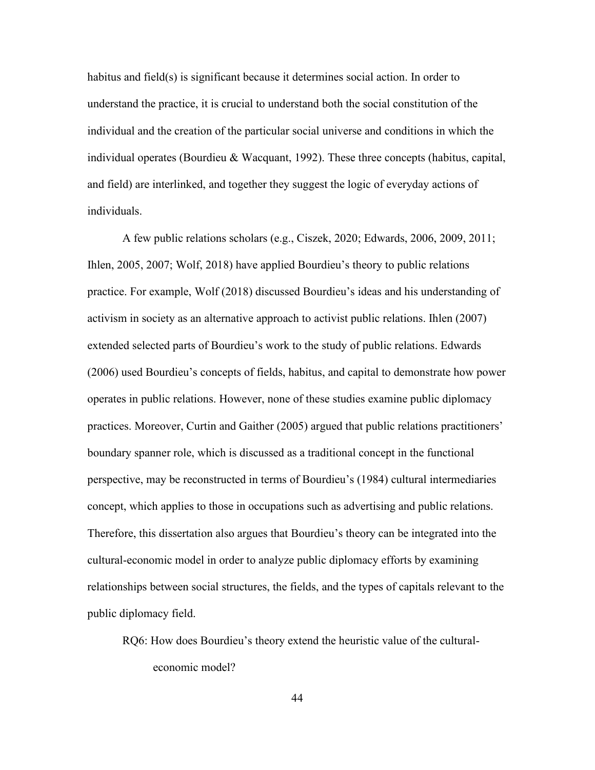habitus and field(s) is significant because it determines social action. In order to understand the practice, it is crucial to understand both the social constitution of the individual and the creation of the particular social universe and conditions in which the individual operates (Bourdieu & Wacquant, 1992). These three concepts (habitus, capital, and field) are interlinked, and together they suggest the logic of everyday actions of individuals.

A few public relations scholars (e.g., Ciszek, 2020; Edwards, 2006, 2009, 2011; Ihlen, 2005, 2007; Wolf, 2018) have applied Bourdieu's theory to public relations practice. For example, Wolf (2018) discussed Bourdieu's ideas and his understanding of activism in society as an alternative approach to activist public relations. Ihlen (2007) extended selected parts of Bourdieu's work to the study of public relations. Edwards (2006) used Bourdieu's concepts of fields, habitus, and capital to demonstrate how power operates in public relations. However, none of these studies examine public diplomacy practices. Moreover, Curtin and Gaither (2005) argued that public relations practitioners' boundary spanner role, which is discussed as a traditional concept in the functional perspective, may be reconstructed in terms of Bourdieu's (1984) cultural intermediaries concept, which applies to those in occupations such as advertising and public relations. Therefore, this dissertation also argues that Bourdieu's theory can be integrated into the cultural-economic model in order to analyze public diplomacy efforts by examining relationships between social structures, the fields, and the types of capitals relevant to the public diplomacy field.

RQ6: How does Bourdieu's theory extend the heuristic value of the cultural-economic model?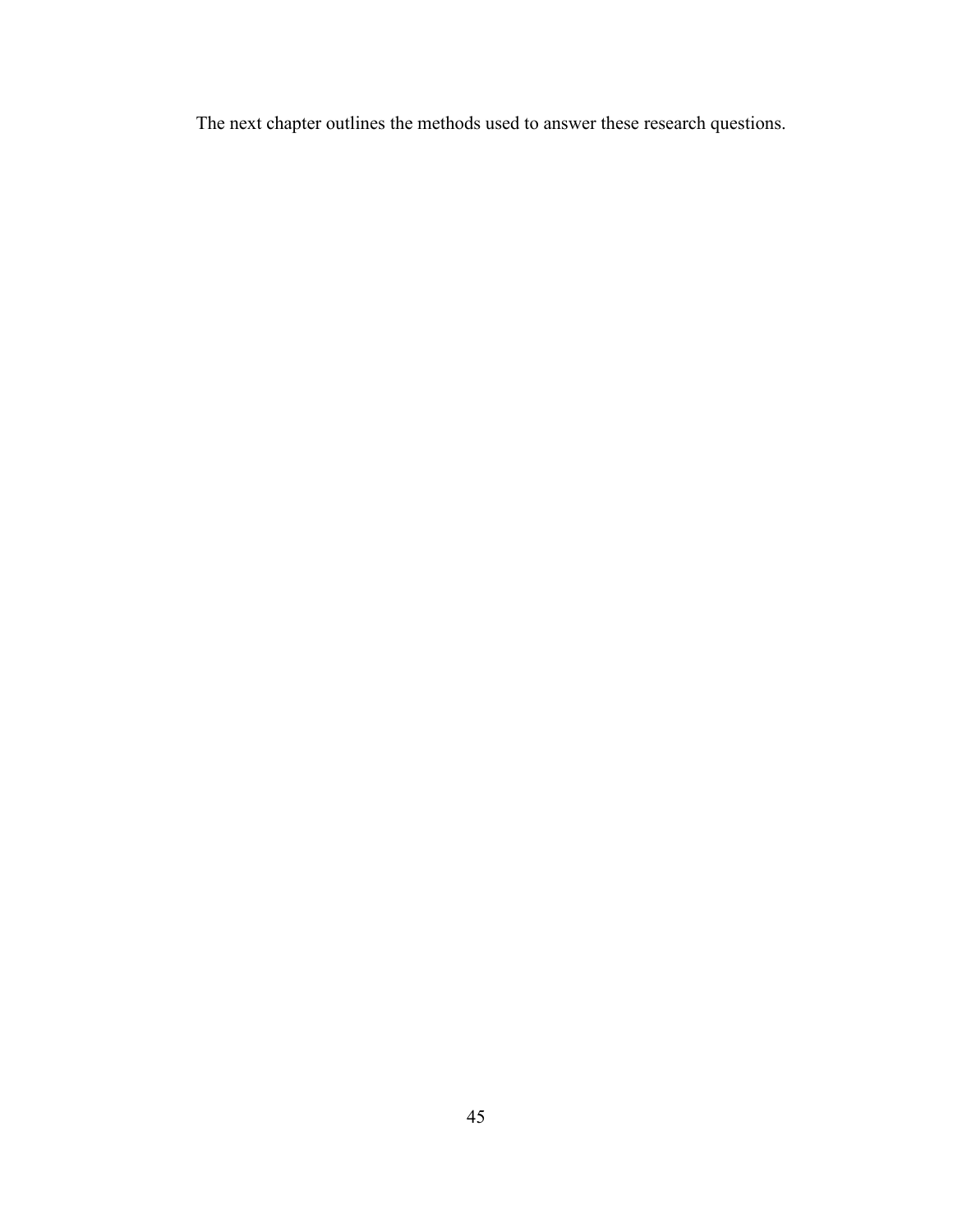The next chapter outlines the methods used to answer these research questions.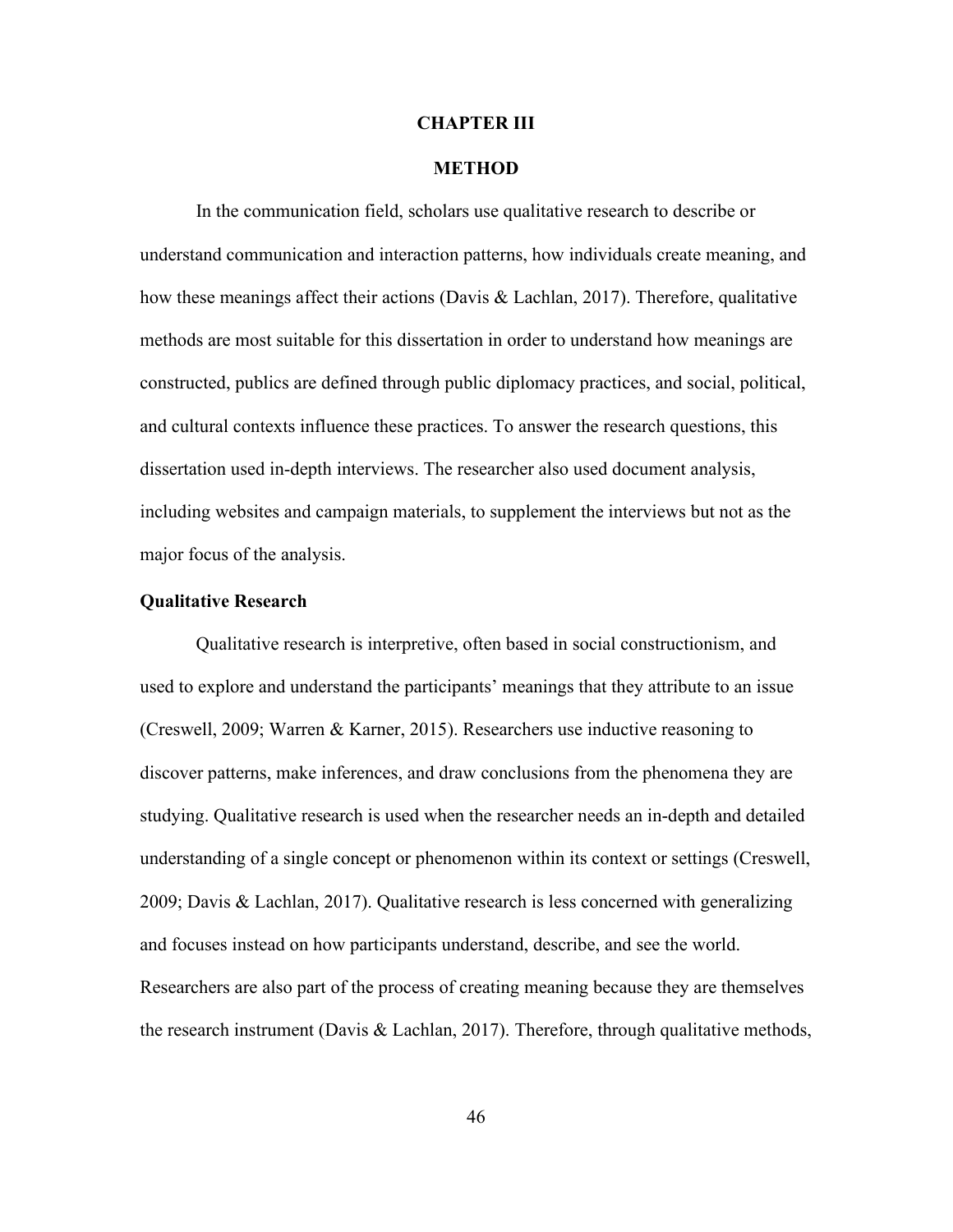# CHAPTER III

# METHOD

In the communication field, scholars use qualitative research to describe or understand communication and interaction patterns, how individuals create meaning, and how these meanings affect their actions (Davis & Lachlan, 2017). Therefore, qualitative methods are most suitable for this dissertation in order to understand how meanings are constructed, publics are defined through public diplomacy practices, and social, political, and cultural contexts influence these practices. To answer the research questions, this dissertation used in-depth interviews. The researcher also used document analysis, including websites and campaign materials, to supplement the interviews but not as the major focus of the analysis.

## Qualitative Research

Qualitative research is interpretive, often based in social constructionism, and used to explore and understand the participants' meanings that they attribute to an issue (Creswell, 2009; Warren & Karner, 2015). Researchers use inductive reasoning to discover patterns, make inferences, and draw conclusions from the phenomena they are studying. Qualitative research is used when the researcher needs an in-depth and detailed understanding of a single concept or phenomenon within its context or settings (Creswell, 2009; Davis & Lachlan, 2017). Qualitative research is less concerned with generalizing and focuses instead on how participants understand, describe, and see the world. Researchers are also part of the process of creating meaning because they are themselves the research instrument (Davis & Lachlan, 2017). Therefore, through qualitative methods,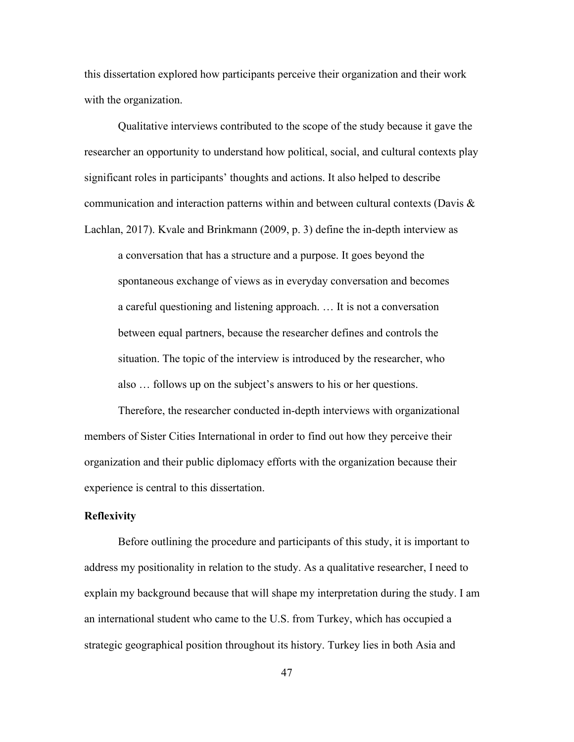this dissertation explored how participants perceive their organization and their work with the organization.

Qualitative interviews contributed to the scope of the study because it gave the researcher an opportunity to understand how political, social, and cultural contexts play significant roles in participants' thoughts and actions. It also helped to describe communication and interaction patterns within and between cultural contexts (Davis & Lachlan, 2017). Kvale and Brinkmann (2009, p. 3) define the in-depth interview as

> a conversation that has a structure and a purpose. It goes beyond the spontaneous exchange of views as in everyday conversation and becomes a careful questioning and listening approach. … It is not a conversation between equal partners, because the researcher defines and controls the situation. The topic of the interview is introduced by the researcher, who also … follows up on the subject's answers to his or her questions.

Therefore, the researcher conducted in-depth interviews with organizational members of Sister Cities International in order to find out how they perceive their organization and their public diplomacy efforts with the organization because their experience is central to this dissertation.

**Reflexivity**

Before outlining the procedure and participants of this study, it is important to address my positionality in relation to the study. As a qualitative researcher, I need to explain my background because that will shape my interpretation during the study. I am an international student who came to the U.S. from Turkey, which has occupied a strategic geographical position throughout its history. Turkey lies in both Asia and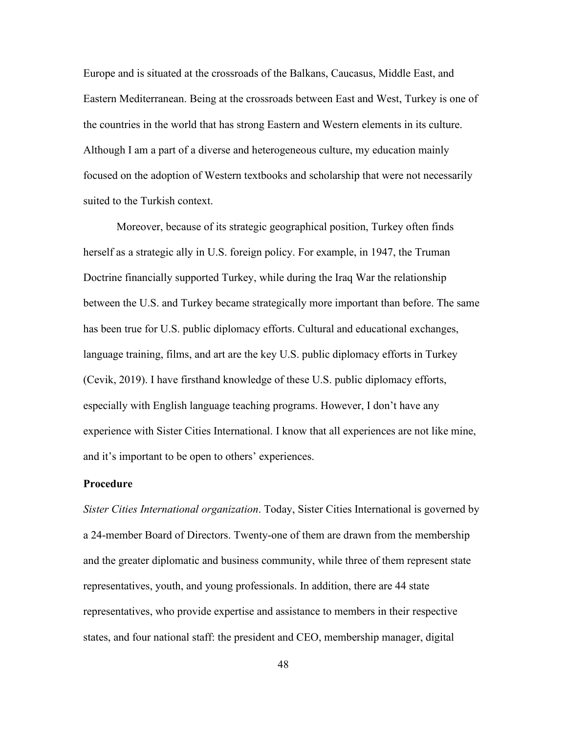Europe and is situated at the crossroads of the Balkans, Caucasus, Middle East, and Eastern Mediterranean. Being at the crossroads between East and West, Turkey is one of the countries in the world that has strong Eastern and Western elements in its culture. Although I am a part of a diverse and heterogeneous culture, my education mainly focused on the adoption of Western textbooks and scholarship that were not necessarily suited to the Turkish context.

Moreover, because of its strategic geographical position, Turkey often finds herself as a strategic ally in U.S. foreign policy. For example, in 1947, the Truman Doctrine financially supported Turkey, while during the Iraq War the relationship between the U.S. and Turkey became strategically more important than before. The same has been true for U.S. public diplomacy efforts. Cultural and educational exchanges, language training, films, and art are the key U.S. public diplomacy efforts in Turkey (Cevik, 2019). I have firsthand knowledge of these U.S. public diplomacy efforts, especially with English language teaching programs. However, I don't have any experience with Sister Cities International. I know that all experiences are not like mine, and it's important to be open to others' experiences.

**Procedure**

*Sister Cities International organization*. Today, Sister Cities International is governed by a 24-member Board of Directors. Twenty-one of them are drawn from the membership and the greater diplomatic and business community, while three of them represent state representatives, youth, and young professionals. In addition, there are 44 state representatives, who provide expertise and assistance to members in their respective states, and four national staff: the president and CEO, membership manager, digital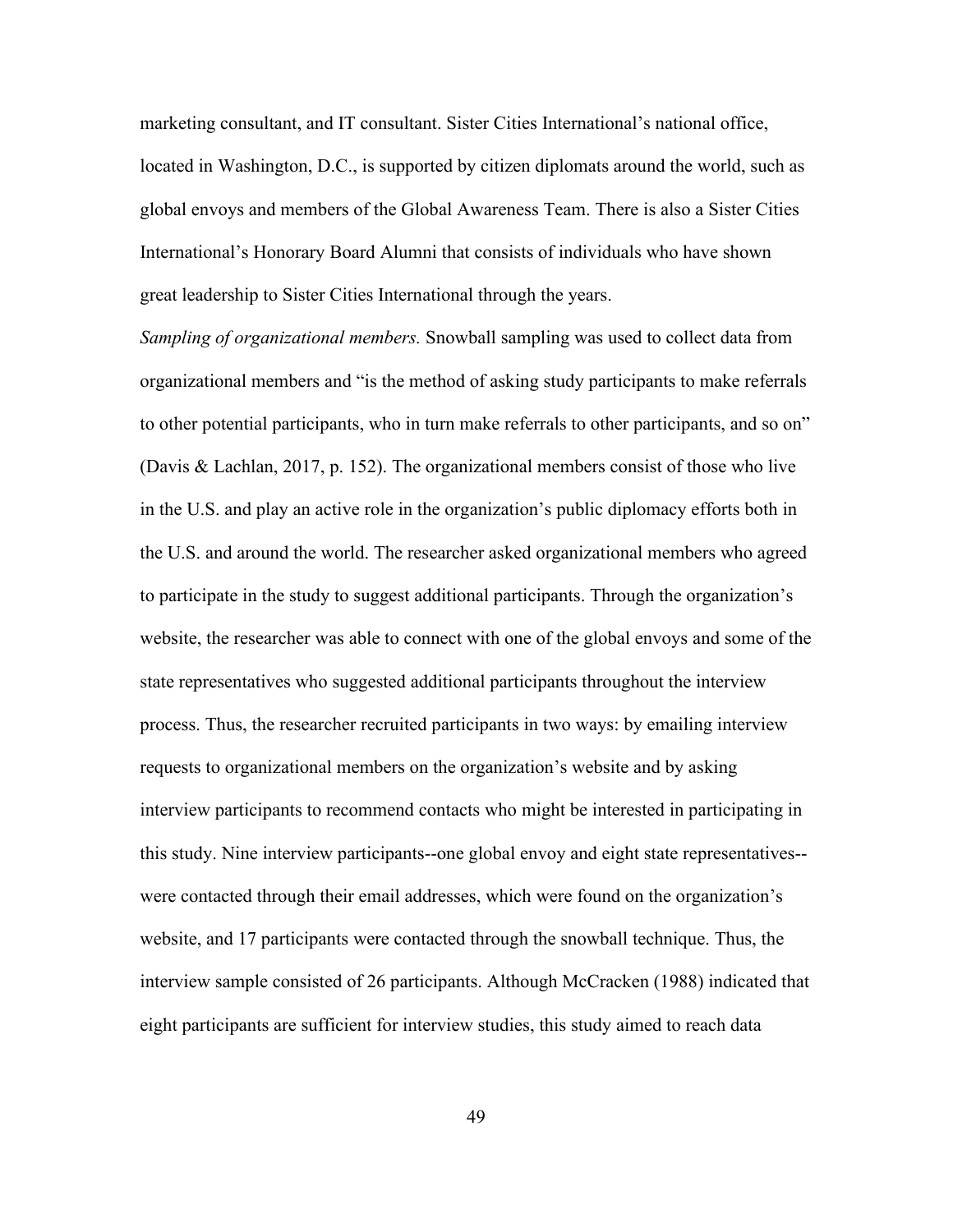marketing consultant, and IT consultant. Sister Cities International's national office, located in Washington, D.C., is supported by citizen diplomats around the world, such as global envoys and members of the Global Awareness Team. There is also a Sister Cities International's Honorary Board Alumni that consists of individuals who have shown great leadership to Sister Cities International through the years.

*Sampling of organizational members.* Snowball sampling was used to collect data from organizational members and "is the method of asking study participants to make referrals to other potential participants, who in turn make referrals to other participants, and so on" (Davis & Lachlan, 2017, p. 152). The organizational members consist of those who live in the U.S. and play an active role in the organization's public diplomacy efforts both in the U.S. and around the world. The researcher asked organizational members who agreed to participate in the study to suggest additional participants. Through the organization's website, the researcher was able to connect with one of the global envoys and some of the state representatives who suggested additional participants throughout the interview process. Thus, the researcher recruited participants in two ways: by emailing interview requests to organizational members on the organization's website and by asking interview participants to recommend contacts who might be interested in participating in this study. Nine interview participants--one global envoy and eight state representatives--were contacted through their email addresses, which were found on the organization's website, and 17 participants were contacted through the snowball technique. Thus, the interview sample consisted of 26 participants. Although McCracken (1988) indicated that eight participants are sufficient for interview studies, this study aimed to reach data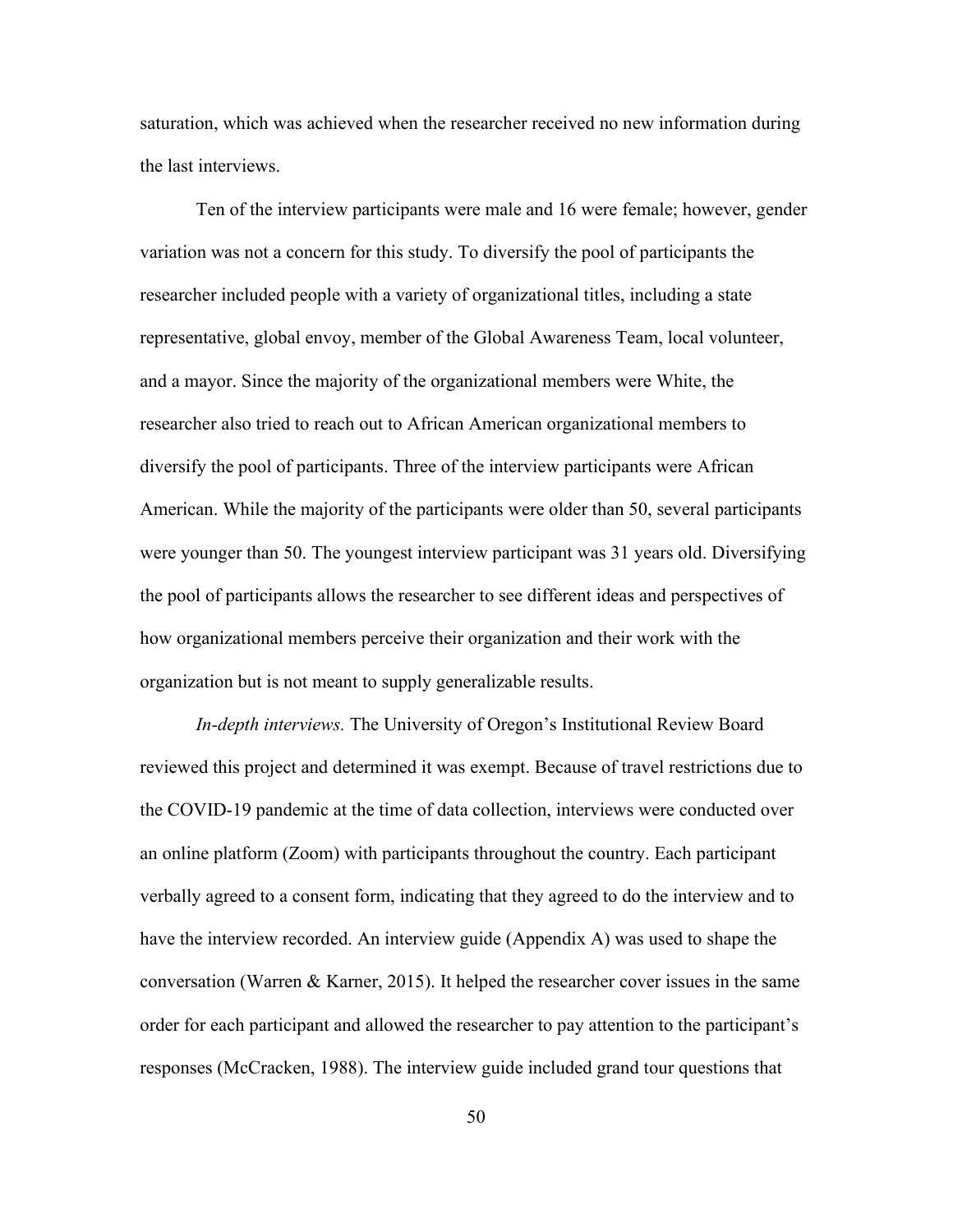saturation, which was achieved when the researcher received no new information during the last interviews.

Ten of the interview participants were male and 16 were female; however, gender variation was not a concern for this study. To diversify the pool of participants the researcher included people with a variety of organizational titles, including a state representative, global envoy, member of the Global Awareness Team, local volunteer, and a mayor. Since the majority of the organizational members were White, the researcher also tried to reach out to African American organizational members to diversify the pool of participants. Three of the interview participants were African American. While the majority of the participants were older than 50, several participants were younger than 50. The youngest interview participant was 31 years old. Diversifying the pool of participants allows the researcher to see different ideas and perspectives of how organizational members perceive their organization and their work with the organization but is not meant to supply generalizable results.

*In-depth interviews.* The University of Oregon's Institutional Review Board reviewed this project and determined it was exempt. Because of travel restrictions due to the COVID-19 pandemic at the time of data collection, interviews were conducted over an online platform (Zoom) with participants throughout the country. Each participant verbally agreed to a consent form, indicating that they agreed to do the interview and to have the interview recorded. An interview guide (Appendix A) was used to shape the conversation (Warren & Karner, 2015). It helped the researcher cover issues in the same order for each participant and allowed the researcher to pay attention to the participant's responses (McCracken, 1988). The interview guide included grand tour questions that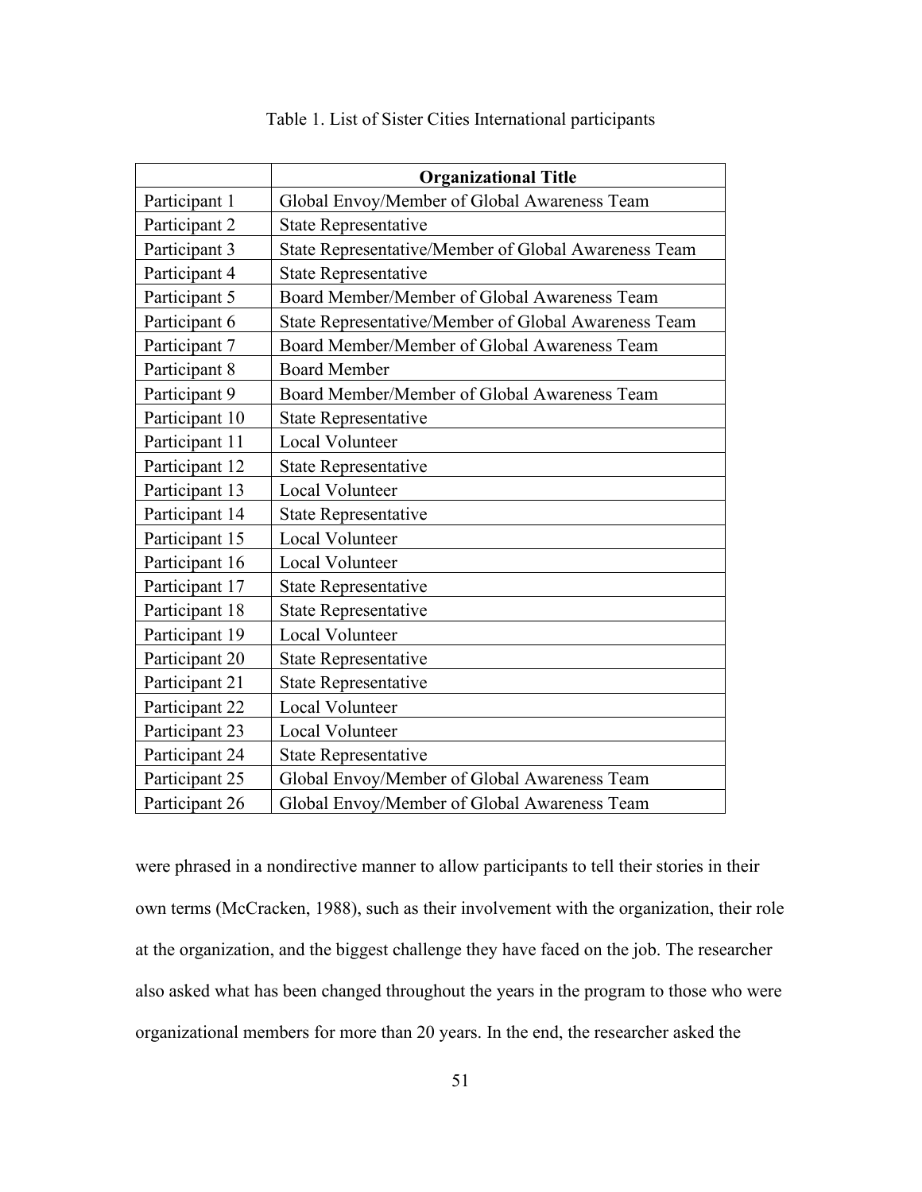Table 1. List of Sister Cities International participants

| | **Organizational Title** |
|---|---|
| Participant 1 | Global Envoy/Member of Global Awareness Team |
| Participant 2 | State Representative |
| Participant 3 | State Representative/Member of Global Awareness Team |
| Participant 4 | State Representative |
| Participant 5 | Board Member/Member of Global Awareness Team |
| Participant 6 | State Representative/Member of Global Awareness Team |
| Participant 7 | Board Member/Member of Global Awareness Team |
| Participant 8 | Board Member |
| Participant 9 | Board Member/Member of Global Awareness Team |
| Participant 10 | State Representative |
| Participant 11 | Local Volunteer |
| Participant 12 | State Representative |
| Participant 13 | Local Volunteer |
| Participant 14 | State Representative |
| Participant 15 | Local Volunteer |
| Participant 16 | Local Volunteer |
| Participant 17 | State Representative |
| Participant 18 | State Representative |
| Participant 19 | Local Volunteer |
| Participant 20 | State Representative |
| Participant 21 | State Representative |
| Participant 22 | Local Volunteer |
| Participant 23 | Local Volunteer |
| Participant 24 | State Representative |
| Participant 25 | Global Envoy/Member of Global Awareness Team |
| Participant 26 | Global Envoy/Member of Global Awareness Team |

were phrased in a nondirective manner to allow participants to tell their stories in their own terms (McCracken, 1988), such as their involvement with the organization, their role at the organization, and the biggest challenge they have faced on the job. The researcher also asked what has been changed throughout the years in the program to those who were organizational members for more than 20 years. In the end, the researcher asked the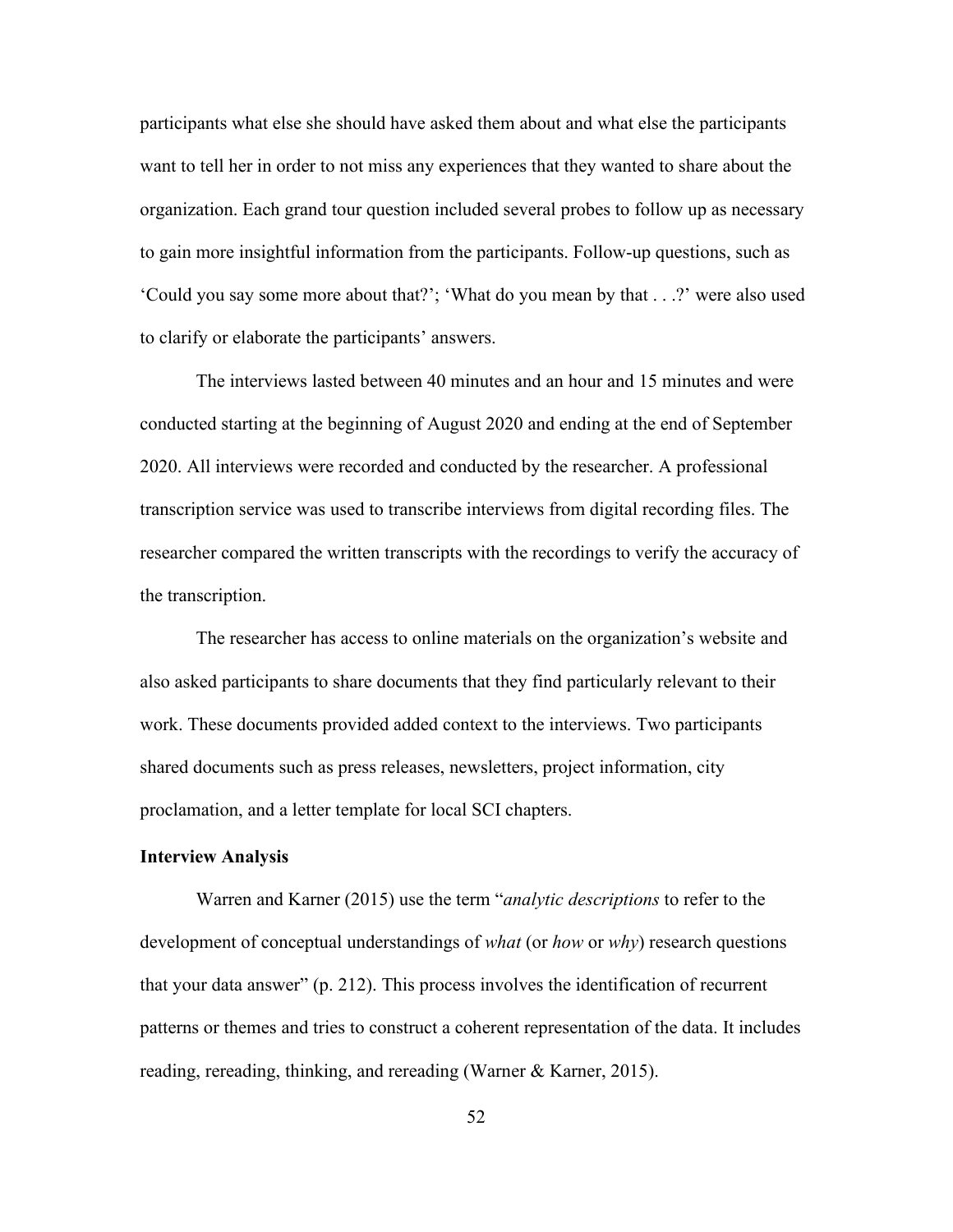participants what else she should have asked them about and what else the participants want to tell her in order to not miss any experiences that they wanted to share about the organization. Each grand tour question included several probes to follow up as necessary to gain more insightful information from the participants. Follow-up questions, such as 'Could you say some more about that?'; 'What do you mean by that . . .?' were also used to clarify or elaborate the participants' answers.

The interviews lasted between 40 minutes and an hour and 15 minutes and were conducted starting at the beginning of August 2020 and ending at the end of September 2020. All interviews were recorded and conducted by the researcher. A professional transcription service was used to transcribe interviews from digital recording files. The researcher compared the written transcripts with the recordings to verify the accuracy of the transcription.

The researcher has access to online materials on the organization's website and also asked participants to share documents that they find particularly relevant to their work. These documents provided added context to the interviews. Two participants shared documents such as press releases, newsletters, project information, city proclamation, and a letter template for local SCI chapters.

**Interview Analysis**

Warren and Karner (2015) use the term "*analytic descriptions* to refer to the development of conceptual understandings of *what* (or *how* or *why*) research questions that your data answer" (p. 212). This process involves the identification of recurrent patterns or themes and tries to construct a coherent representation of the data. It includes reading, rereading, thinking, and rereading (Warner & Karner, 2015).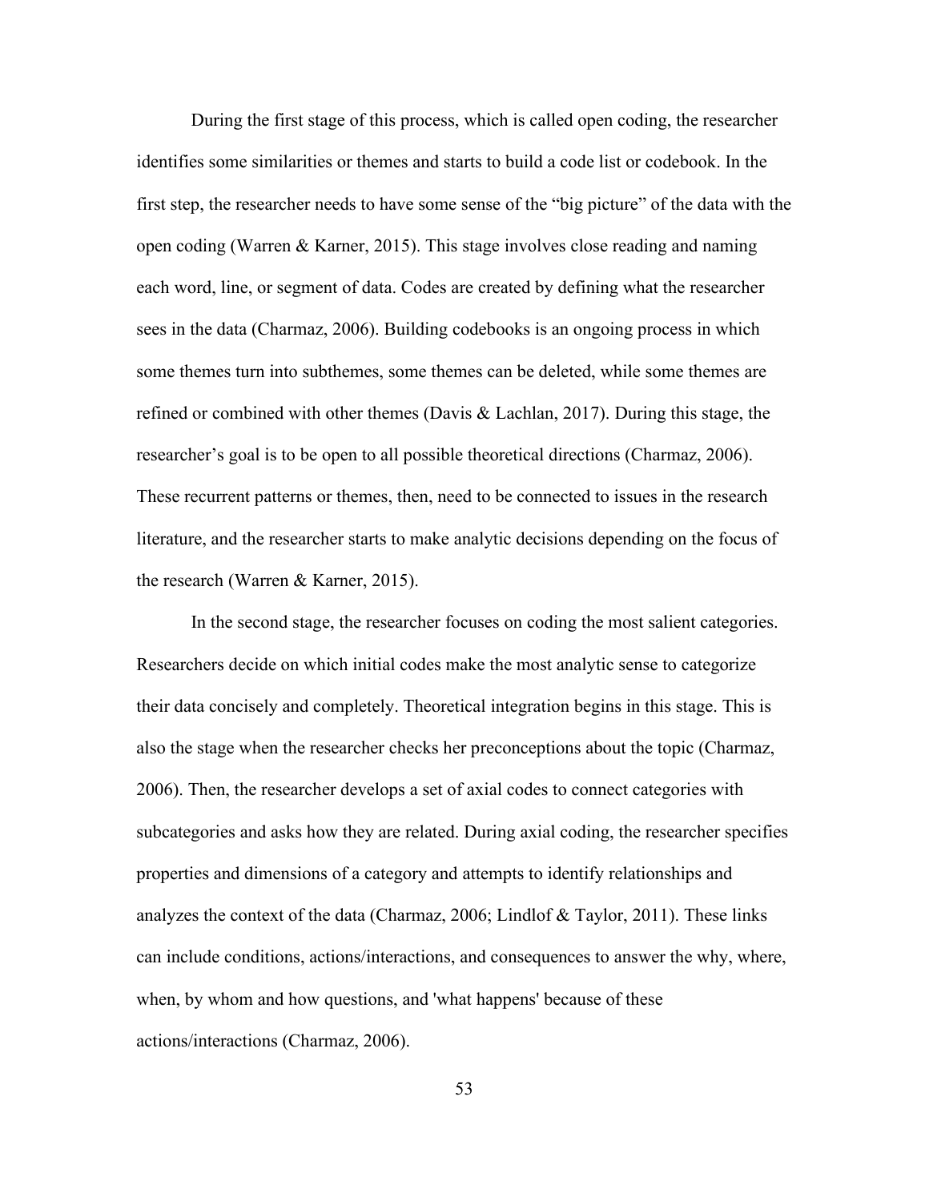During the first stage of this process, which is called open coding, the researcher identifies some similarities or themes and starts to build a code list or codebook. In the first step, the researcher needs to have some sense of the "big picture" of the data with the open coding (Warren & Karner, 2015). This stage involves close reading and naming each word, line, or segment of data. Codes are created by defining what the researcher sees in the data (Charmaz, 2006). Building codebooks is an ongoing process in which some themes turn into subthemes, some themes can be deleted, while some themes are refined or combined with other themes (Davis & Lachlan, 2017). During this stage, the researcher's goal is to be open to all possible theoretical directions (Charmaz, 2006). These recurrent patterns or themes, then, need to be connected to issues in the research literature, and the researcher starts to make analytic decisions depending on the focus of the research (Warren & Karner, 2015).

In the second stage, the researcher focuses on coding the most salient categories. Researchers decide on which initial codes make the most analytic sense to categorize their data concisely and completely. Theoretical integration begins in this stage. This is also the stage when the researcher checks her preconceptions about the topic (Charmaz, 2006). Then, the researcher develops a set of axial codes to connect categories with subcategories and asks how they are related. During axial coding, the researcher specifies properties and dimensions of a category and attempts to identify relationships and analyzes the context of the data (Charmaz, 2006; Lindlof & Taylor, 2011). These links can include conditions, actions/interactions, and consequences to answer the why, where, when, by whom and how questions, and 'what happens' because of these actions/interactions (Charmaz, 2006).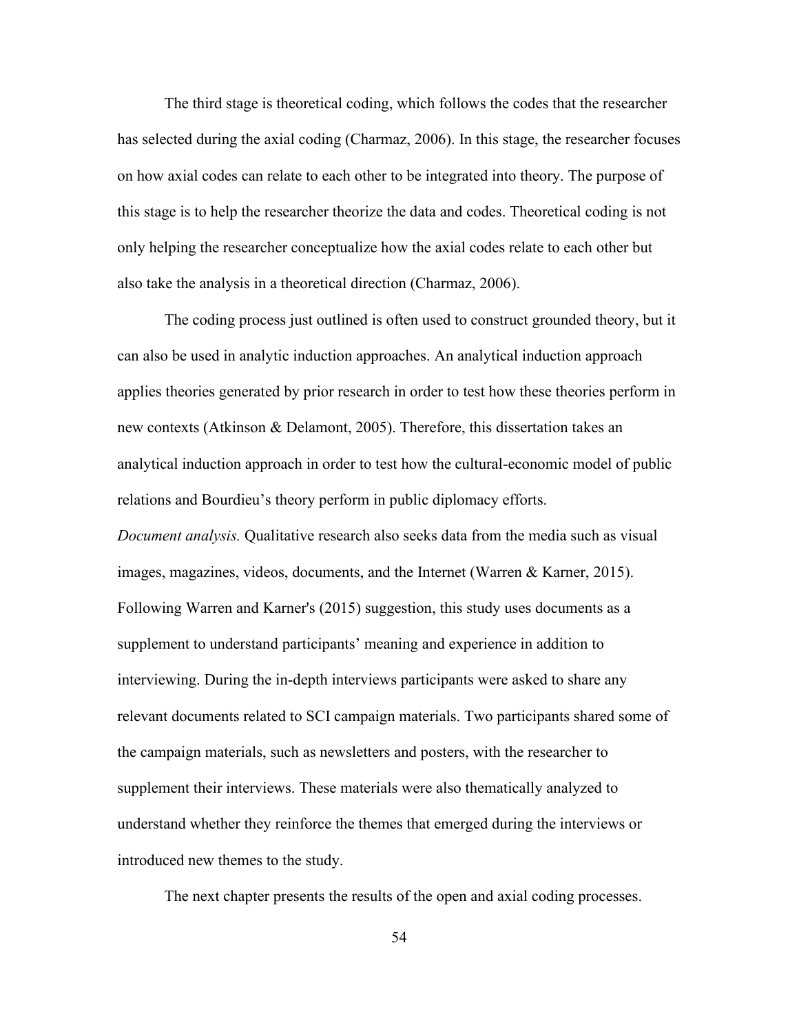The third stage is theoretical coding, which follows the codes that the researcher has selected during the axial coding (Charmaz, 2006). In this stage, the researcher focuses on how axial codes can relate to each other to be integrated into theory. The purpose of this stage is to help the researcher theorize the data and codes. Theoretical coding is not only helping the researcher conceptualize how the axial codes relate to each other but also take the analysis in a theoretical direction (Charmaz, 2006).

The coding process just outlined is often used to construct grounded theory, but it can also be used in analytic induction approaches. An analytical induction approach applies theories generated by prior research in order to test how these theories perform in new contexts (Atkinson & Delamont, 2005). Therefore, this dissertation takes an analytical induction approach in order to test how the cultural-economic model of public relations and Bourdieu's theory perform in public diplomacy efforts.

*Document analysis.* Qualitative research also seeks data from the media such as visual images, magazines, videos, documents, and the Internet (Warren & Karner, 2015). Following Warren and Karner's (2015) suggestion, this study uses documents as a supplement to understand participants' meaning and experience in addition to interviewing. During the in-depth interviews participants were asked to share any relevant documents related to SCI campaign materials. Two participants shared some of the campaign materials, such as newsletters and posters, with the researcher to supplement their interviews. These materials were also thematically analyzed to understand whether they reinforce the themes that emerged during the interviews or introduced new themes to the study.

The next chapter presents the results of the open and axial coding processes.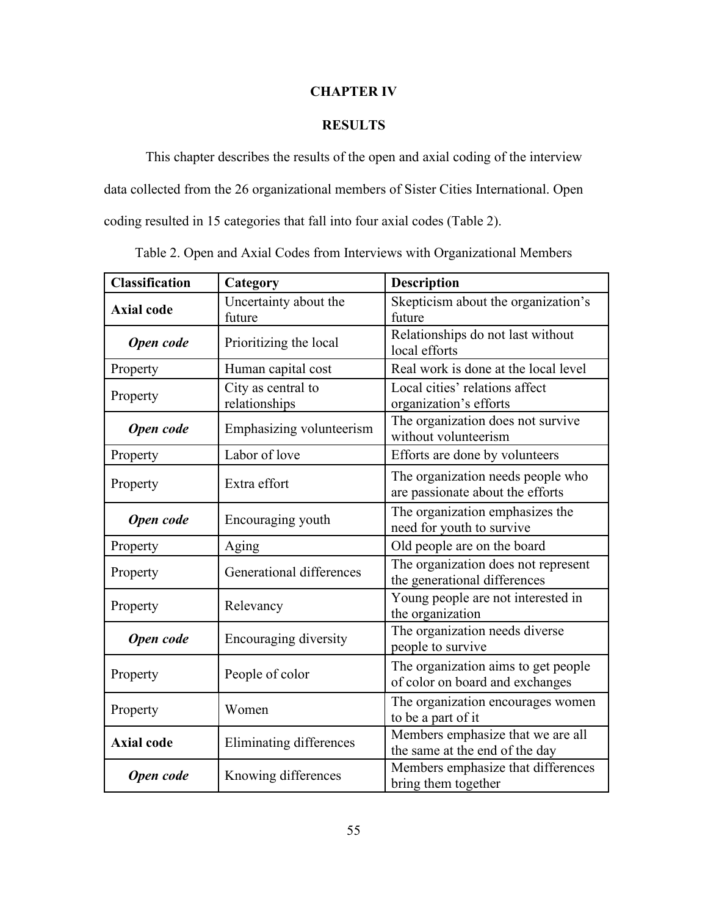# CHAPTER IV

## RESULTS

This chapter describes the results of the open and axial coding of the interview data collected from the 26 organizational members of Sister Cities International. Open coding resulted in 15 categories that fall into four axial codes (Table 2).

Table 2. Open and Axial Codes from Interviews with Organizational Members

| Classification | Category | Description |
|---|---|---|
| **Axial code** | Uncertainty about the future | Skepticism about the organization's future |
| ***Open code*** | Prioritizing the local | Relationships do not last without local efforts |
| Property | Human capital cost | Real work is done at the local level |
| Property | City as central to relationships | Local cities' relations affect organization's efforts |
| ***Open code*** | Emphasizing volunteerism | The organization does not survive without volunteerism |
| Property | Labor of love | Efforts are done by volunteers |
| Property | Extra effort | The organization needs people who are passionate about the efforts |
| ***Open code*** | Encouraging youth | The organization emphasizes the need for youth to survive |
| Property | Aging | Old people are on the board |
| Property | Generational differences | The organization does not represent the generational differences |
| Property | Relevancy | Young people are not interested in the organization |
| ***Open code*** | Encouraging diversity | The organization needs diverse people to survive |
| Property | People of color | The organization aims to get people of color on board and exchanges |
| Property | Women | The organization encourages women to be a part of it |
| **Axial code** | Eliminating differences | Members emphasize that we are all the same at the end of the day |
| ***Open code*** | Knowing differences | Members emphasize that differences bring them together |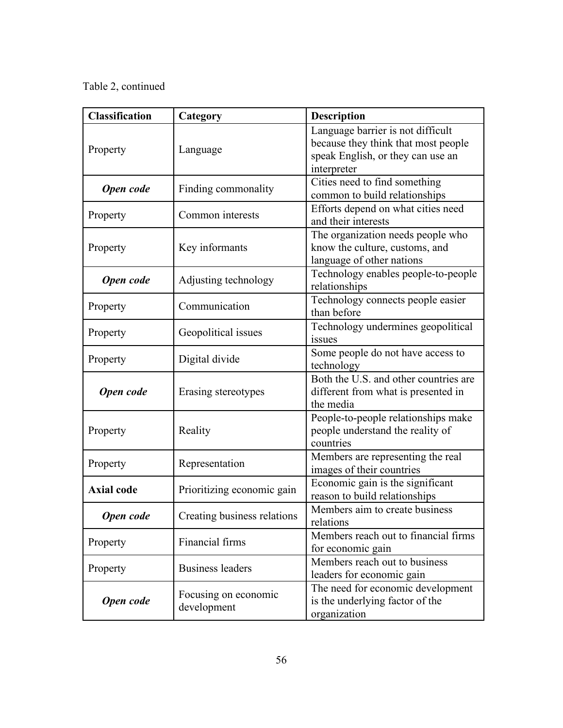Table 2, continued

| **Classification** | **Category** | **Description** |
|---|---|---|
| Property | Language | Language barrier is not difficult because they think that most people speak English, or they can use an interpreter |
| ***Open code*** | Finding commonality | Cities need to find something common to build relationships |
| Property | Common interests | Efforts depend on what cities need and their interests |
| Property | Key informants | The organization needs people who know the culture, customs, and language of other nations |
| ***Open code*** | Adjusting technology | Technology enables people-to-people relationships |
| Property | Communication | Technology connects people easier than before |
| Property | Geopolitical issues | Technology undermines geopolitical issues |
| Property | Digital divide | Some people do not have access to technology |
| ***Open code*** | Erasing stereotypes | Both the U.S. and other countries are different from what is presented in the media |
| Property | Reality | People-to-people relationships make people understand the reality of countries |
| Property | Representation | Members are representing the real images of their countries |
| **Axial code** | Prioritizing economic gain | Economic gain is the significant reason to build relationships |
| ***Open code*** | Creating business relations | Members aim to create business relations |
| Property | Financial firms | Members reach out to financial firms for economic gain |
| Property | Business leaders | Members reach out to business leaders for economic gain |
| ***Open code*** | Focusing on economic development | The need for economic development is the underlying factor of the organization |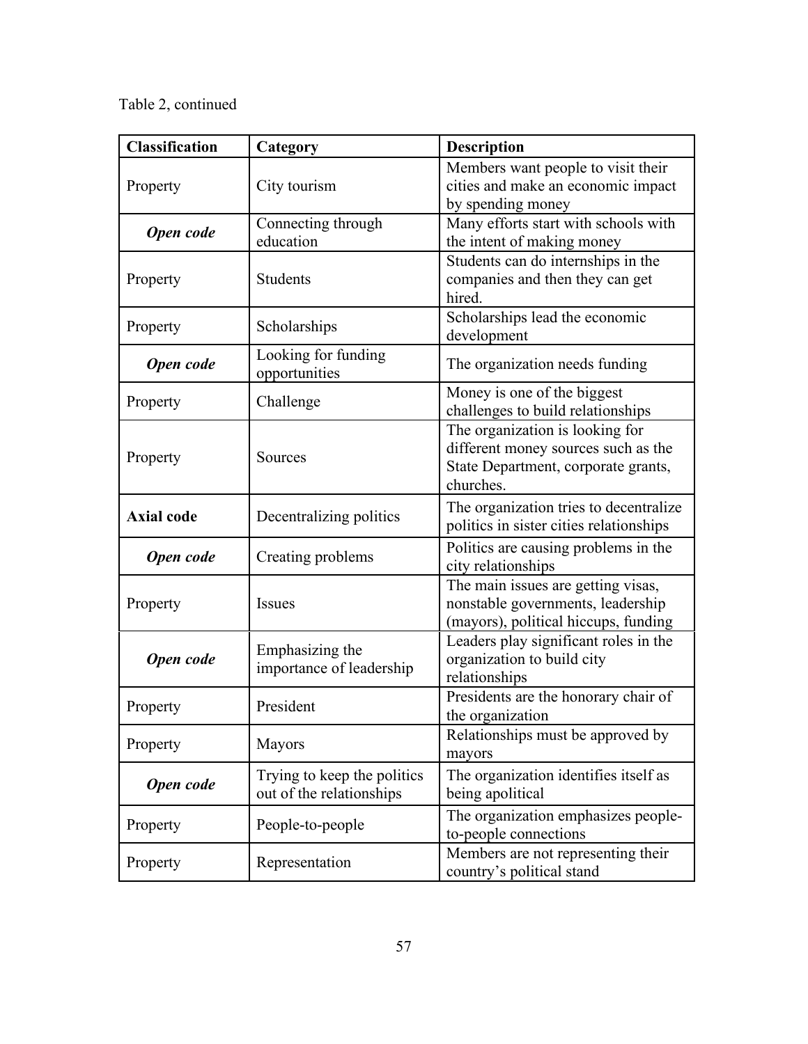Table 2, continued

| **Classification** | **Category** | **Description** |
|---|---|---|
| Property | City tourism | Members want people to visit their cities and make an economic impact by spending money |
| ***Open code*** | Connecting through education | Many efforts start with schools with the intent of making money |
| Property | Students | Students can do internships in the companies and then they can get hired. |
| Property | Scholarships | Scholarships lead the economic development |
| ***Open code*** | Looking for funding opportunities | The organization needs funding |
| Property | Challenge | Money is one of the biggest challenges to build relationships |
| Property | Sources | The organization is looking for different money sources such as the State Department, corporate grants, churches. |
| **Axial code** | Decentralizing politics | The organization tries to decentralize politics in sister cities relationships |
| ***Open code*** | Creating problems | Politics are causing problems in the city relationships |
| Property | Issues | The main issues are getting visas, nonstable governments, leadership (mayors), political hiccups, funding |
| ***Open code*** | Emphasizing the importance of leadership | Leaders play significant roles in the organization to build city relationships |
| Property | President | Presidents are the honorary chair of the organization |
| Property | Mayors | Relationships must be approved by mayors |
| ***Open code*** | Trying to keep the politics out of the relationships | The organization identifies itself as being apolitical |
| Property | People-to-people | The organization emphasizes people-to-people connections |
| Property | Representation | Members are not representing their country's political stand |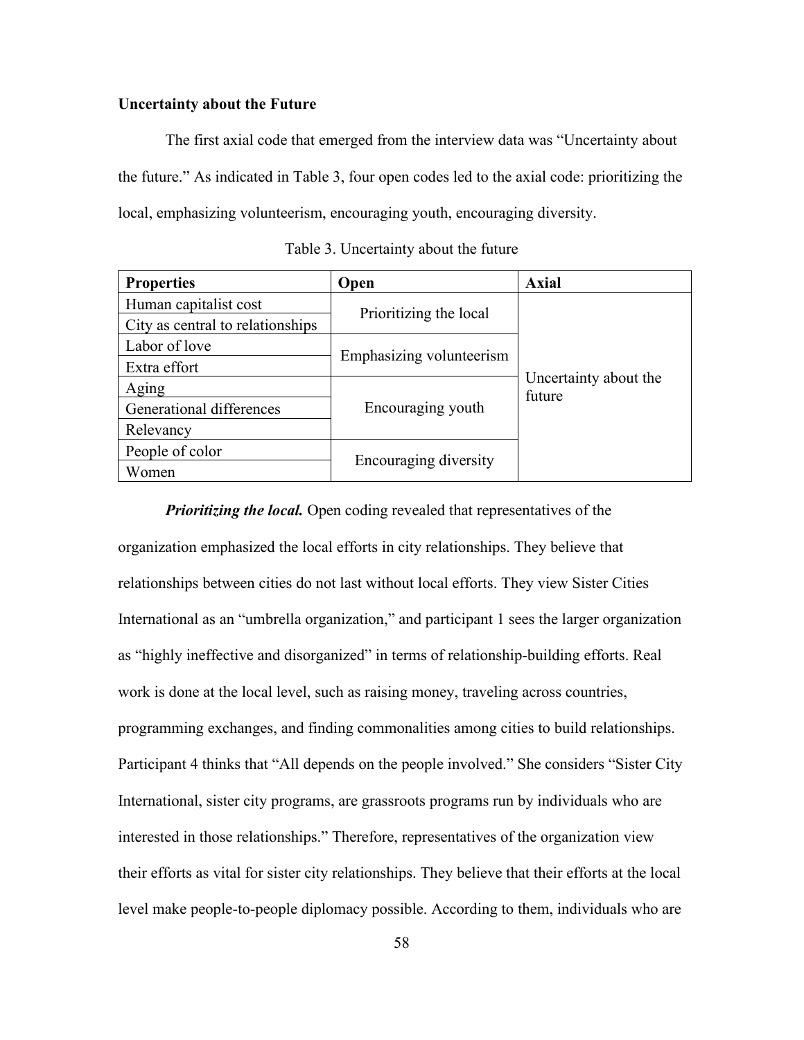**Uncertainty about the Future**

The first axial code that emerged from the interview data was "Uncertainty about the future." As indicated in Table 3, four open codes led to the axial code: prioritizing the local, emphasizing volunteerism, encouraging youth, encouraging diversity.

Table 3. Uncertainty about the future

| Properties | Open | Axial |
|---|---|---|
| Human capitalist cost | Prioritizing the local | Uncertainty about the future |
| City as central to relationships | | |
| Labor of love | Emphasizing volunteerism | |
| Extra effort | | |
| Aging | Encouraging youth | |
| Generational differences | | |
| Relevancy | | |
| People of color | Encouraging diversity | |
| Women | | |

***Prioritizing the local.*** Open coding revealed that representatives of the organization emphasized the local efforts in city relationships. They believe that relationships between cities do not last without local efforts. They view Sister Cities International as an "umbrella organization," and participant 1 sees the larger organization as "highly ineffective and disorganized" in terms of relationship-building efforts. Real work is done at the local level, such as raising money, traveling across countries, programming exchanges, and finding commonalities among cities to build relationships. Participant 4 thinks that "All depends on the people involved." She considers "Sister City International, sister city programs, are grassroots programs run by individuals who are interested in those relationships." Therefore, representatives of the organization view their efforts as vital for sister city relationships. They believe that their efforts at the local level make people-to-people diplomacy possible. According to them, individuals who are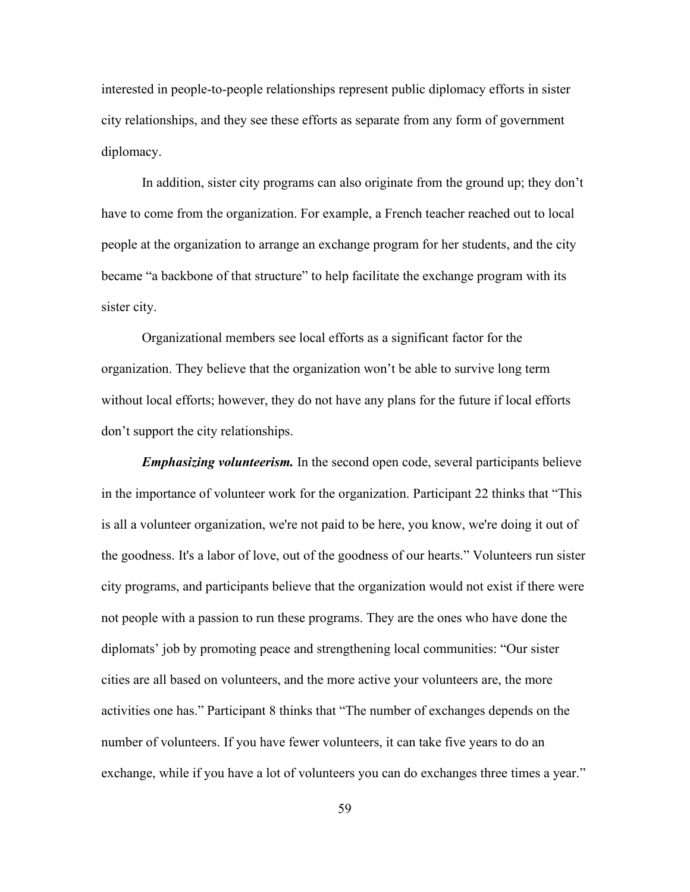interested in people-to-people relationships represent public diplomacy efforts in sister city relationships, and they see these efforts as separate from any form of government diplomacy.

In addition, sister city programs can also originate from the ground up; they don't have to come from the organization. For example, a French teacher reached out to local people at the organization to arrange an exchange program for her students, and the city became "a backbone of that structure" to help facilitate the exchange program with its sister city.

Organizational members see local efforts as a significant factor for the organization. They believe that the organization won't be able to survive long term without local efforts; however, they do not have any plans for the future if local efforts don't support the city relationships.

***Emphasizing volunteerism.*** In the second open code, several participants believe in the importance of volunteer work for the organization. Participant 22 thinks that "This is all a volunteer organization, we're not paid to be here, you know, we're doing it out of the goodness. It's a labor of love, out of the goodness of our hearts." Volunteers run sister city programs, and participants believe that the organization would not exist if there were not people with a passion to run these programs. They are the ones who have done the diplomats' job by promoting peace and strengthening local communities: "Our sister cities are all based on volunteers, and the more active your volunteers are, the more activities one has." Participant 8 thinks that "The number of exchanges depends on the number of volunteers. If you have fewer volunteers, it can take five years to do an exchange, while if you have a lot of volunteers you can do exchanges three times a year."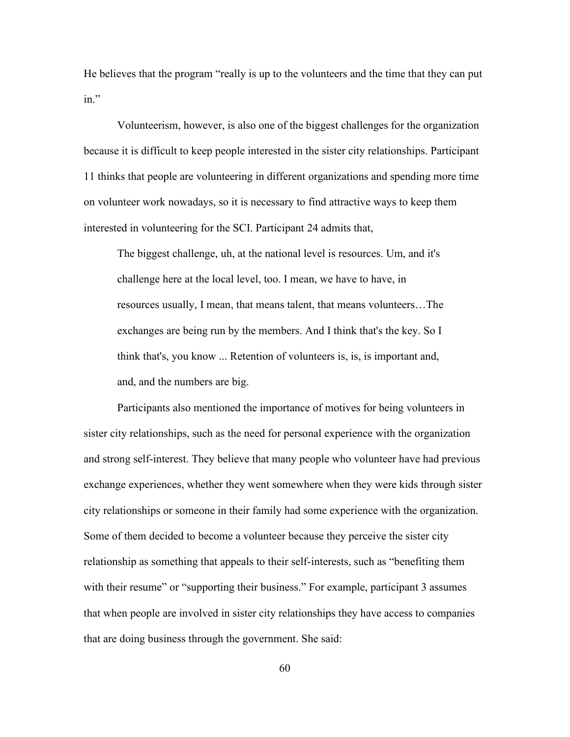He believes that the program "really is up to the volunteers and the time that they can put in."

Volunteerism, however, is also one of the biggest challenges for the organization because it is difficult to keep people interested in the sister city relationships. Participant 11 thinks that people are volunteering in different organizations and spending more time on volunteer work nowadays, so it is necessary to find attractive ways to keep them interested in volunteering for the SCI. Participant 24 admits that,

> The biggest challenge, uh, at the national level is resources. Um, and it's challenge here at the local level, too. I mean, we have to have, in resources usually, I mean, that means talent, that means volunteers…The exchanges are being run by the members. And I think that's the key. So I think that's, you know ... Retention of volunteers is, is, is important and, and, and the numbers are big.

Participants also mentioned the importance of motives for being volunteers in sister city relationships, such as the need for personal experience with the organization and strong self-interest. They believe that many people who volunteer have had previous exchange experiences, whether they went somewhere when they were kids through sister city relationships or someone in their family had some experience with the organization. Some of them decided to become a volunteer because they perceive the sister city relationship as something that appeals to their self-interests, such as "benefiting them with their resume" or "supporting their business." For example, participant 3 assumes that when people are involved in sister city relationships they have access to companies that are doing business through the government. She said: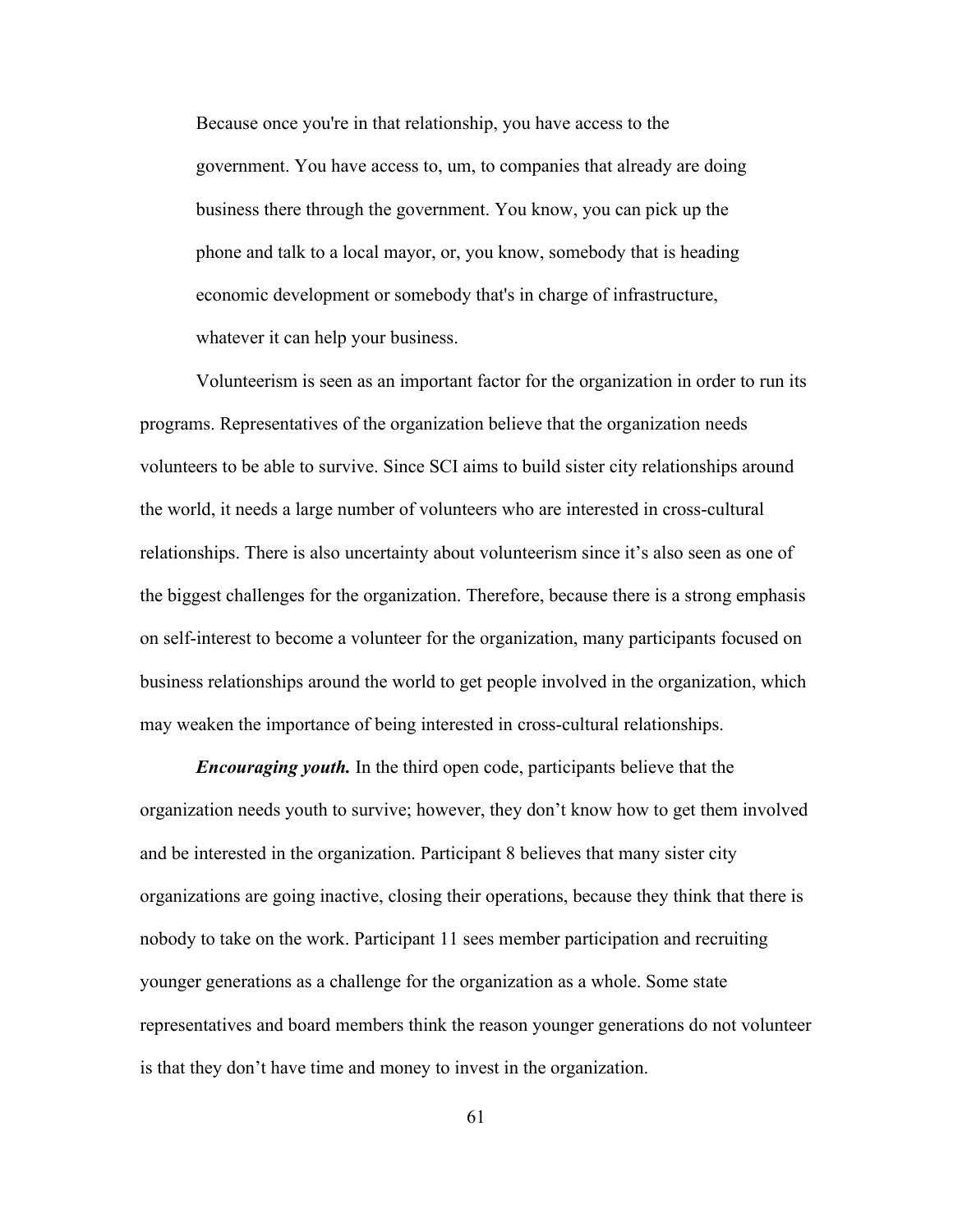> Because once you're in that relationship, you have access to the government. You have access to, um, to companies that already are doing business there through the government. You know, you can pick up the phone and talk to a local mayor, or, you know, somebody that is heading economic development or somebody that's in charge of infrastructure, whatever it can help your business.

Volunteerism is seen as an important factor for the organization in order to run its programs. Representatives of the organization believe that the organization needs volunteers to be able to survive. Since SCI aims to build sister city relationships around the world, it needs a large number of volunteers who are interested in cross-cultural relationships. There is also uncertainty about volunteerism since it's also seen as one of the biggest challenges for the organization. Therefore, because there is a strong emphasis on self-interest to become a volunteer for the organization, many participants focused on business relationships around the world to get people involved in the organization, which may weaken the importance of being interested in cross-cultural relationships.

***Encouraging youth.*** In the third open code, participants believe that the organization needs youth to survive; however, they don't know how to get them involved and be interested in the organization. Participant 8 believes that many sister city organizations are going inactive, closing their operations, because they think that there is nobody to take on the work. Participant 11 sees member participation and recruiting younger generations as a challenge for the organization as a whole. Some state representatives and board members think the reason younger generations do not volunteer is that they don't have time and money to invest in the organization.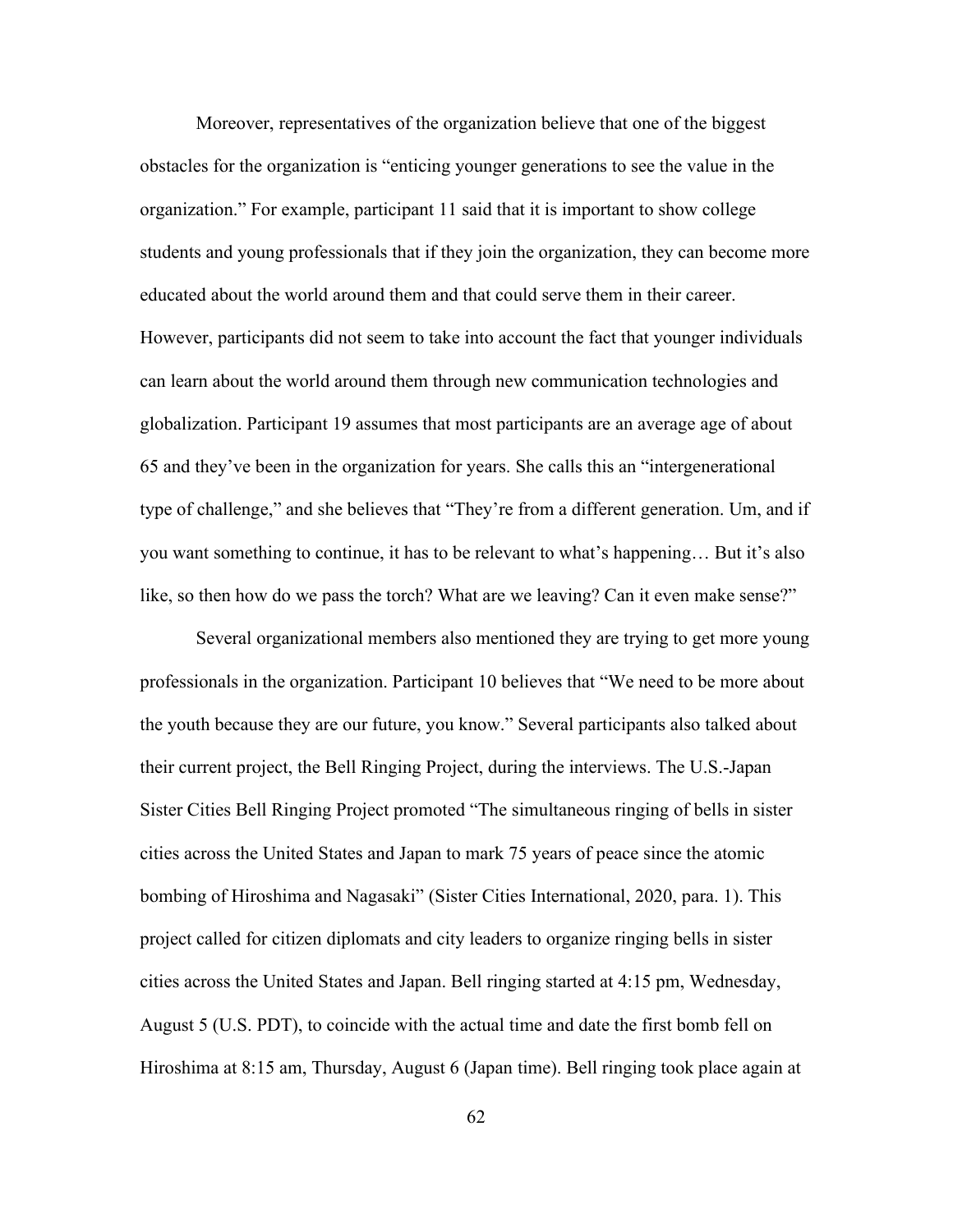Moreover, representatives of the organization believe that one of the biggest obstacles for the organization is "enticing younger generations to see the value in the organization." For example, participant 11 said that it is important to show college students and young professionals that if they join the organization, they can become more educated about the world around them and that could serve them in their career. However, participants did not seem to take into account the fact that younger individuals can learn about the world around them through new communication technologies and globalization. Participant 19 assumes that most participants are an average age of about 65 and they've been in the organization for years. She calls this an "intergenerational type of challenge," and she believes that "They're from a different generation. Um, and if you want something to continue, it has to be relevant to what's happening… But it's also like, so then how do we pass the torch? What are we leaving? Can it even make sense?"

Several organizational members also mentioned they are trying to get more young professionals in the organization. Participant 10 believes that "We need to be more about the youth because they are our future, you know." Several participants also talked about their current project, the Bell Ringing Project, during the interviews. The U.S.-Japan Sister Cities Bell Ringing Project promoted "The simultaneous ringing of bells in sister cities across the United States and Japan to mark 75 years of peace since the atomic bombing of Hiroshima and Nagasaki" (Sister Cities International, 2020, para. 1). This project called for citizen diplomats and city leaders to organize ringing bells in sister cities across the United States and Japan. Bell ringing started at 4:15 pm, Wednesday, August 5 (U.S. PDT), to coincide with the actual time and date the first bomb fell on Hiroshima at 8:15 am, Thursday, August 6 (Japan time). Bell ringing took place again at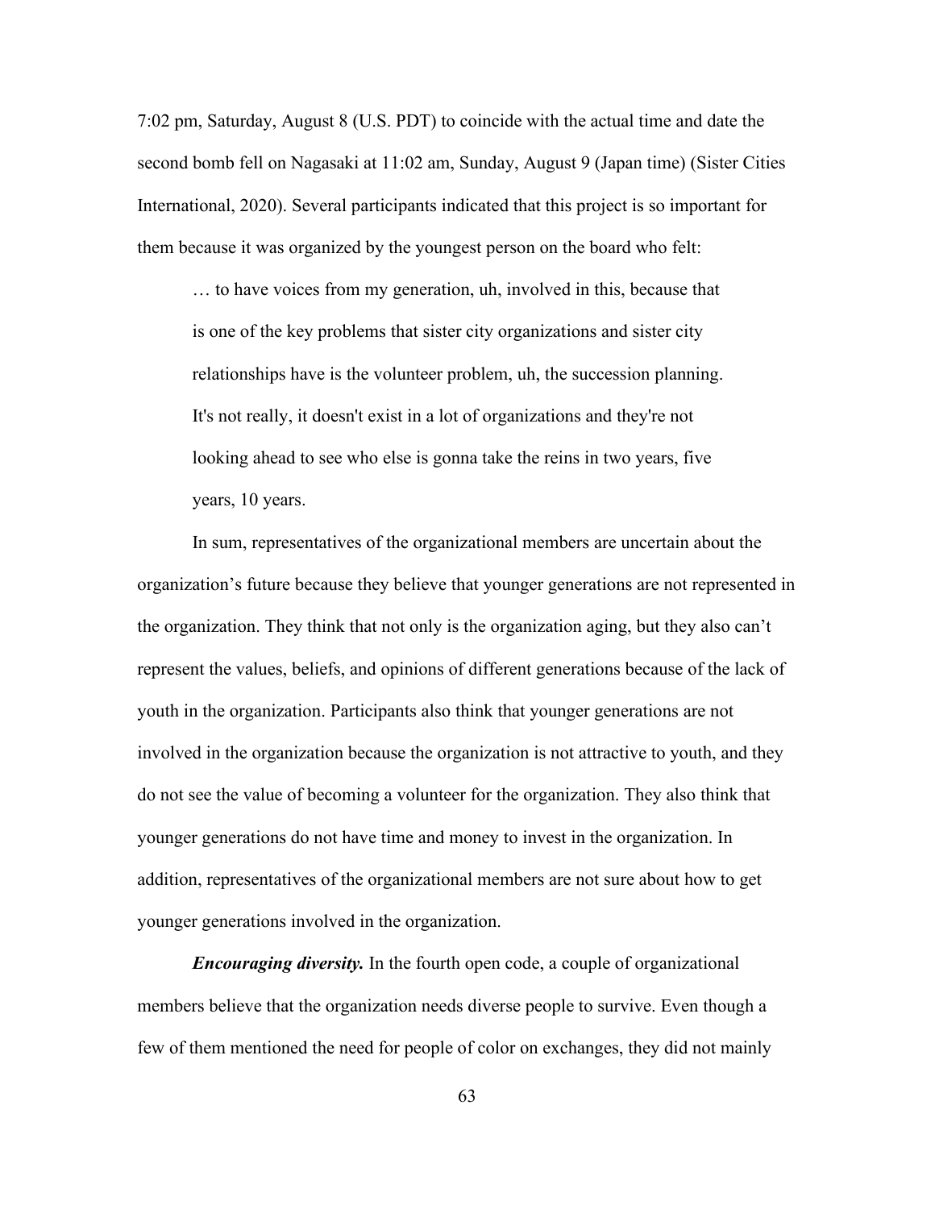7:02 pm, Saturday, August 8 (U.S. PDT) to coincide with the actual time and date the second bomb fell on Nagasaki at 11:02 am, Sunday, August 9 (Japan time) (Sister Cities International, 2020). Several participants indicated that this project is so important for them because it was organized by the youngest person on the board who felt:

> … to have voices from my generation, uh, involved in this, because that is one of the key problems that sister city organizations and sister city relationships have is the volunteer problem, uh, the succession planning. It's not really, it doesn't exist in a lot of organizations and they're not looking ahead to see who else is gonna take the reins in two years, five years, 10 years.

In sum, representatives of the organizational members are uncertain about the organization's future because they believe that younger generations are not represented in the organization. They think that not only is the organization aging, but they also can't represent the values, beliefs, and opinions of different generations because of the lack of youth in the organization. Participants also think that younger generations are not involved in the organization because the organization is not attractive to youth, and they do not see the value of becoming a volunteer for the organization. They also think that younger generations do not have time and money to invest in the organization. In addition, representatives of the organizational members are not sure about how to get younger generations involved in the organization.

***Encouraging diversity.*** In the fourth open code, a couple of organizational members believe that the organization needs diverse people to survive. Even though a few of them mentioned the need for people of color on exchanges, they did not mainly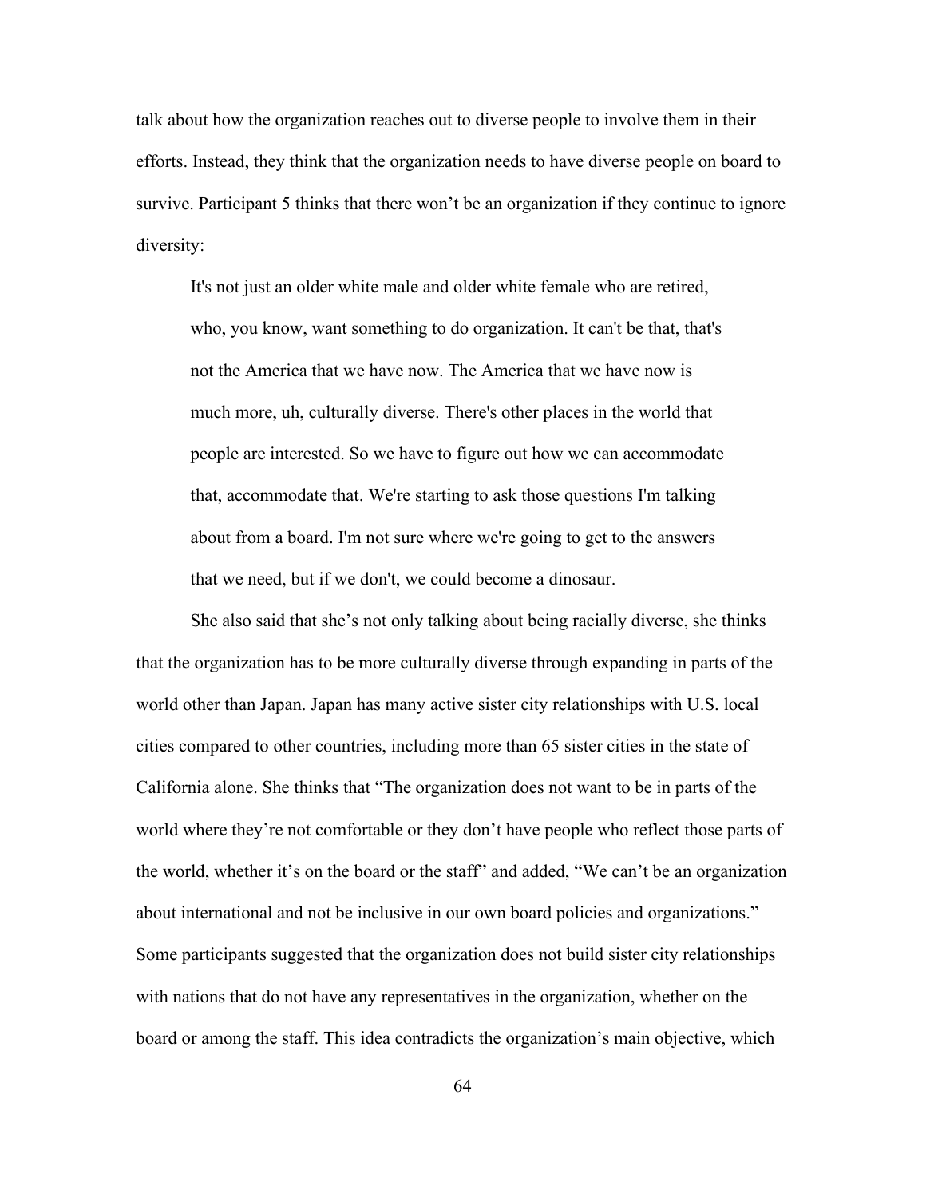talk about how the organization reaches out to diverse people to involve them in their efforts. Instead, they think that the organization needs to have diverse people on board to survive. Participant 5 thinks that there won't be an organization if they continue to ignore diversity:

> It's not just an older white male and older white female who are retired, who, you know, want something to do organization. It can't be that, that's not the America that we have now. The America that we have now is much more, uh, culturally diverse. There's other places in the world that people are interested. So we have to figure out how we can accommodate that, accommodate that. We're starting to ask those questions I'm talking about from a board. I'm not sure where we're going to get to the answers that we need, but if we don't, we could become a dinosaur.

She also said that she's not only talking about being racially diverse, she thinks that the organization has to be more culturally diverse through expanding in parts of the world other than Japan. Japan has many active sister city relationships with U.S. local cities compared to other countries, including more than 65 sister cities in the state of California alone. She thinks that "The organization does not want to be in parts of the world where they're not comfortable or they don't have people who reflect those parts of the world, whether it's on the board or the staff" and added, "We can't be an organization about international and not be inclusive in our own board policies and organizations." Some participants suggested that the organization does not build sister city relationships with nations that do not have any representatives in the organization, whether on the board or among the staff. This idea contradicts the organization's main objective, which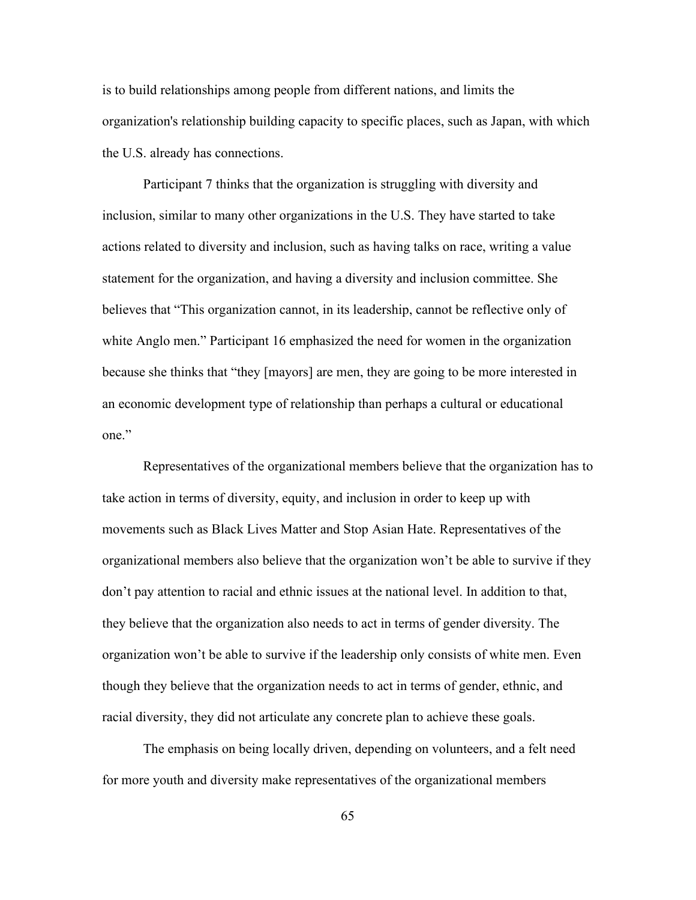is to build relationships among people from different nations, and limits the organization's relationship building capacity to specific places, such as Japan, with which the U.S. already has connections.

Participant 7 thinks that the organization is struggling with diversity and inclusion, similar to many other organizations in the U.S. They have started to take actions related to diversity and inclusion, such as having talks on race, writing a value statement for the organization, and having a diversity and inclusion committee. She believes that "This organization cannot, in its leadership, cannot be reflective only of white Anglo men." Participant 16 emphasized the need for women in the organization because she thinks that "they [mayors] are men, they are going to be more interested in an economic development type of relationship than perhaps a cultural or educational one."

Representatives of the organizational members believe that the organization has to take action in terms of diversity, equity, and inclusion in order to keep up with movements such as Black Lives Matter and Stop Asian Hate. Representatives of the organizational members also believe that the organization won't be able to survive if they don't pay attention to racial and ethnic issues at the national level. In addition to that, they believe that the organization also needs to act in terms of gender diversity. The organization won't be able to survive if the leadership only consists of white men. Even though they believe that the organization needs to act in terms of gender, ethnic, and racial diversity, they did not articulate any concrete plan to achieve these goals.

The emphasis on being locally driven, depending on volunteers, and a felt need for more youth and diversity make representatives of the organizational members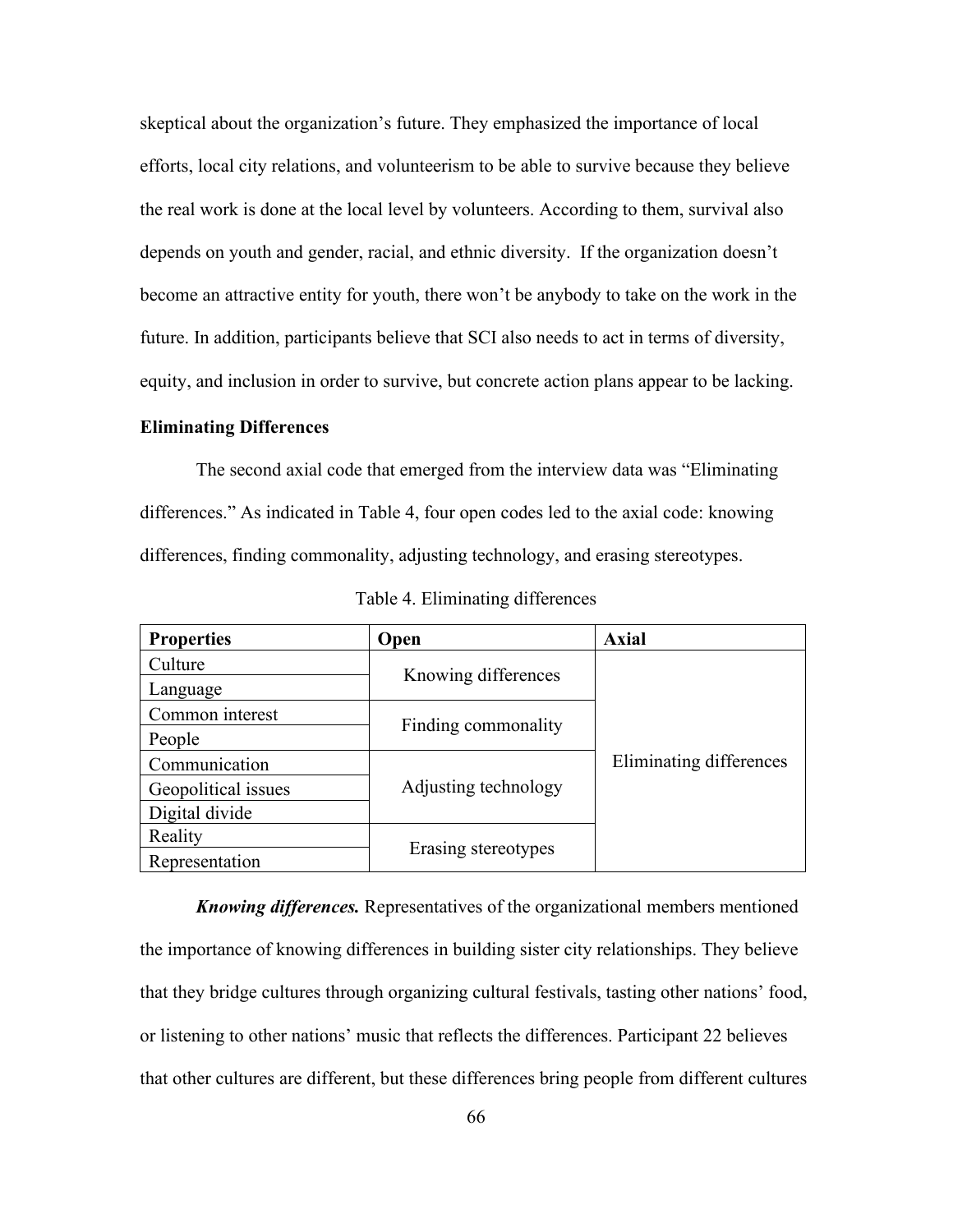skeptical about the organization's future. They emphasized the importance of local efforts, local city relations, and volunteerism to be able to survive because they believe the real work is done at the local level by volunteers. According to them, survival also depends on youth and gender, racial, and ethnic diversity. If the organization doesn't become an attractive entity for youth, there won't be anybody to take on the work in the future. In addition, participants believe that SCI also needs to act in terms of diversity, equity, and inclusion in order to survive, but concrete action plans appear to be lacking.

**Eliminating Differences**

The second axial code that emerged from the interview data was "Eliminating differences." As indicated in Table 4, four open codes led to the axial code: knowing differences, finding commonality, adjusting technology, and erasing stereotypes.

Table 4. Eliminating differences

| Properties | Open | Axial |
|---|---|---|
| Culture | Knowing differences | Eliminating differences |
| Language | | |
| Common interest | Finding commonality | |
| People | | |
| Communication | Adjusting technology | |
| Geopolitical issues | | |
| Digital divide | | |
| Reality | Erasing stereotypes | |
| Representation | | |

***Knowing differences.*** Representatives of the organizational members mentioned the importance of knowing differences in building sister city relationships. They believe that they bridge cultures through organizing cultural festivals, tasting other nations' food, or listening to other nations' music that reflects the differences. Participant 22 believes that other cultures are different, but these differences bring people from different cultures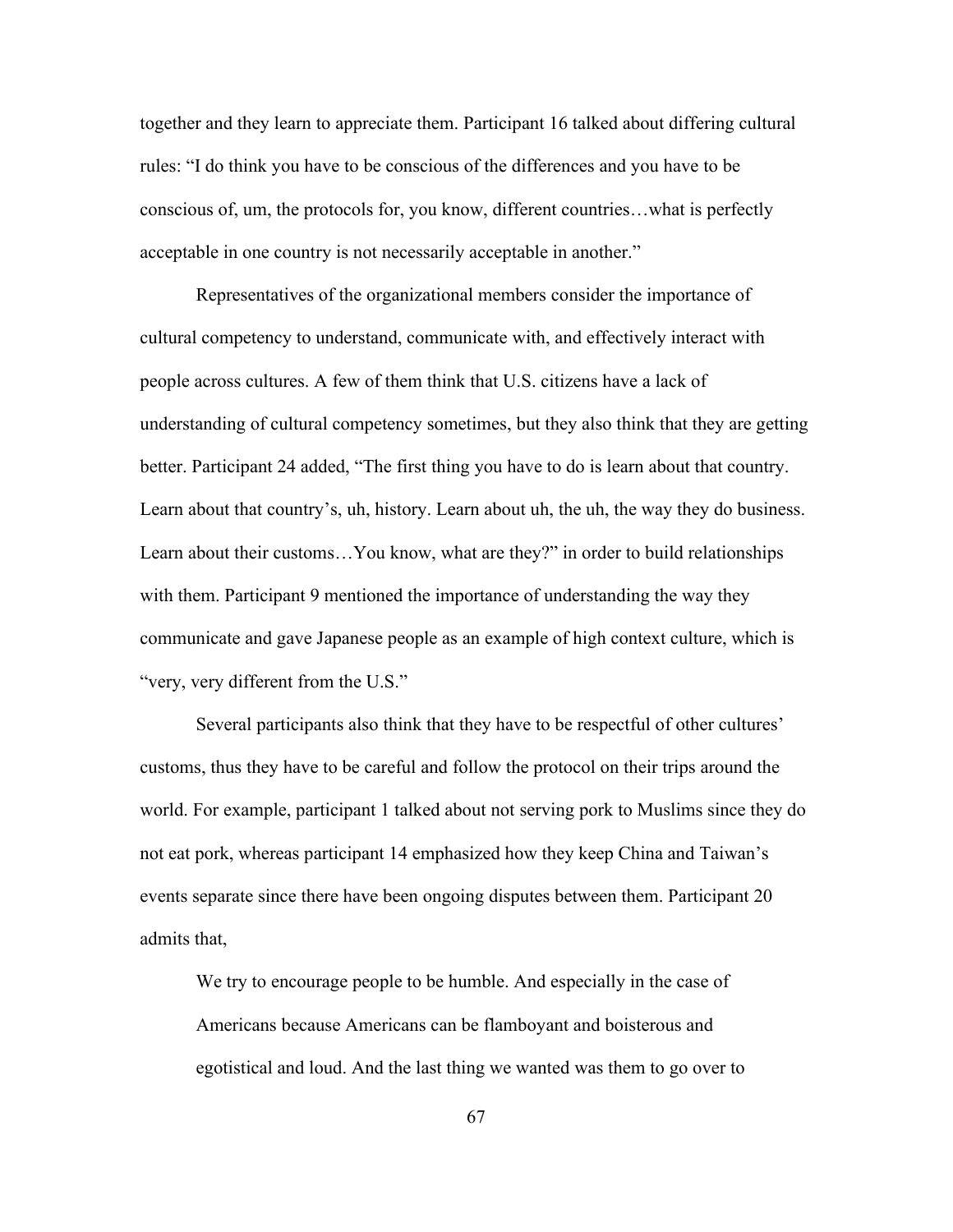together and they learn to appreciate them. Participant 16 talked about differing cultural rules: "I do think you have to be conscious of the differences and you have to be conscious of, um, the protocols for, you know, different countries…what is perfectly acceptable in one country is not necessarily acceptable in another."

Representatives of the organizational members consider the importance of cultural competency to understand, communicate with, and effectively interact with people across cultures. A few of them think that U.S. citizens have a lack of understanding of cultural competency sometimes, but they also think that they are getting better. Participant 24 added, "The first thing you have to do is learn about that country. Learn about that country's, uh, history. Learn about uh, the uh, the way they do business. Learn about their customs…You know, what are they?" in order to build relationships with them. Participant 9 mentioned the importance of understanding the way they communicate and gave Japanese people as an example of high context culture, which is "very, very different from the U.S."

Several participants also think that they have to be respectful of other cultures' customs, thus they have to be careful and follow the protocol on their trips around the world. For example, participant 1 talked about not serving pork to Muslims since they do not eat pork, whereas participant 14 emphasized how they keep China and Taiwan's events separate since there have been ongoing disputes between them. Participant 20 admits that,

> We try to encourage people to be humble. And especially in the case of Americans because Americans can be flamboyant and boisterous and egotistical and loud. And the last thing we wanted was them to go over to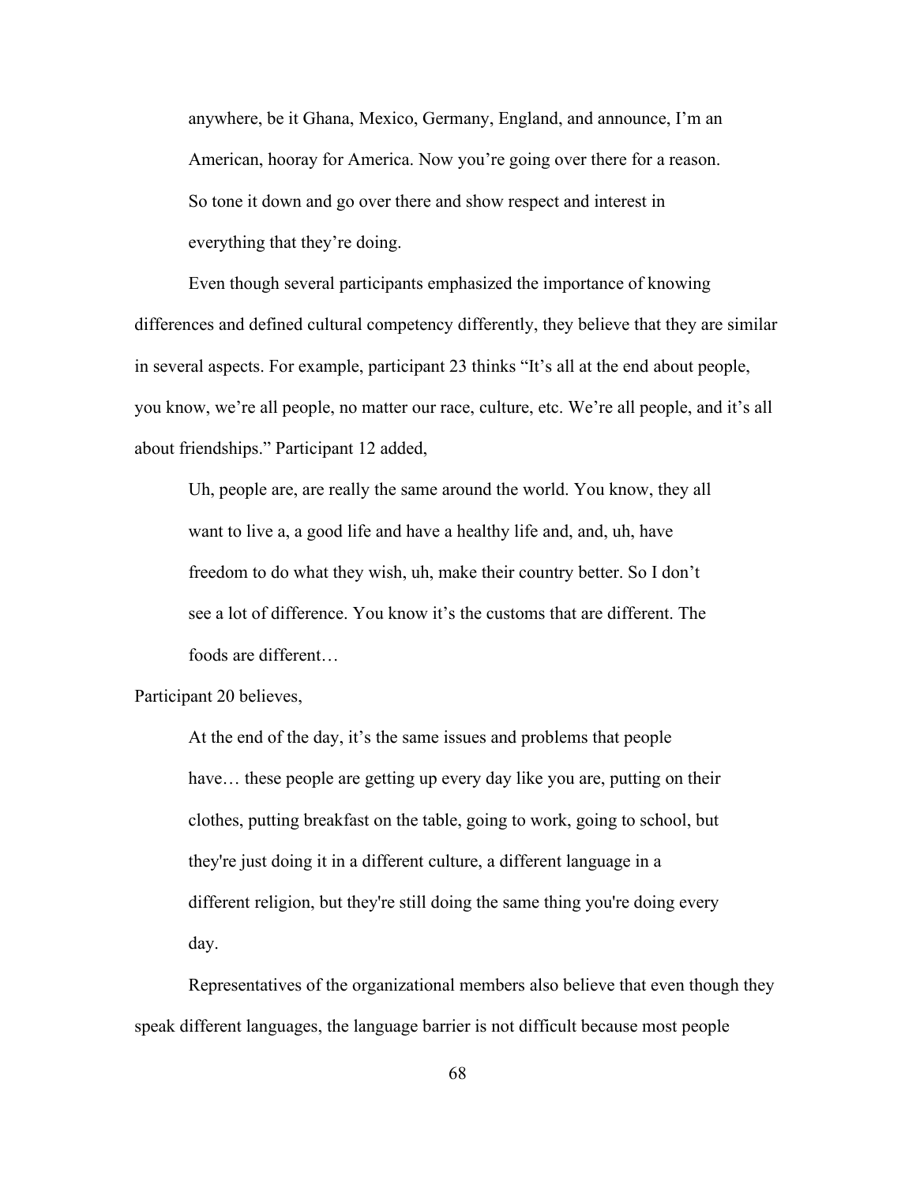> anywhere, be it Ghana, Mexico, Germany, England, and announce, I'm an American, hooray for America. Now you're going over there for a reason. So tone it down and go over there and show respect and interest in everything that they're doing.

Even though several participants emphasized the importance of knowing differences and defined cultural competency differently, they believe that they are similar in several aspects. For example, participant 23 thinks "It's all at the end about people, you know, we're all people, no matter our race, culture, etc. We're all people, and it's all about friendships." Participant 12 added,

> Uh, people are, are really the same around the world. You know, they all want to live a, a good life and have a healthy life and, and, uh, have freedom to do what they wish, uh, make their country better. So I don't see a lot of difference. You know it's the customs that are different. The foods are different…

Participant 20 believes,

> At the end of the day, it's the same issues and problems that people have… these people are getting up every day like you are, putting on their clothes, putting breakfast on the table, going to work, going to school, but they're just doing it in a different culture, a different language in a different religion, but they're still doing the same thing you're doing every day.

Representatives of the organizational members also believe that even though they speak different languages, the language barrier is not difficult because most people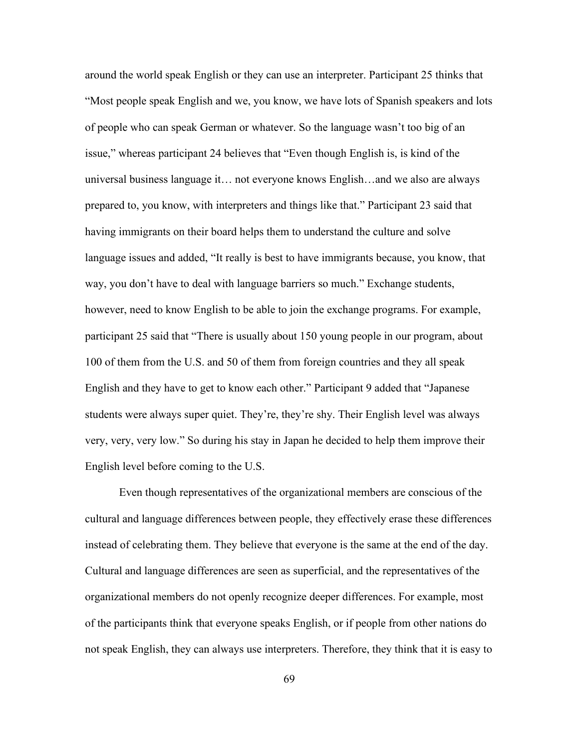around the world speak English or they can use an interpreter. Participant 25 thinks that "Most people speak English and we, you know, we have lots of Spanish speakers and lots of people who can speak German or whatever. So the language wasn't too big of an issue," whereas participant 24 believes that "Even though English is, is kind of the universal business language it… not everyone knows English…and we also are always prepared to, you know, with interpreters and things like that." Participant 23 said that having immigrants on their board helps them to understand the culture and solve language issues and added, "It really is best to have immigrants because, you know, that way, you don't have to deal with language barriers so much." Exchange students, however, need to know English to be able to join the exchange programs. For example, participant 25 said that "There is usually about 150 young people in our program, about 100 of them from the U.S. and 50 of them from foreign countries and they all speak English and they have to get to know each other." Participant 9 added that "Japanese students were always super quiet. They're, they're shy. Their English level was always very, very, very low." So during his stay in Japan he decided to help them improve their English level before coming to the U.S.

Even though representatives of the organizational members are conscious of the cultural and language differences between people, they effectively erase these differences instead of celebrating them. They believe that everyone is the same at the end of the day. Cultural and language differences are seen as superficial, and the representatives of the organizational members do not openly recognize deeper differences. For example, most of the participants think that everyone speaks English, or if people from other nations do not speak English, they can always use interpreters. Therefore, they think that it is easy to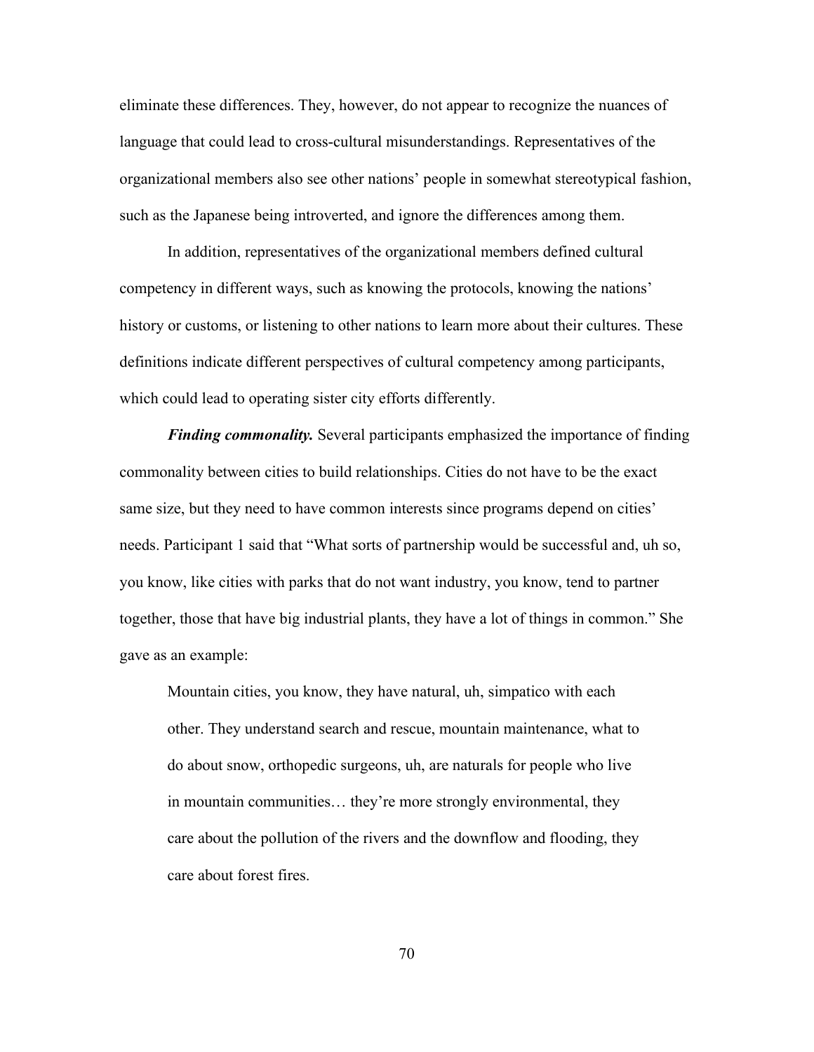eliminate these differences. They, however, do not appear to recognize the nuances of language that could lead to cross-cultural misunderstandings. Representatives of the organizational members also see other nations' people in somewhat stereotypical fashion, such as the Japanese being introverted, and ignore the differences among them.

In addition, representatives of the organizational members defined cultural competency in different ways, such as knowing the protocols, knowing the nations' history or customs, or listening to other nations to learn more about their cultures. These definitions indicate different perspectives of cultural competency among participants, which could lead to operating sister city efforts differently.

***Finding commonality.*** Several participants emphasized the importance of finding commonality between cities to build relationships. Cities do not have to be the exact same size, but they need to have common interests since programs depend on cities' needs. Participant 1 said that "What sorts of partnership would be successful and, uh so, you know, like cities with parks that do not want industry, you know, tend to partner together, those that have big industrial plants, they have a lot of things in common." She gave as an example:

> Mountain cities, you know, they have natural, uh, simpatico with each other. They understand search and rescue, mountain maintenance, what to do about snow, orthopedic surgeons, uh, are naturals for people who live in mountain communities… they're more strongly environmental, they care about the pollution of the rivers and the downflow and flooding, they care about forest fires.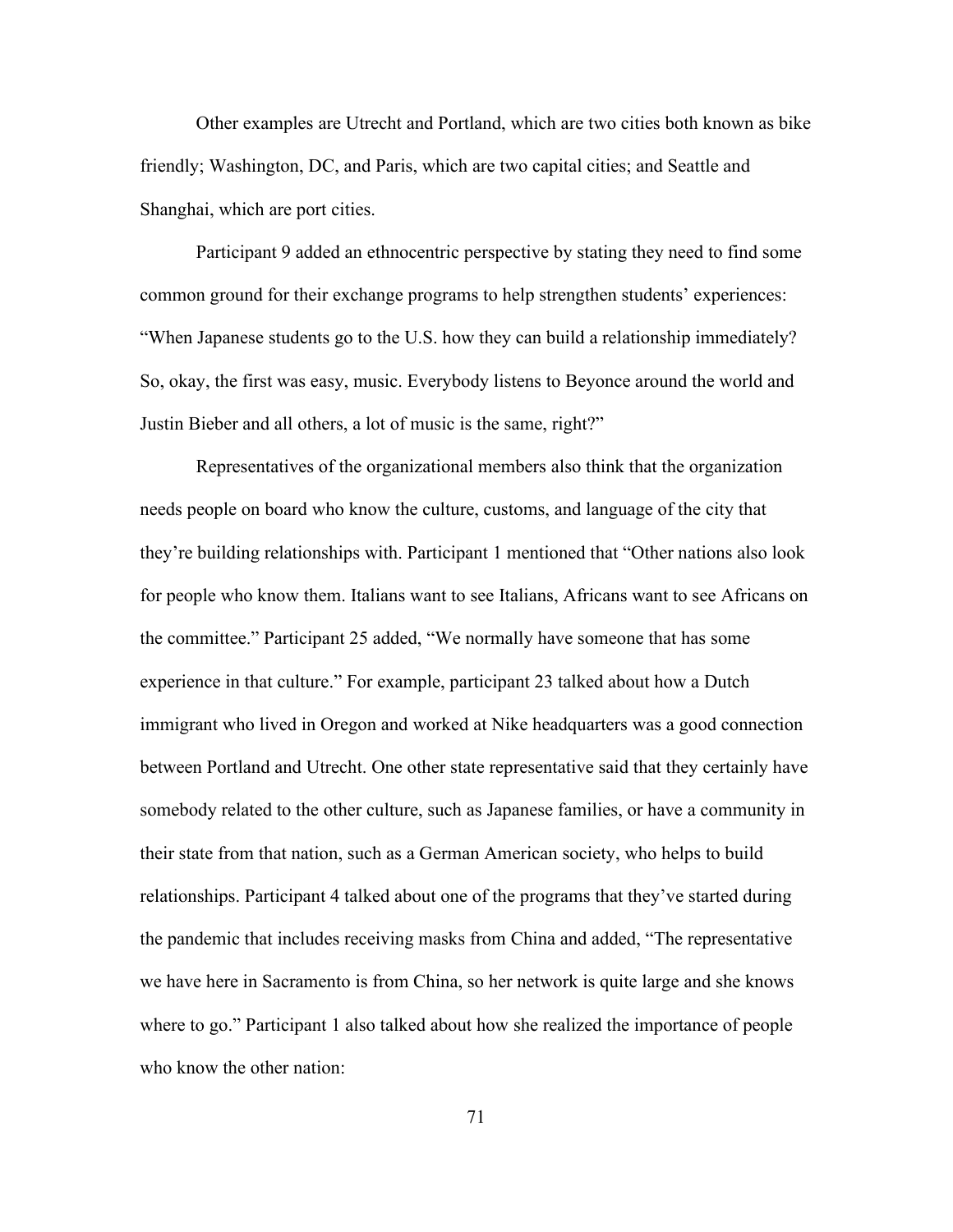Other examples are Utrecht and Portland, which are two cities both known as bike friendly; Washington, DC, and Paris, which are two capital cities; and Seattle and Shanghai, which are port cities.

Participant 9 added an ethnocentric perspective by stating they need to find some common ground for their exchange programs to help strengthen students' experiences: "When Japanese students go to the U.S. how they can build a relationship immediately? So, okay, the first was easy, music. Everybody listens to Beyonce around the world and Justin Bieber and all others, a lot of music is the same, right?"

Representatives of the organizational members also think that the organization needs people on board who know the culture, customs, and language of the city that they're building relationships with. Participant 1 mentioned that "Other nations also look for people who know them. Italians want to see Italians, Africans want to see Africans on the committee." Participant 25 added, "We normally have someone that has some experience in that culture." For example, participant 23 talked about how a Dutch immigrant who lived in Oregon and worked at Nike headquarters was a good connection between Portland and Utrecht. One other state representative said that they certainly have somebody related to the other culture, such as Japanese families, or have a community in their state from that nation, such as a German American society, who helps to build relationships. Participant 4 talked about one of the programs that they've started during the pandemic that includes receiving masks from China and added, "The representative we have here in Sacramento is from China, so her network is quite large and she knows where to go." Participant 1 also talked about how she realized the importance of people who know the other nation: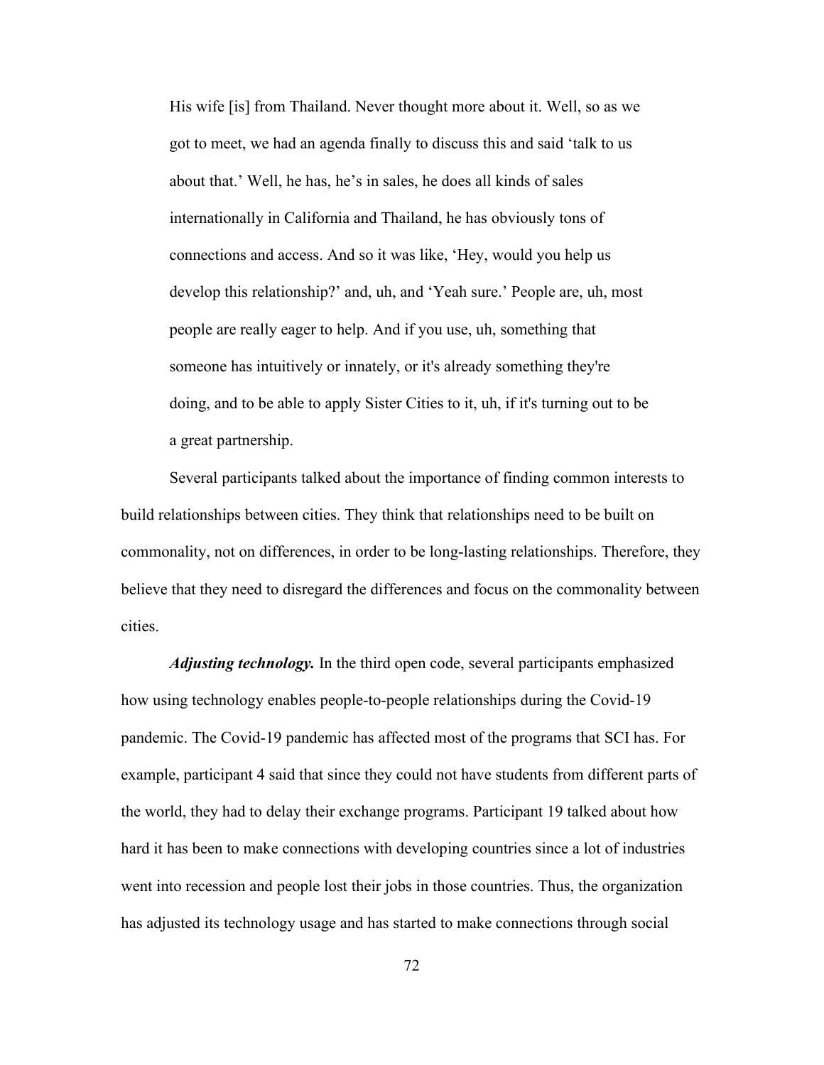> His wife [is] from Thailand. Never thought more about it. Well, so as we got to meet, we had an agenda finally to discuss this and said 'talk to us about that.' Well, he has, he's in sales, he does all kinds of sales internationally in California and Thailand, he has obviously tons of connections and access. And so it was like, 'Hey, would you help us develop this relationship?' and, uh, and 'Yeah sure.' People are, uh, most people are really eager to help. And if you use, uh, something that someone has intuitively or innately, or it's already something they're doing, and to be able to apply Sister Cities to it, uh, if it's turning out to be a great partnership.

Several participants talked about the importance of finding common interests to build relationships between cities. They think that relationships need to be built on commonality, not on differences, in order to be long-lasting relationships. Therefore, they believe that they need to disregard the differences and focus on the commonality between cities.

***Adjusting technology.*** In the third open code, several participants emphasized how using technology enables people-to-people relationships during the Covid-19 pandemic. The Covid-19 pandemic has affected most of the programs that SCI has. For example, participant 4 said that since they could not have students from different parts of the world, they had to delay their exchange programs. Participant 19 talked about how hard it has been to make connections with developing countries since a lot of industries went into recession and people lost their jobs in those countries. Thus, the organization has adjusted its technology usage and has started to make connections through social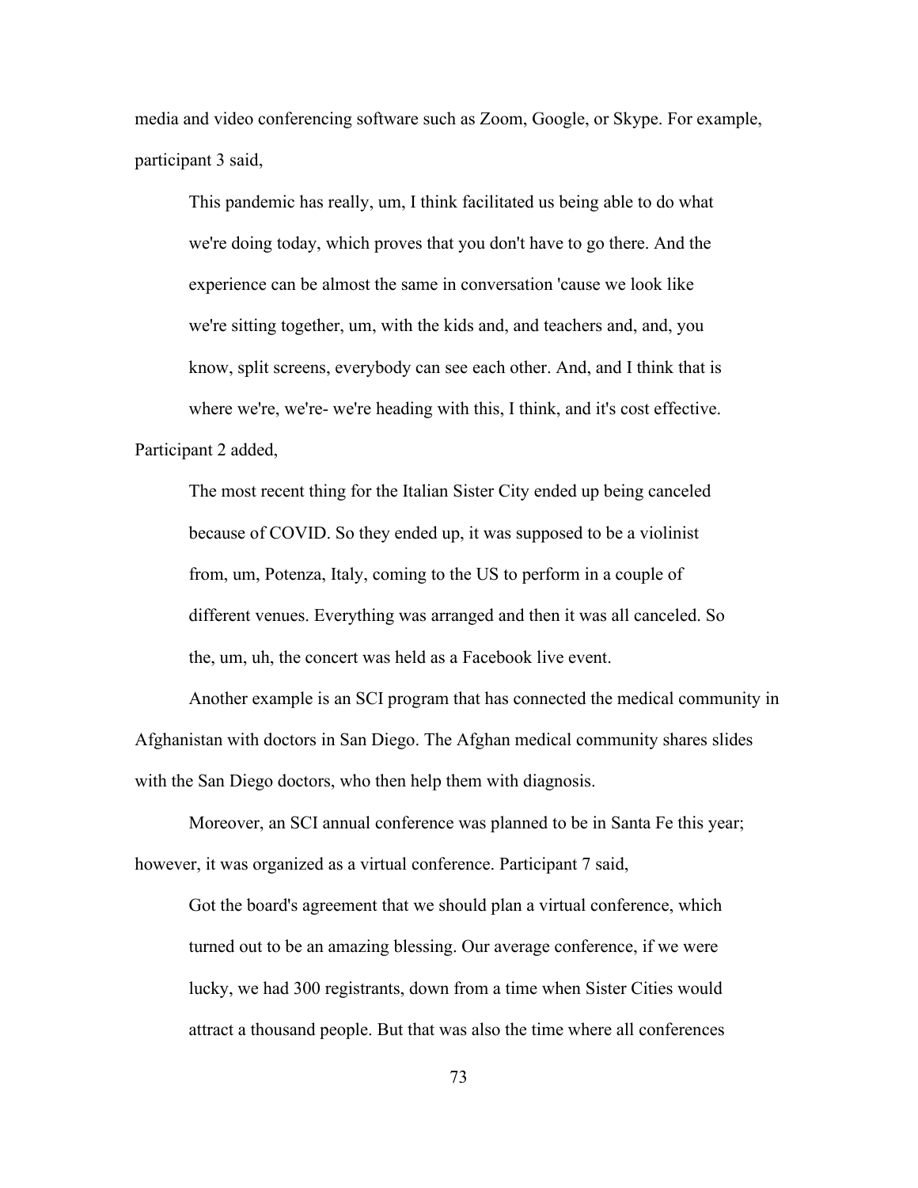media and video conferencing software such as Zoom, Google, or Skype. For example, participant 3 said,

> This pandemic has really, um, I think facilitated us being able to do what we're doing today, which proves that you don't have to go there. And the experience can be almost the same in conversation 'cause we look like we're sitting together, um, with the kids and, and teachers and, and, you know, split screens, everybody can see each other. And, and I think that is where we're, we're- we're heading with this, I think, and it's cost effective.

Participant 2 added,

> The most recent thing for the Italian Sister City ended up being canceled because of COVID. So they ended up, it was supposed to be a violinist from, um, Potenza, Italy, coming to the US to perform in a couple of different venues. Everything was arranged and then it was all canceled. So the, um, uh, the concert was held as a Facebook live event.

Another example is an SCI program that has connected the medical community in Afghanistan with doctors in San Diego. The Afghan medical community shares slides with the San Diego doctors, who then help them with diagnosis.

Moreover, an SCI annual conference was planned to be in Santa Fe this year; however, it was organized as a virtual conference. Participant 7 said,

> Got the board's agreement that we should plan a virtual conference, which turned out to be an amazing blessing. Our average conference, if we were lucky, we had 300 registrants, down from a time when Sister Cities would attract a thousand people. But that was also the time where all conferences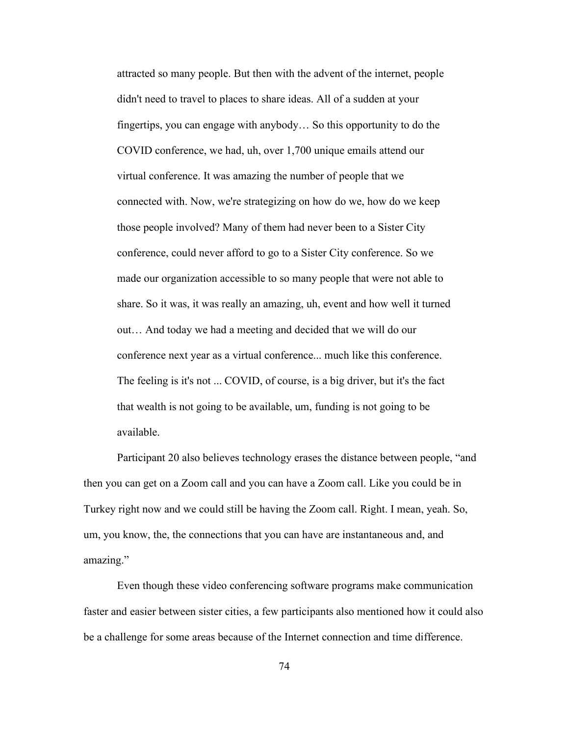> attracted so many people. But then with the advent of the internet, people didn't need to travel to places to share ideas. All of a sudden at your fingertips, you can engage with anybody… So this opportunity to do the COVID conference, we had, uh, over 1,700 unique emails attend our virtual conference. It was amazing the number of people that we connected with. Now, we're strategizing on how do we, how do we keep those people involved? Many of them had never been to a Sister City conference, could never afford to go to a Sister City conference. So we made our organization accessible to so many people that were not able to share. So it was, it was really an amazing, uh, event and how well it turned out… And today we had a meeting and decided that we will do our conference next year as a virtual conference... much like this conference. The feeling is it's not ... COVID, of course, is a big driver, but it's the fact that wealth is not going to be available, um, funding is not going to be available.

Participant 20 also believes technology erases the distance between people, "and then you can get on a Zoom call and you can have a Zoom call. Like you could be in Turkey right now and we could still be having the Zoom call. Right. I mean, yeah. So, um, you know, the, the connections that you can have are instantaneous and, and amazing."

Even though these video conferencing software programs make communication faster and easier between sister cities, a few participants also mentioned how it could also be a challenge for some areas because of the Internet connection and time difference.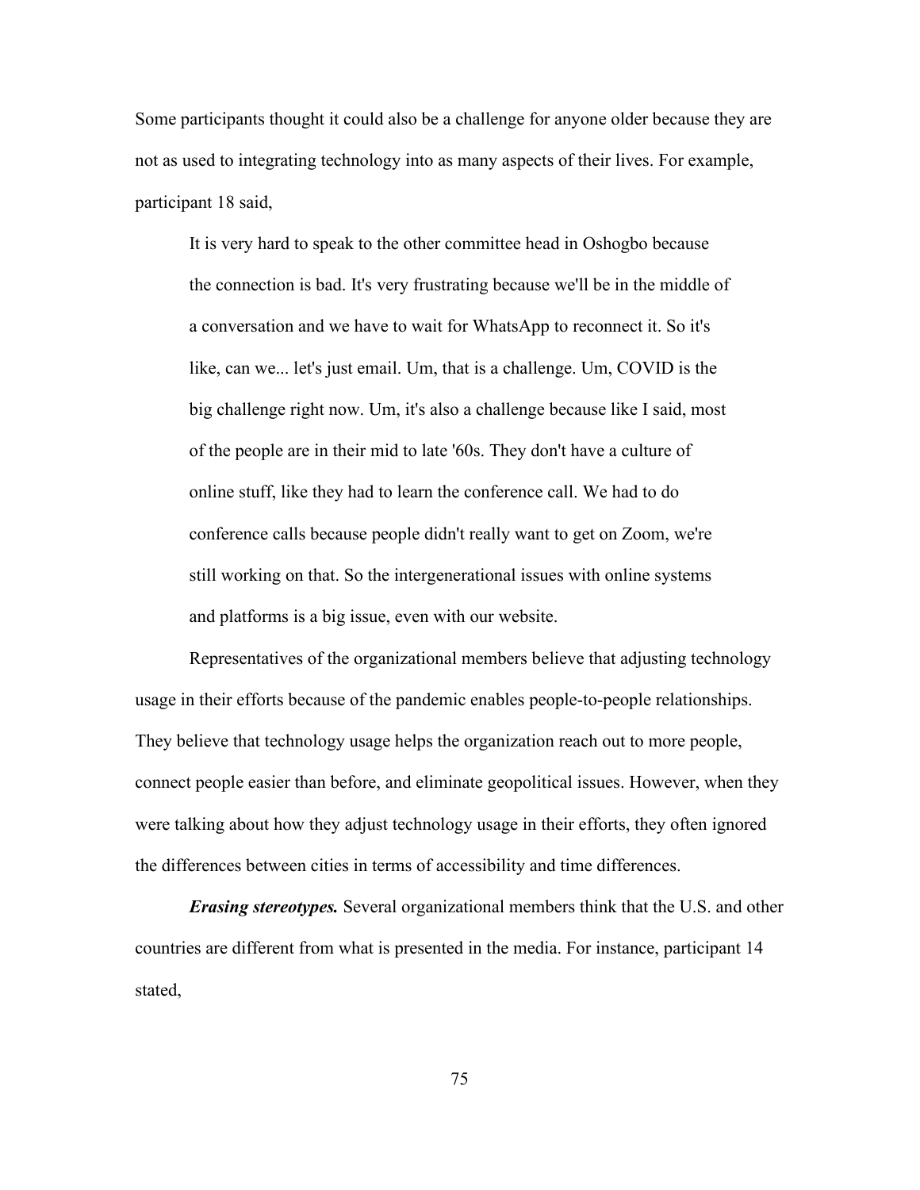Some participants thought it could also be a challenge for anyone older because they are not as used to integrating technology into as many aspects of their lives. For example, participant 18 said,

> It is very hard to speak to the other committee head in Oshogbo because the connection is bad. It's very frustrating because we'll be in the middle of a conversation and we have to wait for WhatsApp to reconnect it. So it's like, can we... let's just email. Um, that is a challenge. Um, COVID is the big challenge right now. Um, it's also a challenge because like I said, most of the people are in their mid to late '60s. They don't have a culture of online stuff, like they had to learn the conference call. We had to do conference calls because people didn't really want to get on Zoom, we're still working on that. So the intergenerational issues with online systems and platforms is a big issue, even with our website.

Representatives of the organizational members believe that adjusting technology usage in their efforts because of the pandemic enables people-to-people relationships. They believe that technology usage helps the organization reach out to more people, connect people easier than before, and eliminate geopolitical issues. However, when they were talking about how they adjust technology usage in their efforts, they often ignored the differences between cities in terms of accessibility and time differences.

***Erasing stereotypes.*** Several organizational members think that the U.S. and other countries are different from what is presented in the media. For instance, participant 14 stated,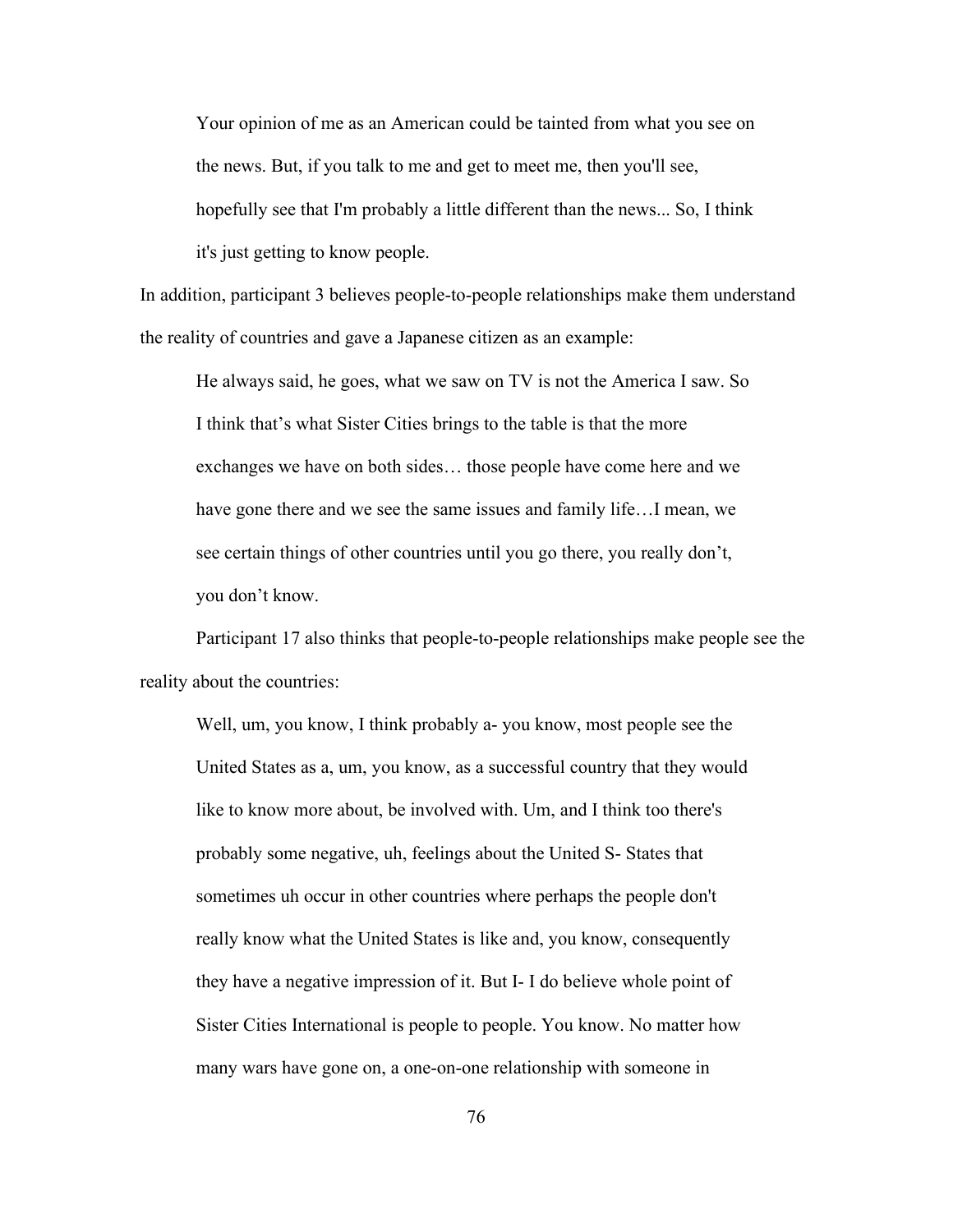> Your opinion of me as an American could be tainted from what you see on the news. But, if you talk to me and get to meet me, then you'll see, hopefully see that I'm probably a little different than the news... So, I think it's just getting to know people.

In addition, participant 3 believes people-to-people relationships make them understand the reality of countries and gave a Japanese citizen as an example:

> He always said, he goes, what we saw on TV is not the America I saw. So I think that's what Sister Cities brings to the table is that the more exchanges we have on both sides… those people have come here and we have gone there and we see the same issues and family life…I mean, we see certain things of other countries until you go there, you really don't, you don't know.

Participant 17 also thinks that people-to-people relationships make people see the reality about the countries:

> Well, um, you know, I think probably a- you know, most people see the United States as a, um, you know, as a successful country that they would like to know more about, be involved with. Um, and I think too there's probably some negative, uh, feelings about the United S- States that sometimes uh occur in other countries where perhaps the people don't really know what the United States is like and, you know, consequently they have a negative impression of it. But I- I do believe whole point of Sister Cities International is people to people. You know. No matter how many wars have gone on, a one-on-one relationship with someone in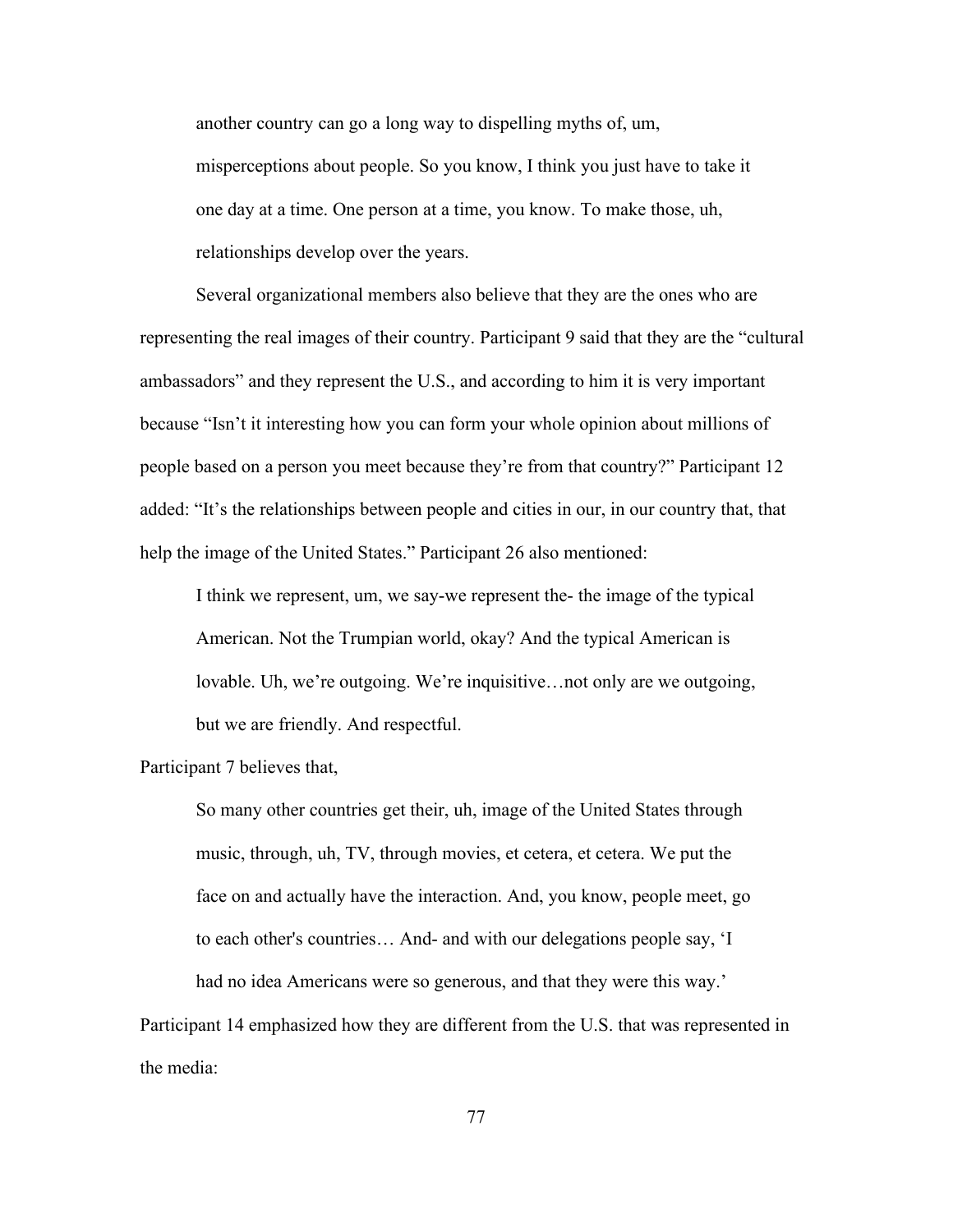> another country can go a long way to dispelling myths of, um, misperceptions about people. So you know, I think you just have to take it one day at a time. One person at a time, you know. To make those, uh, relationships develop over the years.

Several organizational members also believe that they are the ones who are representing the real images of their country. Participant 9 said that they are the "cultural ambassadors" and they represent the U.S., and according to him it is very important because "Isn't it interesting how you can form your whole opinion about millions of people based on a person you meet because they're from that country?" Participant 12 added: "It's the relationships between people and cities in our, in our country that, that help the image of the United States." Participant 26 also mentioned:

> I think we represent, um, we say-we represent the- the image of the typical American. Not the Trumpian world, okay? And the typical American is lovable. Uh, we're outgoing. We're inquisitive…not only are we outgoing, but we are friendly. And respectful.

Participant 7 believes that,

> So many other countries get their, uh, image of the United States through music, through, uh, TV, through movies, et cetera, et cetera. We put the face on and actually have the interaction. And, you know, people meet, go to each other's countries… And- and with our delegations people say, 'I had no idea Americans were so generous, and that they were this way.'

Participant 14 emphasized how they are different from the U.S. that was represented in the media: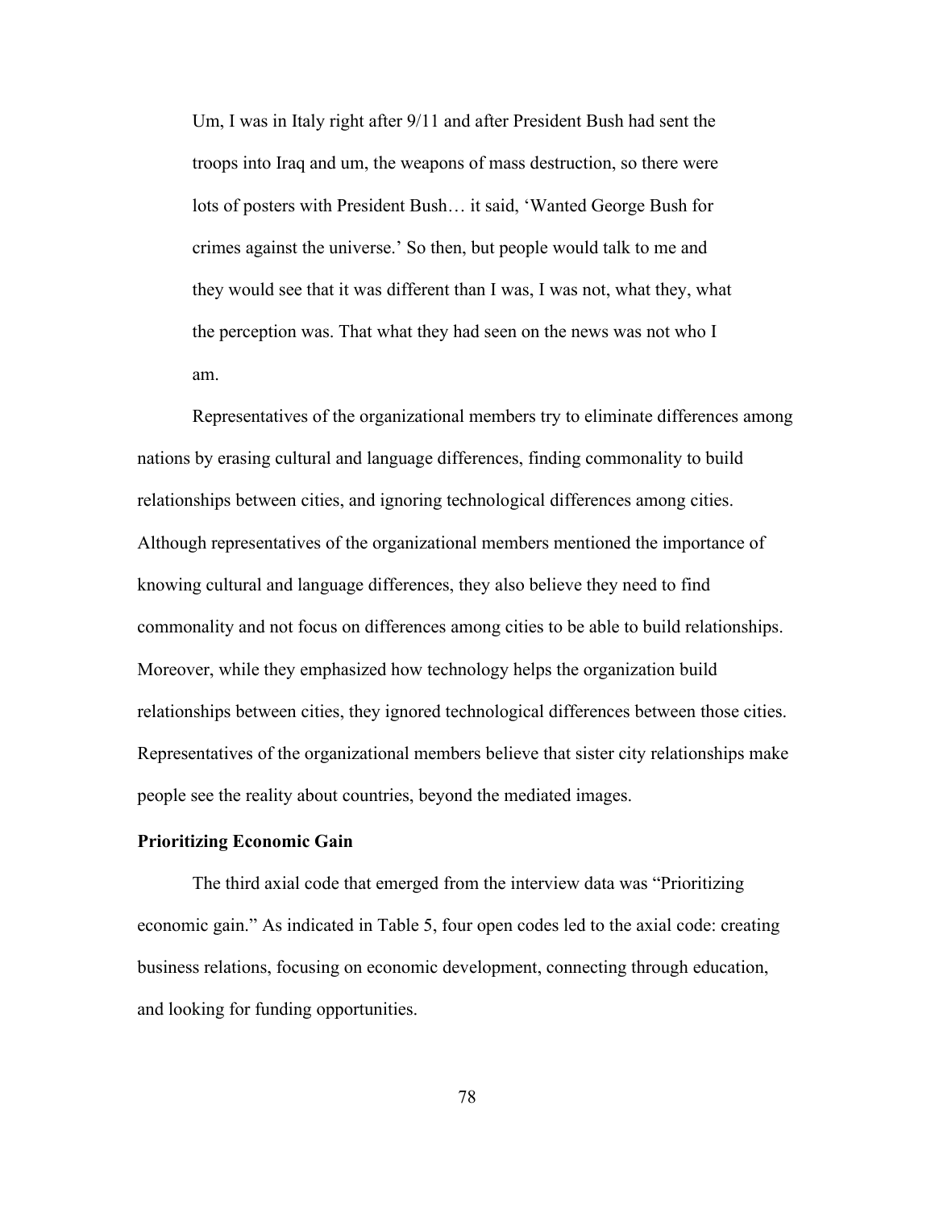> Um, I was in Italy right after 9/11 and after President Bush had sent the troops into Iraq and um, the weapons of mass destruction, so there were lots of posters with President Bush… it said, 'Wanted George Bush for crimes against the universe.' So then, but people would talk to me and they would see that it was different than I was, I was not, what they, what the perception was. That what they had seen on the news was not who I am.

Representatives of the organizational members try to eliminate differences among nations by erasing cultural and language differences, finding commonality to build relationships between cities, and ignoring technological differences among cities. Although representatives of the organizational members mentioned the importance of knowing cultural and language differences, they also believe they need to find commonality and not focus on differences among cities to be able to build relationships. Moreover, while they emphasized how technology helps the organization build relationships between cities, they ignored technological differences between those cities. Representatives of the organizational members believe that sister city relationships make people see the reality about countries, beyond the mediated images.

**Prioritizing Economic Gain**

The third axial code that emerged from the interview data was "Prioritizing economic gain." As indicated in Table 5, four open codes led to the axial code: creating business relations, focusing on economic development, connecting through education, and looking for funding opportunities.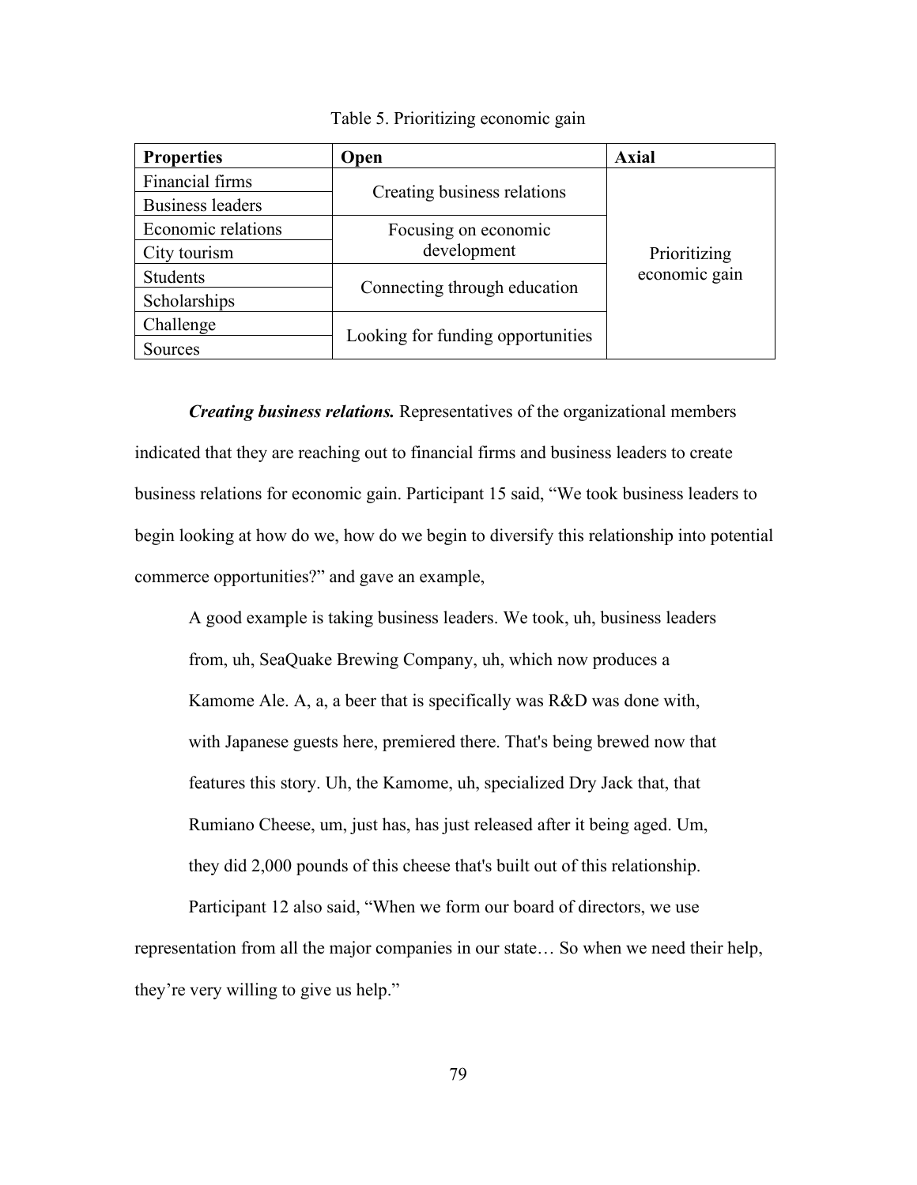Table 5. Prioritizing economic gain

| Properties | Open | Axial |
|---|---|---|
| Financial firms | Creating business relations | Prioritizing economic gain |
| Business leaders | | |
| Economic relations | Focusing on economic development | |
| City tourism | | |
| Students | Connecting through education | |
| Scholarships | | |
| Challenge | Looking for funding opportunities | |
| Sources | | |

***Creating business relations.*** Representatives of the organizational members indicated that they are reaching out to financial firms and business leaders to create business relations for economic gain. Participant 15 said, "We took business leaders to begin looking at how do we, how do we begin to diversify this relationship into potential commerce opportunities?" and gave an example,

> A good example is taking business leaders. We took, uh, business leaders from, uh, SeaQuake Brewing Company, uh, which now produces a Kamome Ale. A, a, a beer that is specifically was R&D was done with, with Japanese guests here, premiered there. That's being brewed now that features this story. Uh, the Kamome, uh, specialized Dry Jack that, that Rumiano Cheese, um, just has, has just released after it being aged. Um, they did 2,000 pounds of this cheese that's built out of this relationship.

Participant 12 also said, "When we form our board of directors, we use representation from all the major companies in our state… So when we need their help, they're very willing to give us help."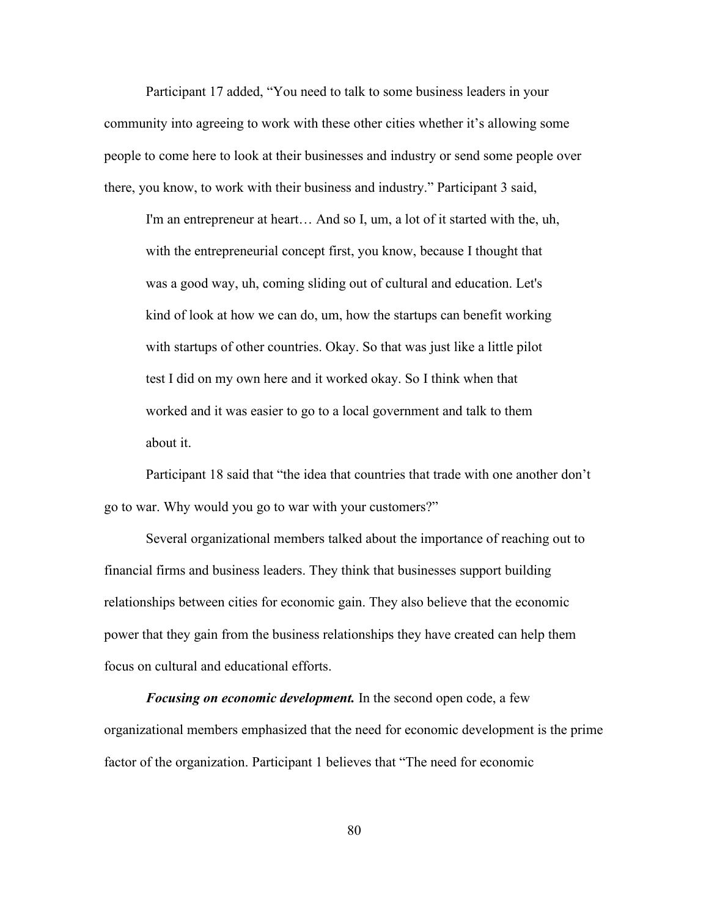Participant 17 added, "You need to talk to some business leaders in your community into agreeing to work with these other cities whether it's allowing some people to come here to look at their businesses and industry or send some people over there, you know, to work with their business and industry." Participant 3 said,

> I'm an entrepreneur at heart… And so I, um, a lot of it started with the, uh, with the entrepreneurial concept first, you know, because I thought that was a good way, uh, coming sliding out of cultural and education. Let's kind of look at how we can do, um, how the startups can benefit working with startups of other countries. Okay. So that was just like a little pilot test I did on my own here and it worked okay. So I think when that worked and it was easier to go to a local government and talk to them about it.

Participant 18 said that "the idea that countries that trade with one another don't go to war. Why would you go to war with your customers?"

Several organizational members talked about the importance of reaching out to financial firms and business leaders. They think that businesses support building relationships between cities for economic gain. They also believe that the economic power that they gain from the business relationships they have created can help them focus on cultural and educational efforts.

***Focusing on economic development.*** In the second open code, a few organizational members emphasized that the need for economic development is the prime factor of the organization. Participant 1 believes that "The need for economic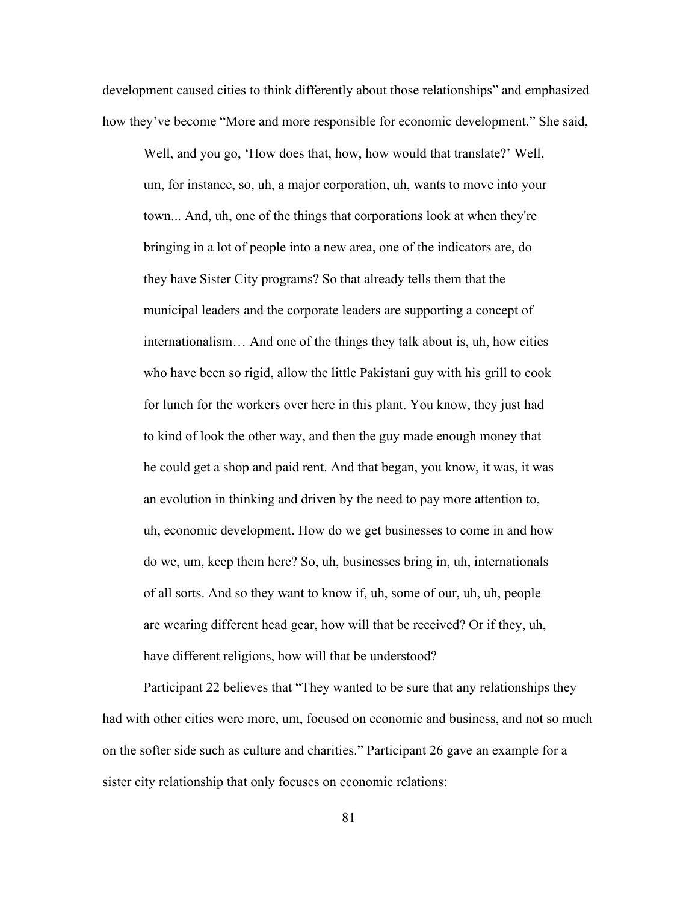development caused cities to think differently about those relationships" and emphasized how they've become "More and more responsible for economic development." She said,

> Well, and you go, 'How does that, how, how would that translate?' Well, um, for instance, so, uh, a major corporation, uh, wants to move into your town... And, uh, one of the things that corporations look at when they're bringing in a lot of people into a new area, one of the indicators are, do they have Sister City programs? So that already tells them that the municipal leaders and the corporate leaders are supporting a concept of internationalism… And one of the things they talk about is, uh, how cities who have been so rigid, allow the little Pakistani guy with his grill to cook for lunch for the workers over here in this plant. You know, they just had to kind of look the other way, and then the guy made enough money that he could get a shop and paid rent. And that began, you know, it was, it was an evolution in thinking and driven by the need to pay more attention to, uh, economic development. How do we get businesses to come in and how do we, um, keep them here? So, uh, businesses bring in, uh, internationals of all sorts. And so they want to know if, uh, some of our, uh, uh, people are wearing different head gear, how will that be received? Or if they, uh, have different religions, how will that be understood?

Participant 22 believes that "They wanted to be sure that any relationships they had with other cities were more, um, focused on economic and business, and not so much on the softer side such as culture and charities." Participant 26 gave an example for a sister city relationship that only focuses on economic relations: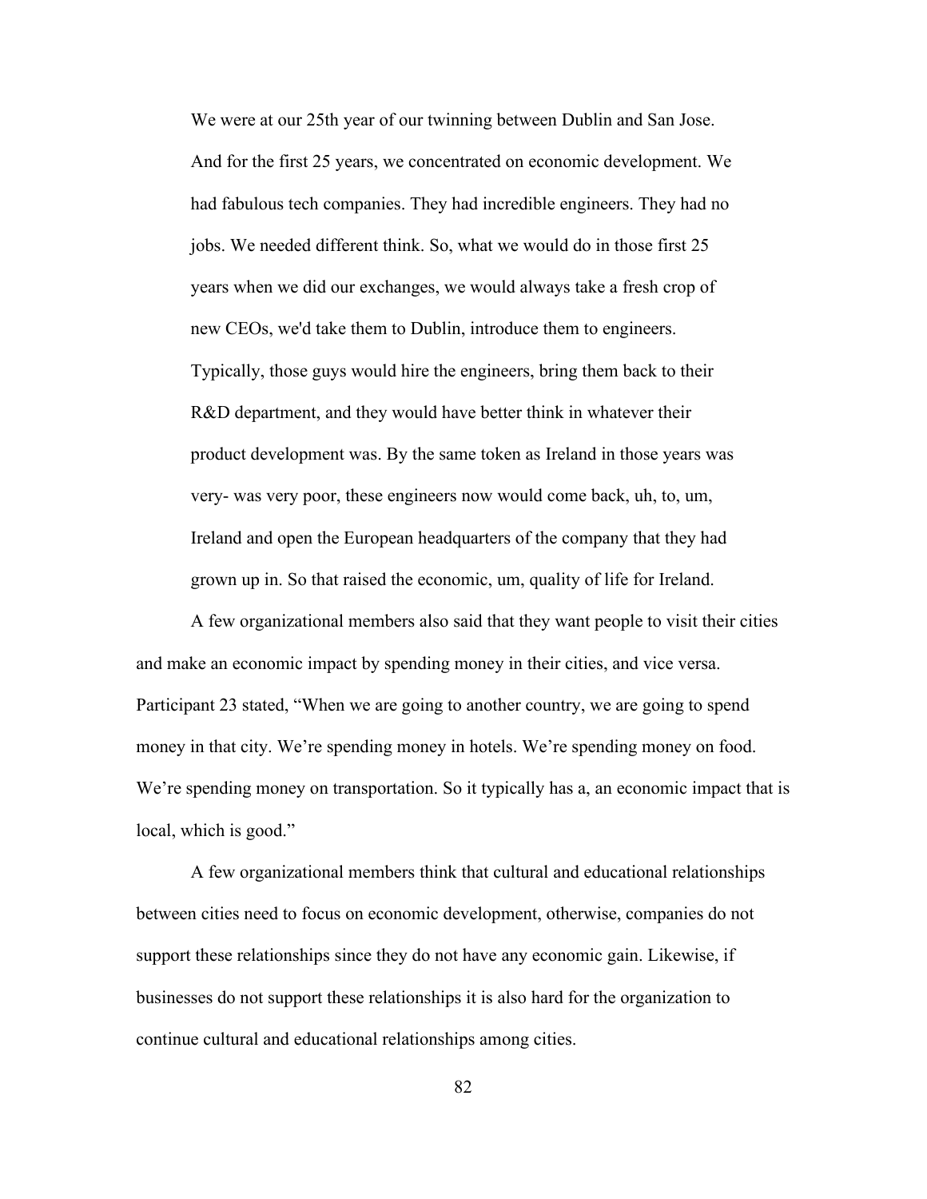> We were at our 25th year of our twinning between Dublin and San Jose. And for the first 25 years, we concentrated on economic development. We had fabulous tech companies. They had incredible engineers. They had no jobs. We needed different think. So, what we would do in those first 25 years when we did our exchanges, we would always take a fresh crop of new CEOs, we'd take them to Dublin, introduce them to engineers. Typically, those guys would hire the engineers, bring them back to their R&D department, and they would have better think in whatever their product development was. By the same token as Ireland in those years was very- was very poor, these engineers now would come back, uh, to, um, Ireland and open the European headquarters of the company that they had grown up in. So that raised the economic, um, quality of life for Ireland.

A few organizational members also said that they want people to visit their cities and make an economic impact by spending money in their cities, and vice versa. Participant 23 stated, "When we are going to another country, we are going to spend money in that city. We're spending money in hotels. We're spending money on food. We're spending money on transportation. So it typically has a, an economic impact that is local, which is good."

A few organizational members think that cultural and educational relationships between cities need to focus on economic development, otherwise, companies do not support these relationships since they do not have any economic gain. Likewise, if businesses do not support these relationships it is also hard for the organization to continue cultural and educational relationships among cities.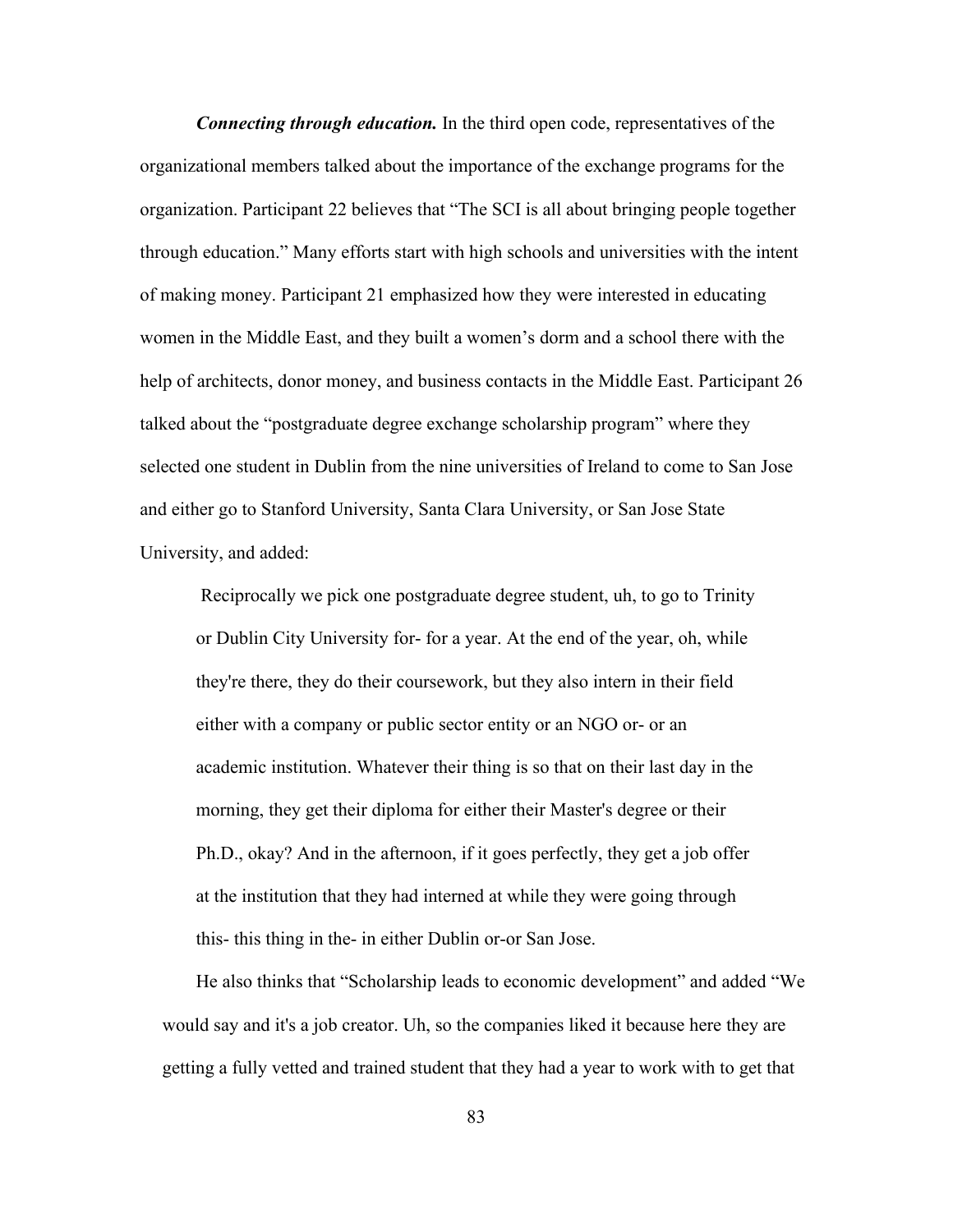***Connecting through education.*** In the third open code, representatives of the organizational members talked about the importance of the exchange programs for the organization. Participant 22 believes that "The SCI is all about bringing people together through education." Many efforts start with high schools and universities with the intent of making money. Participant 21 emphasized how they were interested in educating women in the Middle East, and they built a women's dorm and a school there with the help of architects, donor money, and business contacts in the Middle East. Participant 26 talked about the "postgraduate degree exchange scholarship program" where they selected one student in Dublin from the nine universities of Ireland to come to San Jose and either go to Stanford University, Santa Clara University, or San Jose State University, and added:

> Reciprocally we pick one postgraduate degree student, uh, to go to Trinity or Dublin City University for- for a year. At the end of the year, oh, while they're there, they do their coursework, but they also intern in their field either with a company or public sector entity or an NGO or- or an academic institution. Whatever their thing is so that on their last day in the morning, they get their diploma for either their Master's degree or their Ph.D., okay? And in the afternoon, if it goes perfectly, they get a job offer at the institution that they had interned at while they were going through this- this thing in the- in either Dublin or-or San Jose.

He also thinks that "Scholarship leads to economic development" and added "We would say and it's a job creator. Uh, so the companies liked it because here they are getting a fully vetted and trained student that they had a year to work with to get that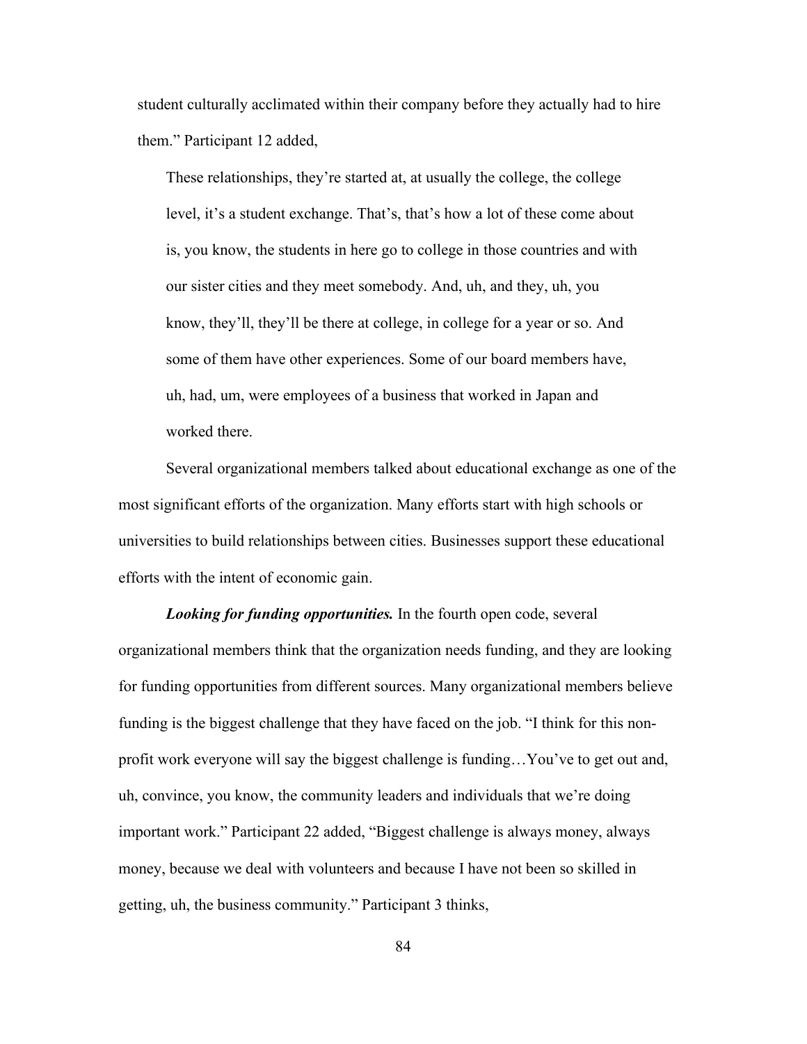student culturally acclimated within their company before they actually had to hire them." Participant 12 added,

> These relationships, they're started at, at usually the college, the college level, it's a student exchange. That's, that's how a lot of these come about is, you know, the students in here go to college in those countries and with our sister cities and they meet somebody. And, uh, and they, uh, you know, they'll, they'll be there at college, in college for a year or so. And some of them have other experiences. Some of our board members have, uh, had, um, were employees of a business that worked in Japan and worked there.

Several organizational members talked about educational exchange as one of the most significant efforts of the organization. Many efforts start with high schools or universities to build relationships between cities. Businesses support these educational efforts with the intent of economic gain.

***Looking for funding opportunities.*** In the fourth open code, several organizational members think that the organization needs funding, and they are looking for funding opportunities from different sources. Many organizational members believe funding is the biggest challenge that they have faced on the job. "I think for this non-profit work everyone will say the biggest challenge is funding…You've to get out and, uh, convince, you know, the community leaders and individuals that we're doing important work." Participant 22 added, "Biggest challenge is always money, always money, because we deal with volunteers and because I have not been so skilled in getting, uh, the business community." Participant 3 thinks,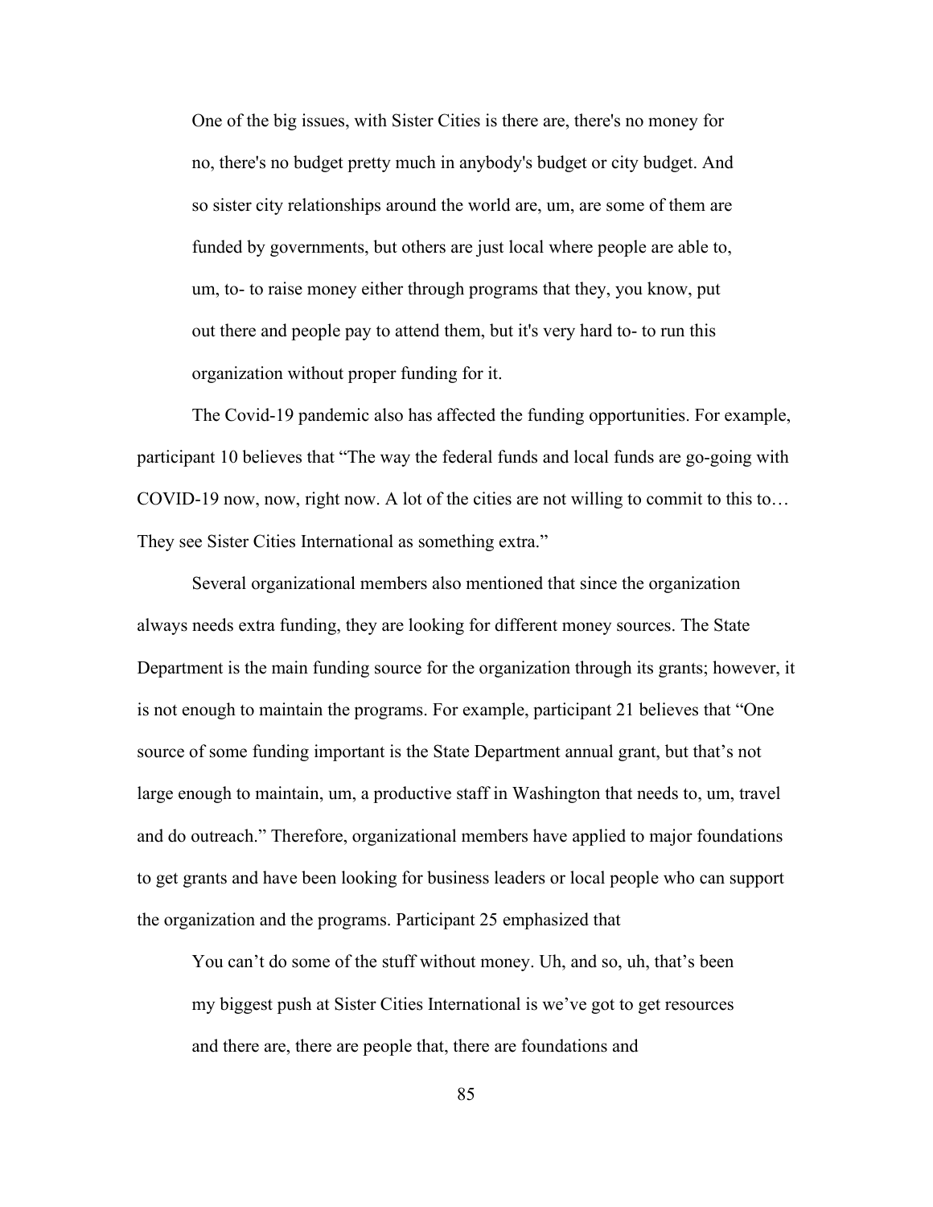> One of the big issues, with Sister Cities is there are, there's no money for no, there's no budget pretty much in anybody's budget or city budget. And so sister city relationships around the world are, um, are some of them are funded by governments, but others are just local where people are able to, um, to- to raise money either through programs that they, you know, put out there and people pay to attend them, but it's very hard to- to run this organization without proper funding for it.

The Covid-19 pandemic also has affected the funding opportunities. For example, participant 10 believes that "The way the federal funds and local funds are go-going with COVID-19 now, now, right now. A lot of the cities are not willing to commit to this to… They see Sister Cities International as something extra."

Several organizational members also mentioned that since the organization always needs extra funding, they are looking for different money sources. The State Department is the main funding source for the organization through its grants; however, it is not enough to maintain the programs. For example, participant 21 believes that "One source of some funding important is the State Department annual grant, but that's not large enough to maintain, um, a productive staff in Washington that needs to, um, travel and do outreach." Therefore, organizational members have applied to major foundations to get grants and have been looking for business leaders or local people who can support the organization and the programs. Participant 25 emphasized that

> You can't do some of the stuff without money. Uh, and so, uh, that's been my biggest push at Sister Cities International is we've got to get resources and there are, there are people that, there are foundations and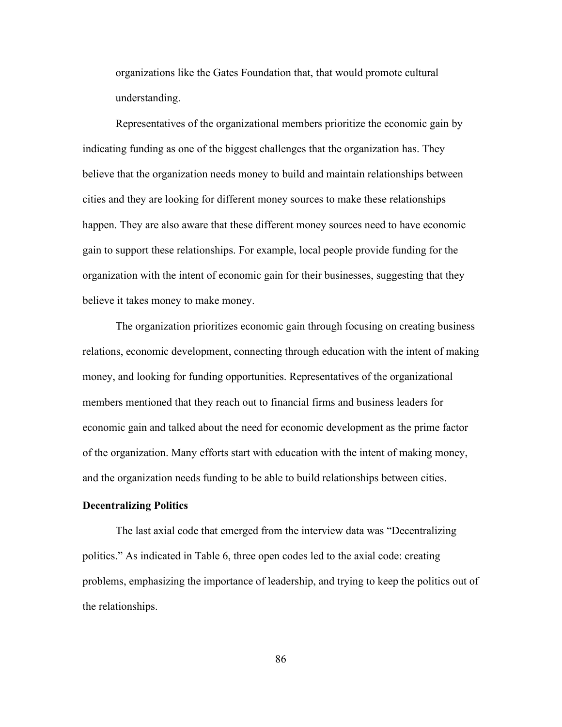organizations like the Gates Foundation that, that would promote cultural understanding.

Representatives of the organizational members prioritize the economic gain by indicating funding as one of the biggest challenges that the organization has. They believe that the organization needs money to build and maintain relationships between cities and they are looking for different money sources to make these relationships happen. They are also aware that these different money sources need to have economic gain to support these relationships. For example, local people provide funding for the organization with the intent of economic gain for their businesses, suggesting that they believe it takes money to make money.

The organization prioritizes economic gain through focusing on creating business relations, economic development, connecting through education with the intent of making money, and looking for funding opportunities. Representatives of the organizational members mentioned that they reach out to financial firms and business leaders for economic gain and talked about the need for economic development as the prime factor of the organization. Many efforts start with education with the intent of making money, and the organization needs funding to be able to build relationships between cities.

**Decentralizing Politics**

The last axial code that emerged from the interview data was "Decentralizing politics." As indicated in Table 6, three open codes led to the axial code: creating problems, emphasizing the importance of leadership, and trying to keep the politics out of the relationships.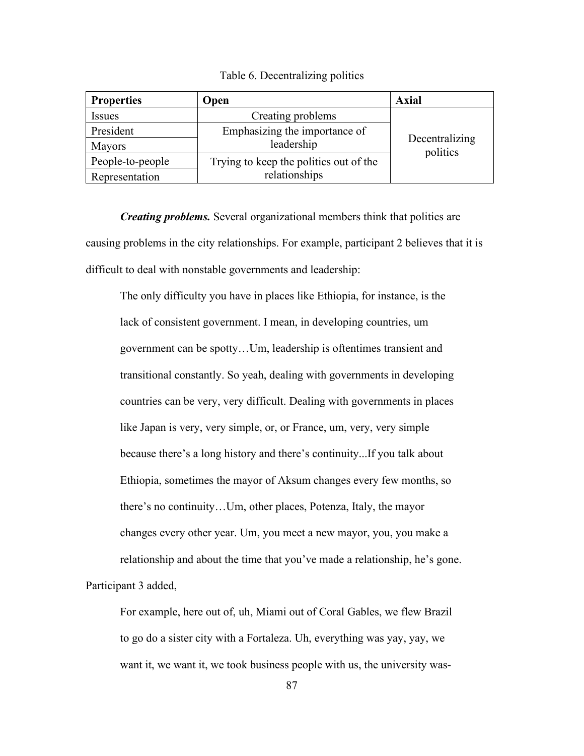Table 6. Decentralizing politics

| Properties | Open | Axial |
|---|---|---|
| Issues | Creating problems | Decentralizing politics |
| President | Emphasizing the importance of leadership | |
| Mayors | | |
| People-to-people | Trying to keep the politics out of the relationships | |
| Representation | | |

***Creating problems.*** Several organizational members think that politics are causing problems in the city relationships. For example, participant 2 believes that it is difficult to deal with nonstable governments and leadership:

> The only difficulty you have in places like Ethiopia, for instance, is the lack of consistent government. I mean, in developing countries, um government can be spotty…Um, leadership is oftentimes transient and transitional constantly. So yeah, dealing with governments in developing countries can be very, very difficult. Dealing with governments in places like Japan is very, very simple, or, or France, um, very, very simple because there's a long history and there's continuity...If you talk about Ethiopia, sometimes the mayor of Aksum changes every few months, so there's no continuity…Um, other places, Potenza, Italy, the mayor changes every other year. Um, you meet a new mayor, you, you make a relationship and about the time that you've made a relationship, he's gone.

Participant 3 added,

> For example, here out of, uh, Miami out of Coral Gables, we flew Brazil to go do a sister city with a Fortaleza. Uh, everything was yay, yay, we want it, we want it, we took business people with us, the university was-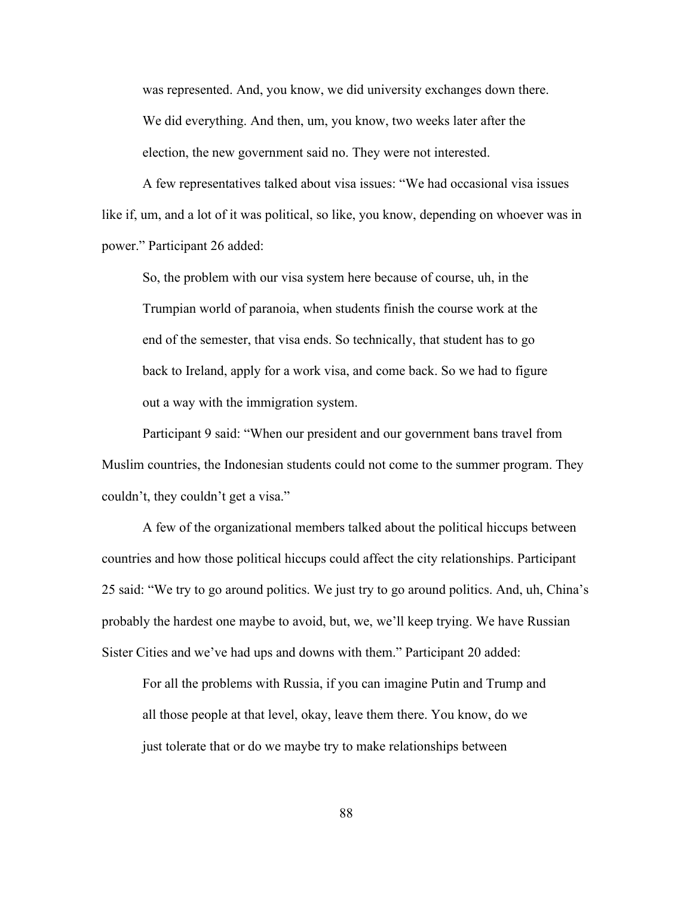> was represented. And, you know, we did university exchanges down there. We did everything. And then, um, you know, two weeks later after the election, the new government said no. They were not interested.

A few representatives talked about visa issues: "We had occasional visa issues like if, um, and a lot of it was political, so like, you know, depending on whoever was in power." Participant 26 added:

> So, the problem with our visa system here because of course, uh, in the Trumpian world of paranoia, when students finish the course work at the end of the semester, that visa ends. So technically, that student has to go back to Ireland, apply for a work visa, and come back. So we had to figure out a way with the immigration system.

Participant 9 said: "When our president and our government bans travel from Muslim countries, the Indonesian students could not come to the summer program. They couldn't, they couldn't get a visa."

A few of the organizational members talked about the political hiccups between countries and how those political hiccups could affect the city relationships. Participant 25 said: "We try to go around politics. We just try to go around politics. And, uh, China's probably the hardest one maybe to avoid, but, we, we'll keep trying. We have Russian Sister Cities and we've had ups and downs with them." Participant 20 added:

> For all the problems with Russia, if you can imagine Putin and Trump and all those people at that level, okay, leave them there. You know, do we just tolerate that or do we maybe try to make relationships between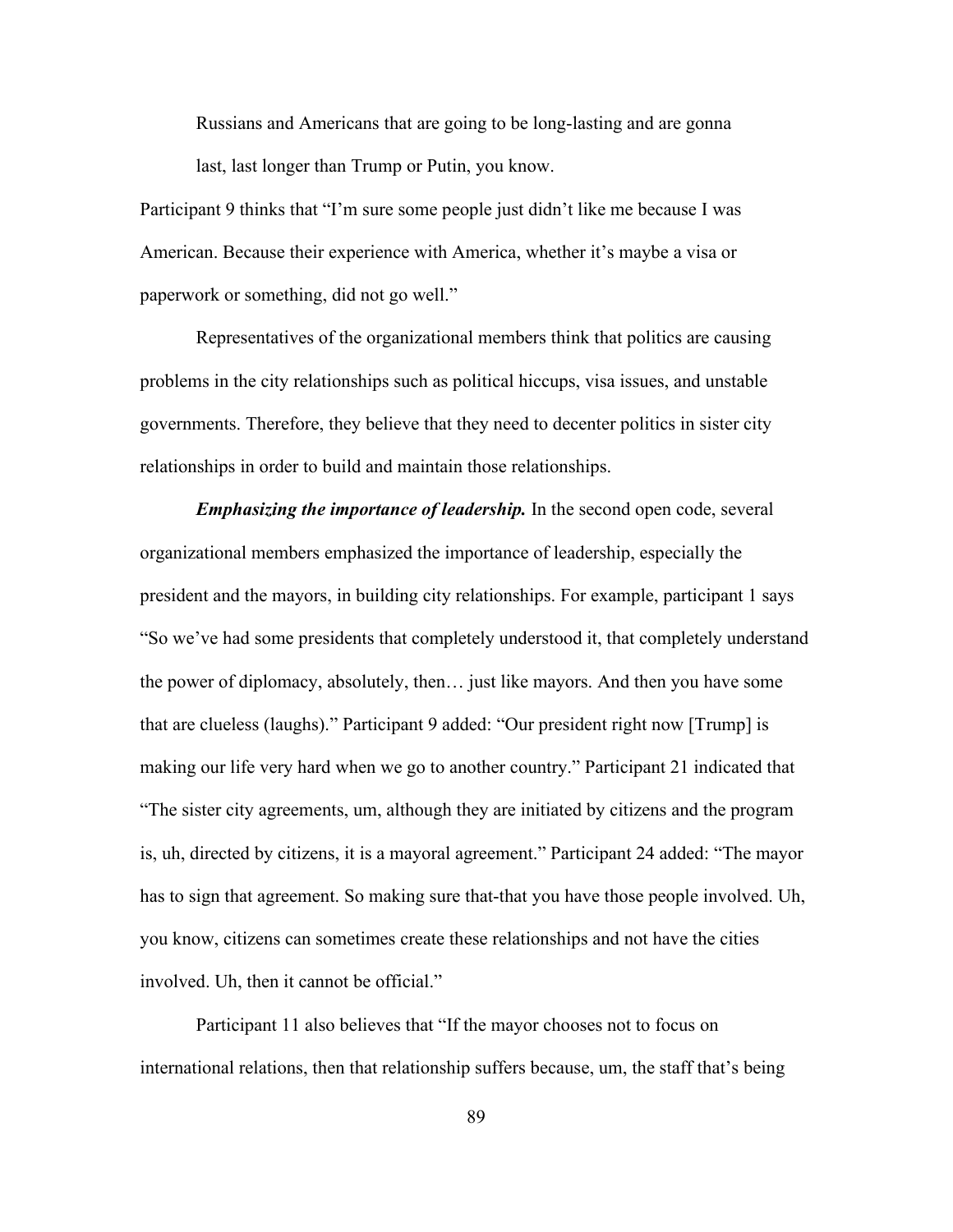Russians and Americans that are going to be long-lasting and are gonna last, last longer than Trump or Putin, you know.

Participant 9 thinks that "I'm sure some people just didn't like me because I was American. Because their experience with America, whether it's maybe a visa or paperwork or something, did not go well."

Representatives of the organizational members think that politics are causing problems in the city relationships such as political hiccups, visa issues, and unstable governments. Therefore, they believe that they need to decenter politics in sister city relationships in order to build and maintain those relationships.

***Emphasizing the importance of leadership.*** In the second open code, several organizational members emphasized the importance of leadership, especially the president and the mayors, in building city relationships. For example, participant 1 says "So we've had some presidents that completely understood it, that completely understand the power of diplomacy, absolutely, then… just like mayors. And then you have some that are clueless (laughs)." Participant 9 added: "Our president right now [Trump] is making our life very hard when we go to another country." Participant 21 indicated that "The sister city agreements, um, although they are initiated by citizens and the program is, uh, directed by citizens, it is a mayoral agreement." Participant 24 added: "The mayor has to sign that agreement. So making sure that-that you have those people involved. Uh, you know, citizens can sometimes create these relationships and not have the cities involved. Uh, then it cannot be official."

Participant 11 also believes that "If the mayor chooses not to focus on international relations, then that relationship suffers because, um, the staff that's being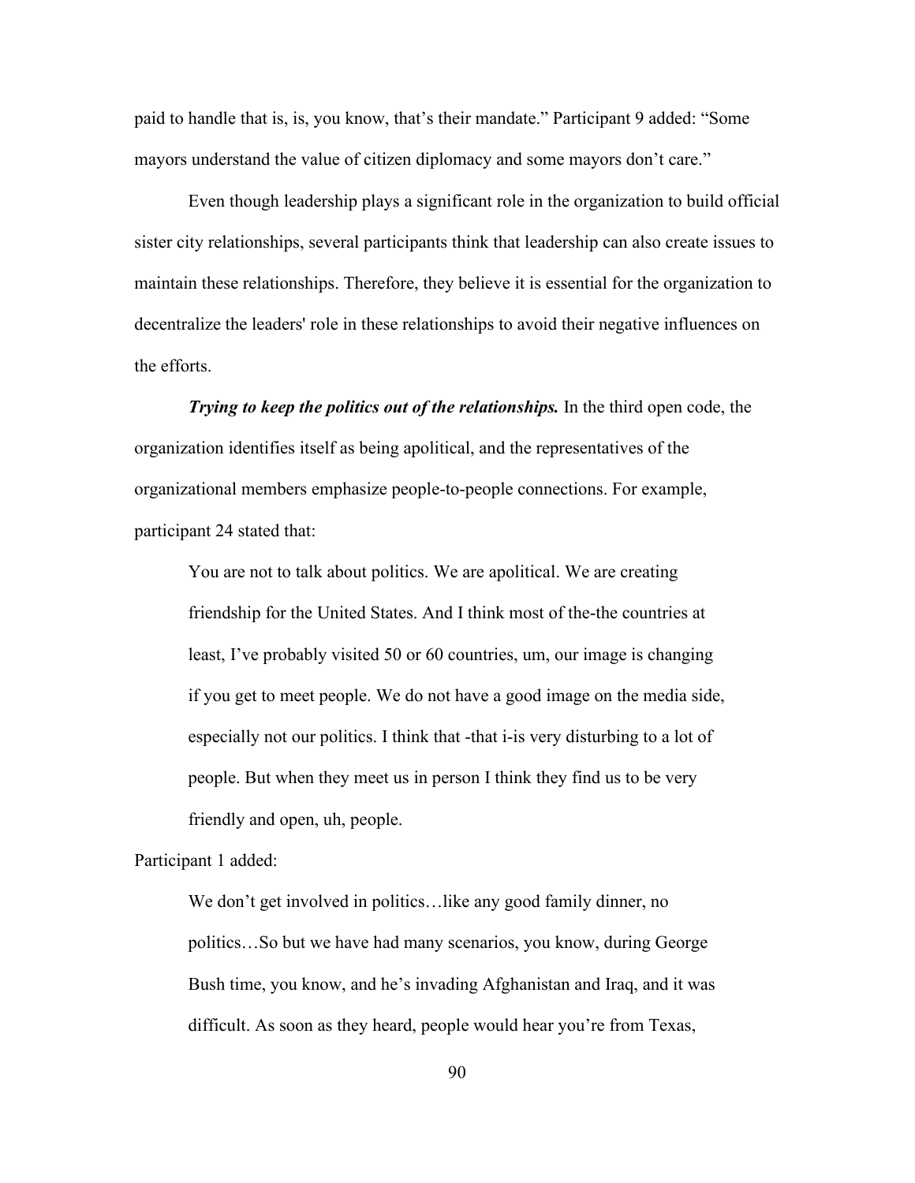paid to handle that is, is, you know, that's their mandate." Participant 9 added: "Some mayors understand the value of citizen diplomacy and some mayors don't care."

Even though leadership plays a significant role in the organization to build official sister city relationships, several participants think that leadership can also create issues to maintain these relationships. Therefore, they believe it is essential for the organization to decentralize the leaders' role in these relationships to avoid their negative influences on the efforts.

***Trying to keep the politics out of the relationships.*** In the third open code, the organization identifies itself as being apolitical, and the representatives of the organizational members emphasize people-to-people connections. For example, participant 24 stated that:

> You are not to talk about politics. We are apolitical. We are creating friendship for the United States. And I think most of the-the countries at least, I've probably visited 50 or 60 countries, um, our image is changing if you get to meet people. We do not have a good image on the media side, especially not our politics. I think that -that i-is very disturbing to a lot of people. But when they meet us in person I think they find us to be very friendly and open, uh, people.

Participant 1 added:

> We don't get involved in politics…like any good family dinner, no politics…So but we have had many scenarios, you know, during George Bush time, you know, and he's invading Afghanistan and Iraq, and it was difficult. As soon as they heard, people would hear you're from Texas,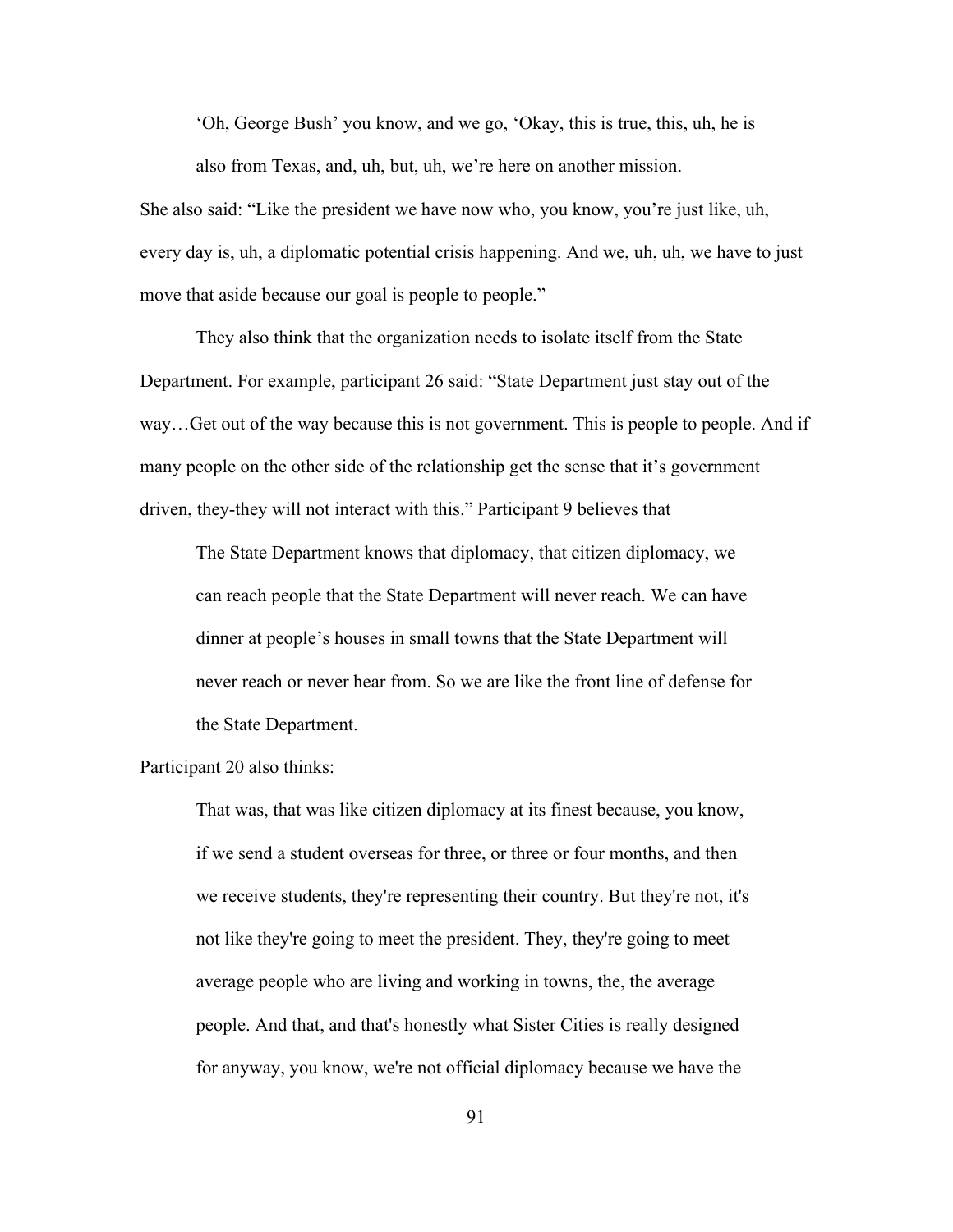> 'Oh, George Bush' you know, and we go, 'Okay, this is true, this, uh, he is also from Texas, and, uh, but, uh, we're here on another mission.

She also said: "Like the president we have now who, you know, you're just like, uh, every day is, uh, a diplomatic potential crisis happening. And we, uh, uh, we have to just move that aside because our goal is people to people."

They also think that the organization needs to isolate itself from the State Department. For example, participant 26 said: "State Department just stay out of the way…Get out of the way because this is not government. This is people to people. And if many people on the other side of the relationship get the sense that it's government driven, they-they will not interact with this." Participant 9 believes that

> The State Department knows that diplomacy, that citizen diplomacy, we can reach people that the State Department will never reach. We can have dinner at people's houses in small towns that the State Department will never reach or never hear from. So we are like the front line of defense for the State Department.

Participant 20 also thinks:

> That was, that was like citizen diplomacy at its finest because, you know, if we send a student overseas for three, or three or four months, and then we receive students, they're representing their country. But they're not, it's not like they're going to meet the president. They, they're going to meet average people who are living and working in towns, the, the average people. And that, and that's honestly what Sister Cities is really designed for anyway, you know, we're not official diplomacy because we have the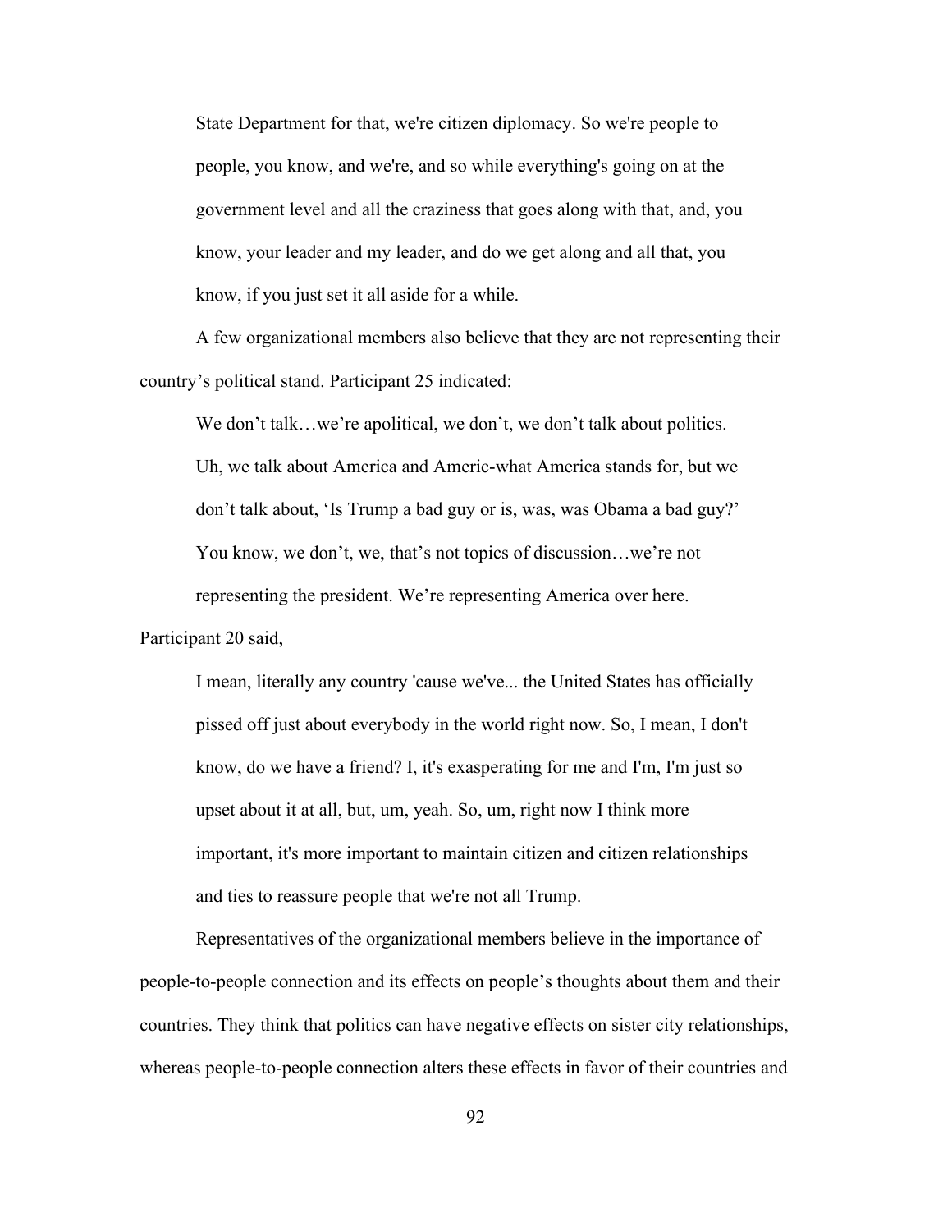> State Department for that, we're citizen diplomacy. So we're people to people, you know, and we're, and so while everything's going on at the government level and all the craziness that goes along with that, and, you know, your leader and my leader, and do we get along and all that, you know, if you just set it all aside for a while.

A few organizational members also believe that they are not representing their country's political stand. Participant 25 indicated:

> We don't talk…we're apolitical, we don't, we don't talk about politics. Uh, we talk about America and Americ-what America stands for, but we don't talk about, 'Is Trump a bad guy or is, was, was Obama a bad guy?' You know, we don't, we, that's not topics of discussion…we're not representing the president. We're representing America over here.

Participant 20 said,

> I mean, literally any country 'cause we've... the United States has officially pissed off just about everybody in the world right now. So, I mean, I don't know, do we have a friend? I, it's exasperating for me and I'm, I'm just so upset about it at all, but, um, yeah. So, um, right now I think more important, it's more important to maintain citizen and citizen relationships and ties to reassure people that we're not all Trump.

Representatives of the organizational members believe in the importance of people-to-people connection and its effects on people's thoughts about them and their countries. They think that politics can have negative effects on sister city relationships, whereas people-to-people connection alters these effects in favor of their countries and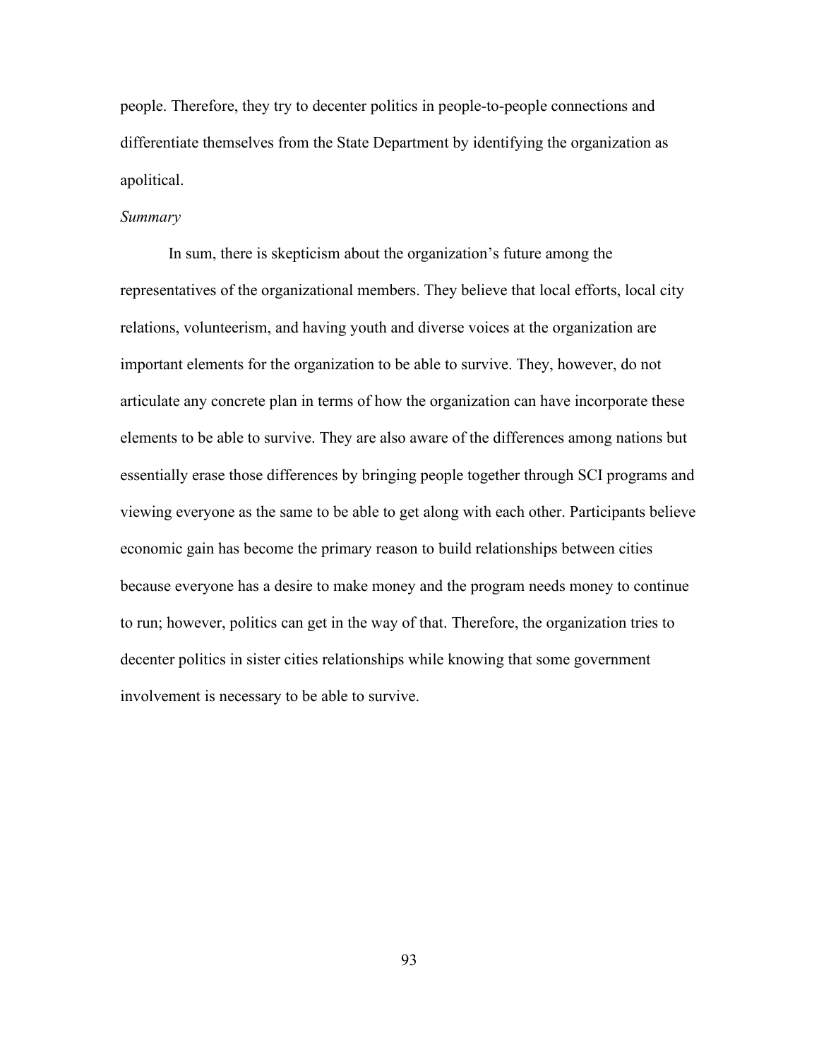people. Therefore, they try to decenter politics in people-to-people connections and differentiate themselves from the State Department by identifying the organization as apolitical.

*Summary*

In sum, there is skepticism about the organization's future among the representatives of the organizational members. They believe that local efforts, local city relations, volunteerism, and having youth and diverse voices at the organization are important elements for the organization to be able to survive. They, however, do not articulate any concrete plan in terms of how the organization can have incorporate these elements to be able to survive. They are also aware of the differences among nations but essentially erase those differences by bringing people together through SCI programs and viewing everyone as the same to be able to get along with each other. Participants believe economic gain has become the primary reason to build relationships between cities because everyone has a desire to make money and the program needs money to continue to run; however, politics can get in the way of that. Therefore, the organization tries to decenter politics in sister cities relationships while knowing that some government involvement is necessary to be able to survive.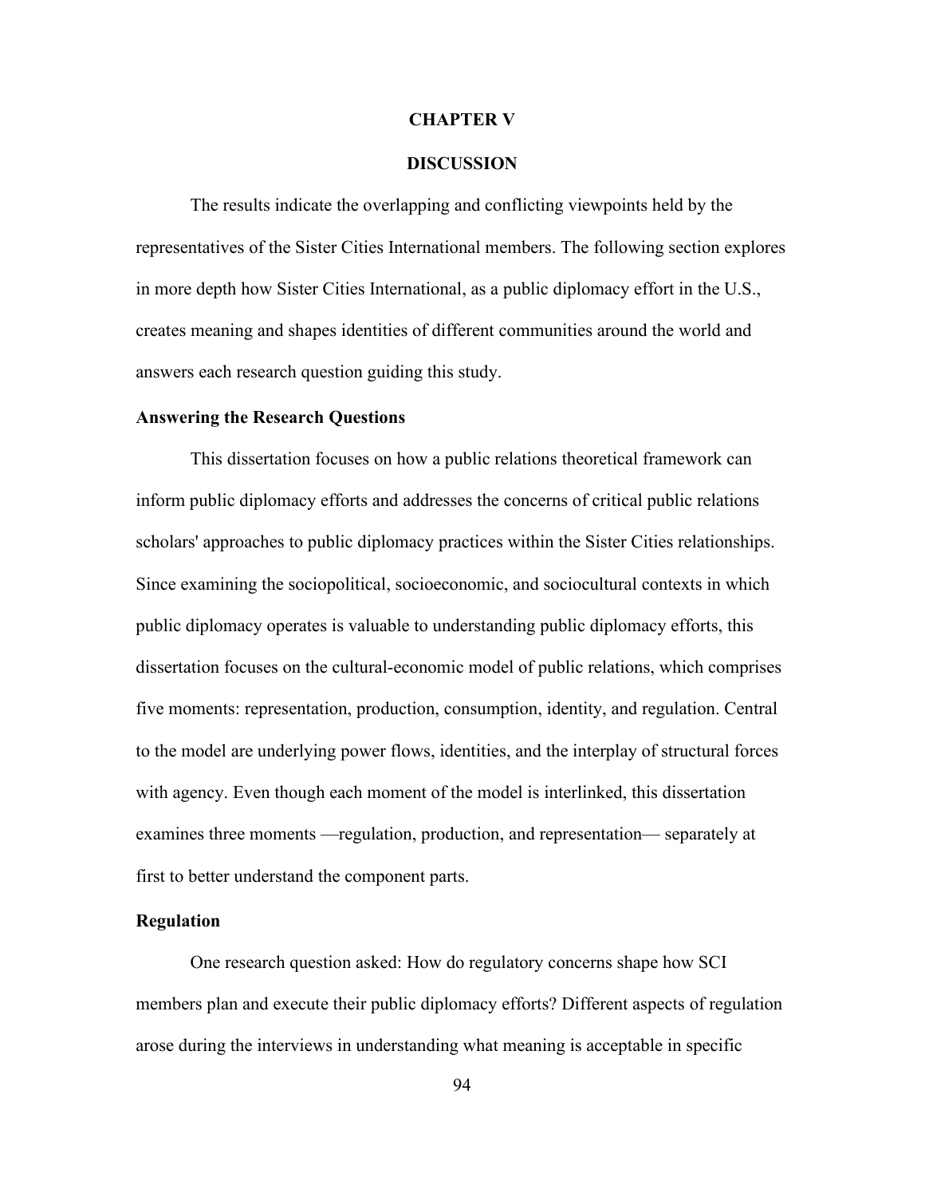# CHAPTER V

# DISCUSSION

The results indicate the overlapping and conflicting viewpoints held by the representatives of the Sister Cities International members. The following section explores in more depth how Sister Cities International, as a public diplomacy effort in the U.S., creates meaning and shapes identities of different communities around the world and answers each research question guiding this study.

## Answering the Research Questions

This dissertation focuses on how a public relations theoretical framework can inform public diplomacy efforts and addresses the concerns of critical public relations scholars' approaches to public diplomacy practices within the Sister Cities relationships. Since examining the sociopolitical, socioeconomic, and sociocultural contexts in which public diplomacy operates is valuable to understanding public diplomacy efforts, this dissertation focuses on the cultural-economic model of public relations, which comprises five moments: representation, production, consumption, identity, and regulation. Central to the model are underlying power flows, identities, and the interplay of structural forces with agency. Even though each moment of the model is interlinked, this dissertation examines three moments —regulation, production, and representation— separately at first to better understand the component parts.

## Regulation

One research question asked: How do regulatory concerns shape how SCI members plan and execute their public diplomacy efforts? Different aspects of regulation arose during the interviews in understanding what meaning is acceptable in specific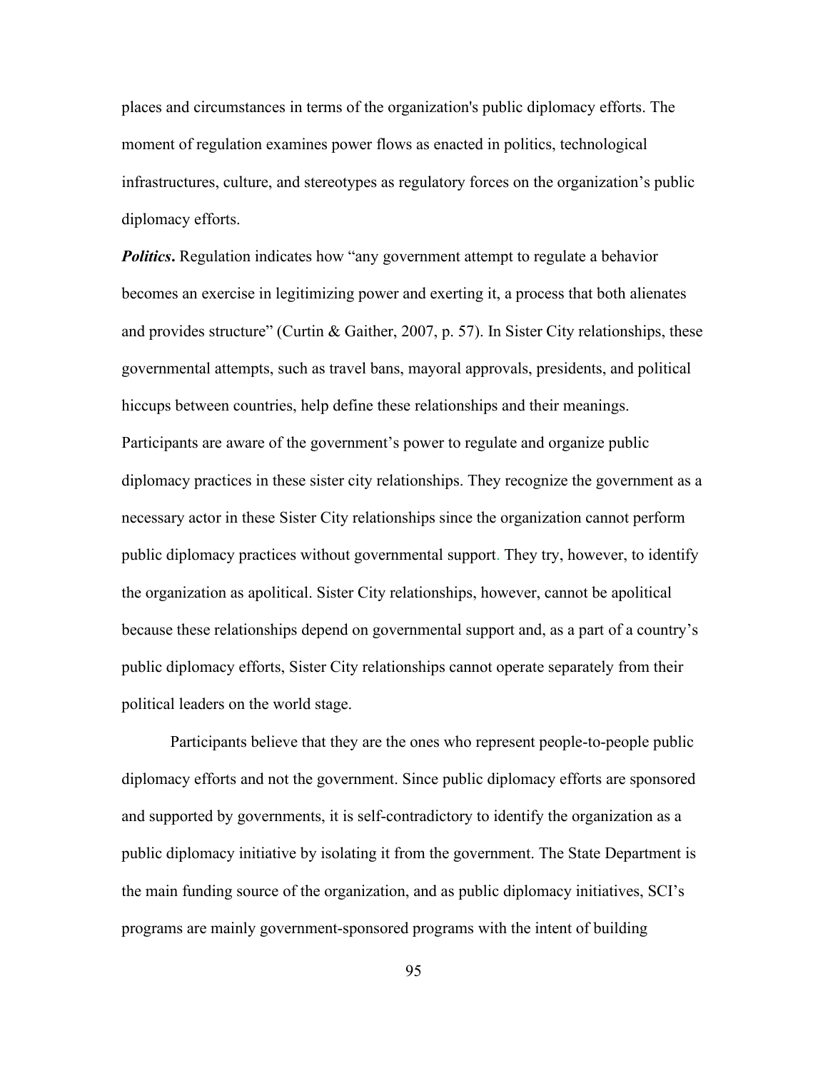places and circumstances in terms of the organization's public diplomacy efforts. The moment of regulation examines power flows as enacted in politics, technological infrastructures, culture, and stereotypes as regulatory forces on the organization's public diplomacy efforts.

***Politics*.** Regulation indicates how "any government attempt to regulate a behavior becomes an exercise in legitimizing power and exerting it, a process that both alienates and provides structure" (Curtin & Gaither, 2007, p. 57). In Sister City relationships, these governmental attempts, such as travel bans, mayoral approvals, presidents, and political hiccups between countries, help define these relationships and their meanings. Participants are aware of the government's power to regulate and organize public diplomacy practices in these sister city relationships. They recognize the government as a necessary actor in these Sister City relationships since the organization cannot perform public diplomacy practices without governmental support. They try, however, to identify the organization as apolitical. Sister City relationships, however, cannot be apolitical because these relationships depend on governmental support and, as a part of a country's public diplomacy efforts, Sister City relationships cannot operate separately from their political leaders on the world stage.

Participants believe that they are the ones who represent people-to-people public diplomacy efforts and not the government. Since public diplomacy efforts are sponsored and supported by governments, it is self-contradictory to identify the organization as a public diplomacy initiative by isolating it from the government. The State Department is the main funding source of the organization, and as public diplomacy initiatives, SCI's programs are mainly government-sponsored programs with the intent of building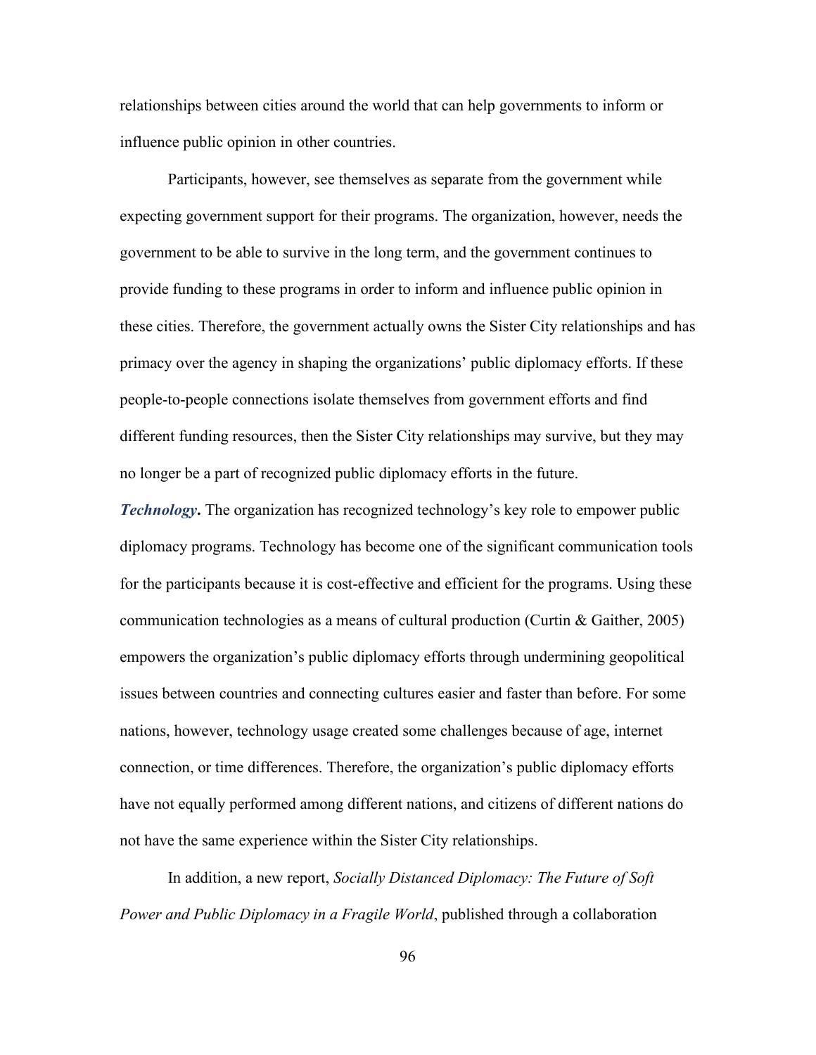relationships between cities around the world that can help governments to inform or influence public opinion in other countries.

Participants, however, see themselves as separate from the government while expecting government support for their programs. The organization, however, needs the government to be able to survive in the long term, and the government continues to provide funding to these programs in order to inform and influence public opinion in these cities. Therefore, the government actually owns the Sister City relationships and has primacy over the agency in shaping the organizations' public diplomacy efforts. If these people-to-people connections isolate themselves from government efforts and find different funding resources, then the Sister City relationships may survive, but they may no longer be a part of recognized public diplomacy efforts in the future.

***Technology*.** The organization has recognized technology's key role to empower public diplomacy programs. Technology has become one of the significant communication tools for the participants because it is cost-effective and efficient for the programs. Using these communication technologies as a means of cultural production (Curtin & Gaither, 2005) empowers the organization's public diplomacy efforts through undermining geopolitical issues between countries and connecting cultures easier and faster than before. For some nations, however, technology usage created some challenges because of age, internet connection, or time differences. Therefore, the organization's public diplomacy efforts have not equally performed among different nations, and citizens of different nations do not have the same experience within the Sister City relationships.

In addition, a new report, *Socially Distanced Diplomacy: The Future of Soft Power and Public Diplomacy in a Fragile World*, published through a collaboration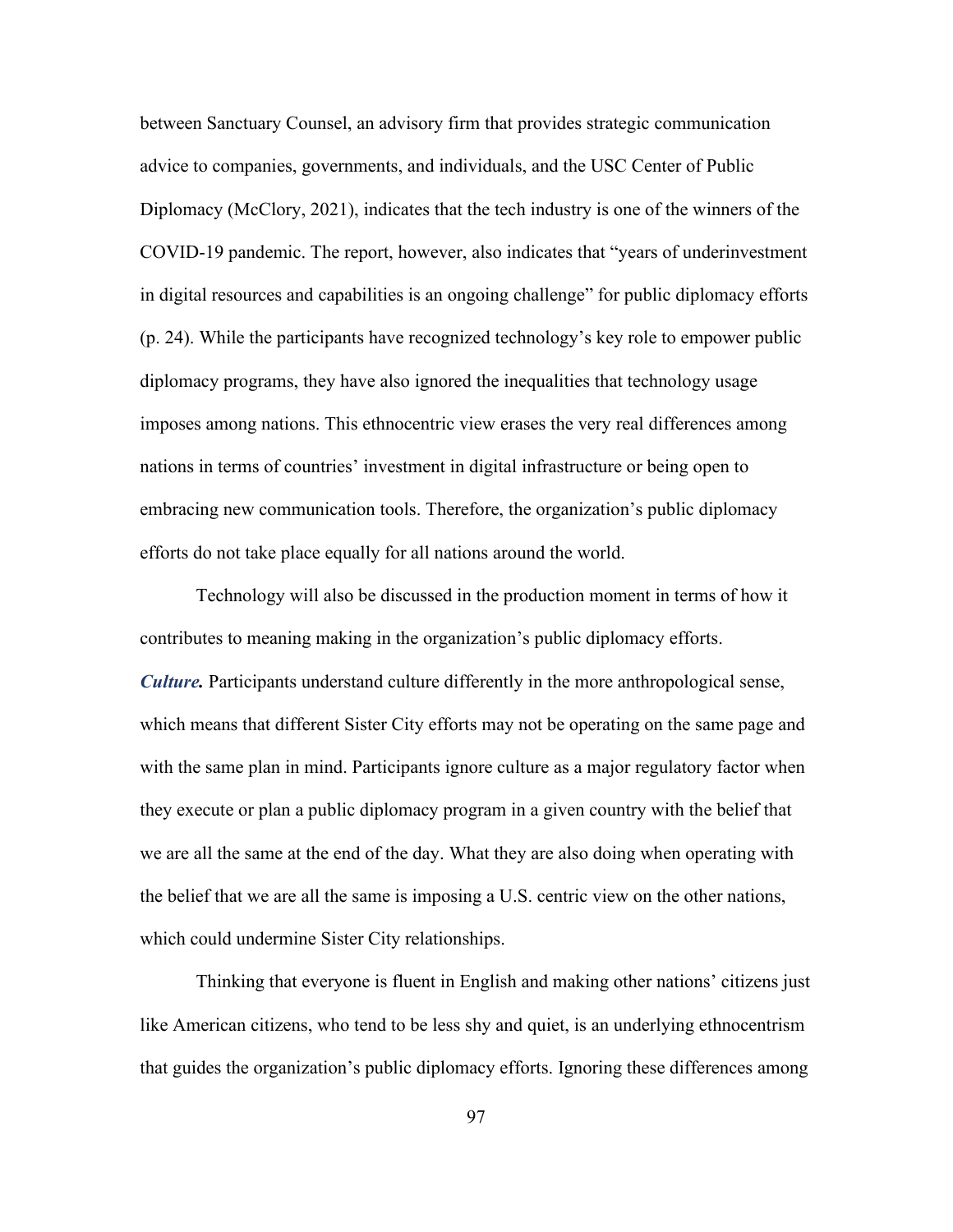between Sanctuary Counsel, an advisory firm that provides strategic communication advice to companies, governments, and individuals, and the USC Center of Public Diplomacy (McClory, 2021), indicates that the tech industry is one of the winners of the COVID-19 pandemic. The report, however, also indicates that "years of underinvestment in digital resources and capabilities is an ongoing challenge" for public diplomacy efforts (p. 24). While the participants have recognized technology's key role to empower public diplomacy programs, they have also ignored the inequalities that technology usage imposes among nations. This ethnocentric view erases the very real differences among nations in terms of countries' investment in digital infrastructure or being open to embracing new communication tools. Therefore, the organization's public diplomacy efforts do not take place equally for all nations around the world.

Technology will also be discussed in the production moment in terms of how it contributes to meaning making in the organization's public diplomacy efforts.

***Culture.*** Participants understand culture differently in the more anthropological sense, which means that different Sister City efforts may not be operating on the same page and with the same plan in mind. Participants ignore culture as a major regulatory factor when they execute or plan a public diplomacy program in a given country with the belief that we are all the same at the end of the day. What they are also doing when operating with the belief that we are all the same is imposing a U.S. centric view on the other nations, which could undermine Sister City relationships.

Thinking that everyone is fluent in English and making other nations' citizens just like American citizens, who tend to be less shy and quiet, is an underlying ethnocentrism that guides the organization's public diplomacy efforts. Ignoring these differences among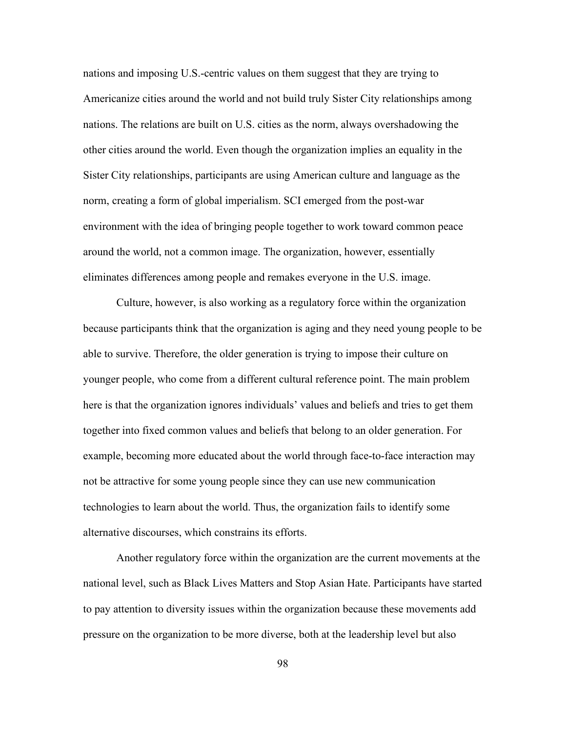nations and imposing U.S.-centric values on them suggest that they are trying to Americanize cities around the world and not build truly Sister City relationships among nations. The relations are built on U.S. cities as the norm, always overshadowing the other cities around the world. Even though the organization implies an equality in the Sister City relationships, participants are using American culture and language as the norm, creating a form of global imperialism. SCI emerged from the post-war environment with the idea of bringing people together to work toward common peace around the world, not a common image. The organization, however, essentially eliminates differences among people and remakes everyone in the U.S. image.

Culture, however, is also working as a regulatory force within the organization because participants think that the organization is aging and they need young people to be able to survive. Therefore, the older generation is trying to impose their culture on younger people, who come from a different cultural reference point. The main problem here is that the organization ignores individuals' values and beliefs and tries to get them together into fixed common values and beliefs that belong to an older generation. For example, becoming more educated about the world through face-to-face interaction may not be attractive for some young people since they can use new communication technologies to learn about the world. Thus, the organization fails to identify some alternative discourses, which constrains its efforts.

Another regulatory force within the organization are the current movements at the national level, such as Black Lives Matters and Stop Asian Hate. Participants have started to pay attention to diversity issues within the organization because these movements add pressure on the organization to be more diverse, both at the leadership level but also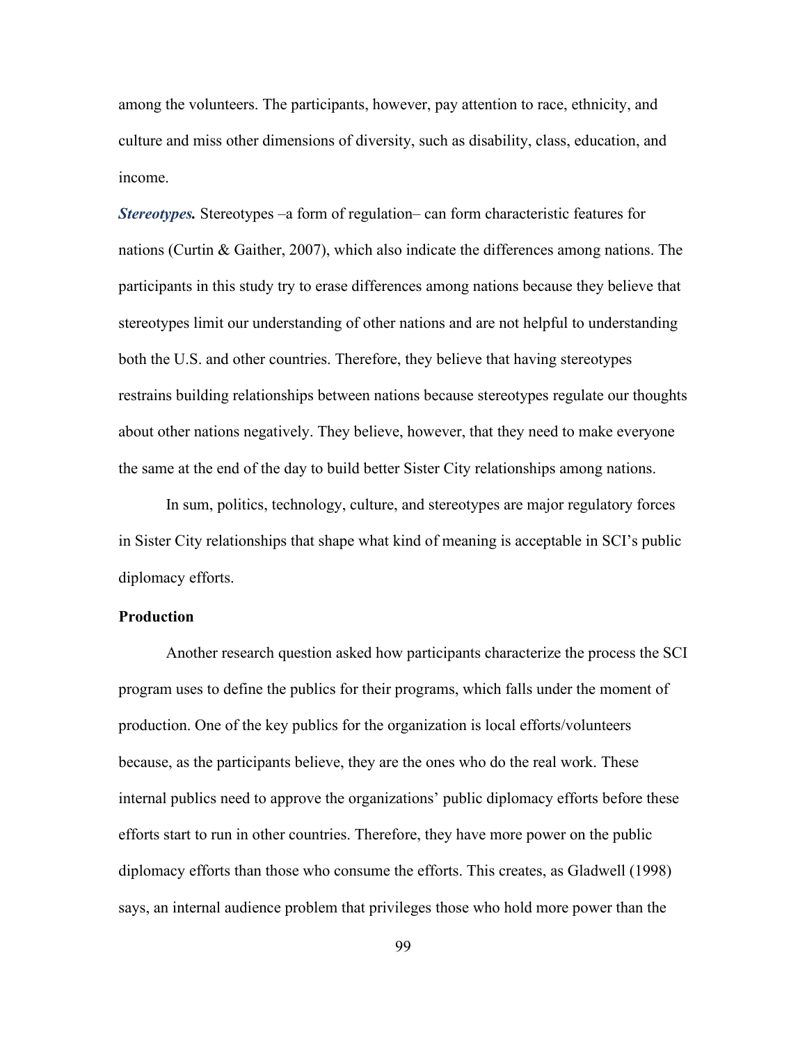among the volunteers. The participants, however, pay attention to race, ethnicity, and culture and miss other dimensions of diversity, such as disability, class, education, and income.

***Stereotypes.*** Stereotypes –a form of regulation– can form characteristic features for nations (Curtin & Gaither, 2007), which also indicate the differences among nations. The participants in this study try to erase differences among nations because they believe that stereotypes limit our understanding of other nations and are not helpful to understanding both the U.S. and other countries. Therefore, they believe that having stereotypes restrains building relationships between nations because stereotypes regulate our thoughts about other nations negatively. They believe, however, that they need to make everyone the same at the end of the day to build better Sister City relationships among nations.

In sum, politics, technology, culture, and stereotypes are major regulatory forces in Sister City relationships that shape what kind of meaning is acceptable in SCI's public diplomacy efforts.

**Production**

Another research question asked how participants characterize the process the SCI program uses to define the publics for their programs, which falls under the moment of production. One of the key publics for the organization is local efforts/volunteers because, as the participants believe, they are the ones who do the real work. These internal publics need to approve the organizations' public diplomacy efforts before these efforts start to run in other countries. Therefore, they have more power on the public diplomacy efforts than those who consume the efforts. This creates, as Gladwell (1998) says, an internal audience problem that privileges those who hold more power than the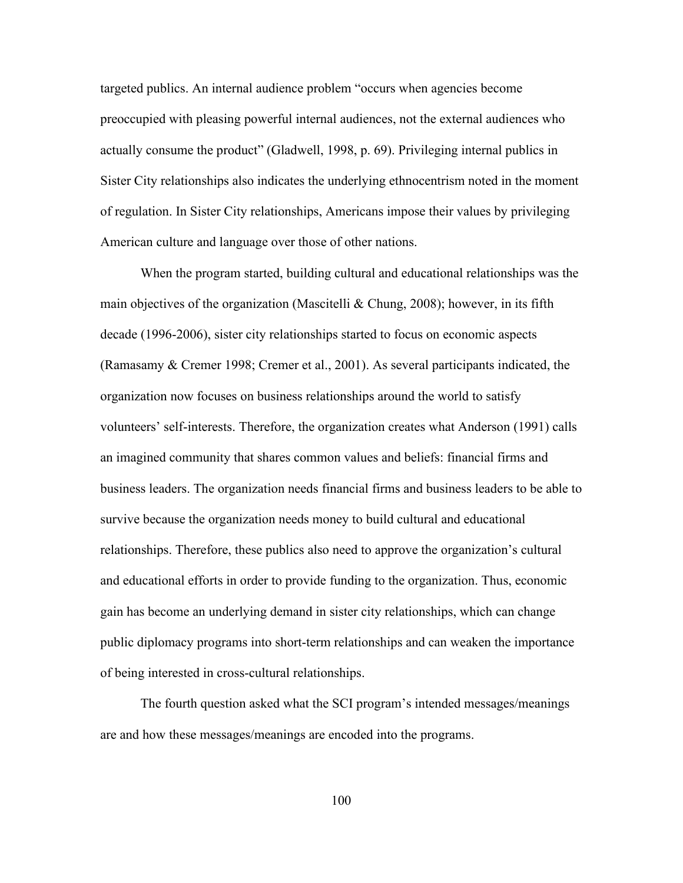targeted publics. An internal audience problem "occurs when agencies become preoccupied with pleasing powerful internal audiences, not the external audiences who actually consume the product" (Gladwell, 1998, p. 69). Privileging internal publics in Sister City relationships also indicates the underlying ethnocentrism noted in the moment of regulation. In Sister City relationships, Americans impose their values by privileging American culture and language over those of other nations.

When the program started, building cultural and educational relationships was the main objectives of the organization (Mascitelli & Chung, 2008); however, in its fifth decade (1996-2006), sister city relationships started to focus on economic aspects (Ramasamy & Cremer 1998; Cremer et al., 2001). As several participants indicated, the organization now focuses on business relationships around the world to satisfy volunteers' self-interests. Therefore, the organization creates what Anderson (1991) calls an imagined community that shares common values and beliefs: financial firms and business leaders. The organization needs financial firms and business leaders to be able to survive because the organization needs money to build cultural and educational relationships. Therefore, these publics also need to approve the organization's cultural and educational efforts in order to provide funding to the organization. Thus, economic gain has become an underlying demand in sister city relationships, which can change public diplomacy programs into short-term relationships and can weaken the importance of being interested in cross-cultural relationships.

The fourth question asked what the SCI program's intended messages/meanings are and how these messages/meanings are encoded into the programs.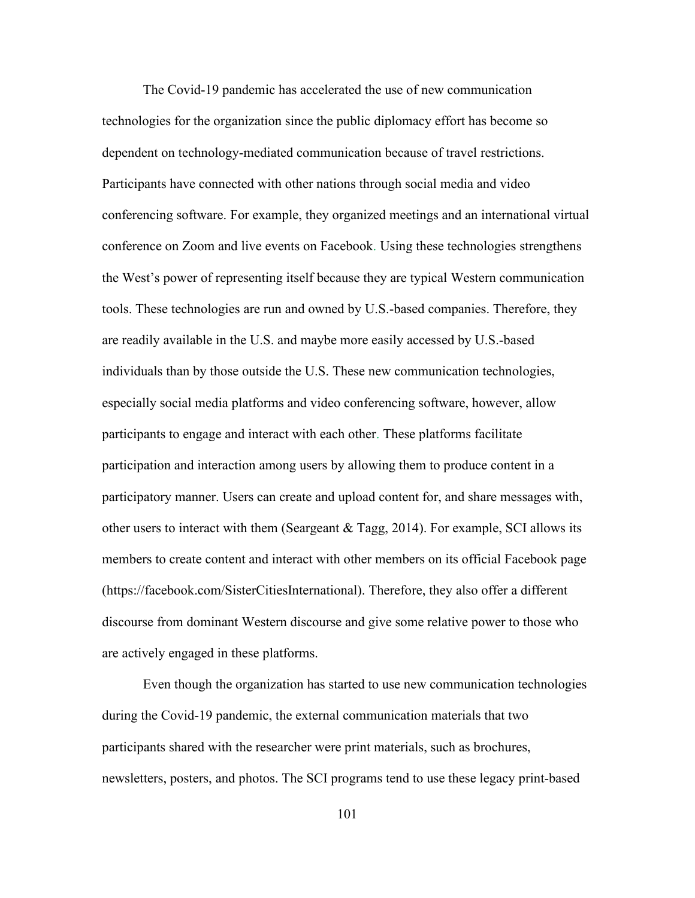The Covid-19 pandemic has accelerated the use of new communication technologies for the organization since the public diplomacy effort has become so dependent on technology-mediated communication because of travel restrictions. Participants have connected with other nations through social media and video conferencing software. For example, they organized meetings and an international virtual conference on Zoom and live events on Facebook. Using these technologies strengthens the West's power of representing itself because they are typical Western communication tools. These technologies are run and owned by U.S.-based companies. Therefore, they are readily available in the U.S. and maybe more easily accessed by U.S.-based individuals than by those outside the U.S. These new communication technologies, especially social media platforms and video conferencing software, however, allow participants to engage and interact with each other. These platforms facilitate participation and interaction among users by allowing them to produce content in a participatory manner. Users can create and upload content for, and share messages with, other users to interact with them (Seargeant & Tagg, 2014). For example, SCI allows its members to create content and interact with other members on its official Facebook page (https://facebook.com/SisterCitiesInternational). Therefore, they also offer a different discourse from dominant Western discourse and give some relative power to those who are actively engaged in these platforms.

Even though the organization has started to use new communication technologies during the Covid-19 pandemic, the external communication materials that two participants shared with the researcher were print materials, such as brochures, newsletters, posters, and photos. The SCI programs tend to use these legacy print-based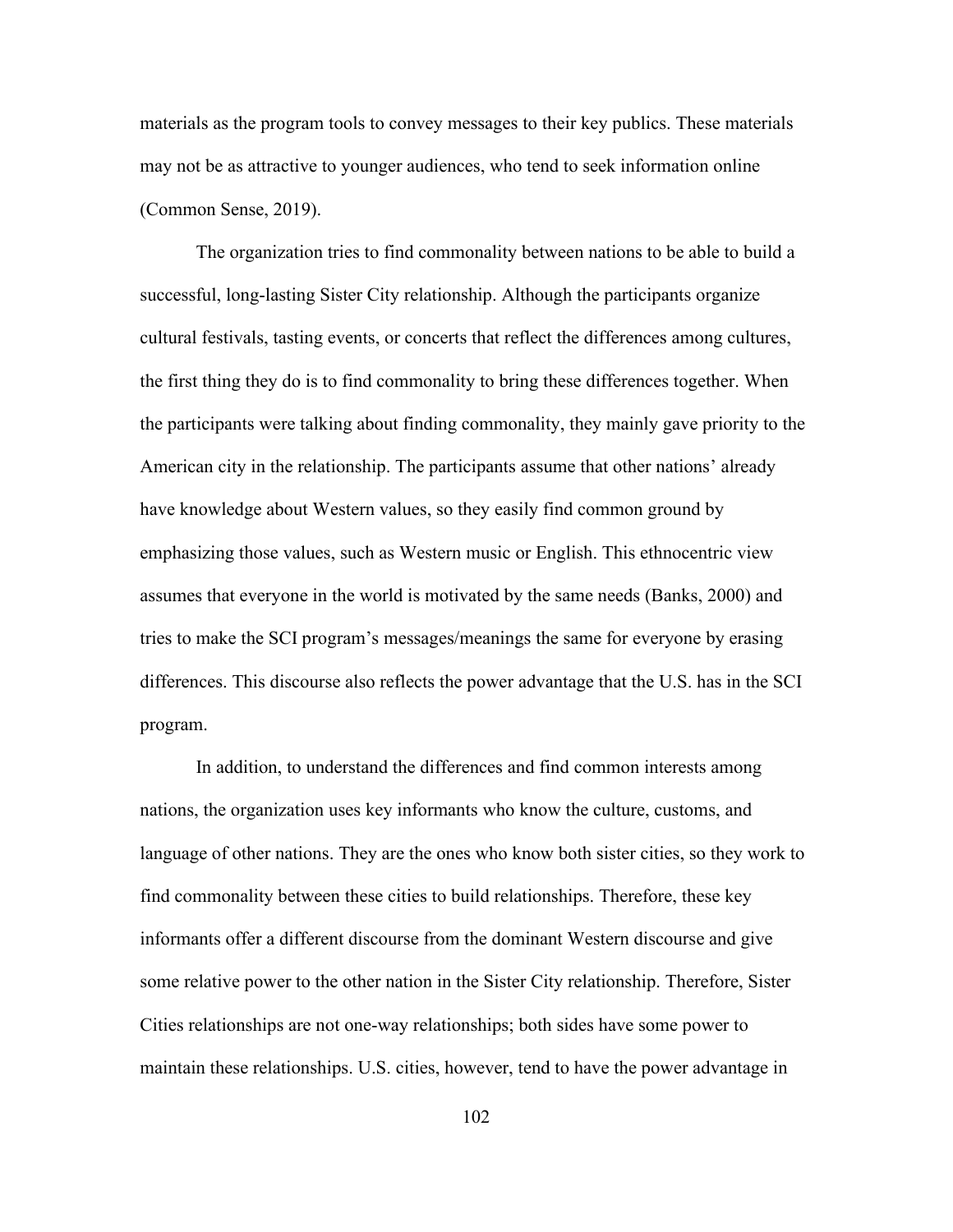materials as the program tools to convey messages to their key publics. These materials may not be as attractive to younger audiences, who tend to seek information online (Common Sense, 2019).

The organization tries to find commonality between nations to be able to build a successful, long-lasting Sister City relationship. Although the participants organize cultural festivals, tasting events, or concerts that reflect the differences among cultures, the first thing they do is to find commonality to bring these differences together. When the participants were talking about finding commonality, they mainly gave priority to the American city in the relationship. The participants assume that other nations' already have knowledge about Western values, so they easily find common ground by emphasizing those values, such as Western music or English. This ethnocentric view assumes that everyone in the world is motivated by the same needs (Banks, 2000) and tries to make the SCI program's messages/meanings the same for everyone by erasing differences. This discourse also reflects the power advantage that the U.S. has in the SCI program.

In addition, to understand the differences and find common interests among nations, the organization uses key informants who know the culture, customs, and language of other nations. They are the ones who know both sister cities, so they work to find commonality between these cities to build relationships. Therefore, these key informants offer a different discourse from the dominant Western discourse and give some relative power to the other nation in the Sister City relationship. Therefore, Sister Cities relationships are not one-way relationships; both sides have some power to maintain these relationships. U.S. cities, however, tend to have the power advantage in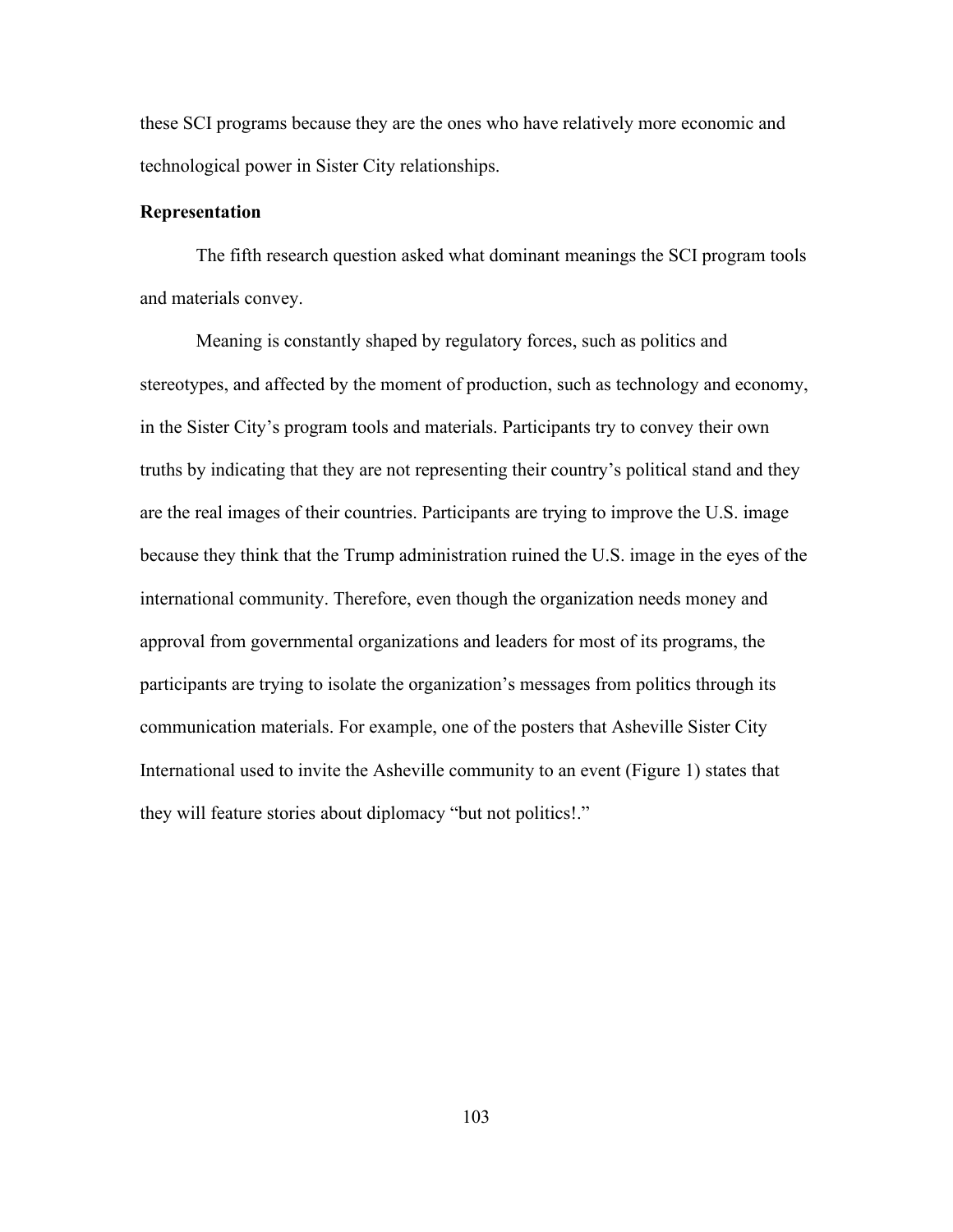these SCI programs because they are the ones who have relatively more economic and technological power in Sister City relationships.

### Representation

The fifth research question asked what dominant meanings the SCI program tools and materials convey.

Meaning is constantly shaped by regulatory forces, such as politics and stereotypes, and affected by the moment of production, such as technology and economy, in the Sister City's program tools and materials. Participants try to convey their own truths by indicating that they are not representing their country's political stand and they are the real images of their countries. Participants are trying to improve the U.S. image because they think that the Trump administration ruined the U.S. image in the eyes of the international community. Therefore, even though the organization needs money and approval from governmental organizations and leaders for most of its programs, the participants are trying to isolate the organization's messages from politics through its communication materials. For example, one of the posters that Asheville Sister City International used to invite the Asheville community to an event (Figure 1) states that they will feature stories about diplomacy "but not politics!."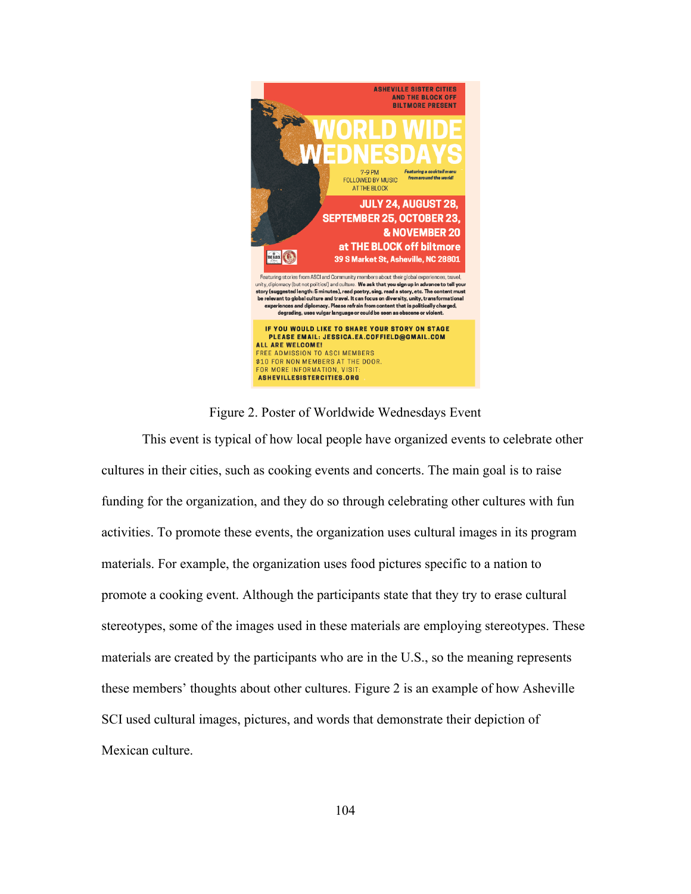Figure 2. Poster of Worldwide Wednesdays Event

This event is typical of how local people have organized events to celebrate other cultures in their cities, such as cooking events and concerts. The main goal is to raise funding for the organization, and they do so through celebrating other cultures with fun activities. To promote these events, the organization uses cultural images in its program materials. For example, the organization uses food pictures specific to a nation to promote a cooking event. Although the participants state that they try to erase cultural stereotypes, some of the images used in these materials are employing stereotypes. These materials are created by the participants who are in the U.S., so the meaning represents these members' thoughts about other cultures. Figure 2 is an example of how Asheville SCI used cultural images, pictures, and words that demonstrate their depiction of Mexican culture.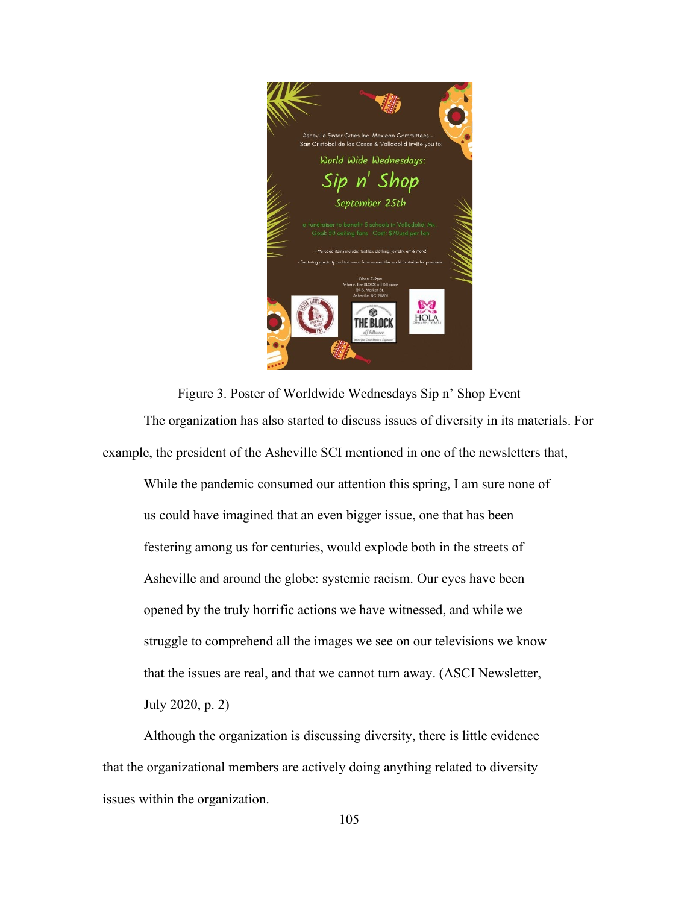Figure 3. Poster of Worldwide Wednesdays Sip n' Shop Event

The organization has also started to discuss issues of diversity in its materials. For example, the president of the Asheville SCI mentioned in one of the newsletters that,

> While the pandemic consumed our attention this spring, I am sure none of us could have imagined that an even bigger issue, one that has been festering among us for centuries, would explode both in the streets of Asheville and around the globe: systemic racism. Our eyes have been opened by the truly horrific actions we have witnessed, and while we struggle to comprehend all the images we see on our televisions we know that the issues are real, and that we cannot turn away. (ASCI Newsletter, July 2020, p. 2)

Although the organization is discussing diversity, there is little evidence that the organizational members are actively doing anything related to diversity issues within the organization.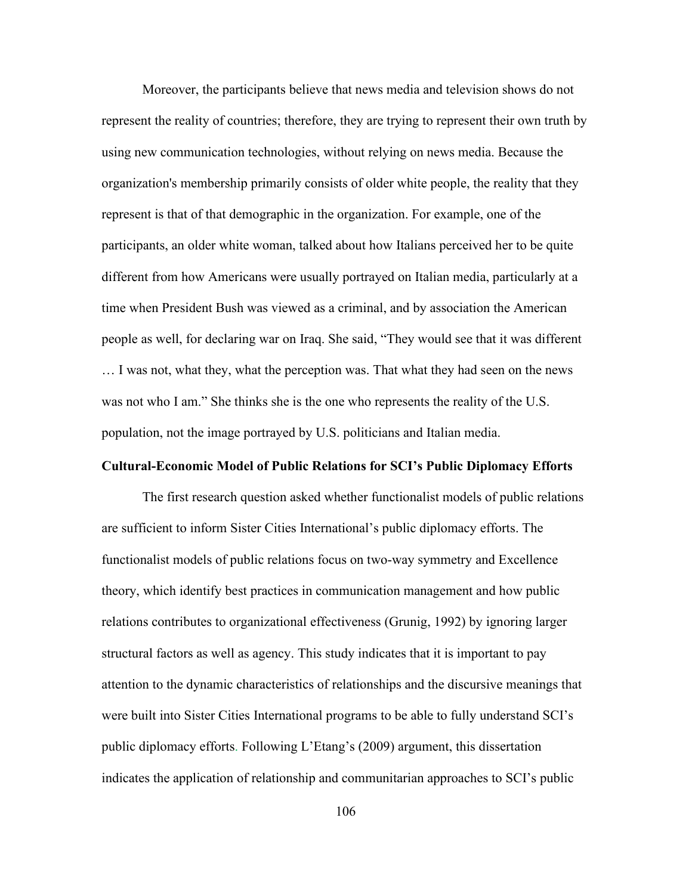Moreover, the participants believe that news media and television shows do not represent the reality of countries; therefore, they are trying to represent their own truth by using new communication technologies, without relying on news media. Because the organization's membership primarily consists of older white people, the reality that they represent is that of that demographic in the organization. For example, one of the participants, an older white woman, talked about how Italians perceived her to be quite different from how Americans were usually portrayed on Italian media, particularly at a time when President Bush was viewed as a criminal, and by association the American people as well, for declaring war on Iraq. She said, "They would see that it was different … I was not, what they, what the perception was. That what they had seen on the news was not who I am." She thinks she is the one who represents the reality of the U.S. population, not the image portrayed by U.S. politicians and Italian media.

**Cultural-Economic Model of Public Relations for SCI's Public Diplomacy Efforts**

The first research question asked whether functionalist models of public relations are sufficient to inform Sister Cities International's public diplomacy efforts. The functionalist models of public relations focus on two-way symmetry and Excellence theory, which identify best practices in communication management and how public relations contributes to organizational effectiveness (Grunig, 1992) by ignoring larger structural factors as well as agency. This study indicates that it is important to pay attention to the dynamic characteristics of relationships and the discursive meanings that were built into Sister Cities International programs to be able to fully understand SCI's public diplomacy efforts. Following L'Etang's (2009) argument, this dissertation indicates the application of relationship and communitarian approaches to SCI's public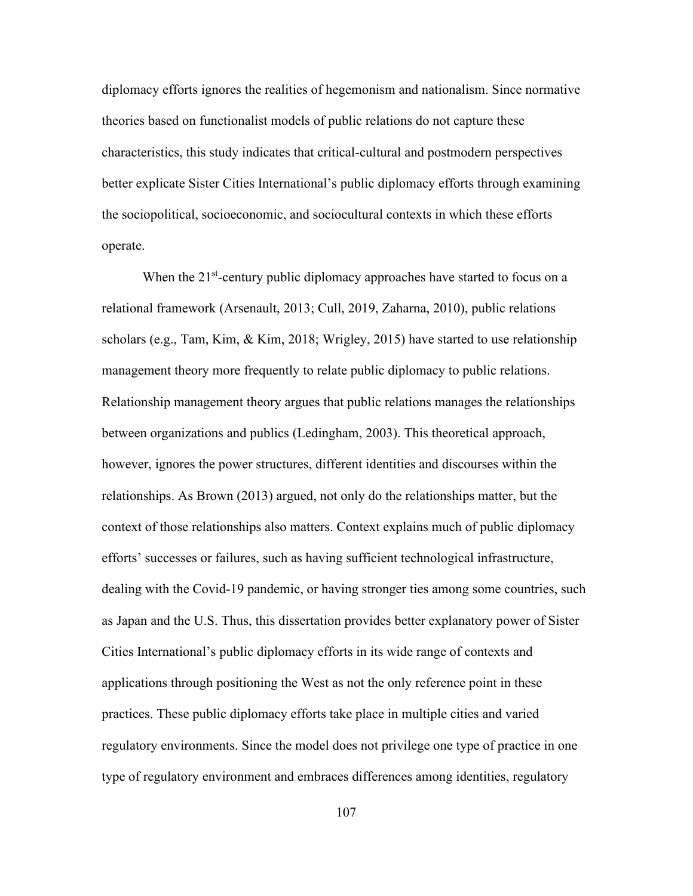diplomacy efforts ignores the realities of hegemonism and nationalism. Since normative theories based on functionalist models of public relations do not capture these characteristics, this study indicates that critical-cultural and postmodern perspectives better explicate Sister Cities International's public diplomacy efforts through examining the sociopolitical, socioeconomic, and sociocultural contexts in which these efforts operate.

When the 21st-century public diplomacy approaches have started to focus on a relational framework (Arsenault, 2013; Cull, 2019, Zaharna, 2010), public relations scholars (e.g., Tam, Kim, & Kim, 2018; Wrigley, 2015) have started to use relationship management theory more frequently to relate public diplomacy to public relations. Relationship management theory argues that public relations manages the relationships between organizations and publics (Ledingham, 2003). This theoretical approach, however, ignores the power structures, different identities and discourses within the relationships. As Brown (2013) argued, not only do the relationships matter, but the context of those relationships also matters. Context explains much of public diplomacy efforts' successes or failures, such as having sufficient technological infrastructure, dealing with the Covid-19 pandemic, or having stronger ties among some countries, such as Japan and the U.S. Thus, this dissertation provides better explanatory power of Sister Cities International's public diplomacy efforts in its wide range of contexts and applications through positioning the West as not the only reference point in these practices. These public diplomacy efforts take place in multiple cities and varied regulatory environments. Since the model does not privilege one type of practice in one type of regulatory environment and embraces differences among identities, regulatory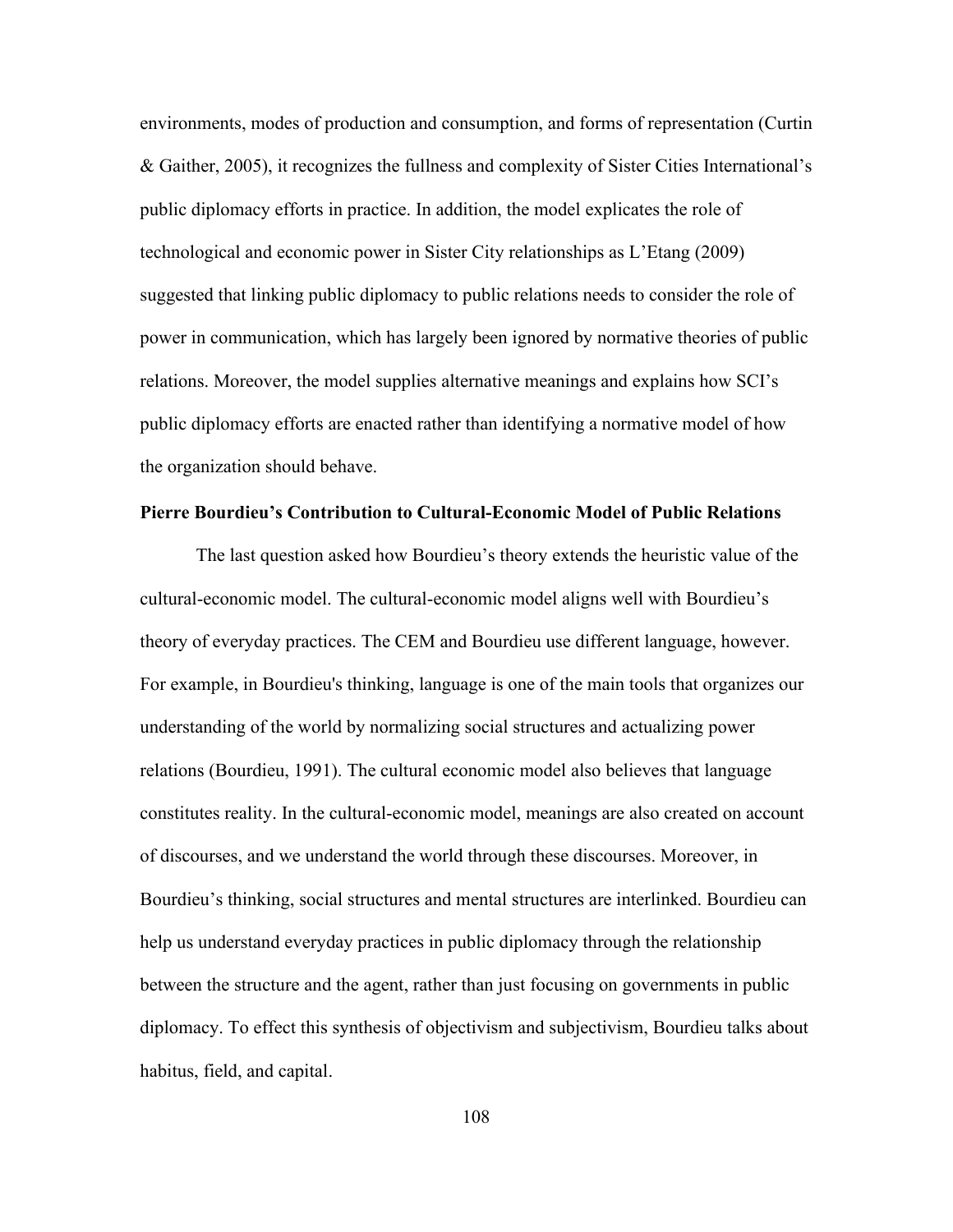environments, modes of production and consumption, and forms of representation (Curtin & Gaither, 2005), it recognizes the fullness and complexity of Sister Cities International's public diplomacy efforts in practice. In addition, the model explicates the role of technological and economic power in Sister City relationships as L'Etang (2009) suggested that linking public diplomacy to public relations needs to consider the role of power in communication, which has largely been ignored by normative theories of public relations. Moreover, the model supplies alternative meanings and explains how SCI's public diplomacy efforts are enacted rather than identifying a normative model of how the organization should behave.

**Pierre Bourdieu's Contribution to Cultural-Economic Model of Public Relations**

The last question asked how Bourdieu's theory extends the heuristic value of the cultural-economic model. The cultural-economic model aligns well with Bourdieu's theory of everyday practices. The CEM and Bourdieu use different language, however. For example, in Bourdieu's thinking, language is one of the main tools that organizes our understanding of the world by normalizing social structures and actualizing power relations (Bourdieu, 1991). The cultural economic model also believes that language constitutes reality. In the cultural-economic model, meanings are also created on account of discourses, and we understand the world through these discourses. Moreover, in Bourdieu's thinking, social structures and mental structures are interlinked. Bourdieu can help us understand everyday practices in public diplomacy through the relationship between the structure and the agent, rather than just focusing on governments in public diplomacy. To effect this synthesis of objectivism and subjectivism, Bourdieu talks about habitus, field, and capital.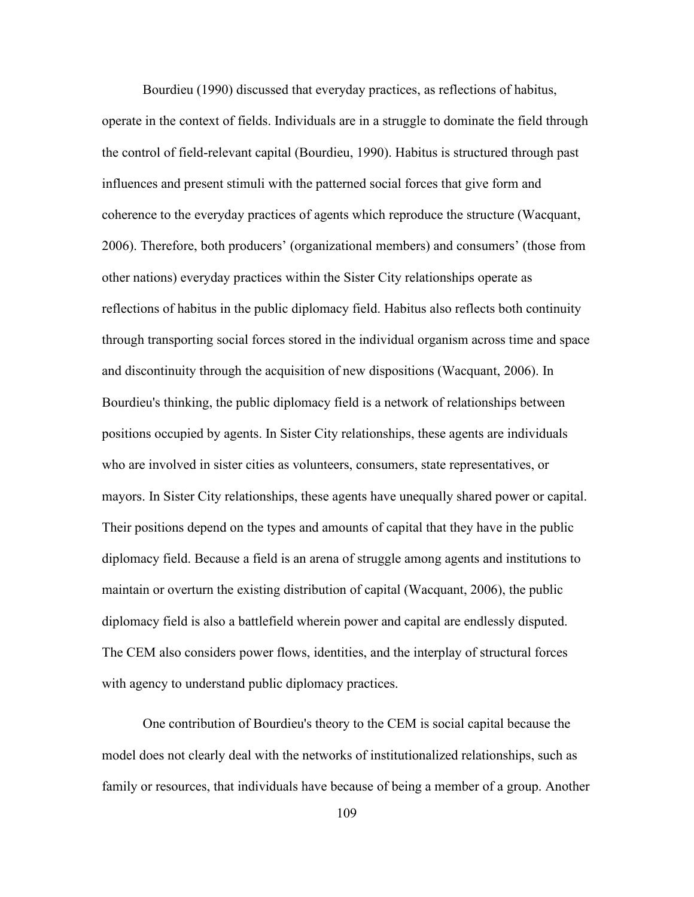Bourdieu (1990) discussed that everyday practices, as reflections of habitus, operate in the context of fields. Individuals are in a struggle to dominate the field through the control of field-relevant capital (Bourdieu, 1990). Habitus is structured through past influences and present stimuli with the patterned social forces that give form and coherence to the everyday practices of agents which reproduce the structure (Wacquant, 2006). Therefore, both producers' (organizational members) and consumers' (those from other nations) everyday practices within the Sister City relationships operate as reflections of habitus in the public diplomacy field. Habitus also reflects both continuity through transporting social forces stored in the individual organism across time and space and discontinuity through the acquisition of new dispositions (Wacquant, 2006). In Bourdieu's thinking, the public diplomacy field is a network of relationships between positions occupied by agents. In Sister City relationships, these agents are individuals who are involved in sister cities as volunteers, consumers, state representatives, or mayors. In Sister City relationships, these agents have unequally shared power or capital. Their positions depend on the types and amounts of capital that they have in the public diplomacy field. Because a field is an arena of struggle among agents and institutions to maintain or overturn the existing distribution of capital (Wacquant, 2006), the public diplomacy field is also a battlefield wherein power and capital are endlessly disputed. The CEM also considers power flows, identities, and the interplay of structural forces with agency to understand public diplomacy practices.

One contribution of Bourdieu's theory to the CEM is social capital because the model does not clearly deal with the networks of institutionalized relationships, such as family or resources, that individuals have because of being a member of a group. Another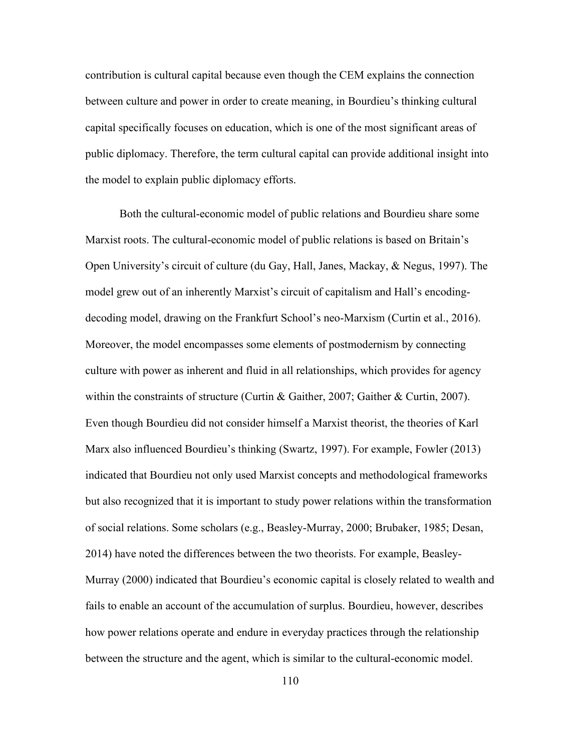contribution is cultural capital because even though the CEM explains the connection between culture and power in order to create meaning, in Bourdieu's thinking cultural capital specifically focuses on education, which is one of the most significant areas of public diplomacy. Therefore, the term cultural capital can provide additional insight into the model to explain public diplomacy efforts.

Both the cultural-economic model of public relations and Bourdieu share some Marxist roots. The cultural-economic model of public relations is based on Britain's Open University's circuit of culture (du Gay, Hall, Janes, Mackay, & Negus, 1997). The model grew out of an inherently Marxist's circuit of capitalism and Hall's encoding-decoding model, drawing on the Frankfurt School's neo-Marxism (Curtin et al., 2016). Moreover, the model encompasses some elements of postmodernism by connecting culture with power as inherent and fluid in all relationships, which provides for agency within the constraints of structure (Curtin & Gaither, 2007; Gaither & Curtin, 2007). Even though Bourdieu did not consider himself a Marxist theorist, the theories of Karl Marx also influenced Bourdieu's thinking (Swartz, 1997). For example, Fowler (2013) indicated that Bourdieu not only used Marxist concepts and methodological frameworks but also recognized that it is important to study power relations within the transformation of social relations. Some scholars (e.g., Beasley-Murray, 2000; Brubaker, 1985; Desan, 2014) have noted the differences between the two theorists. For example, Beasley-Murray (2000) indicated that Bourdieu's economic capital is closely related to wealth and fails to enable an account of the accumulation of surplus. Bourdieu, however, describes how power relations operate and endure in everyday practices through the relationship between the structure and the agent, which is similar to the cultural-economic model.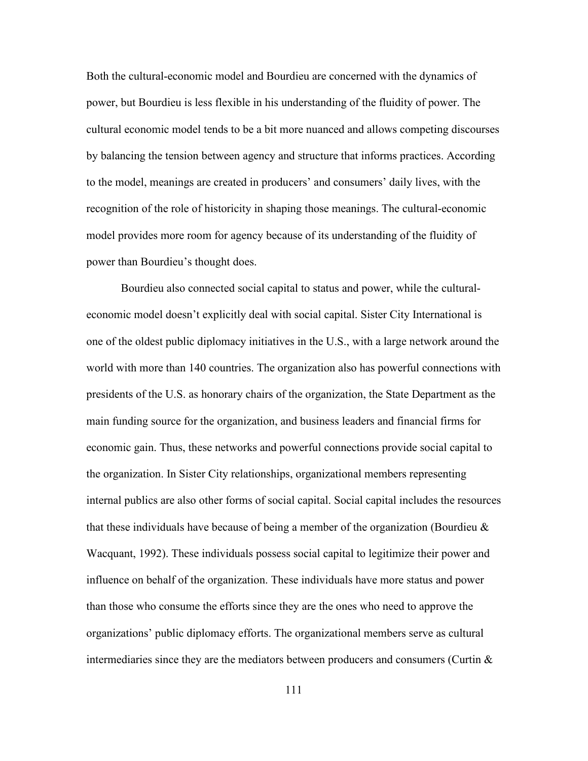Both the cultural-economic model and Bourdieu are concerned with the dynamics of power, but Bourdieu is less flexible in his understanding of the fluidity of power. The cultural economic model tends to be a bit more nuanced and allows competing discourses by balancing the tension between agency and structure that informs practices. According to the model, meanings are created in producers' and consumers' daily lives, with the recognition of the role of historicity in shaping those meanings. The cultural-economic model provides more room for agency because of its understanding of the fluidity of power than Bourdieu's thought does.

Bourdieu also connected social capital to status and power, while the cultural-economic model doesn't explicitly deal with social capital. Sister City International is one of the oldest public diplomacy initiatives in the U.S., with a large network around the world with more than 140 countries. The organization also has powerful connections with presidents of the U.S. as honorary chairs of the organization, the State Department as the main funding source for the organization, and business leaders and financial firms for economic gain. Thus, these networks and powerful connections provide social capital to the organization. In Sister City relationships, organizational members representing internal publics are also other forms of social capital. Social capital includes the resources that these individuals have because of being a member of the organization (Bourdieu & Wacquant, 1992). These individuals possess social capital to legitimize their power and influence on behalf of the organization. These individuals have more status and power than those who consume the efforts since they are the ones who need to approve the organizations' public diplomacy efforts. The organizational members serve as cultural intermediaries since they are the mediators between producers and consumers (Curtin &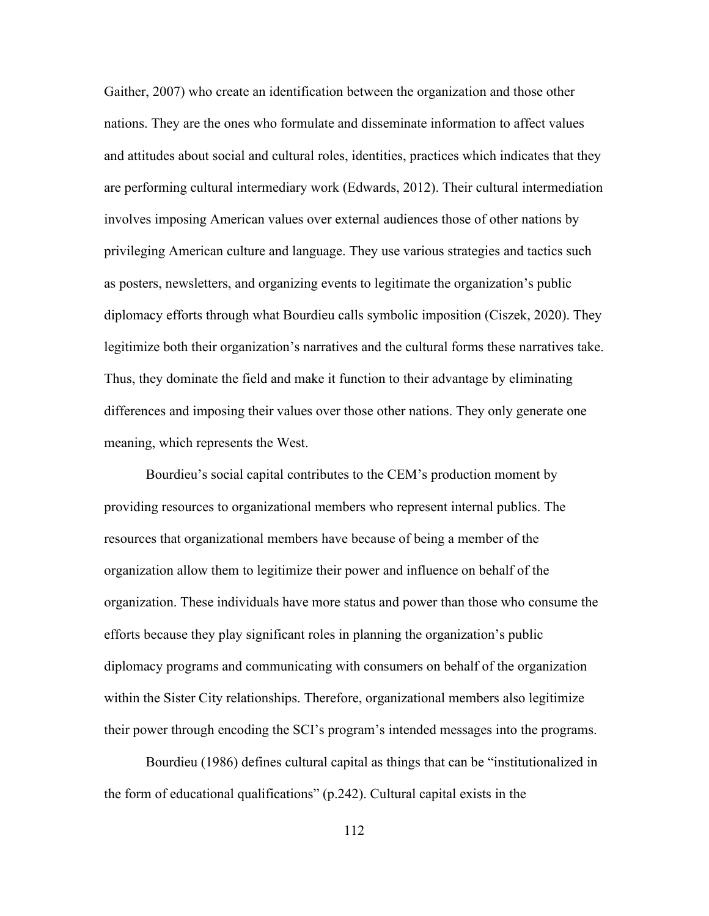Gaither, 2007) who create an identification between the organization and those other nations. They are the ones who formulate and disseminate information to affect values and attitudes about social and cultural roles, identities, practices which indicates that they are performing cultural intermediary work (Edwards, 2012). Their cultural intermediation involves imposing American values over external audiences those of other nations by privileging American culture and language. They use various strategies and tactics such as posters, newsletters, and organizing events to legitimate the organization's public diplomacy efforts through what Bourdieu calls symbolic imposition (Ciszek, 2020). They legitimize both their organization's narratives and the cultural forms these narratives take. Thus, they dominate the field and make it function to their advantage by eliminating differences and imposing their values over those other nations. They only generate one meaning, which represents the West.

Bourdieu's social capital contributes to the CEM's production moment by providing resources to organizational members who represent internal publics. The resources that organizational members have because of being a member of the organization allow them to legitimize their power and influence on behalf of the organization. These individuals have more status and power than those who consume the efforts because they play significant roles in planning the organization's public diplomacy programs and communicating with consumers on behalf of the organization within the Sister City relationships. Therefore, organizational members also legitimize their power through encoding the SCI's program's intended messages into the programs.

Bourdieu (1986) defines cultural capital as things that can be "institutionalized in the form of educational qualifications" (p.242). Cultural capital exists in the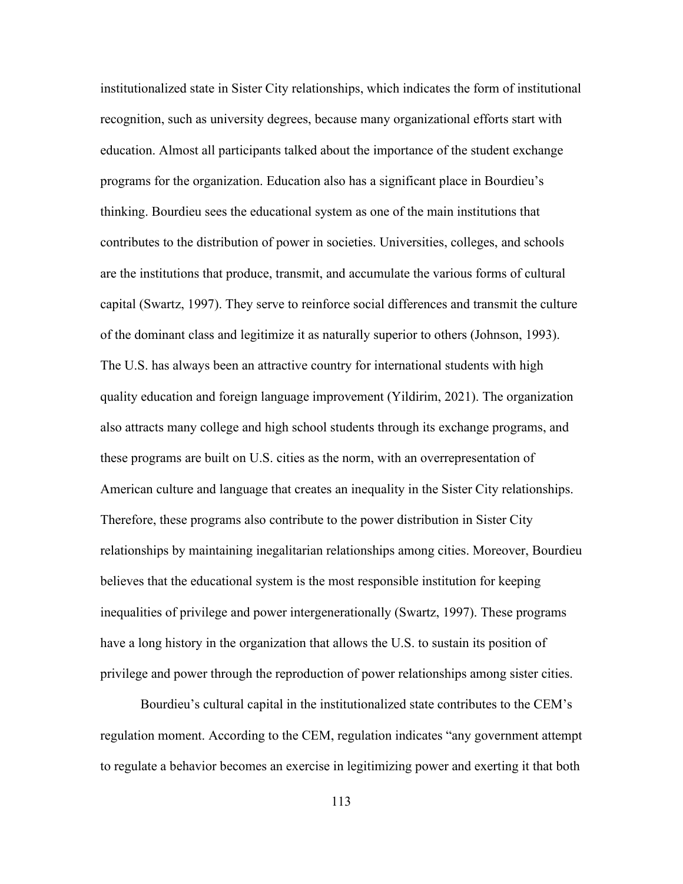institutionalized state in Sister City relationships, which indicates the form of institutional recognition, such as university degrees, because many organizational efforts start with education. Almost all participants talked about the importance of the student exchange programs for the organization. Education also has a significant place in Bourdieu's thinking. Bourdieu sees the educational system as one of the main institutions that contributes to the distribution of power in societies. Universities, colleges, and schools are the institutions that produce, transmit, and accumulate the various forms of cultural capital (Swartz, 1997). They serve to reinforce social differences and transmit the culture of the dominant class and legitimize it as naturally superior to others (Johnson, 1993). The U.S. has always been an attractive country for international students with high quality education and foreign language improvement (Yildirim, 2021). The organization also attracts many college and high school students through its exchange programs, and these programs are built on U.S. cities as the norm, with an overrepresentation of American culture and language that creates an inequality in the Sister City relationships. Therefore, these programs also contribute to the power distribution in Sister City relationships by maintaining inegalitarian relationships among cities. Moreover, Bourdieu believes that the educational system is the most responsible institution for keeping inequalities of privilege and power intergenerationally (Swartz, 1997). These programs have a long history in the organization that allows the U.S. to sustain its position of privilege and power through the reproduction of power relationships among sister cities.

Bourdieu's cultural capital in the institutionalized state contributes to the CEM's regulation moment. According to the CEM, regulation indicates "any government attempt to regulate a behavior becomes an exercise in legitimizing power and exerting it that both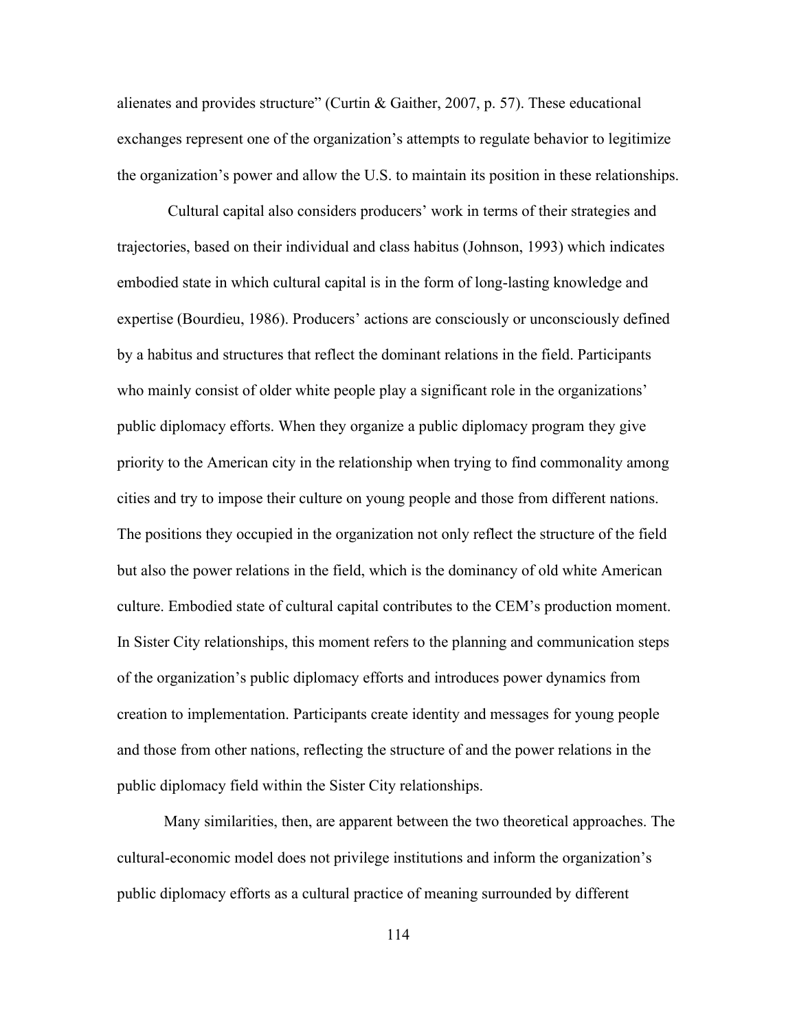alienates and provides structure" (Curtin & Gaither, 2007, p. 57). These educational exchanges represent one of the organization's attempts to regulate behavior to legitimize the organization's power and allow the U.S. to maintain its position in these relationships.

Cultural capital also considers producers' work in terms of their strategies and trajectories, based on their individual and class habitus (Johnson, 1993) which indicates embodied state in which cultural capital is in the form of long-lasting knowledge and expertise (Bourdieu, 1986). Producers' actions are consciously or unconsciously defined by a habitus and structures that reflect the dominant relations in the field. Participants who mainly consist of older white people play a significant role in the organizations' public diplomacy efforts. When they organize a public diplomacy program they give priority to the American city in the relationship when trying to find commonality among cities and try to impose their culture on young people and those from different nations. The positions they occupied in the organization not only reflect the structure of the field but also the power relations in the field, which is the dominancy of old white American culture. Embodied state of cultural capital contributes to the CEM's production moment. In Sister City relationships, this moment refers to the planning and communication steps of the organization's public diplomacy efforts and introduces power dynamics from creation to implementation. Participants create identity and messages for young people and those from other nations, reflecting the structure of and the power relations in the public diplomacy field within the Sister City relationships.

Many similarities, then, are apparent between the two theoretical approaches. The cultural-economic model does not privilege institutions and inform the organization's public diplomacy efforts as a cultural practice of meaning surrounded by different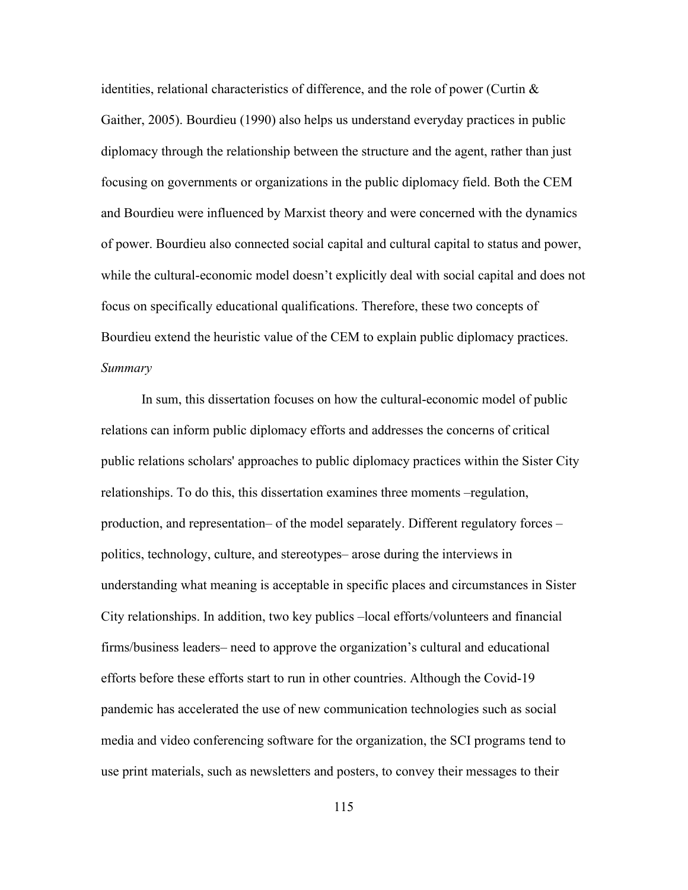identities, relational characteristics of difference, and the role of power (Curtin & Gaither, 2005). Bourdieu (1990) also helps us understand everyday practices in public diplomacy through the relationship between the structure and the agent, rather than just focusing on governments or organizations in the public diplomacy field. Both the CEM and Bourdieu were influenced by Marxist theory and were concerned with the dynamics of power. Bourdieu also connected social capital and cultural capital to status and power, while the cultural-economic model doesn't explicitly deal with social capital and does not focus on specifically educational qualifications. Therefore, these two concepts of Bourdieu extend the heuristic value of the CEM to explain public diplomacy practices.

*Summary*

In sum, this dissertation focuses on how the cultural-economic model of public relations can inform public diplomacy efforts and addresses the concerns of critical public relations scholars' approaches to public diplomacy practices within the Sister City relationships. To do this, this dissertation examines three moments –regulation, production, and representation– of the model separately. Different regulatory forces –politics, technology, culture, and stereotypes– arose during the interviews in understanding what meaning is acceptable in specific places and circumstances in Sister City relationships. In addition, two key publics –local efforts/volunteers and financial firms/business leaders– need to approve the organization's cultural and educational efforts before these efforts start to run in other countries. Although the Covid-19 pandemic has accelerated the use of new communication technologies such as social media and video conferencing software for the organization, the SCI programs tend to use print materials, such as newsletters and posters, to convey their messages to their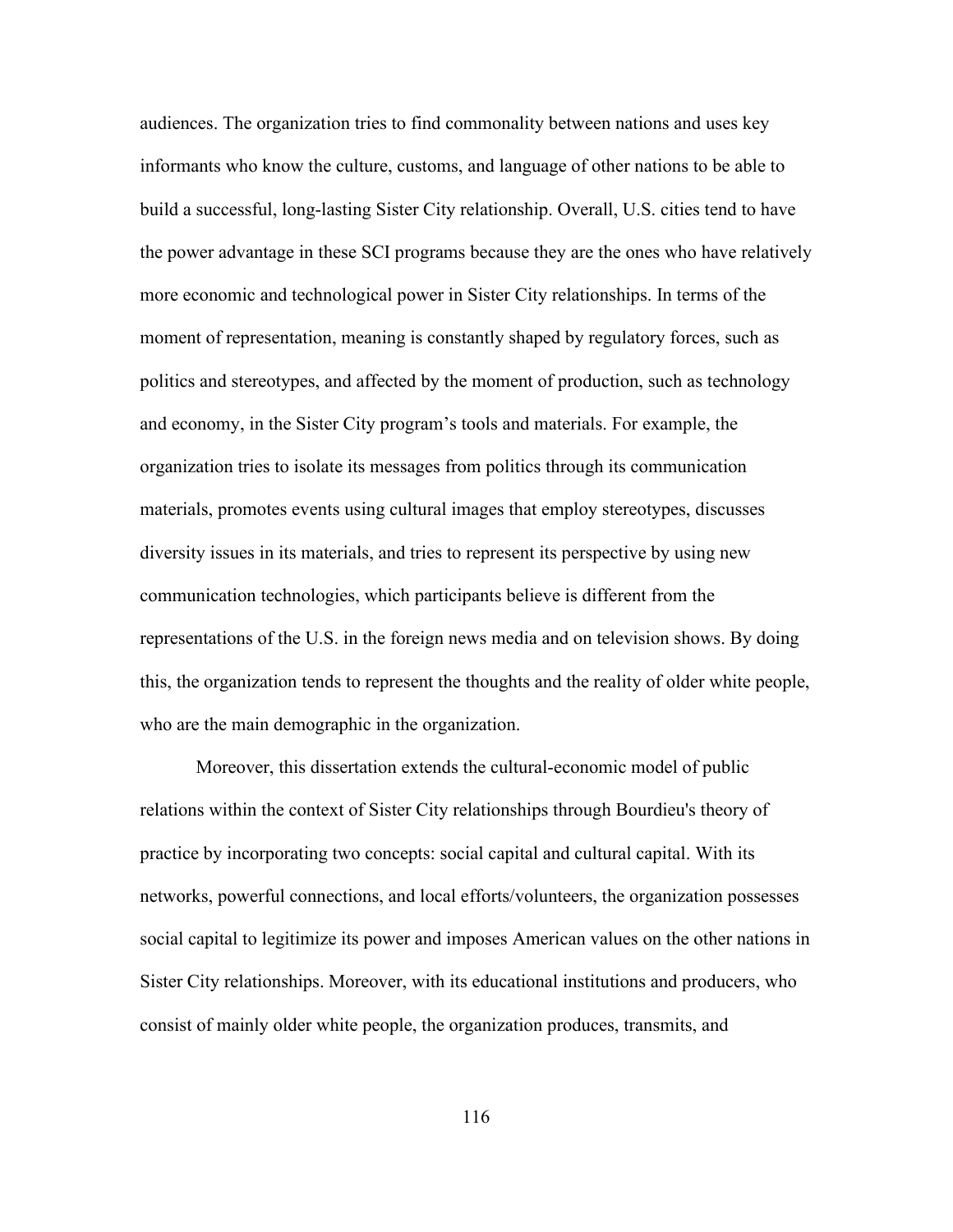audiences. The organization tries to find commonality between nations and uses key informants who know the culture, customs, and language of other nations to be able to build a successful, long-lasting Sister City relationship. Overall, U.S. cities tend to have the power advantage in these SCI programs because they are the ones who have relatively more economic and technological power in Sister City relationships. In terms of the moment of representation, meaning is constantly shaped by regulatory forces, such as politics and stereotypes, and affected by the moment of production, such as technology and economy, in the Sister City program's tools and materials. For example, the organization tries to isolate its messages from politics through its communication materials, promotes events using cultural images that employ stereotypes, discusses diversity issues in its materials, and tries to represent its perspective by using new communication technologies, which participants believe is different from the representations of the U.S. in the foreign news media and on television shows. By doing this, the organization tends to represent the thoughts and the reality of older white people, who are the main demographic in the organization.

Moreover, this dissertation extends the cultural-economic model of public relations within the context of Sister City relationships through Bourdieu's theory of practice by incorporating two concepts: social capital and cultural capital. With its networks, powerful connections, and local efforts/volunteers, the organization possesses social capital to legitimize its power and imposes American values on the other nations in Sister City relationships. Moreover, with its educational institutions and producers, who consist of mainly older white people, the organization produces, transmits, and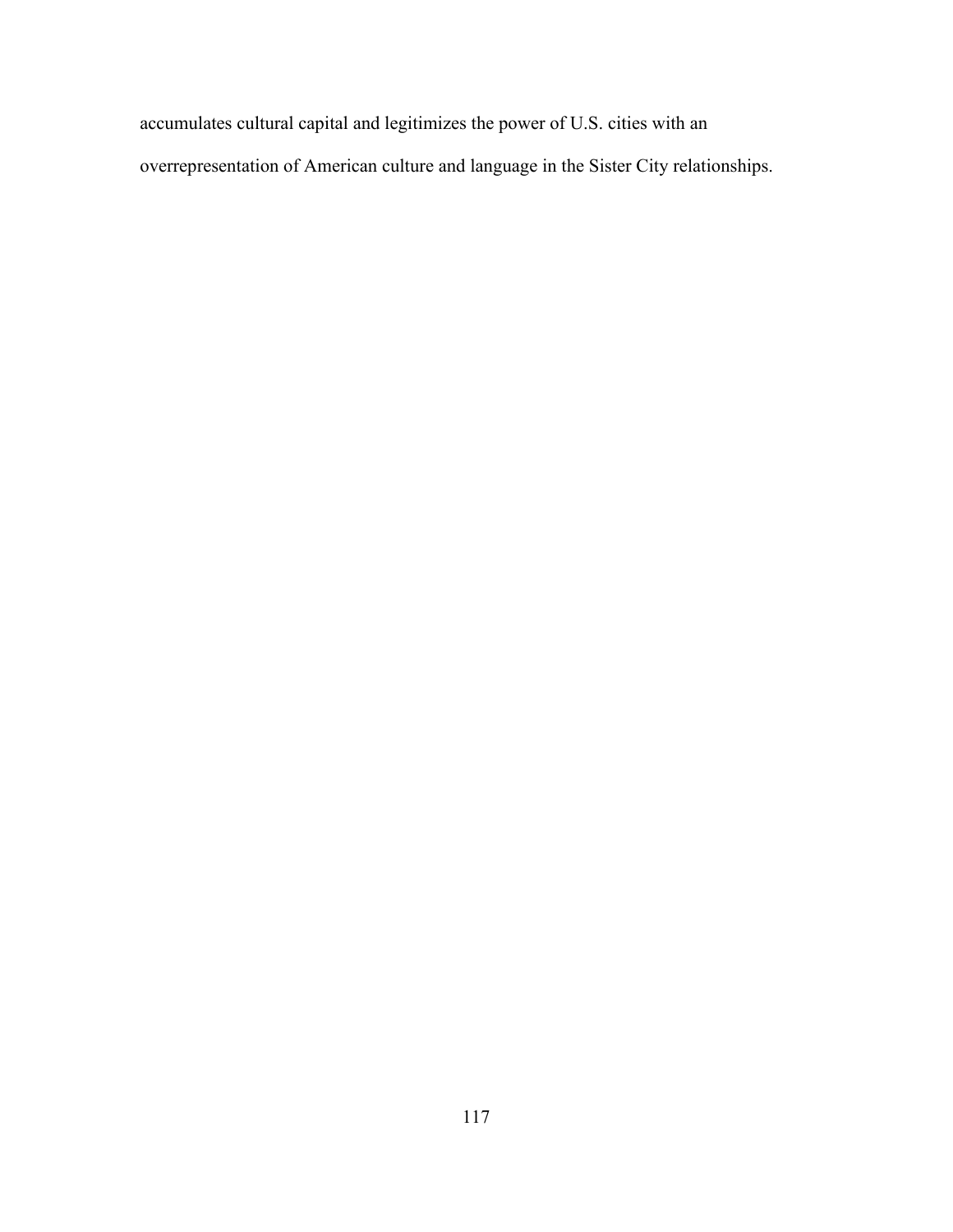accumulates cultural capital and legitimizes the power of U.S. cities with an overrepresentation of American culture and language in the Sister City relationships.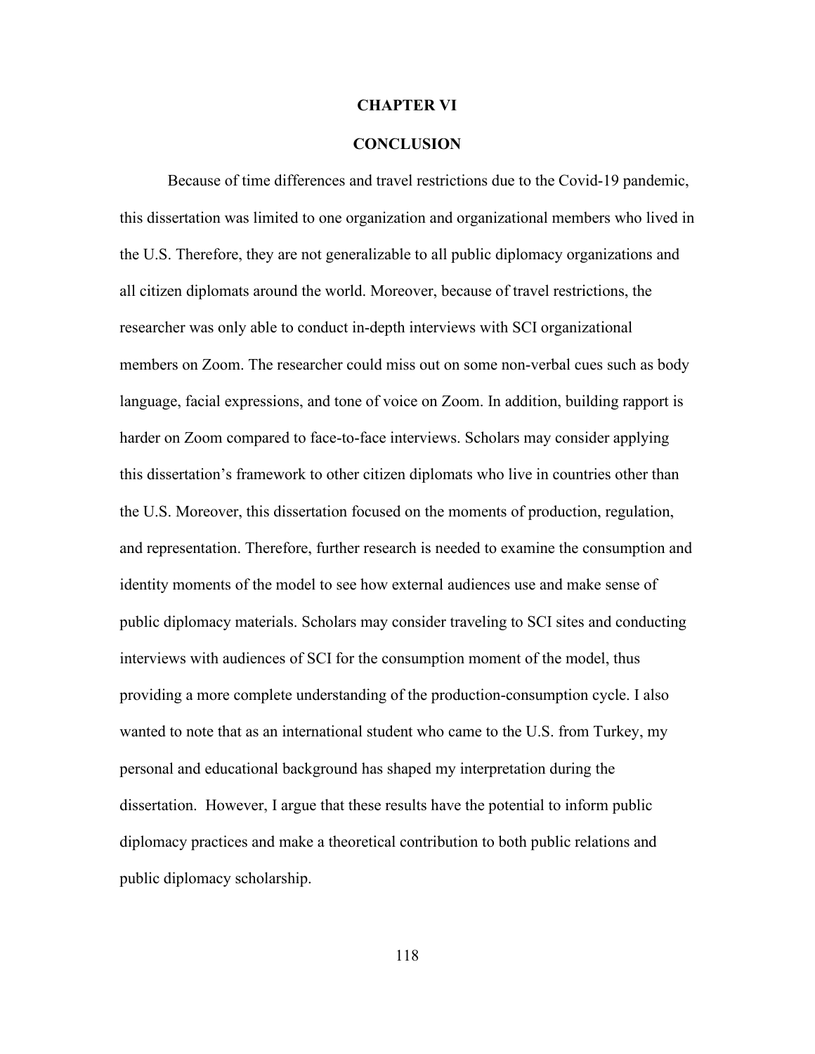# CHAPTER VI

# CONCLUSION

Because of time differences and travel restrictions due to the Covid-19 pandemic, this dissertation was limited to one organization and organizational members who lived in the U.S. Therefore, they are not generalizable to all public diplomacy organizations and all citizen diplomats around the world. Moreover, because of travel restrictions, the researcher was only able to conduct in-depth interviews with SCI organizational members on Zoom. The researcher could miss out on some non-verbal cues such as body language, facial expressions, and tone of voice on Zoom. In addition, building rapport is harder on Zoom compared to face-to-face interviews. Scholars may consider applying this dissertation's framework to other citizen diplomats who live in countries other than the U.S. Moreover, this dissertation focused on the moments of production, regulation, and representation. Therefore, further research is needed to examine the consumption and identity moments of the model to see how external audiences use and make sense of public diplomacy materials. Scholars may consider traveling to SCI sites and conducting interviews with audiences of SCI for the consumption moment of the model, thus providing a more complete understanding of the production-consumption cycle. I also wanted to note that as an international student who came to the U.S. from Turkey, my personal and educational background has shaped my interpretation during the dissertation. However, I argue that these results have the potential to inform public diplomacy practices and make a theoretical contribution to both public relations and public diplomacy scholarship.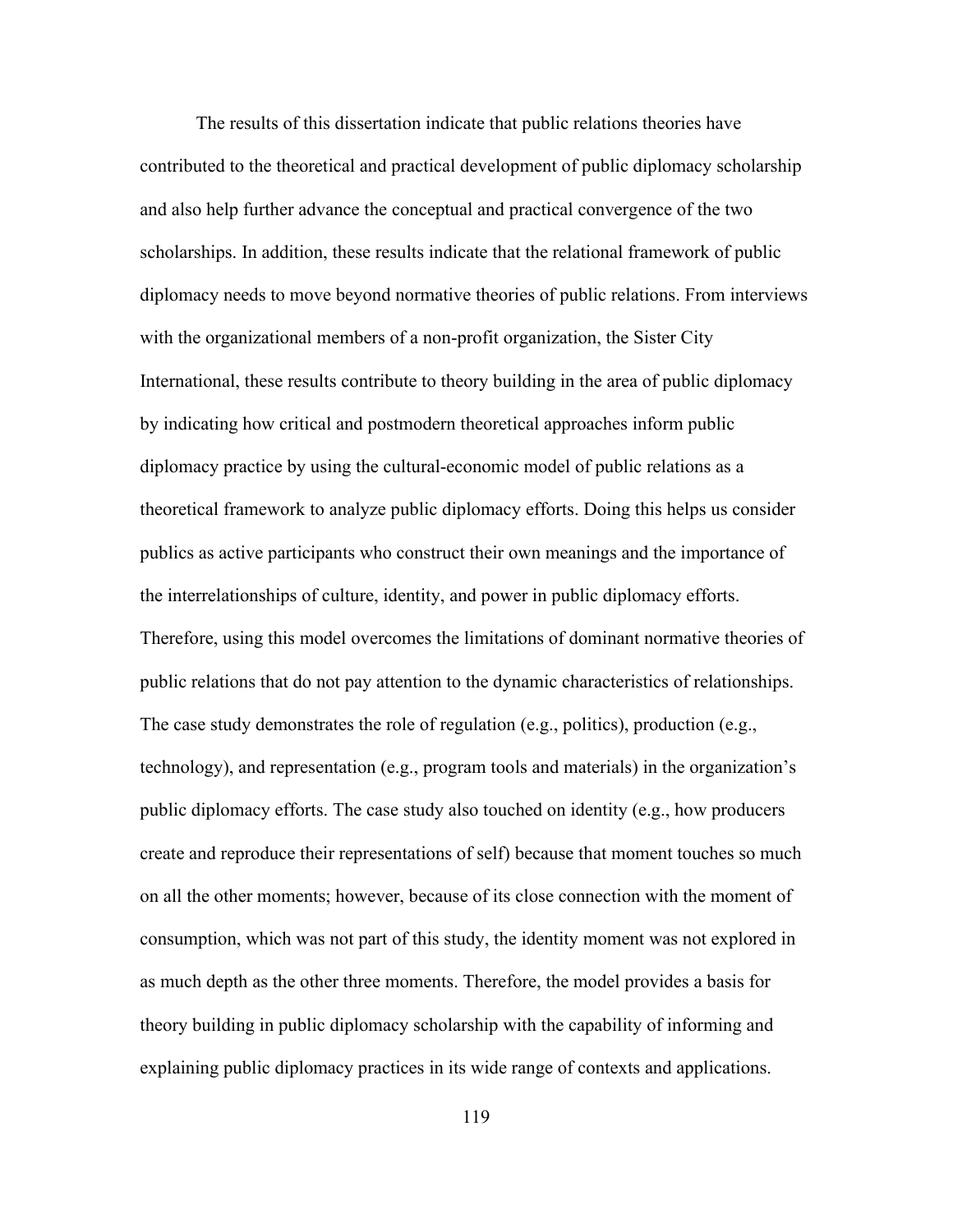The results of this dissertation indicate that public relations theories have contributed to the theoretical and practical development of public diplomacy scholarship and also help further advance the conceptual and practical convergence of the two scholarships. In addition, these results indicate that the relational framework of public diplomacy needs to move beyond normative theories of public relations. From interviews with the organizational members of a non-profit organization, the Sister City International, these results contribute to theory building in the area of public diplomacy by indicating how critical and postmodern theoretical approaches inform public diplomacy practice by using the cultural-economic model of public relations as a theoretical framework to analyze public diplomacy efforts. Doing this helps us consider publics as active participants who construct their own meanings and the importance of the interrelationships of culture, identity, and power in public diplomacy efforts. Therefore, using this model overcomes the limitations of dominant normative theories of public relations that do not pay attention to the dynamic characteristics of relationships. The case study demonstrates the role of regulation (e.g., politics), production (e.g., technology), and representation (e.g., program tools and materials) in the organization's public diplomacy efforts. The case study also touched on identity (e.g., how producers create and reproduce their representations of self) because that moment touches so much on all the other moments; however, because of its close connection with the moment of consumption, which was not part of this study, the identity moment was not explored in as much depth as the other three moments. Therefore, the model provides a basis for theory building in public diplomacy scholarship with the capability of informing and explaining public diplomacy practices in its wide range of contexts and applications.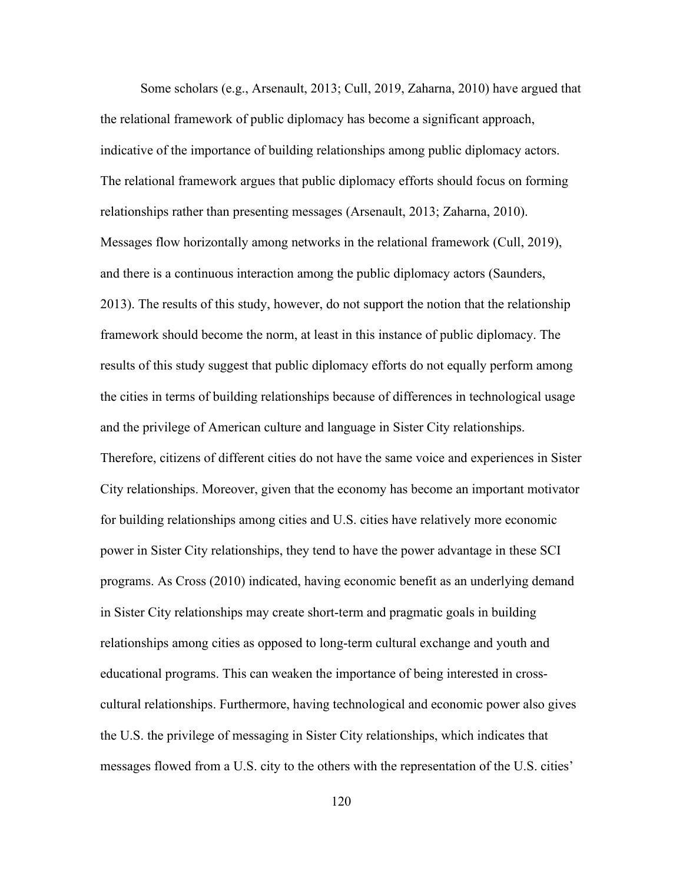Some scholars (e.g., Arsenault, 2013; Cull, 2019, Zaharna, 2010) have argued that the relational framework of public diplomacy has become a significant approach, indicative of the importance of building relationships among public diplomacy actors. The relational framework argues that public diplomacy efforts should focus on forming relationships rather than presenting messages (Arsenault, 2013; Zaharna, 2010). Messages flow horizontally among networks in the relational framework (Cull, 2019), and there is a continuous interaction among the public diplomacy actors (Saunders, 2013). The results of this study, however, do not support the notion that the relationship framework should become the norm, at least in this instance of public diplomacy. The results of this study suggest that public diplomacy efforts do not equally perform among the cities in terms of building relationships because of differences in technological usage and the privilege of American culture and language in Sister City relationships. Therefore, citizens of different cities do not have the same voice and experiences in Sister City relationships. Moreover, given that the economy has become an important motivator for building relationships among cities and U.S. cities have relatively more economic power in Sister City relationships, they tend to have the power advantage in these SCI programs. As Cross (2010) indicated, having economic benefit as an underlying demand in Sister City relationships may create short-term and pragmatic goals in building relationships among cities as opposed to long-term cultural exchange and youth and educational programs. This can weaken the importance of being interested in cross-cultural relationships. Furthermore, having technological and economic power also gives the U.S. the privilege of messaging in Sister City relationships, which indicates that messages flowed from a U.S. city to the others with the representation of the U.S. cities'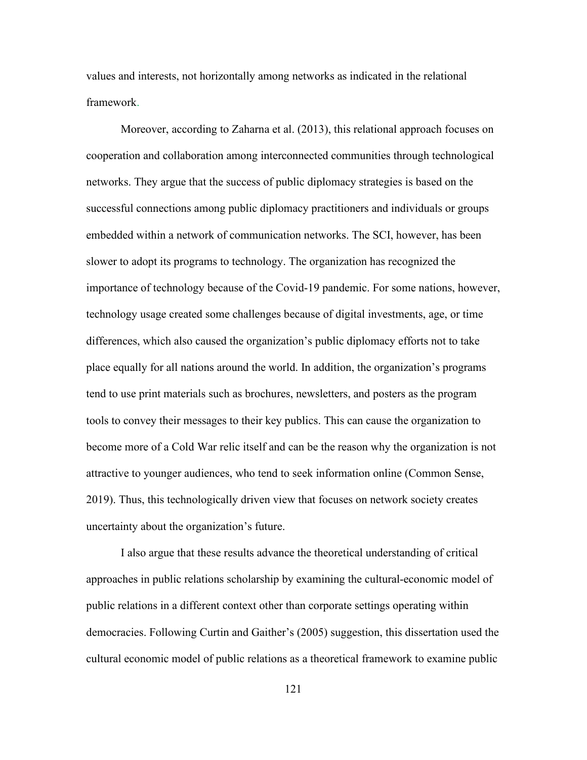values and interests, not horizontally among networks as indicated in the relational framework.

Moreover, according to Zaharna et al. (2013), this relational approach focuses on cooperation and collaboration among interconnected communities through technological networks. They argue that the success of public diplomacy strategies is based on the successful connections among public diplomacy practitioners and individuals or groups embedded within a network of communication networks. The SCI, however, has been slower to adopt its programs to technology. The organization has recognized the importance of technology because of the Covid-19 pandemic. For some nations, however, technology usage created some challenges because of digital investments, age, or time differences, which also caused the organization's public diplomacy efforts not to take place equally for all nations around the world. In addition, the organization's programs tend to use print materials such as brochures, newsletters, and posters as the program tools to convey their messages to their key publics. This can cause the organization to become more of a Cold War relic itself and can be the reason why the organization is not attractive to younger audiences, who tend to seek information online (Common Sense, 2019). Thus, this technologically driven view that focuses on network society creates uncertainty about the organization's future.

I also argue that these results advance the theoretical understanding of critical approaches in public relations scholarship by examining the cultural-economic model of public relations in a different context other than corporate settings operating within democracies. Following Curtin and Gaither's (2005) suggestion, this dissertation used the cultural economic model of public relations as a theoretical framework to examine public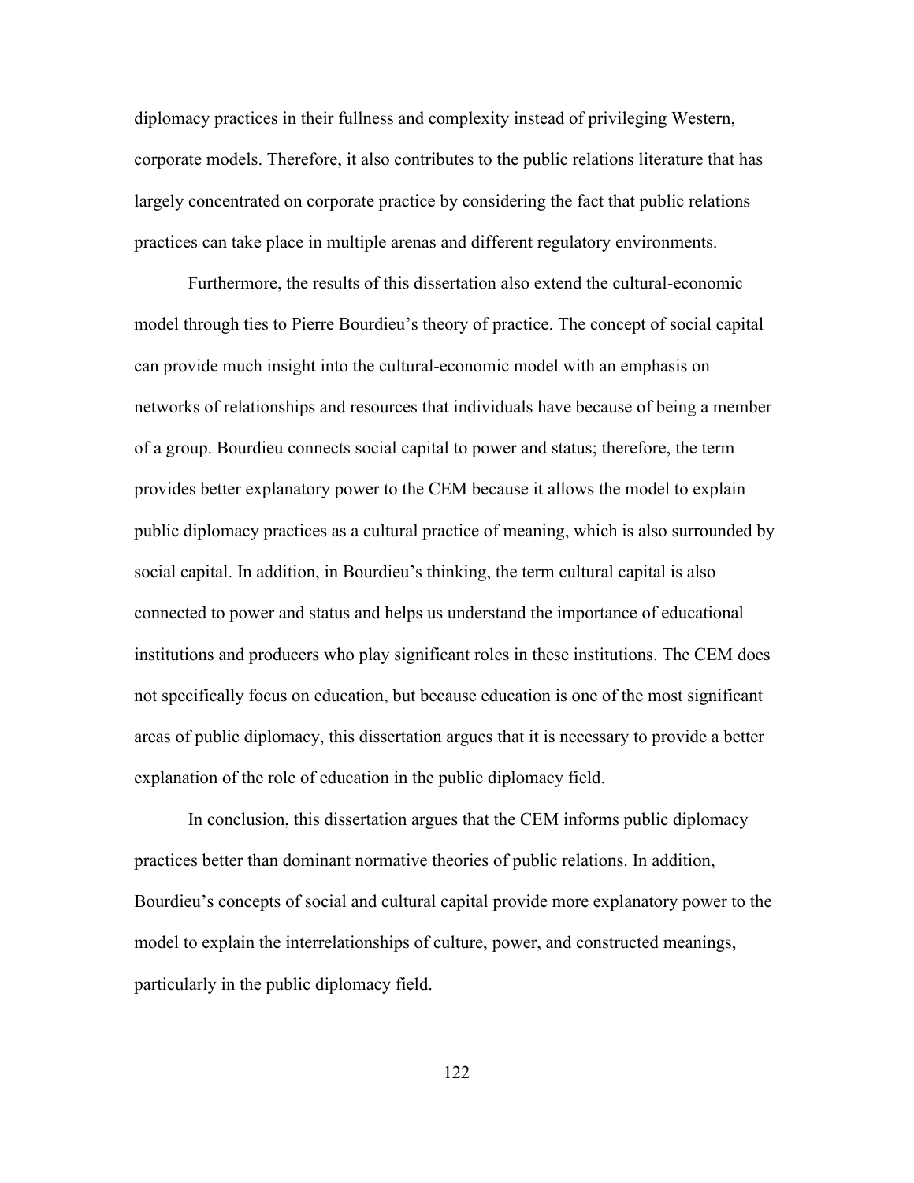diplomacy practices in their fullness and complexity instead of privileging Western, corporate models. Therefore, it also contributes to the public relations literature that has largely concentrated on corporate practice by considering the fact that public relations practices can take place in multiple arenas and different regulatory environments.

Furthermore, the results of this dissertation also extend the cultural-economic model through ties to Pierre Bourdieu's theory of practice. The concept of social capital can provide much insight into the cultural-economic model with an emphasis on networks of relationships and resources that individuals have because of being a member of a group. Bourdieu connects social capital to power and status; therefore, the term provides better explanatory power to the CEM because it allows the model to explain public diplomacy practices as a cultural practice of meaning, which is also surrounded by social capital. In addition, in Bourdieu's thinking, the term cultural capital is also connected to power and status and helps us understand the importance of educational institutions and producers who play significant roles in these institutions. The CEM does not specifically focus on education, but because education is one of the most significant areas of public diplomacy, this dissertation argues that it is necessary to provide a better explanation of the role of education in the public diplomacy field.

In conclusion, this dissertation argues that the CEM informs public diplomacy practices better than dominant normative theories of public relations. In addition, Bourdieu's concepts of social and cultural capital provide more explanatory power to the model to explain the interrelationships of culture, power, and constructed meanings, particularly in the public diplomacy field.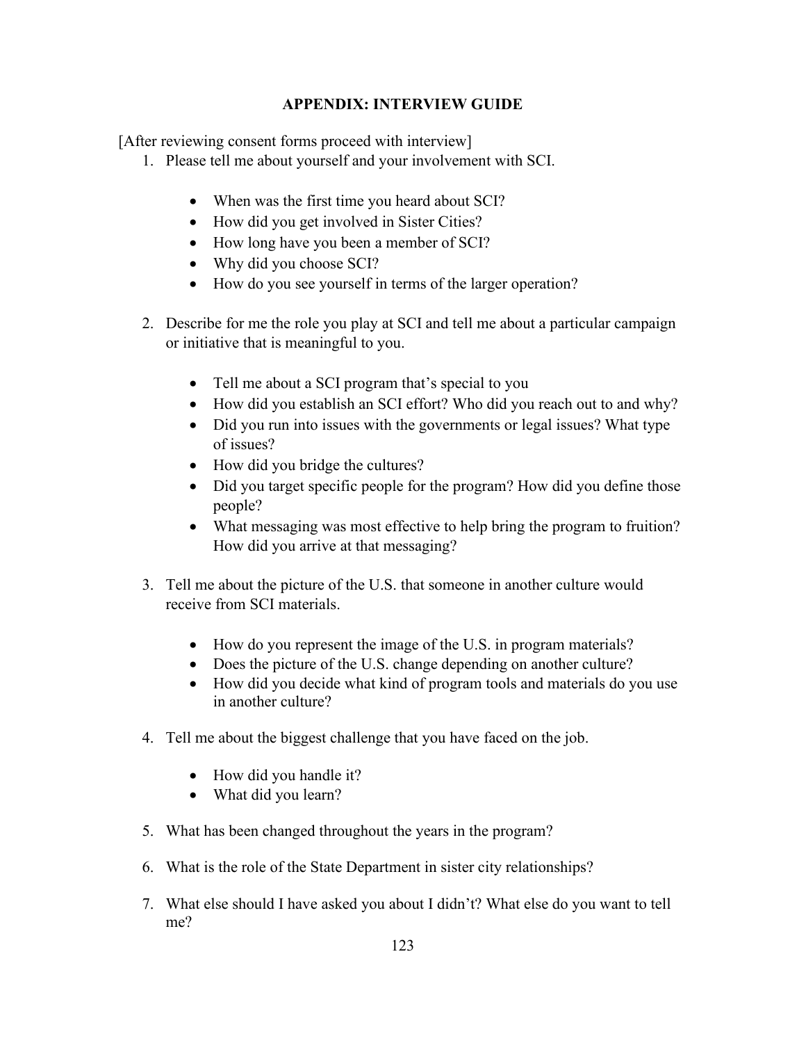## APPENDIX: INTERVIEW GUIDE

[After reviewing consent forms proceed with interview]

1. Please tell me about yourself and your involvement with SCI.

    - When was the first time you heard about SCI?
    - How did you get involved in Sister Cities?
    - How long have you been a member of SCI?
    - Why did you choose SCI?
    - How do you see yourself in terms of the larger operation?

2. Describe for me the role you play at SCI and tell me about a particular campaign or initiative that is meaningful to you.

    - Tell me about a SCI program that's special to you
    - How did you establish an SCI effort? Who did you reach out to and why?
    - Did you run into issues with the governments or legal issues? What type of issues?
    - How did you bridge the cultures?
    - Did you target specific people for the program? How did you define those people?
    - What messaging was most effective to help bring the program to fruition? How did you arrive at that messaging?

3. Tell me about the picture of the U.S. that someone in another culture would receive from SCI materials.

    - How do you represent the image of the U.S. in program materials?
    - Does the picture of the U.S. change depending on another culture?
    - How did you decide what kind of program tools and materials do you use in another culture?

4. Tell me about the biggest challenge that you have faced on the job.

    - How did you handle it?
    - What did you learn?

5. What has been changed throughout the years in the program?

6. What is the role of the State Department in sister city relationships?

7. What else should I have asked you about I didn't? What else do you want to tell me?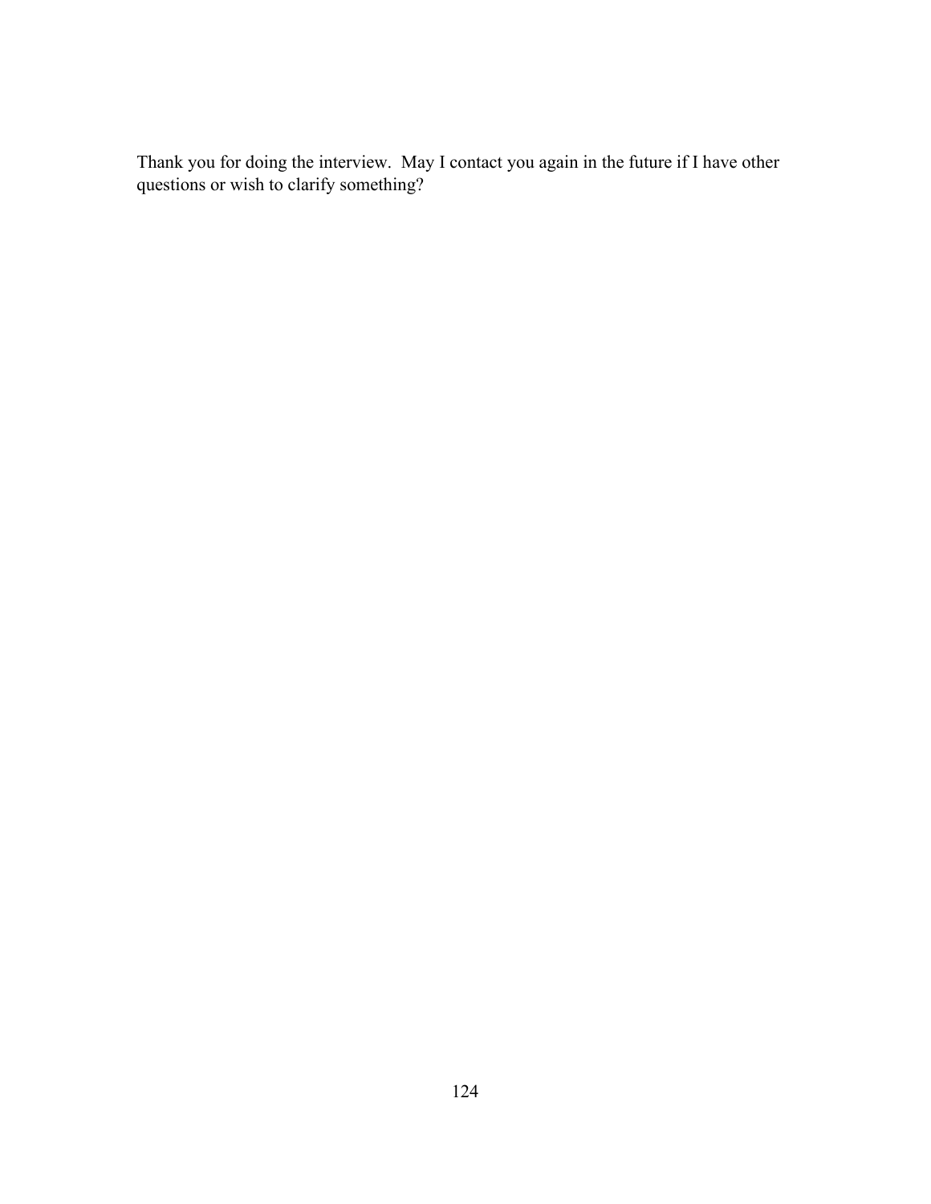Thank you for doing the interview.  May I contact you again in the future if I have other questions or wish to clarify something?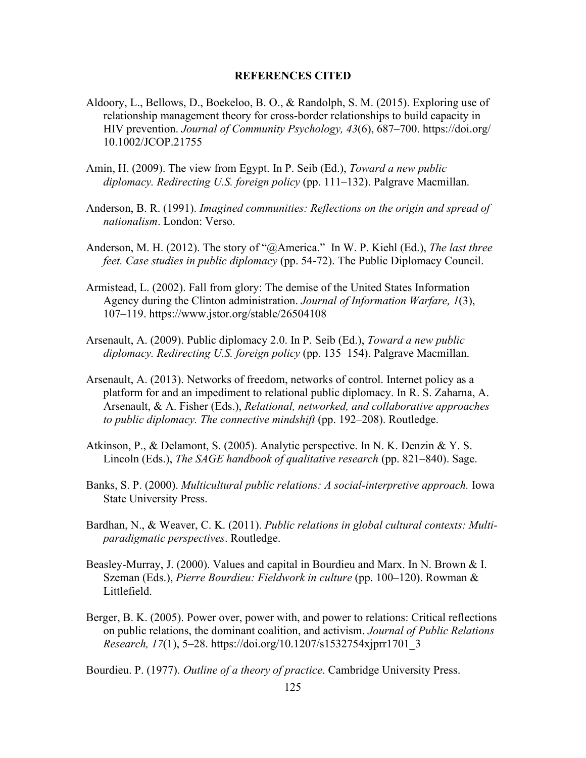# REFERENCES CITED

Aldoory, L., Bellows, D., Boekeloo, B. O., & Randolph, S. M. (2015). Exploring use of relationship management theory for cross-border relationships to build capacity in HIV prevention. *Journal of Community Psychology, 43*(6), 687–700. https://doi.org/10.1002/JCOP.21755

Amin, H. (2009). The view from Egypt. In P. Seib (Ed.), *Toward a new public diplomacy. Redirecting U.S. foreign policy* (pp. 111–132). Palgrave Macmillan.

Anderson, B. R. (1991). *Imagined communities: Reflections on the origin and spread of nationalism*. London: Verso.

Anderson, M. H. (2012). The story of "@America." In W. P. Kiehl (Ed.), *The last three feet. Case studies in public diplomacy* (pp. 54-72). The Public Diplomacy Council.

Armistead, L. (2002). Fall from glory: The demise of the United States Information Agency during the Clinton administration. *Journal of Information Warfare, 1*(3), 107–119. https://www.jstor.org/stable/26504108

Arsenault, A. (2009). Public diplomacy 2.0. In P. Seib (Ed.), *Toward a new public diplomacy. Redirecting U.S. foreign policy* (pp. 135–154). Palgrave Macmillan.

Arsenault, A. (2013). Networks of freedom, networks of control. Internet policy as a platform for and an impediment to relational public diplomacy. In R. S. Zaharna, A. Arsenault, & A. Fisher (Eds.), *Relational, networked, and collaborative approaches to public diplomacy. The connective mindshift* (pp. 192–208). Routledge.

Atkinson, P., & Delamont, S. (2005). Analytic perspective. In N. K. Denzin & Y. S. Lincoln (Eds.), *The SAGE handbook of qualitative research* (pp. 821–840). Sage.

Banks, S. P. (2000). *Multicultural public relations: A social-interpretive approach.* Iowa State University Press.

Bardhan, N., & Weaver, C. K. (2011). *Public relations in global cultural contexts: Multi-paradigmatic perspectives*. Routledge.

Beasley-Murray, J. (2000). Values and capital in Bourdieu and Marx. In N. Brown & I. Szeman (Eds.), *Pierre Bourdieu: Fieldwork in culture* (pp. 100–120). Rowman & Littlefield.

Berger, B. K. (2005). Power over, power with, and power to relations: Critical reflections on public relations, the dominant coalition, and activism. *Journal of Public Relations Research, 17*(1), 5–28. https://doi.org/10.1207/s1532754xjprr1701_3

Bourdieu. P. (1977). *Outline of a theory of practice*. Cambridge University Press.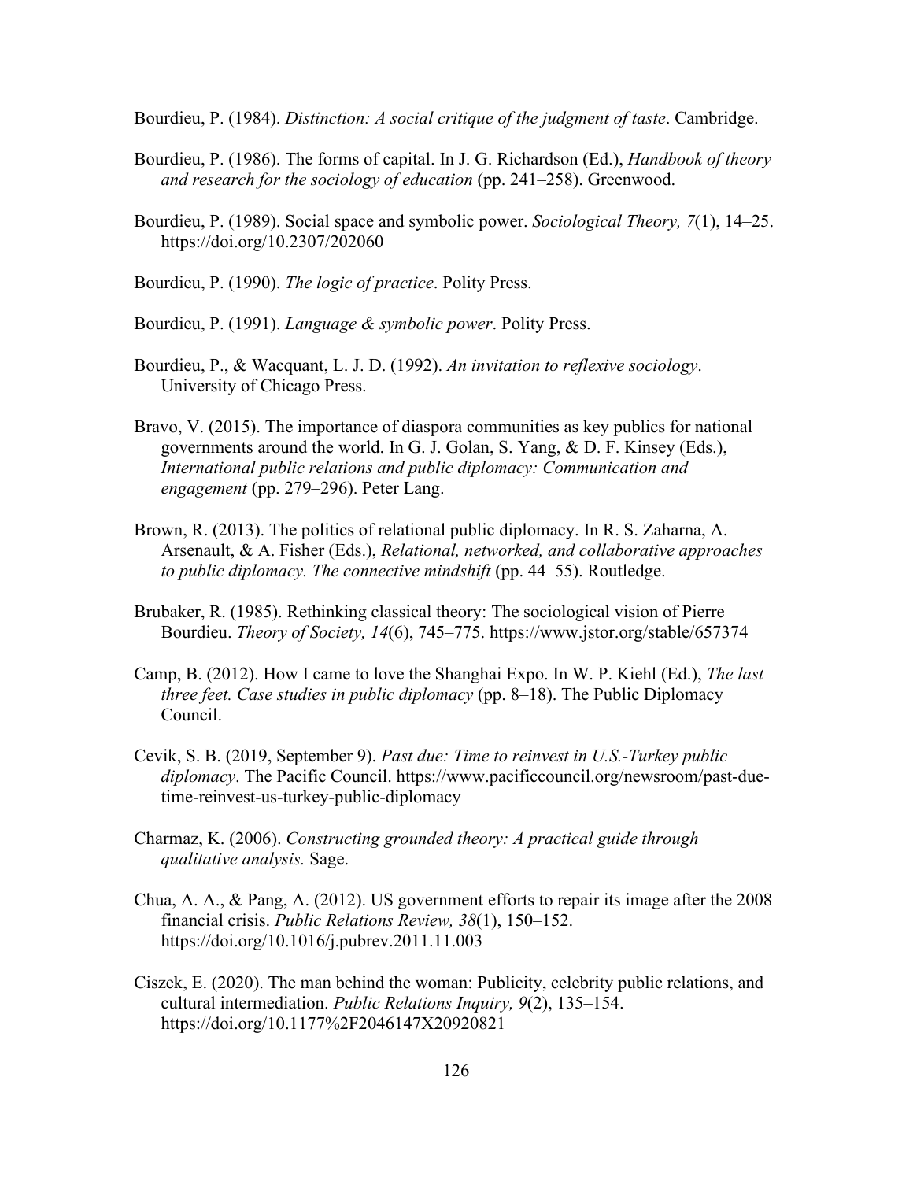Bourdieu, P. (1984). *Distinction: A social critique of the judgment of taste*. Cambridge.

Bourdieu, P. (1986). The forms of capital. In J. G. Richardson (Ed.), *Handbook of theory and research for the sociology of education* (pp. 241–258). Greenwood.

Bourdieu, P. (1989). Social space and symbolic power. *Sociological Theory, 7*(1), 14–25. https://doi.org/10.2307/202060

Bourdieu, P. (1990). *The logic of practice*. Polity Press.

Bourdieu, P. (1991). *Language & symbolic power*. Polity Press.

Bourdieu, P., & Wacquant, L. J. D. (1992). *An invitation to reflexive sociology*. University of Chicago Press.

Bravo, V. (2015). The importance of diaspora communities as key publics for national governments around the world. In G. J. Golan, S. Yang, & D. F. Kinsey (Eds.), *International public relations and public diplomacy: Communication and engagement* (pp. 279–296). Peter Lang.

Brown, R. (2013). The politics of relational public diplomacy. In R. S. Zaharna, A. Arsenault, & A. Fisher (Eds.), *Relational, networked, and collaborative approaches to public diplomacy. The connective mindshift* (pp. 44–55). Routledge.

Brubaker, R. (1985). Rethinking classical theory: The sociological vision of Pierre Bourdieu. *Theory of Society, 14*(6), 745–775. https://www.jstor.org/stable/657374

Camp, B. (2012). How I came to love the Shanghai Expo. In W. P. Kiehl (Ed.), *The last three feet. Case studies in public diplomacy* (pp. 8–18). The Public Diplomacy Council.

Cevik, S. B. (2019, September 9). *Past due: Time to reinvest in U.S.-Turkey public diplomacy*. The Pacific Council. https://www.pacificcouncil.org/newsroom/past-due-time-reinvest-us-turkey-public-diplomacy

Charmaz, K. (2006). *Constructing grounded theory: A practical guide through qualitative analysis.* Sage.

Chua, A. A., & Pang, A. (2012). US government efforts to repair its image after the 2008 financial crisis. *Public Relations Review, 38*(1), 150–152. https://doi.org/10.1016/j.pubrev.2011.11.003

Ciszek, E. (2020). The man behind the woman: Publicity, celebrity public relations, and cultural intermediation. *Public Relations Inquiry, 9*(2), 135–154. https://doi.org/10.1177%2F2046147X20920821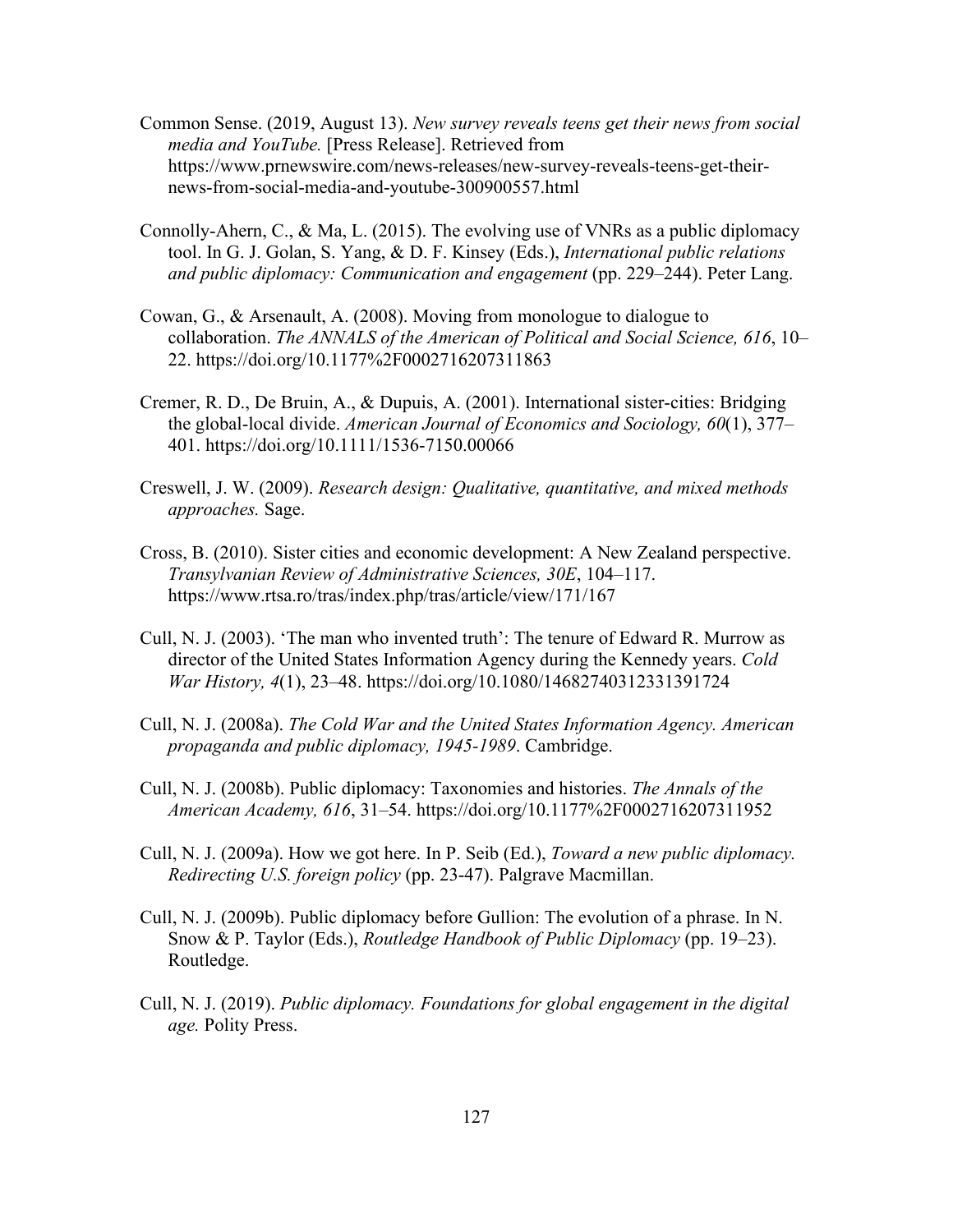Common Sense. (2019, August 13). *New survey reveals teens get their news from social media and YouTube.* [Press Release]. Retrieved from https://www.prnewswire.com/news-releases/new-survey-reveals-teens-get-their-news-from-social-media-and-youtube-300900557.html

Connolly-Ahern, C., & Ma, L. (2015). The evolving use of VNRs as a public diplomacy tool. In G. J. Golan, S. Yang, & D. F. Kinsey (Eds.), *International public relations and public diplomacy: Communication and engagement* (pp. 229–244). Peter Lang.

Cowan, G., & Arsenault, A. (2008). Moving from monologue to dialogue to collaboration. *The ANNALS of the American of Political and Social Science, 616*, 10–22. https://doi.org/10.1177%2F0002716207311863

Cremer, R. D., De Bruin, A., & Dupuis, A. (2001). International sister-cities: Bridging the global-local divide. *American Journal of Economics and Sociology, 60*(1), 377–401. https://doi.org/10.1111/1536-7150.00066

Creswell, J. W. (2009). *Research design: Qualitative, quantitative, and mixed methods approaches.* Sage.

Cross, B. (2010). Sister cities and economic development: A New Zealand perspective. *Transylvanian Review of Administrative Sciences, 30E*, 104–117. https://www.rtsa.ro/tras/index.php/tras/article/view/171/167

Cull, N. J. (2003). 'The man who invented truth': The tenure of Edward R. Murrow as director of the United States Information Agency during the Kennedy years. *Cold War History, 4*(1), 23–48. https://doi.org/10.1080/14682740312331391724

Cull, N. J. (2008a). *The Cold War and the United States Information Agency. American propaganda and public diplomacy, 1945-1989*. Cambridge.

Cull, N. J. (2008b). Public diplomacy: Taxonomies and histories. *The Annals of the American Academy, 616*, 31–54. https://doi.org/10.1177%2F0002716207311952

Cull, N. J. (2009a). How we got here. In P. Seib (Ed.), *Toward a new public diplomacy. Redirecting U.S. foreign policy* (pp. 23-47). Palgrave Macmillan.

Cull, N. J. (2009b). Public diplomacy before Gullion: The evolution of a phrase. In N. Snow & P. Taylor (Eds.), *Routledge Handbook of Public Diplomacy* (pp. 19–23). Routledge.

Cull, N. J. (2019). *Public diplomacy. Foundations for global engagement in the digital age.* Polity Press.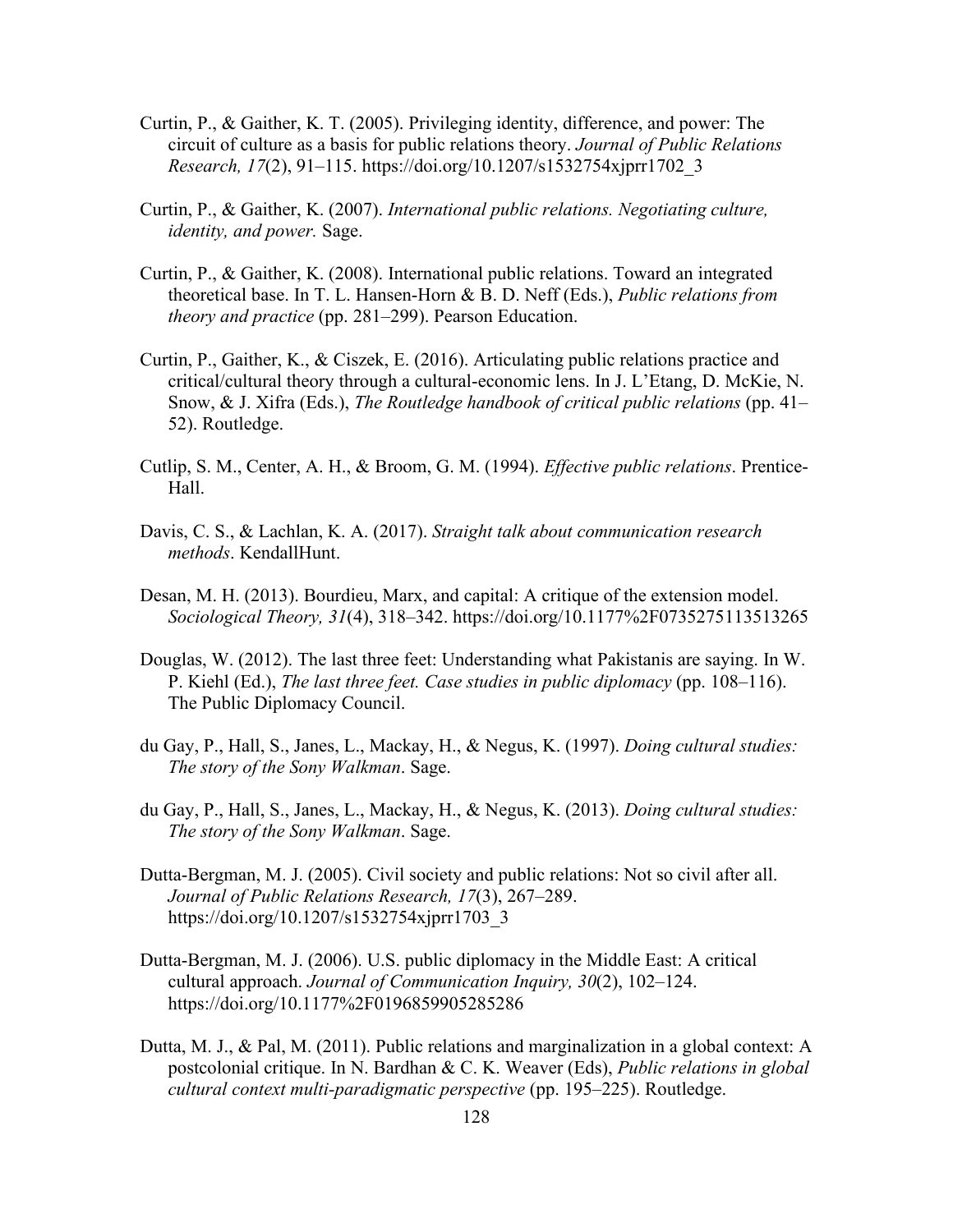Curtin, P., & Gaither, K. T. (2005). Privileging identity, difference, and power: The circuit of culture as a basis for public relations theory. *Journal of Public Relations Research, 17*(2), 91–115. https://doi.org/10.1207/s1532754xjprr1702_3

Curtin, P., & Gaither, K. (2007). *International public relations. Negotiating culture, identity, and power.* Sage.

Curtin, P., & Gaither, K. (2008). International public relations. Toward an integrated theoretical base. In T. L. Hansen-Horn & B. D. Neff (Eds.), *Public relations from theory and practice* (pp. 281–299). Pearson Education.

Curtin, P., Gaither, K., & Ciszek, E. (2016). Articulating public relations practice and critical/cultural theory through a cultural-economic lens. In J. L'Etang, D. McKie, N. Snow, & J. Xifra (Eds.), *The Routledge handbook of critical public relations* (pp. 41–52). Routledge.

Cutlip, S. M., Center, A. H., & Broom, G. M. (1994). *Effective public relations*. Prentice-Hall.

Davis, C. S., & Lachlan, K. A. (2017). *Straight talk about communication research methods*. KendallHunt.

Desan, M. H. (2013). Bourdieu, Marx, and capital: A critique of the extension model. *Sociological Theory, 31*(4), 318–342. https://doi.org/10.1177%2F0735275113513265

Douglas, W. (2012). The last three feet: Understanding what Pakistanis are saying. In W. P. Kiehl (Ed.), *The last three feet. Case studies in public diplomacy* (pp. 108–116). The Public Diplomacy Council.

du Gay, P., Hall, S., Janes, L., Mackay, H., & Negus, K. (1997). *Doing cultural studies: The story of the Sony Walkman*. Sage.

du Gay, P., Hall, S., Janes, L., Mackay, H., & Negus, K. (2013). *Doing cultural studies: The story of the Sony Walkman*. Sage.

Dutta-Bergman, M. J. (2005). Civil society and public relations: Not so civil after all. *Journal of Public Relations Research, 17*(3), 267–289. https://doi.org/10.1207/s1532754xjprr1703_3

Dutta-Bergman, M. J. (2006). U.S. public diplomacy in the Middle East: A critical cultural approach. *Journal of Communication Inquiry, 30*(2), 102–124. https://doi.org/10.1177%2F0196859905285286

Dutta, M. J., & Pal, M. (2011). Public relations and marginalization in a global context: A postcolonial critique. In N. Bardhan & C. K. Weaver (Eds), *Public relations in global cultural context multi-paradigmatic perspective* (pp. 195–225). Routledge.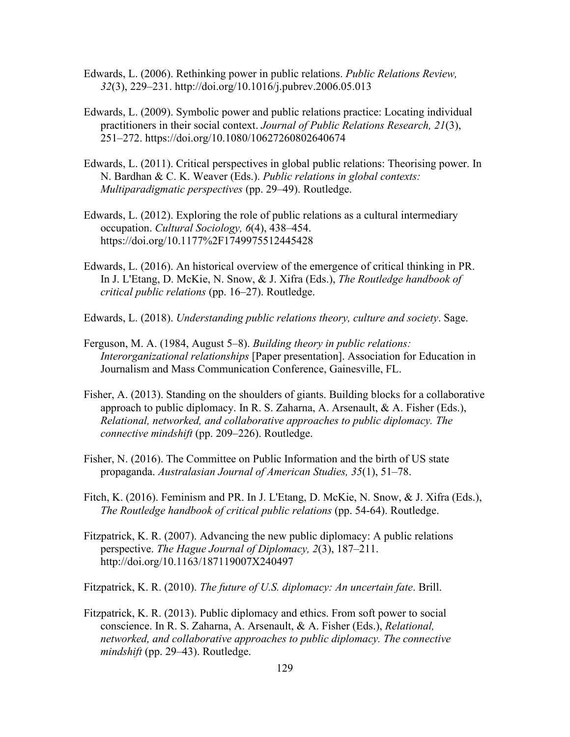Edwards, L. (2006). Rethinking power in public relations. *Public Relations Review, 32*(3), 229–231. http://doi.org/10.1016/j.pubrev.2006.05.013

Edwards, L. (2009). Symbolic power and public relations practice: Locating individual practitioners in their social context. *Journal of Public Relations Research, 21*(3), 251–272. https://doi.org/10.1080/10627260802640674

Edwards, L. (2011). Critical perspectives in global public relations: Theorising power. In N. Bardhan & C. K. Weaver (Eds.). *Public relations in global contexts: Multiparadigmatic perspectives* (pp. 29–49). Routledge.

Edwards, L. (2012). Exploring the role of public relations as a cultural intermediary occupation. *Cultural Sociology, 6*(4), 438–454. https://doi.org/10.1177%2F1749975512445428

Edwards, L. (2016). An historical overview of the emergence of critical thinking in PR. In J. L'Etang, D. McKie, N. Snow, & J. Xifra (Eds.), *The Routledge handbook of critical public relations* (pp. 16–27). Routledge.

Edwards, L. (2018). *Understanding public relations theory, culture and society*. Sage.

Ferguson, M. A. (1984, August 5–8). *Building theory in public relations: Interorganizational relationships* [Paper presentation]. Association for Education in Journalism and Mass Communication Conference, Gainesville, FL.

Fisher, A. (2013). Standing on the shoulders of giants. Building blocks for a collaborative approach to public diplomacy. In R. S. Zaharna, A. Arsenault, & A. Fisher (Eds.), *Relational, networked, and collaborative approaches to public diplomacy. The connective mindshift* (pp. 209–226). Routledge.

Fisher, N. (2016). The Committee on Public Information and the birth of US state propaganda. *Australasian Journal of American Studies, 35*(1), 51–78.

Fitch, K. (2016). Feminism and PR. In J. L'Etang, D. McKie, N. Snow, & J. Xifra (Eds.), *The Routledge handbook of critical public relations* (pp. 54-64). Routledge.

Fitzpatrick, K. R. (2007). Advancing the new public diplomacy: A public relations perspective. *The Hague Journal of Diplomacy, 2*(3), 187–211. http://doi.org/10.1163/187119007X240497

Fitzpatrick, K. R. (2010). *The future of U.S. diplomacy: An uncertain fate*. Brill.

Fitzpatrick, K. R. (2013). Public diplomacy and ethics. From soft power to social conscience. In R. S. Zaharna, A. Arsenault, & A. Fisher (Eds.), *Relational, networked, and collaborative approaches to public diplomacy. The connective mindshift* (pp. 29–43). Routledge.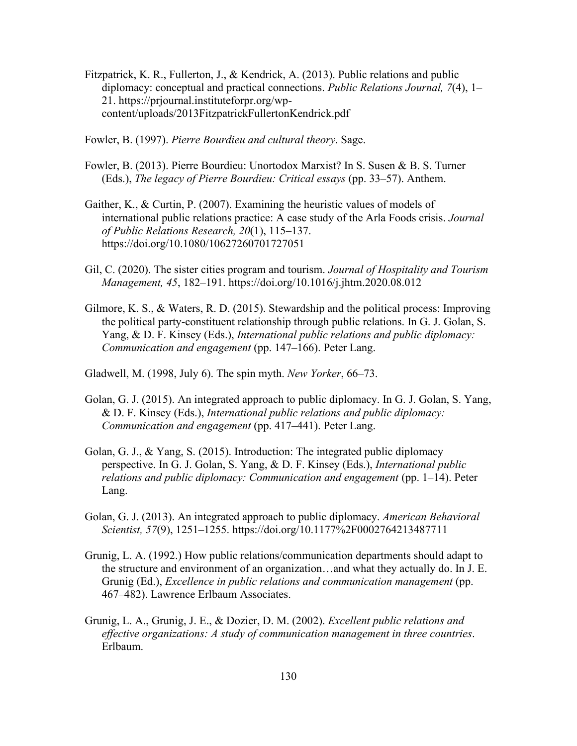Fitzpatrick, K. R., Fullerton, J., & Kendrick, A. (2013). Public relations and public diplomacy: conceptual and practical connections. *Public Relations Journal, 7*(4), 1–21. https://prjournal.instituteforpr.org/wp-content/uploads/2013FitzpatrickFullertonKendrick.pdf

Fowler, B. (1997). *Pierre Bourdieu and cultural theory*. Sage.

Fowler, B. (2013). Pierre Bourdieu: Unortodox Marxist? In S. Susen & B. S. Turner (Eds.), *The legacy of Pierre Bourdieu: Critical essays* (pp. 33–57). Anthem.

Gaither, K., & Curtin, P. (2007). Examining the heuristic values of models of international public relations practice: A case study of the Arla Foods crisis. *Journal of Public Relations Research, 20*(1), 115–137. https://doi.org/10.1080/10627260701727051

Gil, C. (2020). The sister cities program and tourism. *Journal of Hospitality and Tourism Management, 45*, 182–191. https://doi.org/10.1016/j.jhtm.2020.08.012

Gilmore, K. S., & Waters, R. D. (2015). Stewardship and the political process: Improving the political party-constituent relationship through public relations. In G. J. Golan, S. Yang, & D. F. Kinsey (Eds.), *International public relations and public diplomacy: Communication and engagement* (pp. 147–166). Peter Lang.

Gladwell, M. (1998, July 6). The spin myth. *New Yorker*, 66–73.

Golan, G. J. (2015). An integrated approach to public diplomacy. In G. J. Golan, S. Yang, & D. F. Kinsey (Eds.), *International public relations and public diplomacy: Communication and engagement* (pp. 417–441). Peter Lang.

Golan, G. J., & Yang, S. (2015). Introduction: The integrated public diplomacy perspective. In G. J. Golan, S. Yang, & D. F. Kinsey (Eds.), *International public relations and public diplomacy: Communication and engagement* (pp. 1–14). Peter Lang.

Golan, G. J. (2013). An integrated approach to public diplomacy. *American Behavioral Scientist, 57*(9), 1251–1255. https://doi.org/10.1177%2F0002764213487711

Grunig, L. A. (1992.) How public relations/communication departments should adapt to the structure and environment of an organization…and what they actually do. In J. E. Grunig (Ed.), *Excellence in public relations and communication management* (pp. 467–482). Lawrence Erlbaum Associates.

Grunig, L. A., Grunig, J. E., & Dozier, D. M. (2002). *Excellent public relations and effective organizations: A study of communication management in three countries*. Erlbaum.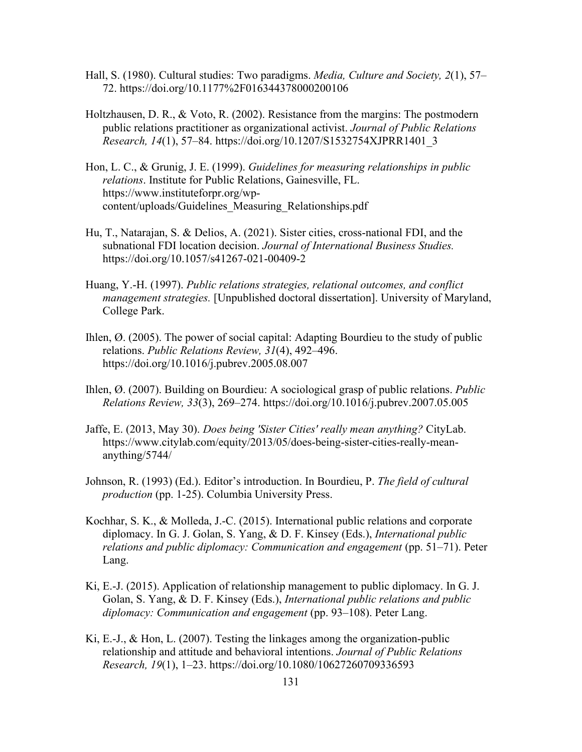Hall, S. (1980). Cultural studies: Two paradigms. *Media, Culture and Society, 2*(1), 57–72. https://doi.org/10.1177%2F016344378000200106

Holtzhausen, D. R., & Voto, R. (2002). Resistance from the margins: The postmodern public relations practitioner as organizational activist. *Journal of Public Relations Research, 14*(1), 57–84. https://doi.org/10.1207/S1532754XJPRR1401_3

Hon, L. C., & Grunig, J. E. (1999). *Guidelines for measuring relationships in public relations*. Institute for Public Relations, Gainesville, FL. https://www.instituteforpr.org/wp-content/uploads/Guidelines_Measuring_Relationships.pdf

Hu, T., Natarajan, S. & Delios, A. (2021). Sister cities, cross-national FDI, and the subnational FDI location decision. *Journal of International Business Studies.* https://doi.org/10.1057/s41267-021-00409-2

Huang, Y.-H. (1997). *Public relations strategies, relational outcomes, and conflict management strategies.* [Unpublished doctoral dissertation]. University of Maryland, College Park.

Ihlen, Ø. (2005). The power of social capital: Adapting Bourdieu to the study of public relations. *Public Relations Review, 31*(4), 492–496. https://doi.org/10.1016/j.pubrev.2005.08.007

Ihlen, Ø. (2007). Building on Bourdieu: A sociological grasp of public relations. *Public Relations Review, 33*(3), 269–274. https://doi.org/10.1016/j.pubrev.2007.05.005

Jaffe, E. (2013, May 30). *Does being 'Sister Cities' really mean anything?* CityLab. https://www.citylab.com/equity/2013/05/does-being-sister-cities-really-mean-anything/5744/

Johnson, R. (1993) (Ed.). Editor's introduction. In Bourdieu, P. *The field of cultural production* (pp. 1-25). Columbia University Press.

Kochhar, S. K., & Molleda, J.-C. (2015). International public relations and corporate diplomacy. In G. J. Golan, S. Yang, & D. F. Kinsey (Eds.), *International public relations and public diplomacy: Communication and engagement* (pp. 51–71). Peter Lang.

Ki, E.-J. (2015). Application of relationship management to public diplomacy. In G. J. Golan, S. Yang, & D. F. Kinsey (Eds.), *International public relations and public diplomacy: Communication and engagement* (pp. 93–108). Peter Lang.

Ki, E.-J., & Hon, L. (2007). Testing the linkages among the organization-public relationship and attitude and behavioral intentions. *Journal of Public Relations Research, 19*(1), 1–23. https://doi.org/10.1080/10627260709336593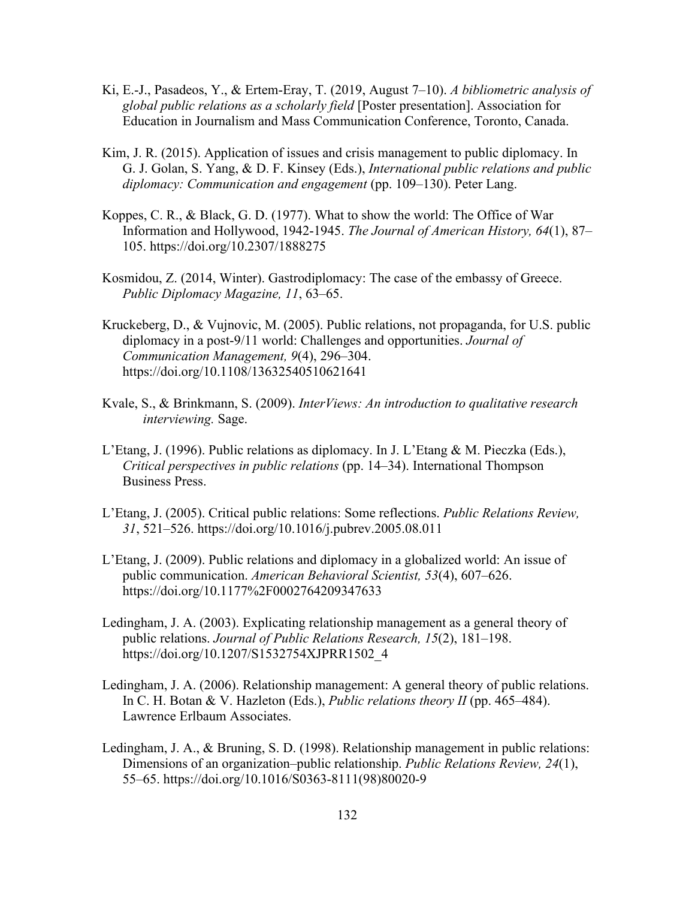Ki, E.-J., Pasadeos, Y., & Ertem-Eray, T. (2019, August 7–10). *A bibliometric analysis of global public relations as a scholarly field* [Poster presentation]. Association for Education in Journalism and Mass Communication Conference, Toronto, Canada.

Kim, J. R. (2015). Application of issues and crisis management to public diplomacy. In G. J. Golan, S. Yang, & D. F. Kinsey (Eds.), *International public relations and public diplomacy: Communication and engagement* (pp. 109–130). Peter Lang.

Koppes, C. R., & Black, G. D. (1977). What to show the world: The Office of War Information and Hollywood, 1942-1945. *The Journal of American History, 64*(1), 87–105. https://doi.org/10.2307/1888275

Kosmidou, Z. (2014, Winter). Gastrodiplomacy: The case of the embassy of Greece. *Public Diplomacy Magazine, 11*, 63–65.

Kruckeberg, D., & Vujnovic, M. (2005). Public relations, not propaganda, for U.S. public diplomacy in a post-9/11 world: Challenges and opportunities. *Journal of Communication Management, 9*(4), 296–304. https://doi.org/10.1108/13632540510621641

Kvale, S., & Brinkmann, S. (2009). *InterViews: An introduction to qualitative research interviewing.* Sage.

L'Etang, J. (1996). Public relations as diplomacy. In J. L'Etang & M. Pieczka (Eds.), *Critical perspectives in public relations* (pp. 14–34). International Thompson Business Press.

L'Etang, J. (2005). Critical public relations: Some reflections. *Public Relations Review, 31*, 521–526. https://doi.org/10.1016/j.pubrev.2005.08.011

L'Etang, J. (2009). Public relations and diplomacy in a globalized world: An issue of public communication. *American Behavioral Scientist, 53*(4), 607–626. https://doi.org/10.1177%2F0002764209347633

Ledingham, J. A. (2003). Explicating relationship management as a general theory of public relations. *Journal of Public Relations Research, 15*(2), 181–198. https://doi.org/10.1207/S1532754XJPRR1502_4

Ledingham, J. A. (2006). Relationship management: A general theory of public relations. In C. H. Botan & V. Hazleton (Eds.), *Public relations theory II* (pp. 465–484). Lawrence Erlbaum Associates.

Ledingham, J. A., & Bruning, S. D. (1998). Relationship management in public relations: Dimensions of an organization–public relationship. *Public Relations Review, 24*(1), 55–65. https://doi.org/10.1016/S0363-8111(98)80020-9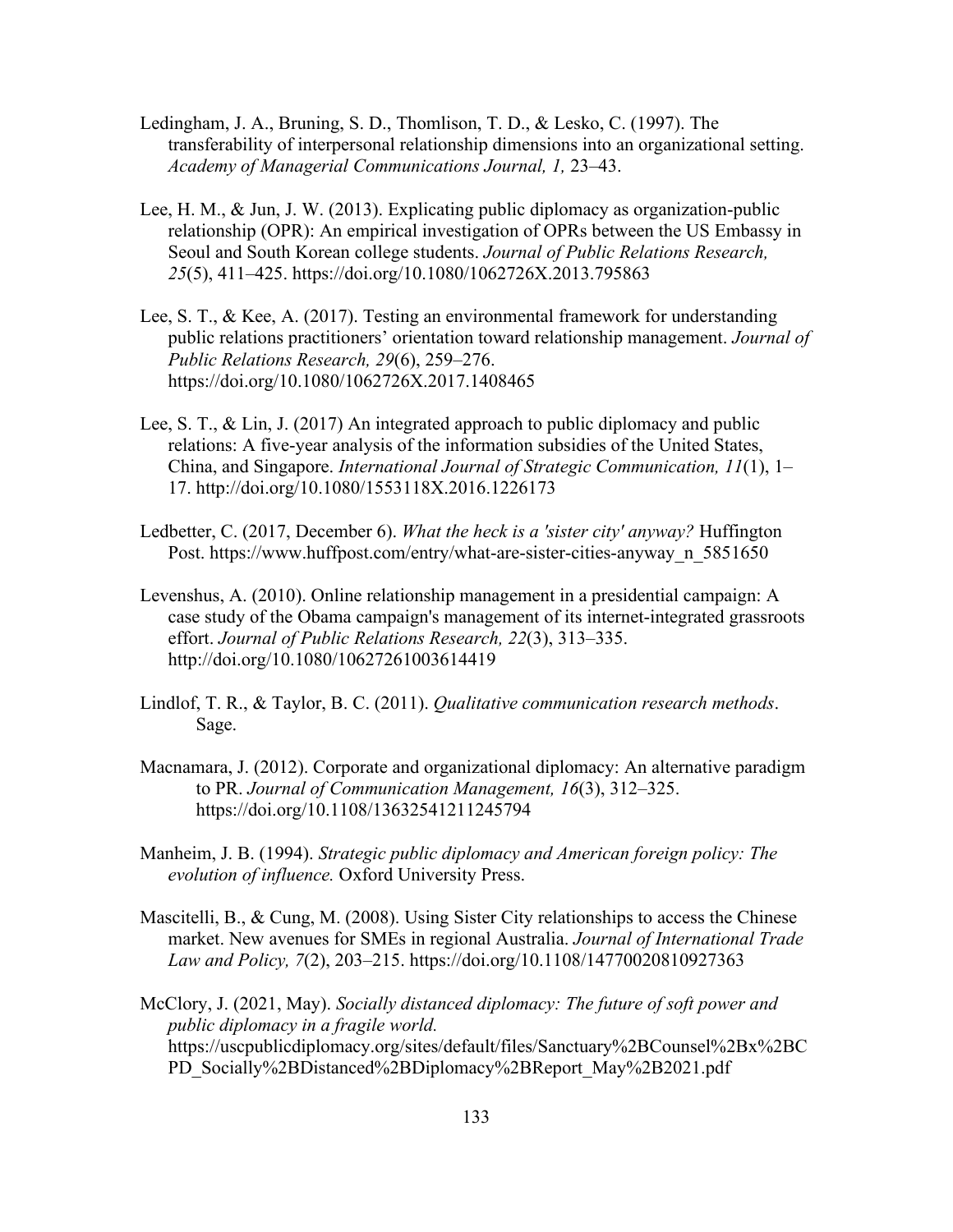Ledingham, J. A., Bruning, S. D., Thomlison, T. D., & Lesko, C. (1997). The transferability of interpersonal relationship dimensions into an organizational setting. *Academy of Managerial Communications Journal, 1,* 23–43.

Lee, H. M., & Jun, J. W. (2013). Explicating public diplomacy as organization-public relationship (OPR): An empirical investigation of OPRs between the US Embassy in Seoul and South Korean college students. *Journal of Public Relations Research, 25*(5), 411–425. https://doi.org/10.1080/1062726X.2013.795863

Lee, S. T., & Kee, A. (2017). Testing an environmental framework for understanding public relations practitioners' orientation toward relationship management. *Journal of Public Relations Research, 29*(6), 259–276. https://doi.org/10.1080/1062726X.2017.1408465

Lee, S. T., & Lin, J. (2017) An integrated approach to public diplomacy and public relations: A five-year analysis of the information subsidies of the United States, China, and Singapore. *International Journal of Strategic Communication, 11*(1), 1–17. http://doi.org/10.1080/1553118X.2016.1226173

Ledbetter, C. (2017, December 6). *What the heck is a 'sister city' anyway?* Huffington Post. https://www.huffpost.com/entry/what-are-sister-cities-anyway_n_5851650

Levenshus, A. (2010). Online relationship management in a presidential campaign: A case study of the Obama campaign's management of its internet-integrated grassroots effort. *Journal of Public Relations Research, 22*(3), 313–335. http://doi.org/10.1080/10627261003614419

Lindlof, T. R., & Taylor, B. C. (2011). *Qualitative communication research methods*. Sage.

Macnamara, J. (2012). Corporate and organizational diplomacy: An alternative paradigm to PR. *Journal of Communication Management, 16*(3), 312–325. https://doi.org/10.1108/13632541211245794

Manheim, J. B. (1994). *Strategic public diplomacy and American foreign policy: The evolution of influence.* Oxford University Press.

Mascitelli, B., & Cung, M. (2008). Using Sister City relationships to access the Chinese market. New avenues for SMEs in regional Australia. *Journal of International Trade Law and Policy, 7*(2), 203–215. https://doi.org/10.1108/14770020810927363

McClory, J. (2021, May). *Socially distanced diplomacy: The future of soft power and public diplomacy in a fragile world.* https://uscpublicdiplomacy.org/sites/default/files/Sanctuary%2BCounsel%2Bx%2BCPD_Socially%2BDistanced%2BDiplomacy%2BReport_May%2B2021.pdf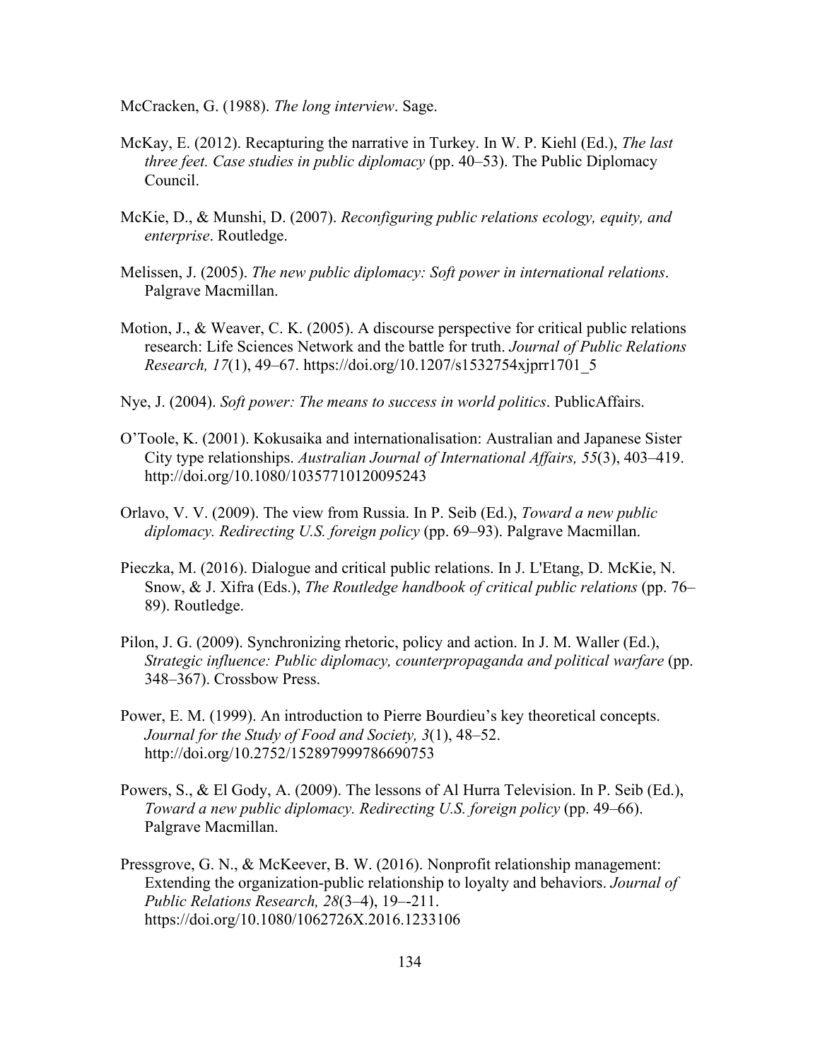McCracken, G. (1988). *The long interview*. Sage.

McKay, E. (2012). Recapturing the narrative in Turkey. In W. P. Kiehl (Ed.), *The last three feet. Case studies in public diplomacy* (pp. 40–53). The Public Diplomacy Council.

McKie, D., & Munshi, D. (2007). *Reconfiguring public relations ecology, equity, and enterprise*. Routledge.

Melissen, J. (2005). *The new public diplomacy: Soft power in international relations*. Palgrave Macmillan.

Motion, J., & Weaver, C. K. (2005). A discourse perspective for critical public relations research: Life Sciences Network and the battle for truth. *Journal of Public Relations Research, 17*(1), 49–67. https://doi.org/10.1207/s1532754xjprr1701_5

Nye, J. (2004). *Soft power: The means to success in world politics*. PublicAffairs.

O'Toole, K. (2001). Kokusaika and internationalisation: Australian and Japanese Sister City type relationships. *Australian Journal of International Affairs, 55*(3), 403–419. http://doi.org/10.1080/10357710120095243

Orlavo, V. V. (2009). The view from Russia. In P. Seib (Ed.), *Toward a new public diplomacy. Redirecting U.S. foreign policy* (pp. 69–93). Palgrave Macmillan.

Pieczka, M. (2016). Dialogue and critical public relations. In J. L'Etang, D. McKie, N. Snow, & J. Xifra (Eds.), *The Routledge handbook of critical public relations* (pp. 76–89). Routledge.

Pilon, J. G. (2009). Synchronizing rhetoric, policy and action. In J. M. Waller (Ed.), *Strategic influence: Public diplomacy, counterpropaganda and political warfare* (pp. 348–367). Crossbow Press.

Power, E. M. (1999). An introduction to Pierre Bourdieu's key theoretical concepts. *Journal for the Study of Food and Society, 3*(1), 48–52. http://doi.org/10.2752/152897999786690753

Powers, S., & El Gody, A. (2009). The lessons of Al Hurra Television. In P. Seib (Ed.), *Toward a new public diplomacy. Redirecting U.S. foreign policy* (pp. 49–66). Palgrave Macmillan.

Pressgrove, G. N., & McKeever, B. W. (2016). Nonprofit relationship management: Extending the organization-public relationship to loyalty and behaviors. *Journal of Public Relations Research, 28*(3–4), 19–-211. https://doi.org/10.1080/1062726X.2016.1233106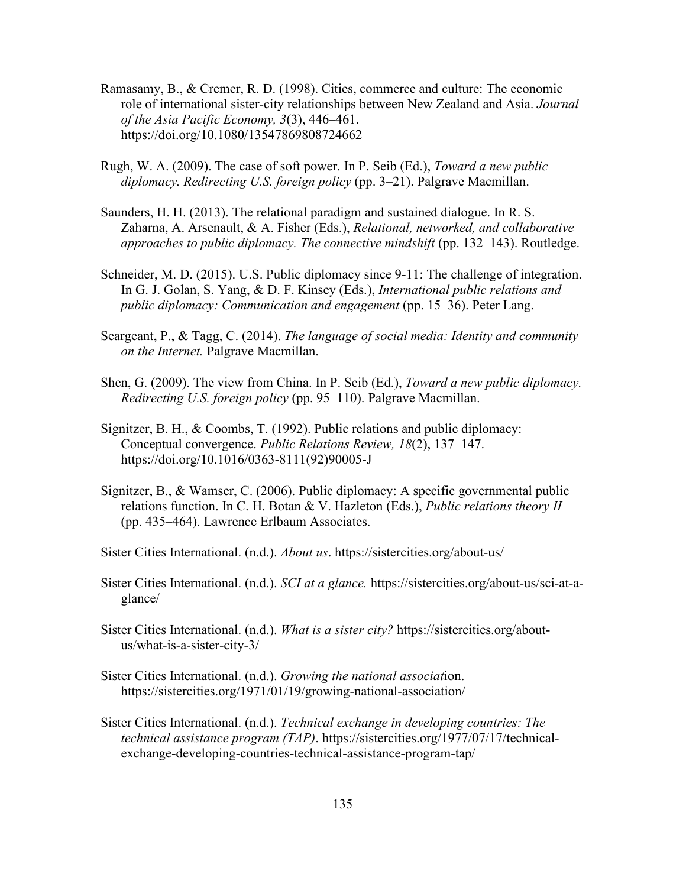Ramasamy, B., & Cremer, R. D. (1998). Cities, commerce and culture: The economic role of international sister-city relationships between New Zealand and Asia. *Journal of the Asia Pacific Economy, 3*(3), 446–461. https://doi.org/10.1080/13547869808724662

Rugh, W. A. (2009). The case of soft power. In P. Seib (Ed.), *Toward a new public diplomacy. Redirecting U.S. foreign policy* (pp. 3–21). Palgrave Macmillan.

Saunders, H. H. (2013). The relational paradigm and sustained dialogue. In R. S. Zaharna, A. Arsenault, & A. Fisher (Eds.), *Relational, networked, and collaborative approaches to public diplomacy. The connective mindshift* (pp. 132–143). Routledge.

Schneider, M. D. (2015). U.S. Public diplomacy since 9-11: The challenge of integration. In G. J. Golan, S. Yang, & D. F. Kinsey (Eds.), *International public relations and public diplomacy: Communication and engagement* (pp. 15–36). Peter Lang.

Seargeant, P., & Tagg, C. (2014). *The language of social media: Identity and community on the Internet.* Palgrave Macmillan.

Shen, G. (2009). The view from China. In P. Seib (Ed.), *Toward a new public diplomacy. Redirecting U.S. foreign policy* (pp. 95–110). Palgrave Macmillan.

Signitzer, B. H., & Coombs, T. (1992). Public relations and public diplomacy: Conceptual convergence. *Public Relations Review, 18*(2), 137–147. https://doi.org/10.1016/0363-8111(92)90005-J

Signitzer, B., & Wamser, C. (2006). Public diplomacy: A specific governmental public relations function. In C. H. Botan & V. Hazleton (Eds.), *Public relations theory II* (pp. 435–464). Lawrence Erlbaum Associates.

Sister Cities International. (n.d.). *About us*. https://sistercities.org/about-us/

Sister Cities International. (n.d.). *SCI at a glance.* https://sistercities.org/about-us/sci-at-a-glance/

Sister Cities International. (n.d.). *What is a sister city?* https://sistercities.org/about-us/what-is-a-sister-city-3/

Sister Cities International. (n.d.). *Growing the national associat*ion. https://sistercities.org/1971/01/19/growing-national-association/

Sister Cities International. (n.d.). *Technical exchange in developing countries: The technical assistance program (TAP)*. https://sistercities.org/1977/07/17/technical-exchange-developing-countries-technical-assistance-program-tap/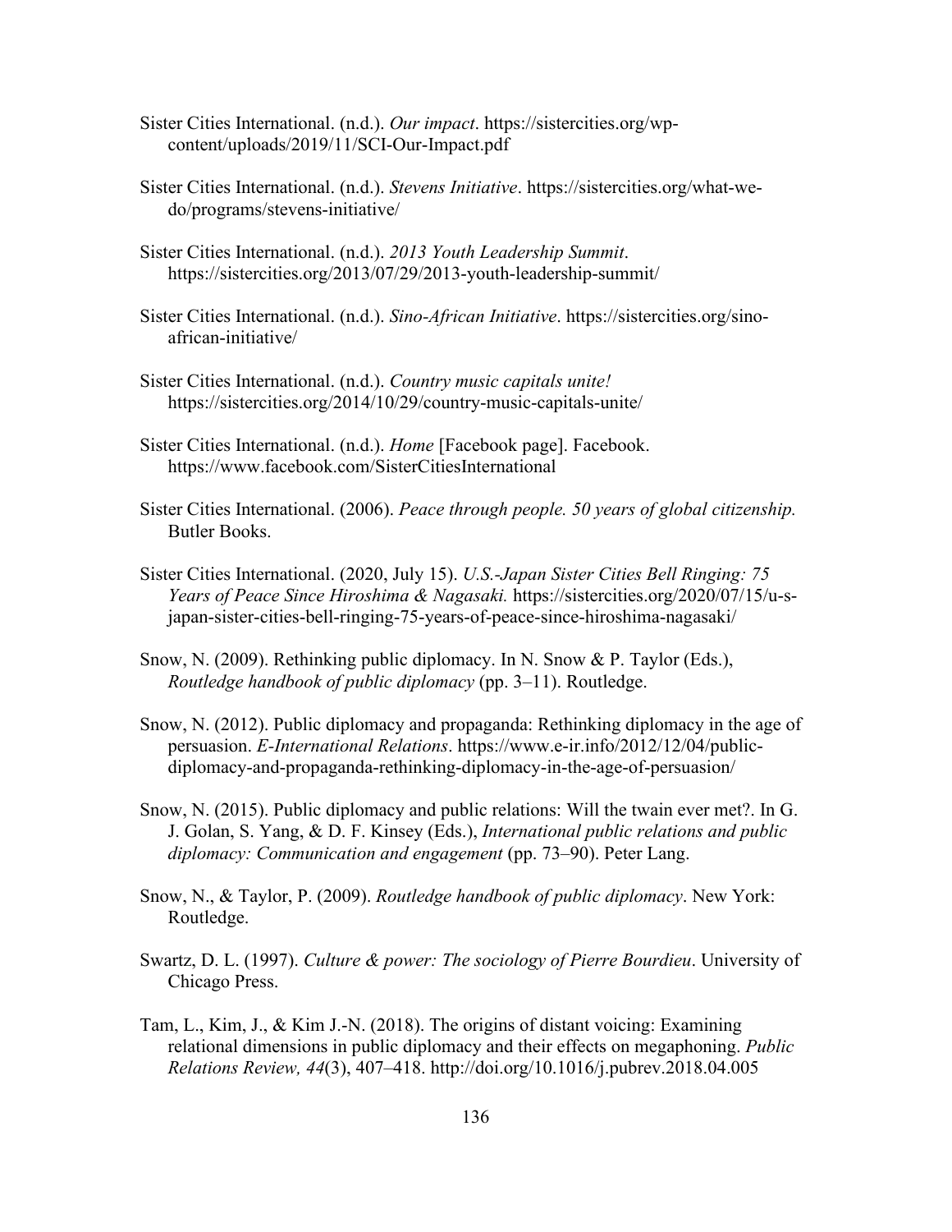Sister Cities International. (n.d.). *Our impact*. https://sistercities.org/wp-content/uploads/2019/11/SCI-Our-Impact.pdf

Sister Cities International. (n.d.). *Stevens Initiative*. https://sistercities.org/what-we-do/programs/stevens-initiative/

Sister Cities International. (n.d.). *2013 Youth Leadership Summit*. https://sistercities.org/2013/07/29/2013-youth-leadership-summit/

Sister Cities International. (n.d.). *Sino-African Initiative*. https://sistercities.org/sino-african-initiative/

Sister Cities International. (n.d.). *Country music capitals unite!* https://sistercities.org/2014/10/29/country-music-capitals-unite/

Sister Cities International. (n.d.). *Home* [Facebook page]. Facebook. https://www.facebook.com/SisterCitiesInternational

Sister Cities International. (2006). *Peace through people. 50 years of global citizenship.* Butler Books.

Sister Cities International. (2020, July 15). *U.S.-Japan Sister Cities Bell Ringing: 75 Years of Peace Since Hiroshima & Nagasaki.* https://sistercities.org/2020/07/15/u-s-japan-sister-cities-bell-ringing-75-years-of-peace-since-hiroshima-nagasaki/

Snow, N. (2009). Rethinking public diplomacy. In N. Snow & P. Taylor (Eds.), *Routledge handbook of public diplomacy* (pp. 3–11). Routledge.

Snow, N. (2012). Public diplomacy and propaganda: Rethinking diplomacy in the age of persuasion. *E-International Relations*. https://www.e-ir.info/2012/12/04/public-diplomacy-and-propaganda-rethinking-diplomacy-in-the-age-of-persuasion/

Snow, N. (2015). Public diplomacy and public relations: Will the twain ever met?. In G. J. Golan, S. Yang, & D. F. Kinsey (Eds.), *International public relations and public diplomacy: Communication and engagement* (pp. 73–90). Peter Lang.

Snow, N., & Taylor, P. (2009). *Routledge handbook of public diplomacy*. New York: Routledge.

Swartz, D. L. (1997). *Culture & power: The sociology of Pierre Bourdieu*. University of Chicago Press.

Tam, L., Kim, J., & Kim J.-N. (2018). The origins of distant voicing: Examining relational dimensions in public diplomacy and their effects on megaphoning. *Public Relations Review, 44*(3), 407–418. http://doi.org/10.1016/j.pubrev.2018.04.005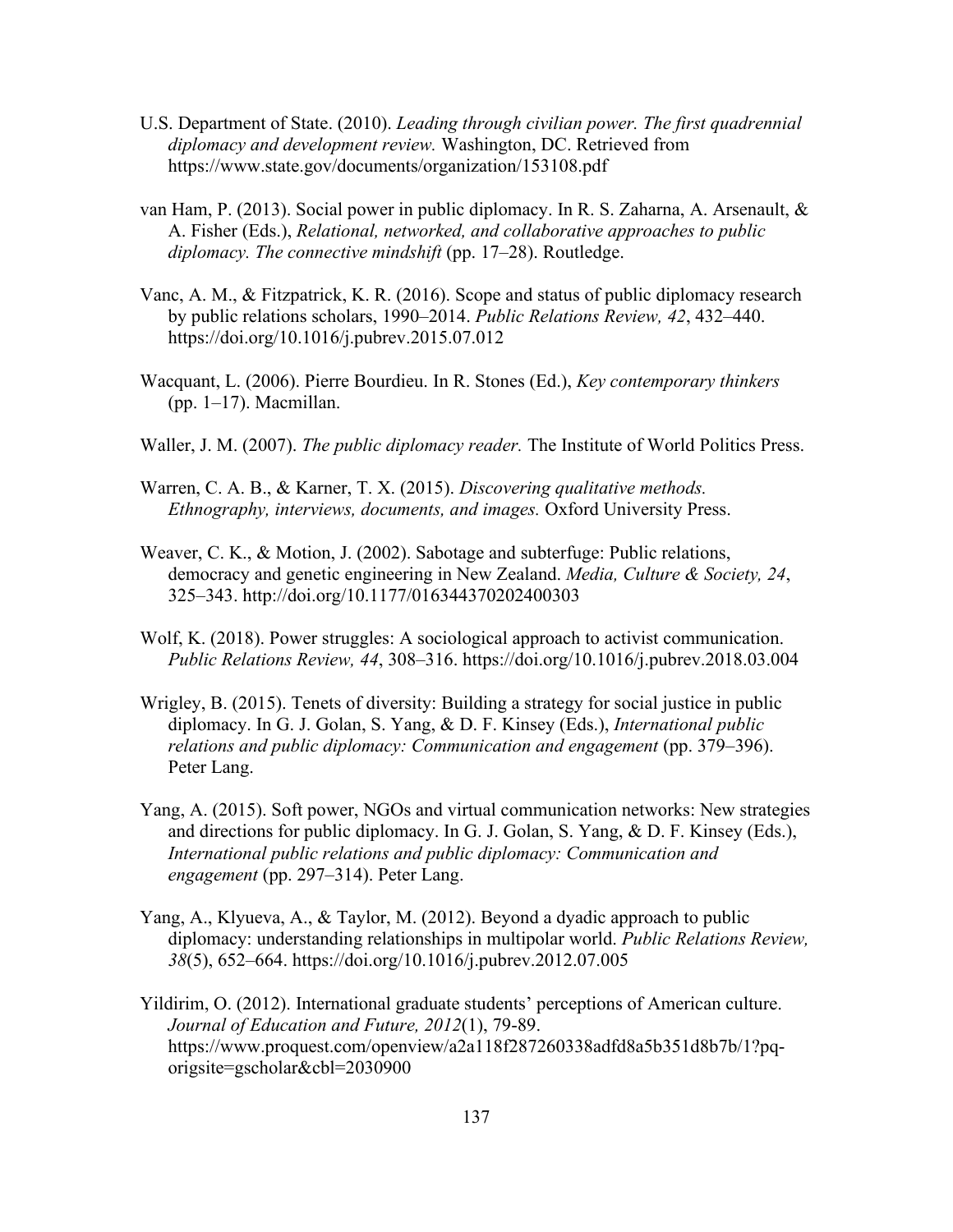U.S. Department of State. (2010). *Leading through civilian power. The first quadrennial diplomacy and development review.* Washington, DC. Retrieved from https://www.state.gov/documents/organization/153108.pdf

van Ham, P. (2013). Social power in public diplomacy. In R. S. Zaharna, A. Arsenault, & A. Fisher (Eds.), *Relational, networked, and collaborative approaches to public diplomacy. The connective mindshift* (pp. 17–28). Routledge.

Vanc, A. M., & Fitzpatrick, K. R. (2016). Scope and status of public diplomacy research by public relations scholars, 1990–2014. *Public Relations Review, 42*, 432–440. https://doi.org/10.1016/j.pubrev.2015.07.012

Wacquant, L. (2006). Pierre Bourdieu. In R. Stones (Ed.), *Key contemporary thinkers* (pp. 1–17). Macmillan.

Waller, J. M. (2007). *The public diplomacy reader.* The Institute of World Politics Press.

Warren, C. A. B., & Karner, T. X. (2015). *Discovering qualitative methods. Ethnography, interviews, documents, and images.* Oxford University Press.

Weaver, C. K., & Motion, J. (2002). Sabotage and subterfuge: Public relations, democracy and genetic engineering in New Zealand. *Media, Culture & Society, 24*, 325–343. http://doi.org/10.1177/016344370202400303

Wolf, K. (2018). Power struggles: A sociological approach to activist communication. *Public Relations Review, 44*, 308–316. https://doi.org/10.1016/j.pubrev.2018.03.004

Wrigley, B. (2015). Tenets of diversity: Building a strategy for social justice in public diplomacy. In G. J. Golan, S. Yang, & D. F. Kinsey (Eds.), *International public relations and public diplomacy: Communication and engagement* (pp. 379–396). Peter Lang.

Yang, A. (2015). Soft power, NGOs and virtual communication networks: New strategies and directions for public diplomacy. In G. J. Golan, S. Yang, & D. F. Kinsey (Eds.), *International public relations and public diplomacy: Communication and engagement* (pp. 297–314). Peter Lang.

Yang, A., Klyueva, A., & Taylor, M. (2012). Beyond a dyadic approach to public diplomacy: understanding relationships in multipolar world. *Public Relations Review, 38*(5), 652–664. https://doi.org/10.1016/j.pubrev.2012.07.005

Yildirim, O. (2012). International graduate students' perceptions of American culture. *Journal of Education and Future, 2012*(1), 79-89. https://www.proquest.com/openview/a2a118f287260338adfd8a5b351d8b7b/1?pq-origsite=gscholar&cbl=2030900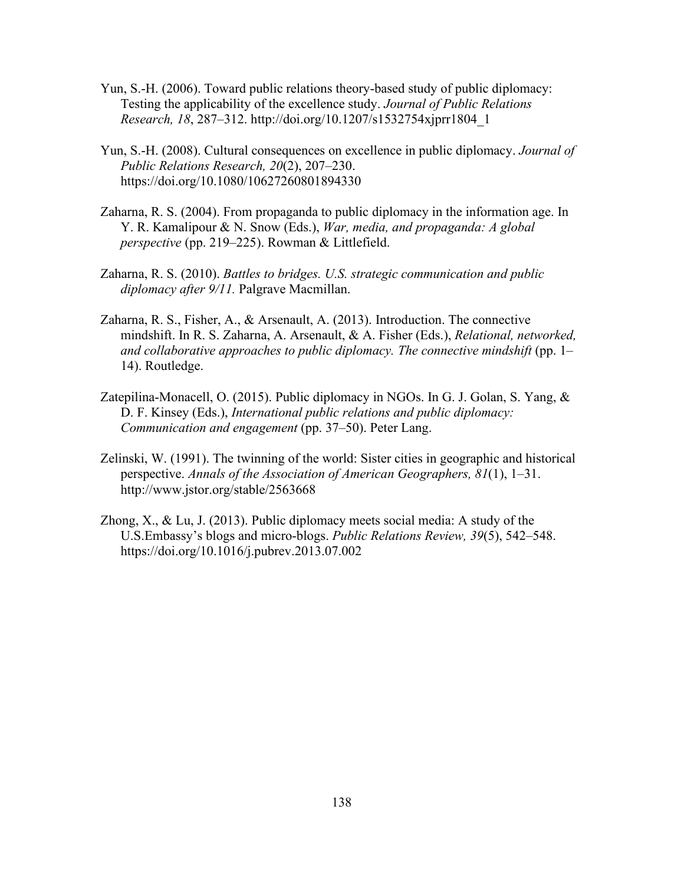Yun, S.-H. (2006). Toward public relations theory-based study of public diplomacy: Testing the applicability of the excellence study. *Journal of Public Relations Research, 18*, 287–312. http://doi.org/10.1207/s1532754xjprr1804_1

Yun, S.-H. (2008). Cultural consequences on excellence in public diplomacy. *Journal of Public Relations Research, 20*(2), 207–230. https://doi.org/10.1080/10627260801894330

Zaharna, R. S. (2004). From propaganda to public diplomacy in the information age. In Y. R. Kamalipour & N. Snow (Eds.), *War, media, and propaganda: A global perspective* (pp. 219–225). Rowman & Littlefield.

Zaharna, R. S. (2010). *Battles to bridges. U.S. strategic communication and public diplomacy after 9/11.* Palgrave Macmillan.

Zaharna, R. S., Fisher, A., & Arsenault, A. (2013). Introduction. The connective mindshift. In R. S. Zaharna, A. Arsenault, & A. Fisher (Eds.), *Relational, networked, and collaborative approaches to public diplomacy. The connective mindshift* (pp. 1–14). Routledge.

Zatepilina-Monacell, O. (2015). Public diplomacy in NGOs. In G. J. Golan, S. Yang, & D. F. Kinsey (Eds.), *International public relations and public diplomacy: Communication and engagement* (pp. 37–50). Peter Lang.

Zelinski, W. (1991). The twinning of the world: Sister cities in geographic and historical perspective. *Annals of the Association of American Geographers, 81*(1), 1–31. http://www.jstor.org/stable/2563668

Zhong, X., & Lu, J. (2013). Public diplomacy meets social media: A study of the U.S.Embassy's blogs and micro-blogs. *Public Relations Review, 39*(5), 542–548. https://doi.org/10.1016/j.pubrev.2013.07.002